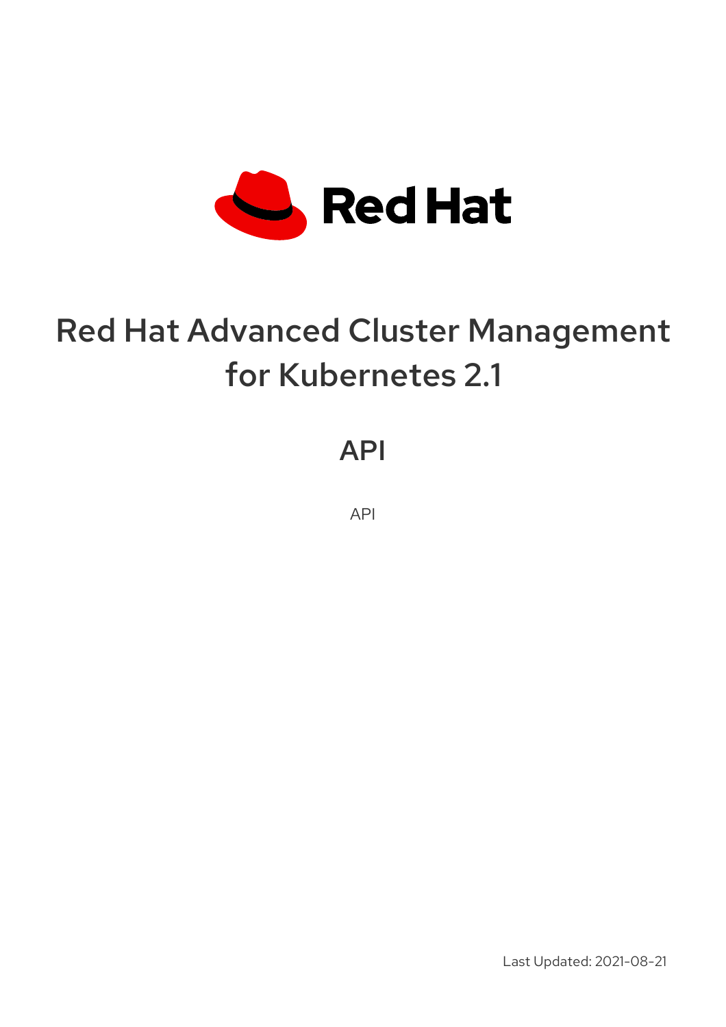Red Hat

# Red Hat Advanced Cluster Management for Kubernetes 2.1

## API

API

Last Updated: 2021-08-21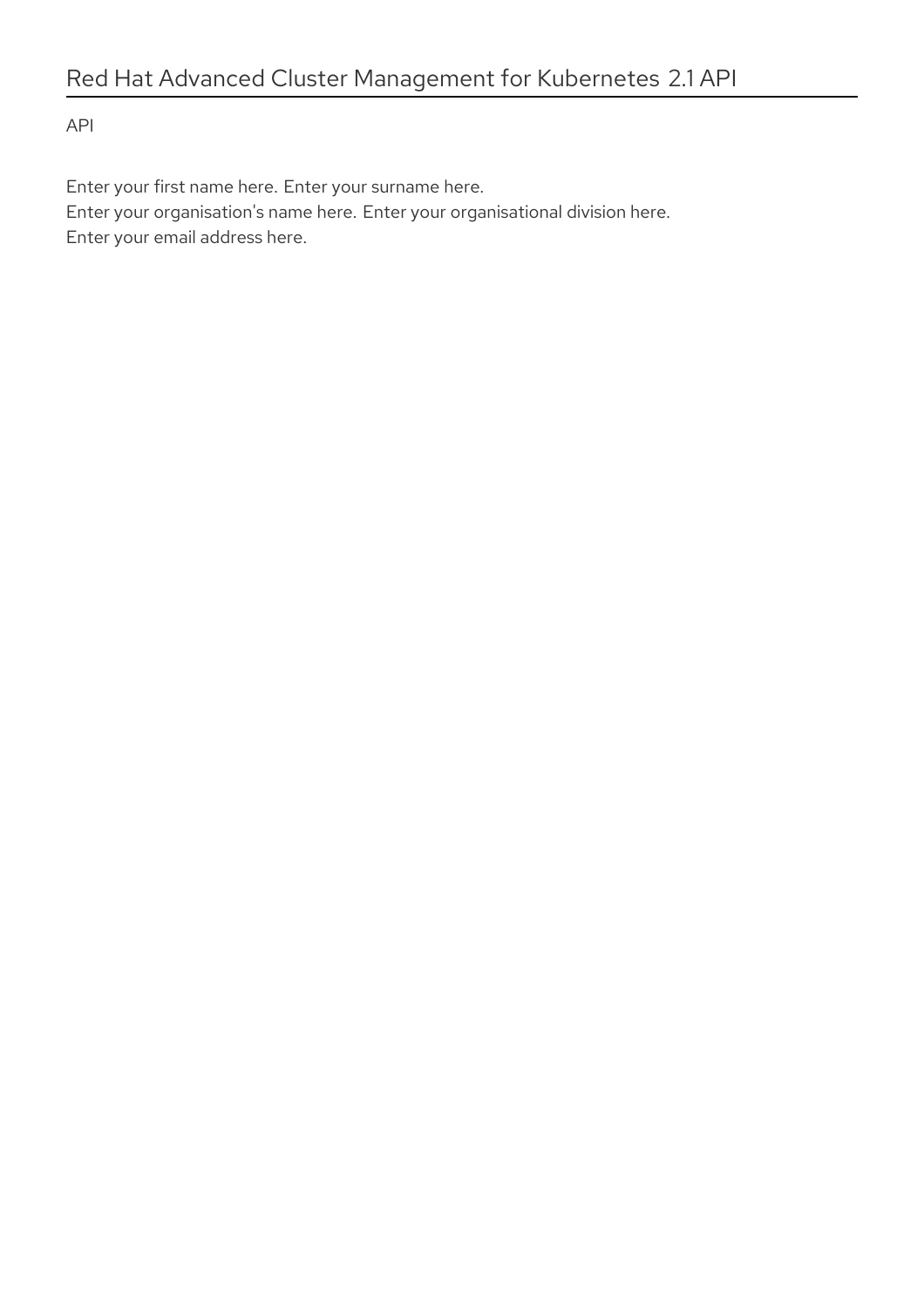# Red Hat Advanced Cluster Management for Kubernetes 2.1 API

API

Enter your first name here. Enter your surname here.
Enter your organisation's name here. Enter your organisational division here.
Enter your email address here.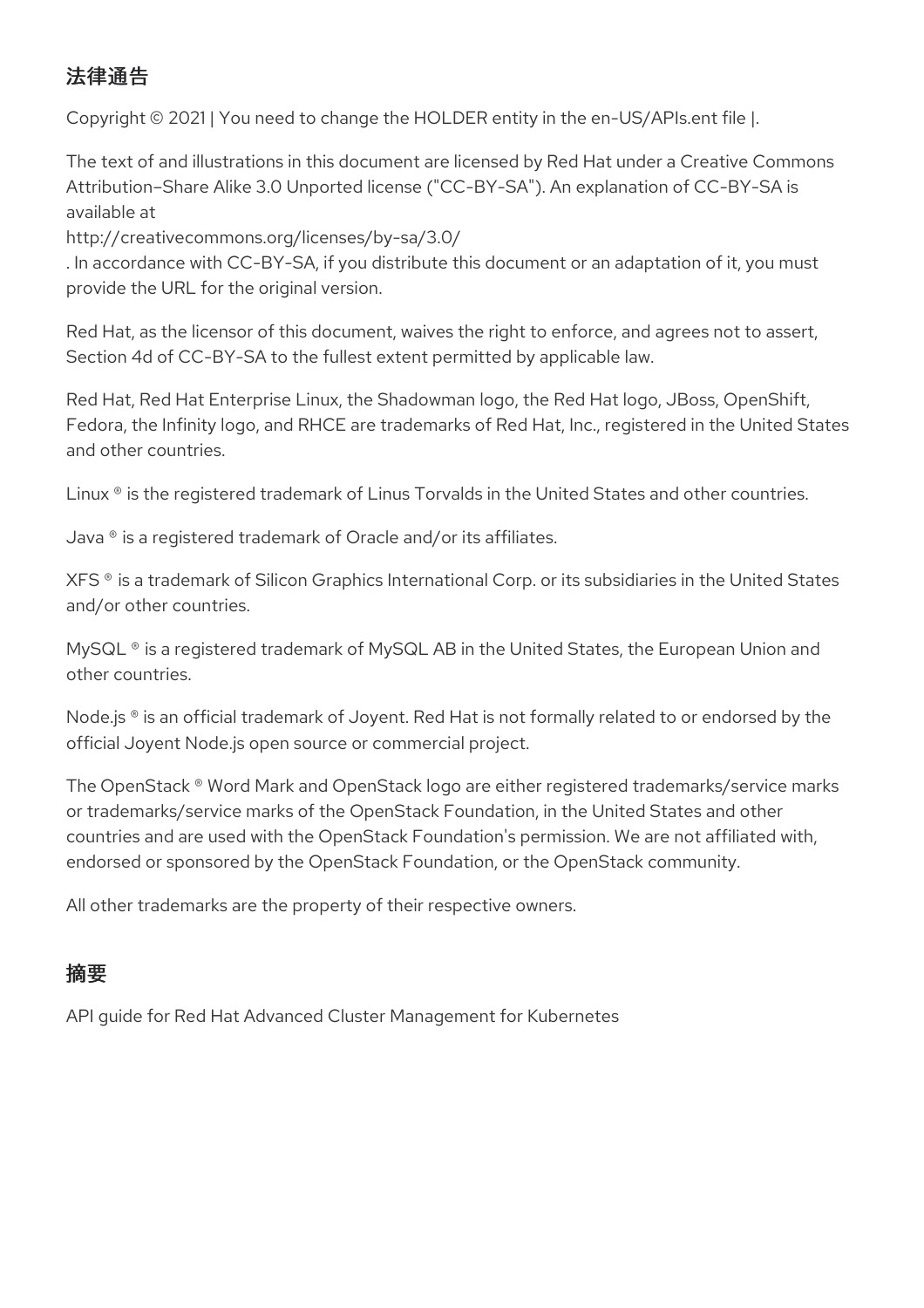## 法律通告

Copyright © 2021 | You need to change the HOLDER entity in the en-US/APIs.ent file |.

The text of and illustrations in this document are licensed by Red Hat under a Creative Commons Attribution–Share Alike 3.0 Unported license ("CC-BY-SA"). An explanation of CC-BY-SA is available at
http://creativecommons.org/licenses/by-sa/3.0/
. In accordance with CC-BY-SA, if you distribute this document or an adaptation of it, you must provide the URL for the original version.

Red Hat, as the licensor of this document, waives the right to enforce, and agrees not to assert, Section 4d of CC-BY-SA to the fullest extent permitted by applicable law.

Red Hat, Red Hat Enterprise Linux, the Shadowman logo, the Red Hat logo, JBoss, OpenShift, Fedora, the Infinity logo, and RHCE are trademarks of Red Hat, Inc., registered in the United States and other countries.

Linux ® is the registered trademark of Linus Torvalds in the United States and other countries.

Java ® is a registered trademark of Oracle and/or its affiliates.

XFS ® is a trademark of Silicon Graphics International Corp. or its subsidiaries in the United States and/or other countries.

MySQL ® is a registered trademark of MySQL AB in the United States, the European Union and other countries.

Node.js ® is an official trademark of Joyent. Red Hat is not formally related to or endorsed by the official Joyent Node.js open source or commercial project.

The OpenStack ® Word Mark and OpenStack logo are either registered trademarks/service marks or trademarks/service marks of the OpenStack Foundation, in the United States and other countries and are used with the OpenStack Foundation's permission. We are not affiliated with, endorsed or sponsored by the OpenStack Foundation, or the OpenStack community.

All other trademarks are the property of their respective owners.

## 摘要

API guide for Red Hat Advanced Cluster Management for Kubernetes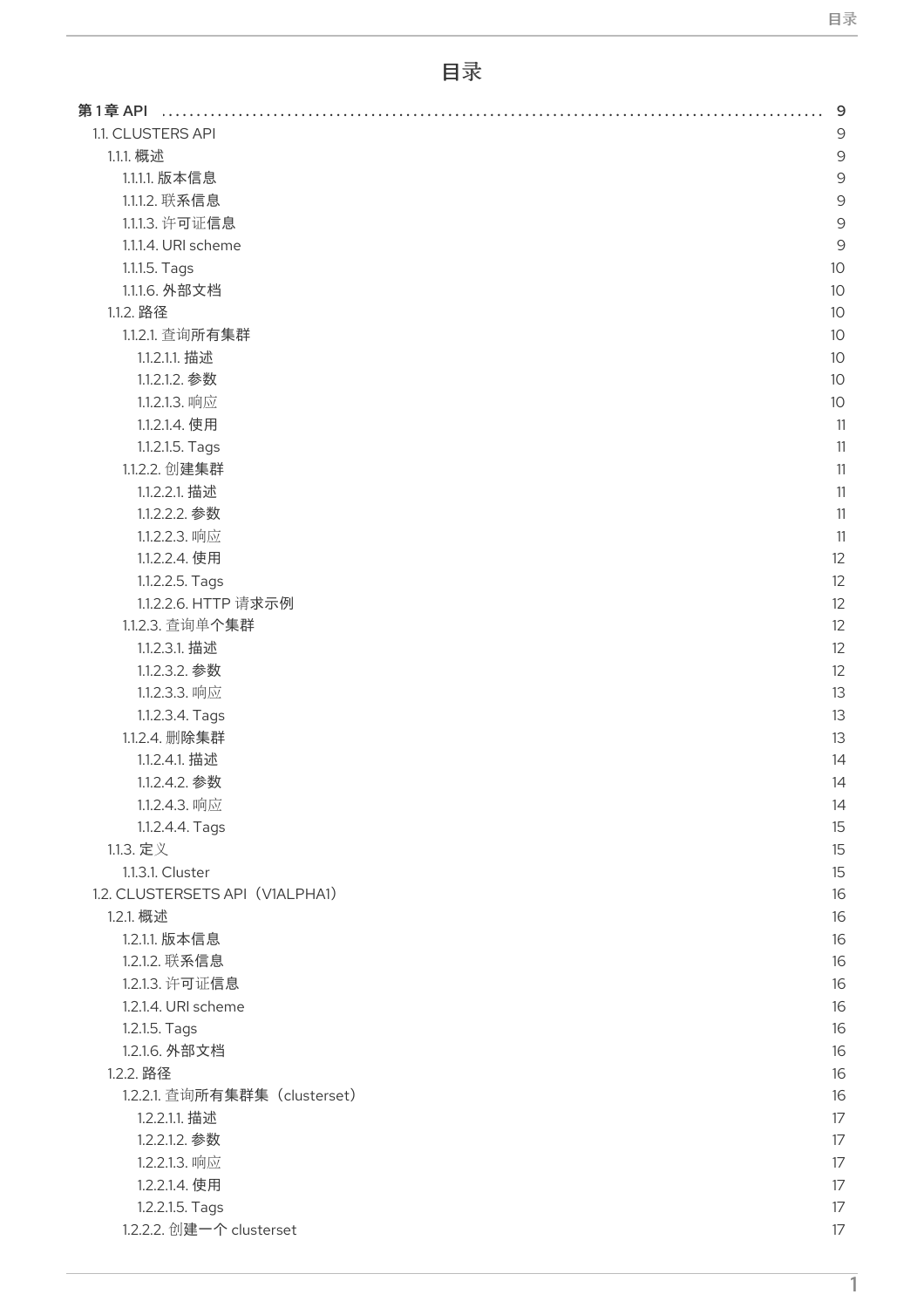# 目录

第 1 章 API ........ 9
- 1.1. CLUSTERS API 9
  - 1.1.1. 概述 9
    - 1.1.1.1. 版本信息 9
    - 1.1.1.2. 联系信息 9
    - 1.1.1.3. 许可证信息 9
    - 1.1.1.4. URI scheme 9
    - 1.1.1.5. Tags 10
    - 1.1.1.6. 外部文档 10
  - 1.1.2. 路径 10
    - 1.1.2.1. 查询所有集群 10
      - 1.1.2.1.1. 描述 10
      - 1.1.2.1.2. 参数 10
      - 1.1.2.1.3. 响应 10
      - 1.1.2.1.4. 使用 11
      - 1.1.2.1.5. Tags 11
    - 1.1.2.2. 创建集群 11
      - 1.1.2.2.1. 描述 11
      - 1.1.2.2.2. 参数 11
      - 1.1.2.2.3. 响应 11
      - 1.1.2.2.4. 使用 12
      - 1.1.2.2.5. Tags 12
      - 1.1.2.2.6. HTTP 请求示例 12
    - 1.1.2.3. 查询单个集群 12
      - 1.1.2.3.1. 描述 12
      - 1.1.2.3.2. 参数 12
      - 1.1.2.3.3. 响应 13
      - 1.1.2.3.4. Tags 13
    - 1.1.2.4. 删除集群 13
      - 1.1.2.4.1. 描述 14
      - 1.1.2.4.2. 参数 14
      - 1.1.2.4.3. 响应 14
      - 1.1.2.4.4. Tags 15
  - 1.1.3. 定义 15
    - 1.1.3.1. Cluster 15
- 1.2. CLUSTERSETS API（V1ALPHA1） 16
  - 1.2.1. 概述 16
    - 1.2.1.1. 版本信息 16
    - 1.2.1.2. 联系信息 16
    - 1.2.1.3. 许可证信息 16
    - 1.2.1.4. URI scheme 16
    - 1.2.1.5. Tags 16
    - 1.2.1.6. 外部文档 16
  - 1.2.2. 路径 16
    - 1.2.2.1. 查询所有集群集（clusterset） 16
      - 1.2.2.1.1. 描述 17
      - 1.2.2.1.2. 参数 17
      - 1.2.2.1.3. 响应 17
      - 1.2.2.1.4. 使用 17
      - 1.2.2.1.5. Tags 17
    - 1.2.2.2. 创建一个 clusterset 17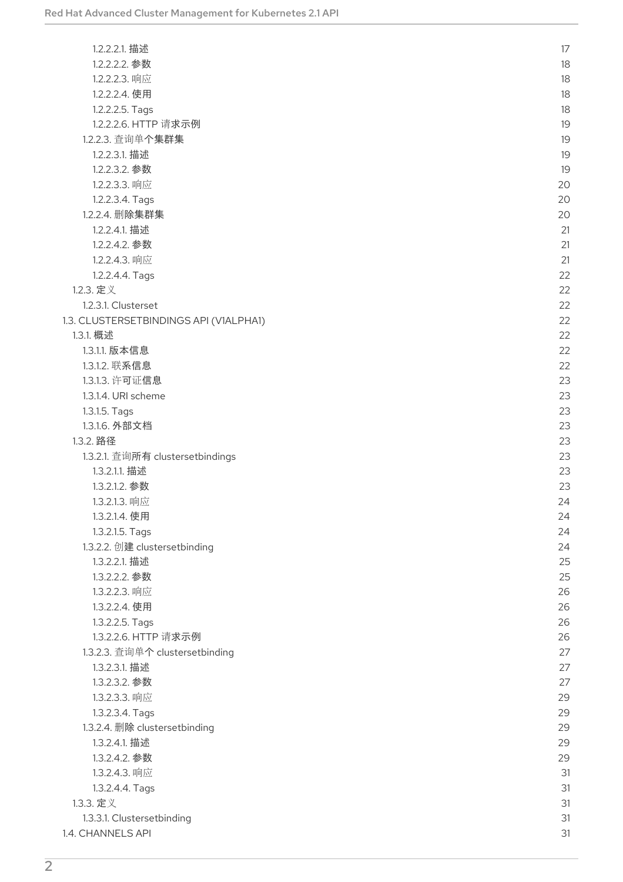1.2.2.2.1. 描述 17
1.2.2.2.2. 参数 18
1.2.2.2.3. 响应 18
1.2.2.2.4. 使用 18
1.2.2.2.5. Tags 18
1.2.2.2.6. HTTP 请求示例 19
1.2.2.3. 查询单个集群集 19
1.2.2.3.1. 描述 19
1.2.2.3.2. 参数 19
1.2.2.3.3. 响应 20
1.2.2.3.4. Tags 20
1.2.2.4. 删除集群集 20
1.2.2.4.1. 描述 21
1.2.2.4.2. 参数 21
1.2.2.4.3. 响应 21
1.2.2.4.4. Tags 22
1.2.3. 定义 22
1.2.3.1. Clusterset 22
1.3. CLUSTERSETBINDINGS API (V1ALPHA1) 22
1.3.1. 概述 22
1.3.1.1. 版本信息 22
1.3.1.2. 联系信息 22
1.3.1.3. 许可证信息 23
1.3.1.4. URI scheme 23
1.3.1.5. Tags 23
1.3.1.6. 外部文档 23
1.3.2. 路径 23
1.3.2.1. 查询所有 clustersetbindings 23
1.3.2.1.1. 描述 23
1.3.2.1.2. 参数 23
1.3.2.1.3. 响应 24
1.3.2.1.4. 使用 24
1.3.2.1.5. Tags 24
1.3.2.2. 创建 clustersetbinding 24
1.3.2.2.1. 描述 25
1.3.2.2.2. 参数 25
1.3.2.2.3. 响应 26
1.3.2.2.4. 使用 26
1.3.2.2.5. Tags 26
1.3.2.2.6. HTTP 请求示例 26
1.3.2.3. 查询单个 clustersetbinding 27
1.3.2.3.1. 描述 27
1.3.2.3.2. 参数 27
1.3.2.3.3. 响应 29
1.3.2.3.4. Tags 29
1.3.2.4. 删除 clustersetbinding 29
1.3.2.4.1. 描述 29
1.3.2.4.2. 参数 29
1.3.2.4.3. 响应 31
1.3.2.4.4. Tags 31
1.3.3. 定义 31
1.3.3.1. Clustersetbinding 31
1.4. CHANNELS API 31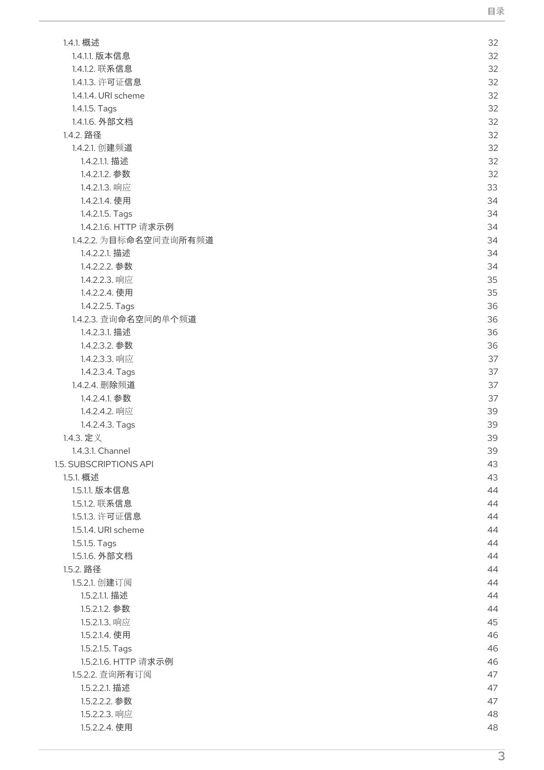| | |
|---|---|
| 1.4.1. 概述 | 32 |
| 1.4.1.1. 版本信息 | 32 |
| 1.4.1.2. 联系信息 | 32 |
| 1.4.1.3. 许可证信息 | 32 |
| 1.4.1.4. URI scheme | 32 |
| 1.4.1.5. Tags | 32 |
| 1.4.1.6. 外部文档 | 32 |
| 1.4.2. 路径 | 32 |
| 1.4.2.1. 创建频道 | 32 |
| 1.4.2.1.1. 描述 | 32 |
| 1.4.2.1.2. 参数 | 32 |
| 1.4.2.1.3. 响应 | 33 |
| 1.4.2.1.4. 使用 | 34 |
| 1.4.2.1.5. Tags | 34 |
| 1.4.2.1.6. HTTP 请求示例 | 34 |
| 1.4.2.2. 为目标命名空间查询所有频道 | 34 |
| 1.4.2.2.1. 描述 | 34 |
| 1.4.2.2.2. 参数 | 34 |
| 1.4.2.2.3. 响应 | 35 |
| 1.4.2.2.4. 使用 | 35 |
| 1.4.2.2.5. Tags | 36 |
| 1.4.2.3. 查询命名空间的单个频道 | 36 |
| 1.4.2.3.1. 描述 | 36 |
| 1.4.2.3.2. 参数 | 36 |
| 1.4.2.3.3. 响应 | 37 |
| 1.4.2.3.4. Tags | 37 |
| 1.4.2.4. 删除频道 | 37 |
| 1.4.2.4.1. 参数 | 37 |
| 1.4.2.4.2. 响应 | 39 |
| 1.4.2.4.3. Tags | 39 |
| 1.4.3. 定义 | 39 |
| 1.4.3.1. Channel | 39 |
| 1.5. SUBSCRIPTIONS API | 43 |
| 1.5.1. 概述 | 43 |
| 1.5.1.1. 版本信息 | 44 |
| 1.5.1.2. 联系信息 | 44 |
| 1.5.1.3. 许可证信息 | 44 |
| 1.5.1.4. URI scheme | 44 |
| 1.5.1.5. Tags | 44 |
| 1.5.1.6. 外部文档 | 44 |
| 1.5.2. 路径 | 44 |
| 1.5.2.1. 创建订阅 | 44 |
| 1.5.2.1.1. 描述 | 44 |
| 1.5.2.1.2. 参数 | 44 |
| 1.5.2.1.3. 响应 | 45 |
| 1.5.2.1.4. 使用 | 46 |
| 1.5.2.1.5. Tags | 46 |
| 1.5.2.1.6. HTTP 请求示例 | 46 |
| 1.5.2.2. 查询所有订阅 | 47 |
| 1.5.2.2.1. 描述 | 47 |
| 1.5.2.2.2. 参数 | 47 |
| 1.5.2.2.3. 响应 | 48 |
| 1.5.2.2.4. 使用 | 48 |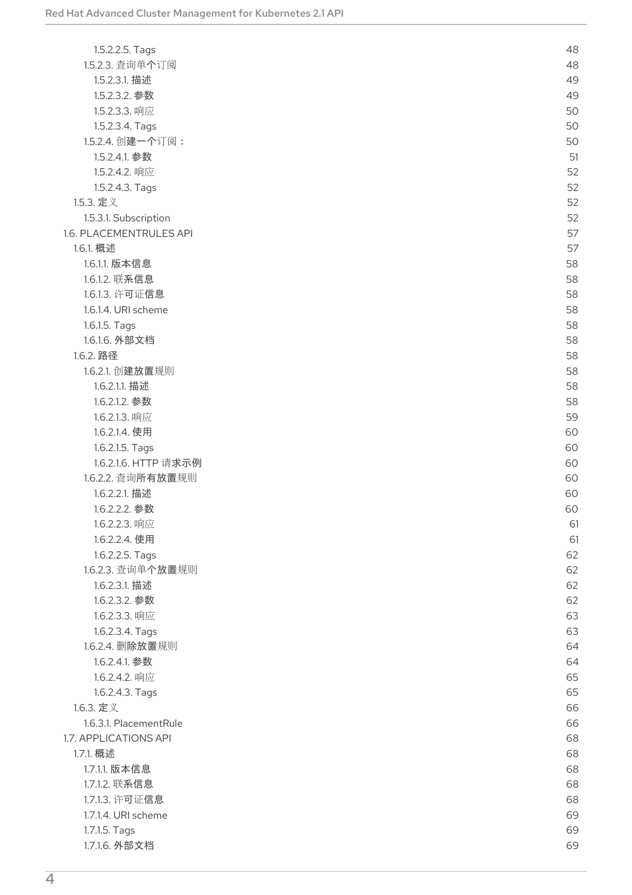1.5.2.2.5. Tags 48
1.5.2.3. 查询单个订阅 48
1.5.2.3.1. 描述 49
1.5.2.3.2. 参数 49
1.5.2.3.3. 响应 50
1.5.2.3.4. Tags 50
1.5.2.4. 创建一个订阅： 50
1.5.2.4.1. 参数 51
1.5.2.4.2. 响应 52
1.5.2.4.3. Tags 52
1.5.3. 定义 52
1.5.3.1. Subscription 52
1.6. PLACEMENTRULES API 57
1.6.1. 概述 57
1.6.1.1. 版本信息 58
1.6.1.2. 联系信息 58
1.6.1.3. 许可证信息 58
1.6.1.4. URI scheme 58
1.6.1.5. Tags 58
1.6.1.6. 外部文档 58
1.6.2. 路径 58
1.6.2.1. 创建放置规则 58
1.6.2.1.1. 描述 58
1.6.2.1.2. 参数 58
1.6.2.1.3. 响应 59
1.6.2.1.4. 使用 60
1.6.2.1.5. Tags 60
1.6.2.1.6. HTTP 请求示例 60
1.6.2.2. 查询所有放置规则 60
1.6.2.2.1. 描述 60
1.6.2.2.2. 参数 60
1.6.2.2.3. 响应 61
1.6.2.2.4. 使用 61
1.6.2.2.5. Tags 62
1.6.2.3. 查询单个放置规则 62
1.6.2.3.1. 描述 62
1.6.2.3.2. 参数 62
1.6.2.3.3. 响应 63
1.6.2.3.4. Tags 63
1.6.2.4. 删除放置规则 64
1.6.2.4.1. 参数 64
1.6.2.4.2. 响应 65
1.6.2.4.3. Tags 65
1.6.3. 定义 66
1.6.3.1. PlacementRule 66
1.7. APPLICATIONS API 68
1.7.1. 概述 68
1.7.1.1. 版本信息 68
1.7.1.2. 联系信息 68
1.7.1.3. 许可证信息 68
1.7.1.4. URI scheme 69
1.7.1.5. Tags 69
1.7.1.6. 外部文档 69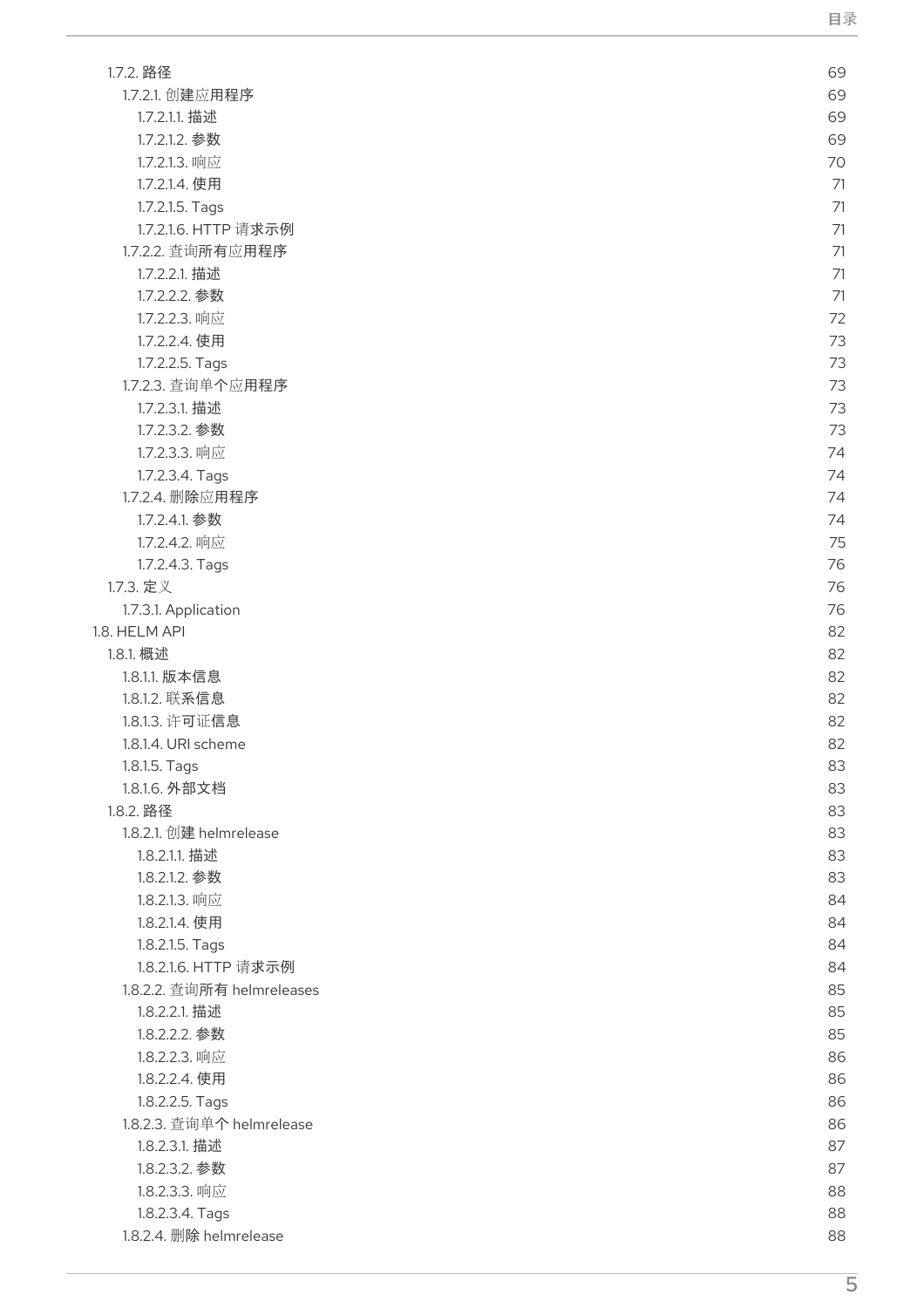1.7.2. 路径 69
- 1.7.2.1. 创建应用程序 69
  - 1.7.2.1.1. 描述 69
  - 1.7.2.1.2. 参数 69
  - 1.7.2.1.3. 响应 70
  - 1.7.2.1.4. 使用 71
  - 1.7.2.1.5. Tags 71
  - 1.7.2.1.6. HTTP 请求示例 71
- 1.7.2.2. 查询所有应用程序 71
  - 1.7.2.2.1. 描述 71
  - 1.7.2.2.2. 参数 71
  - 1.7.2.2.3. 响应 72
  - 1.7.2.2.4. 使用 73
  - 1.7.2.2.5. Tags 73
- 1.7.2.3. 查询单个应用程序 73
  - 1.7.2.3.1. 描述 73
  - 1.7.2.3.2. 参数 73
  - 1.7.2.3.3. 响应 74
  - 1.7.2.3.4. Tags 74
- 1.7.2.4. 删除应用程序 74
  - 1.7.2.4.1. 参数 74
  - 1.7.2.4.2. 响应 75
  - 1.7.2.4.3. Tags 76

1.7.3. 定义 76
- 1.7.3.1. Application 76

1.8. HELM API 82

1.8.1. 概述 82
- 1.8.1.1. 版本信息 82
- 1.8.1.2. 联系信息 82
- 1.8.1.3. 许可证信息 82
- 1.8.1.4. URI scheme 82
- 1.8.1.5. Tags 83
- 1.8.1.6. 外部文档 83

1.8.2. 路径 83
- 1.8.2.1. 创建 helmrelease 83
  - 1.8.2.1.1. 描述 83
  - 1.8.2.1.2. 参数 83
  - 1.8.2.1.3. 响应 84
  - 1.8.2.1.4. 使用 84
  - 1.8.2.1.5. Tags 84
  - 1.8.2.1.6. HTTP 请求示例 84
- 1.8.2.2. 查询所有 helmreleases 85
  - 1.8.2.2.1. 描述 85
  - 1.8.2.2.2. 参数 85
  - 1.8.2.2.3. 响应 86
  - 1.8.2.2.4. 使用 86
  - 1.8.2.2.5. Tags 86
- 1.8.2.3. 查询单个 helmrelease 86
  - 1.8.2.3.1. 描述 87
  - 1.8.2.3.2. 参数 87
  - 1.8.2.3.3. 响应 88
  - 1.8.2.3.4. Tags 88
- 1.8.2.4. 删除 helmrelease 88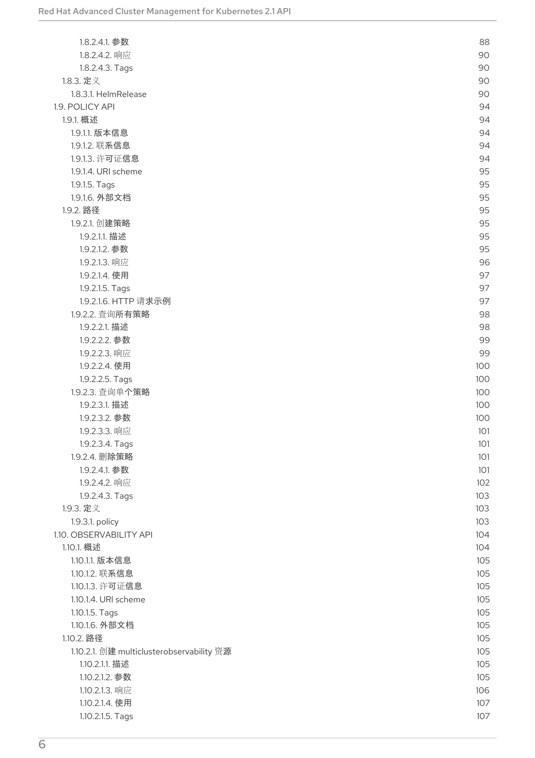1.8.2.4.1. 参数 88
1.8.2.4.2. 响应 90
1.8.2.4.3. Tags 90
1.8.3. 定义 90
1.8.3.1. HelmRelease 90
1.9. POLICY API 94
1.9.1. 概述 94
1.9.1.1. 版本信息 94
1.9.1.2. 联系信息 94
1.9.1.3. 许可证信息 94
1.9.1.4. URI scheme 95
1.9.1.5. Tags 95
1.9.1.6. 外部文档 95
1.9.2. 路径 95
1.9.2.1. 创建策略 95
1.9.2.1.1. 描述 95
1.9.2.1.2. 参数 95
1.9.2.1.3. 响应 96
1.9.2.1.4. 使用 97
1.9.2.1.5. Tags 97
1.9.2.1.6. HTTP 请求示例 97
1.9.2.2. 查询所有策略 98
1.9.2.2.1. 描述 98
1.9.2.2.2. 参数 99
1.9.2.2.3. 响应 99
1.9.2.2.4. 使用 100
1.9.2.2.5. Tags 100
1.9.2.3. 查询单个策略 100
1.9.2.3.1. 描述 100
1.9.2.3.2. 参数 100
1.9.2.3.3. 响应 101
1.9.2.3.4. Tags 101
1.9.2.4. 删除策略 101
1.9.2.4.1. 参数 101
1.9.2.4.2. 响应 102
1.9.2.4.3. Tags 103
1.9.3. 定义 103
1.9.3.1. policy 103
1.10. OBSERVABILITY API 104
1.10.1. 概述 104
1.10.1.1. 版本信息 105
1.10.1.2. 联系信息 105
1.10.1.3. 许可证信息 105
1.10.1.4. URI scheme 105
1.10.1.5. Tags 105
1.10.1.6. 外部文档 105
1.10.2. 路径 105
1.10.2.1. 创建 multiclusterobservability 资源 105
1.10.2.1.1. 描述 105
1.10.2.1.2. 参数 105
1.10.2.1.3. 响应 106
1.10.2.1.4. 使用 107
1.10.2.1.5. Tags 107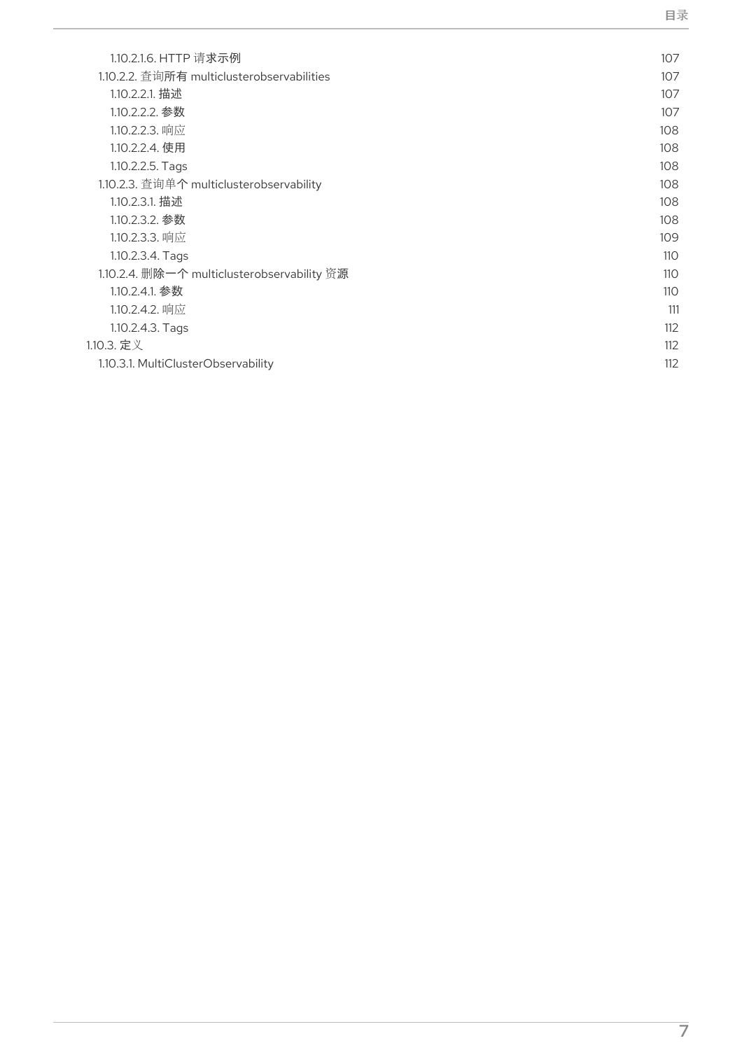1.10.2.1.6. HTTP 请求示例 107
1.10.2.2. 查询所有 multiclusterobservabilities 107
1.10.2.2.1. 描述 107
1.10.2.2.2. 参数 107
1.10.2.2.3. 响应 108
1.10.2.2.4. 使用 108
1.10.2.2.5. Tags 108
1.10.2.3. 查询单个 multiclusterobservability 108
1.10.2.3.1. 描述 108
1.10.2.3.2. 参数 108
1.10.2.3.3. 响应 109
1.10.2.3.4. Tags 110
1.10.2.4. 删除一个 multiclusterobservability 资源 110
1.10.2.4.1. 参数 110
1.10.2.4.2. 响应 111
1.10.2.4.3. Tags 112
1.10.3. 定义 112
1.10.3.1. MultiClusterObservability 112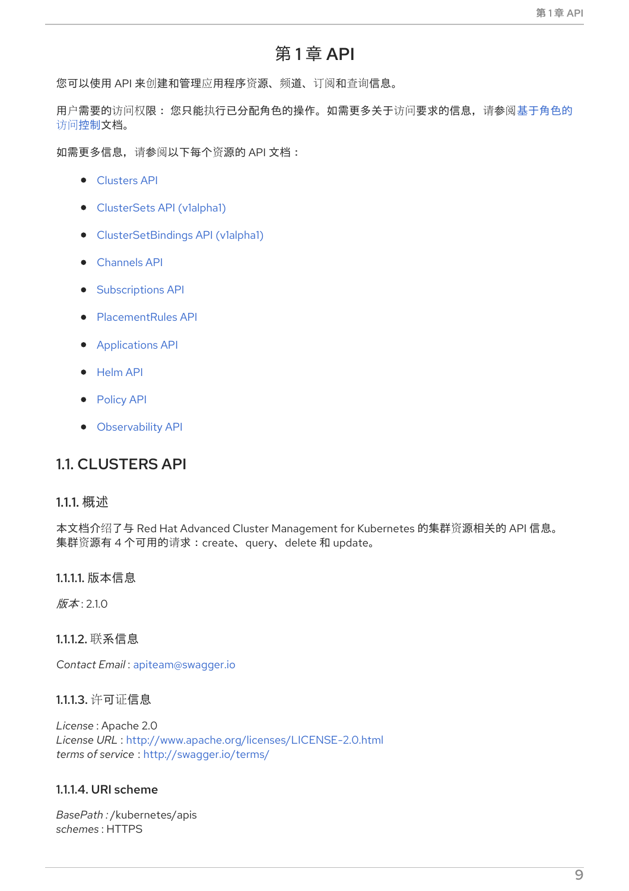# 第 1 章 API

您可以使用 API 来创建和管理应用程序资源、频道、订阅和查询信息。

用户需要的访问权限： 您只能执行已分配角色的操作。如需更多关于访问要求的信息，请参阅基于角色的访问控制文档。

如需更多信息，请参阅以下每个资源的 API 文档：

- Clusters API
- ClusterSets API (v1alpha1)
- ClusterSetBindings API (v1alpha1)
- Channels API
- Subscriptions API
- PlacementRules API
- Applications API
- Helm API
- Policy API
- Observability API

## 1.1. CLUSTERS API

### 1.1.1. 概述

本文档介绍了与 Red Hat Advanced Cluster Management for Kubernetes 的集群资源相关的 API 信息。集群资源有 4 个可用的请求：create、query、delete 和 update。

#### 1.1.1.1. 版本信息

*版本* : 2.1.0

#### 1.1.1.2. 联系信息

*Contact Email* : apiteam@swagger.io

#### 1.1.1.3. 许可证信息

*License* : Apache 2.0
*License URL* : http://www.apache.org/licenses/LICENSE-2.0.html
*terms of service* : http://swagger.io/terms/

#### 1.1.1.4. URI scheme

*BasePath :* /kubernetes/apis
*schemes* : HTTPS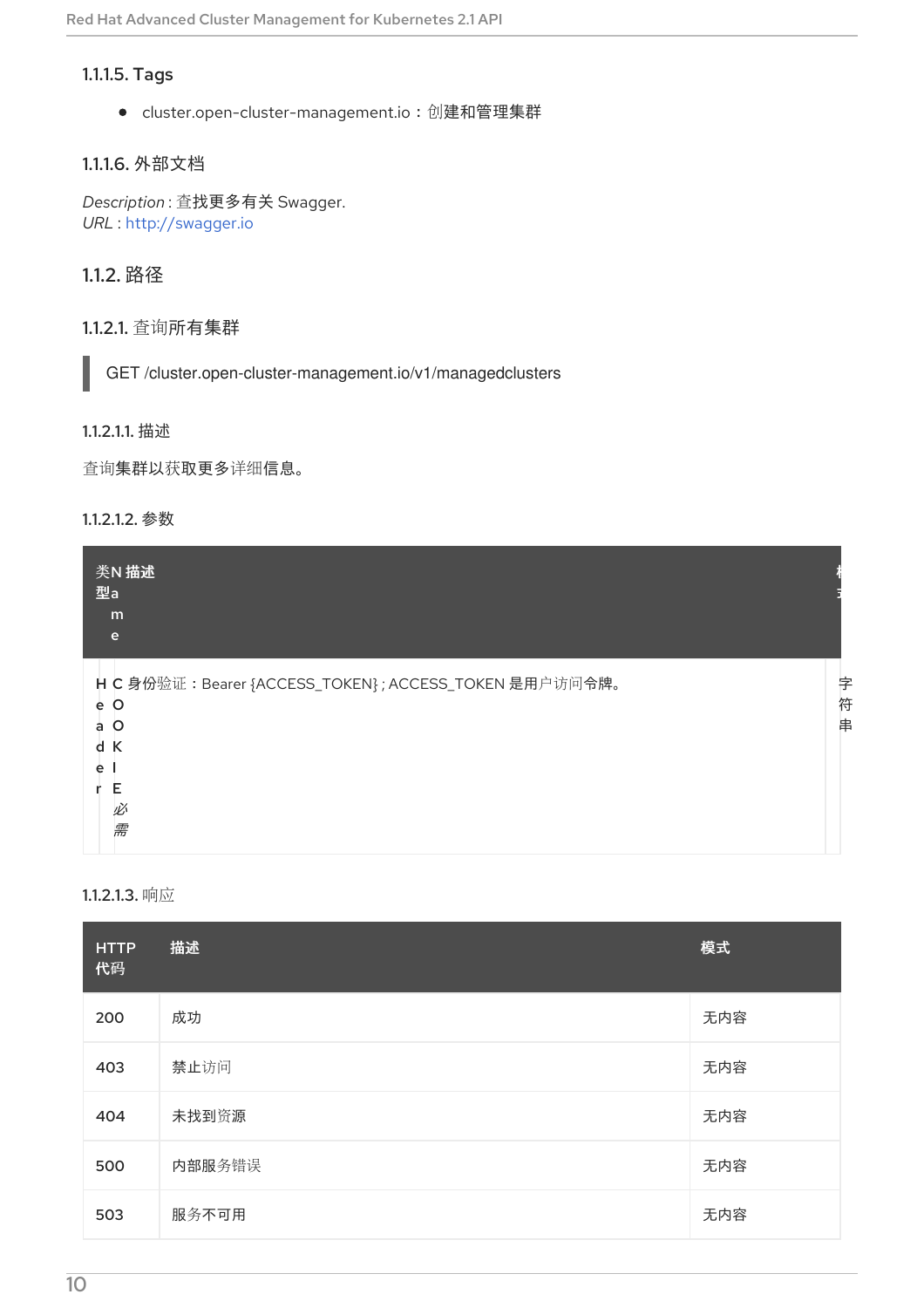#### 1.1.1.5. Tags

- cluster.open-cluster-management.io：创建和管理集群

#### 1.1.1.6. 外部文档

*Description* : 查找更多有关 Swagger.
*URL* : http://swagger.io

### 1.1.2. 路径

#### 1.1.2.1. 查询所有集群

```
GET /cluster.open-cluster-management.io/v1/managedclusters
```

##### 1.1.2.1.1. 描述

查询集群以获取更多详细信息。

##### 1.1.2.1.2. 参数

| 类型 | Name | 描述 | 模式 |
| --- | --- | --- | --- |
| Header | COOKIE *必需* | 身份验证：Bearer {ACCESS_TOKEN} ; ACCESS_TOKEN 是用户访问令牌。 | 字符串 |

##### 1.1.2.1.3. 响应

| HTTP 代码 | 描述 | 模式 |
| --- | --- | --- |
| 200 | 成功 | 无内容 |
| 403 | 禁止访问 | 无内容 |
| 404 | 未找到资源 | 无内容 |
| 500 | 内部服务错误 | 无内容 |
| 503 | 服务不可用 | 无内容 |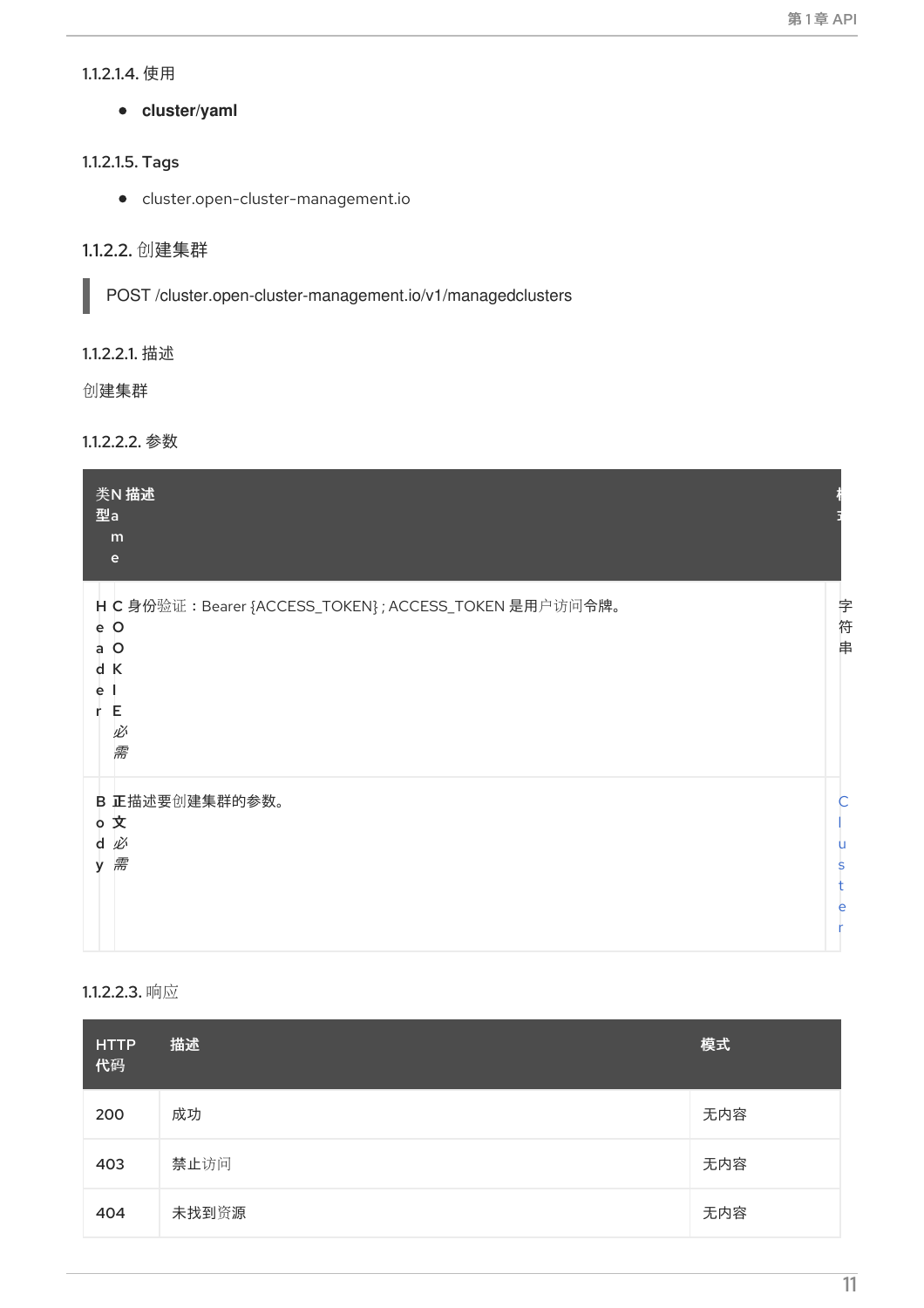#### 1.1.2.1.4. 使用

- **cluster/yaml**

#### 1.1.2.1.5. Tags

- cluster.open-cluster-management.io

### 1.1.2.2. 创建集群

```
POST /cluster.open-cluster-management.io/v1/managedclusters
```

#### 1.1.2.2.1. 描述

创建集群

#### 1.1.2.2.2. 参数

| 类型 | Name | 描述 | 模式 |
|---|---|---|---|
| Header | COOKIE *必需* | 身份验证：Bearer {ACCESS_TOKEN}；ACCESS_TOKEN 是用户访问令牌。 | 字符串 |
| Body | 正文 *必需* | 描述要创建集群的参数。 | Cluster |

#### 1.1.2.2.3. 响应

| HTTP 代码 | 描述 | 模式 |
|---|---|---|
| 200 | 成功 | 无内容 |
| 403 | 禁止访问 | 无内容 |
| 404 | 未找到资源 | 无内容 |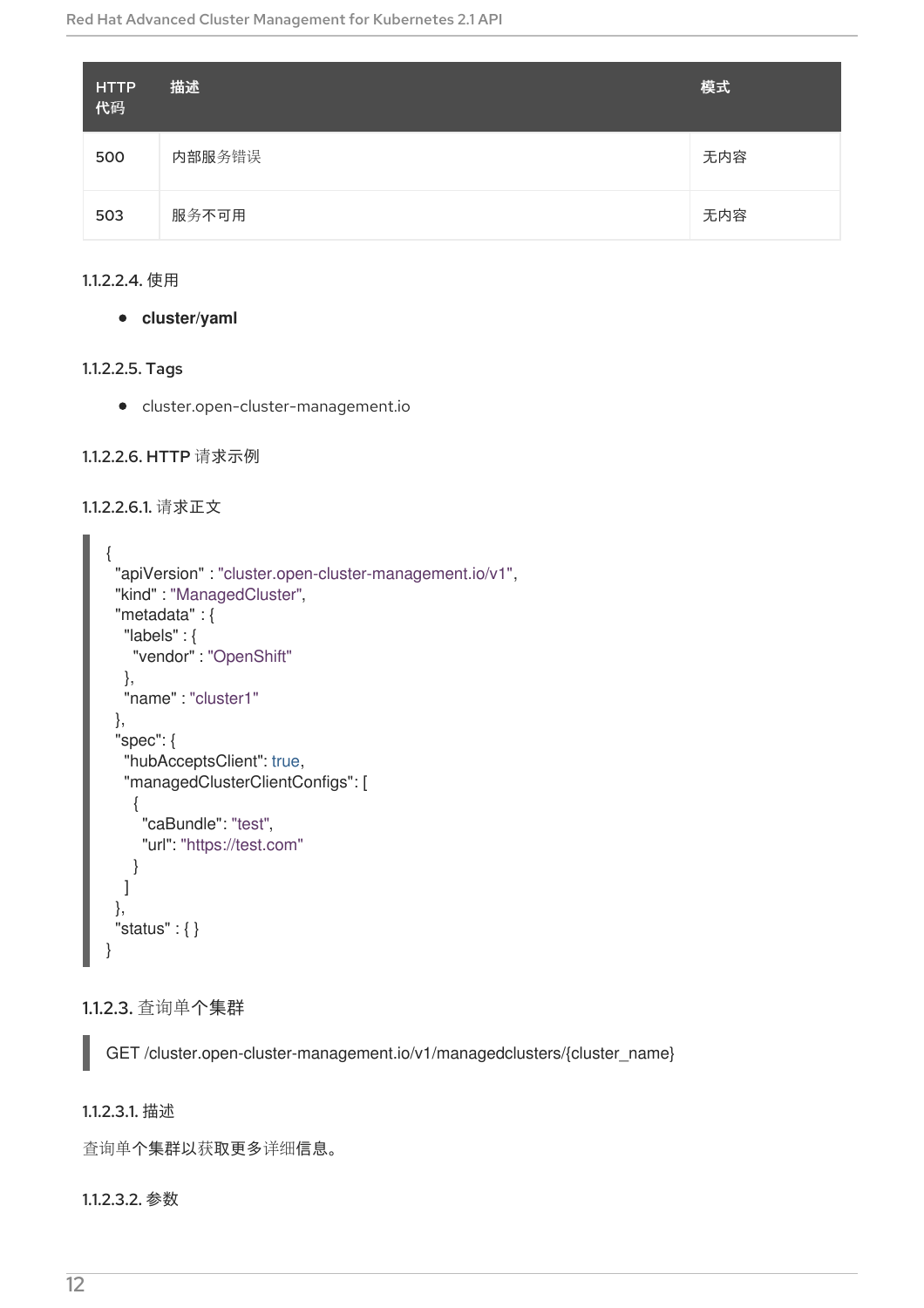| HTTP 代码 | 描述 | 模式 |
| --- | --- | --- |
| 500 | 内部服务错误 | 无内容 |
| 503 | 服务不可用 | 无内容 |

##### 1.1.2.2.4. 使用

- **cluster/yaml**

##### 1.1.2.2.5. Tags

- cluster.open-cluster-management.io

##### 1.1.2.2.6. HTTP 请求示例

###### 1.1.2.2.6.1. 请求正文

```
{
  "apiVersion" : "cluster.open-cluster-management.io/v1",
  "kind" : "ManagedCluster",
  "metadata" : {
    "labels" : {
      "vendor" : "OpenShift"
    },
    "name" : "cluster1"
  },
  "spec": {
    "hubAcceptsClient": true,
    "managedClusterClientConfigs": [
      {
        "caBundle": "test",
        "url": "https://test.com"
      }
    ]
  },
  "status" : { }
}
```

#### 1.1.2.3. 查询单个集群

```
GET /cluster.open-cluster-management.io/v1/managedclusters/{cluster_name}
```

##### 1.1.2.3.1. 描述

查询单个集群以获取更多详细信息。

##### 1.1.2.3.2. 参数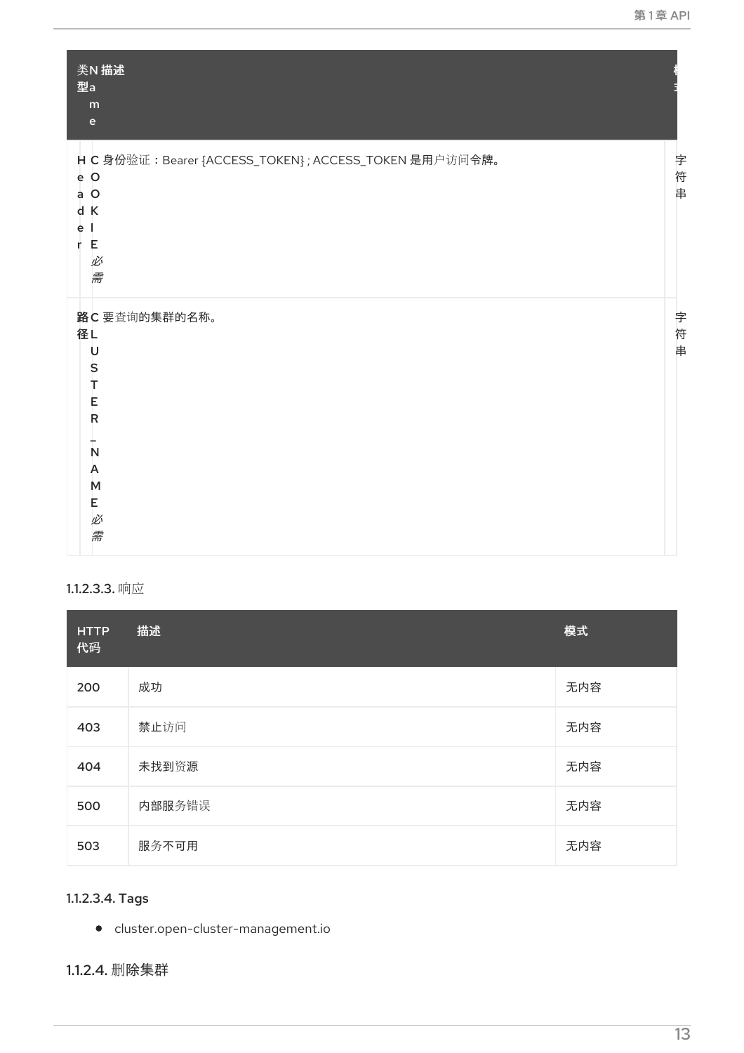| 类型 | Name | 描述 | 模式 |
| --- | --- | --- | --- |
| Header | COOKIE *必需* | 身份验证：Bearer {ACCESS_TOKEN}；ACCESS_TOKEN 是用户访问令牌。 | 字符串 |
| 路径 | CLUSTER_NAME *必需* | 要查询的集群的名称。 | 字符串 |

#### 1.1.2.3.3. 响应

| HTTP 代码 | 描述 | 模式 |
| --- | --- | --- |
| 200 | 成功 | 无内容 |
| 403 | 禁止访问 | 无内容 |
| 404 | 未找到资源 | 无内容 |
| 500 | 内部服务错误 | 无内容 |
| 503 | 服务不可用 | 无内容 |

#### 1.1.2.3.4. Tags

- cluster.open-cluster-management.io

### 1.1.2.4. 删除集群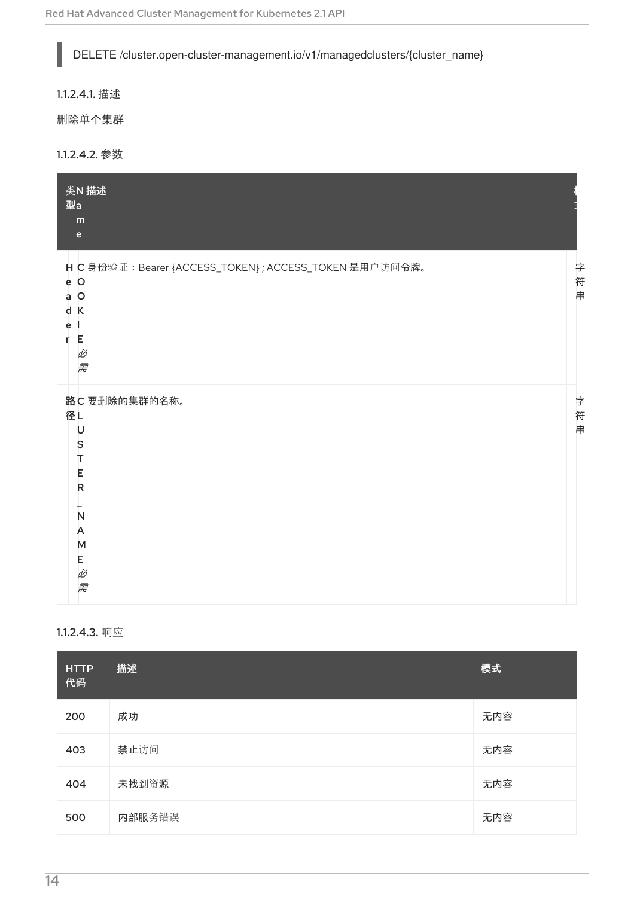```
DELETE /cluster.open-cluster-management.io/v1/managedclusters/{cluster_name}
```

#### 1.1.2.4.1. 描述

删除单个集群

#### 1.1.2.4.2. 参数

| 类型 | Name | 描述 | 模式 |
| --- | --- | --- | --- |
| Header | COOKIE *必需* | 身份验证：Bearer {ACCESS_TOKEN}；ACCESS_TOKEN 是用户访问令牌。 | 字符串 |
| 路径 | CLUSTER_NAME *必需* | 要删除的集群的名称。 | 字符串 |

#### 1.1.2.4.3. 响应

| HTTP 代码 | 描述 | 模式 |
| --- | --- | --- |
| 200 | 成功 | 无内容 |
| 403 | 禁止访问 | 无内容 |
| 404 | 未找到资源 | 无内容 |
| 500 | 内部服务错误 | 无内容 |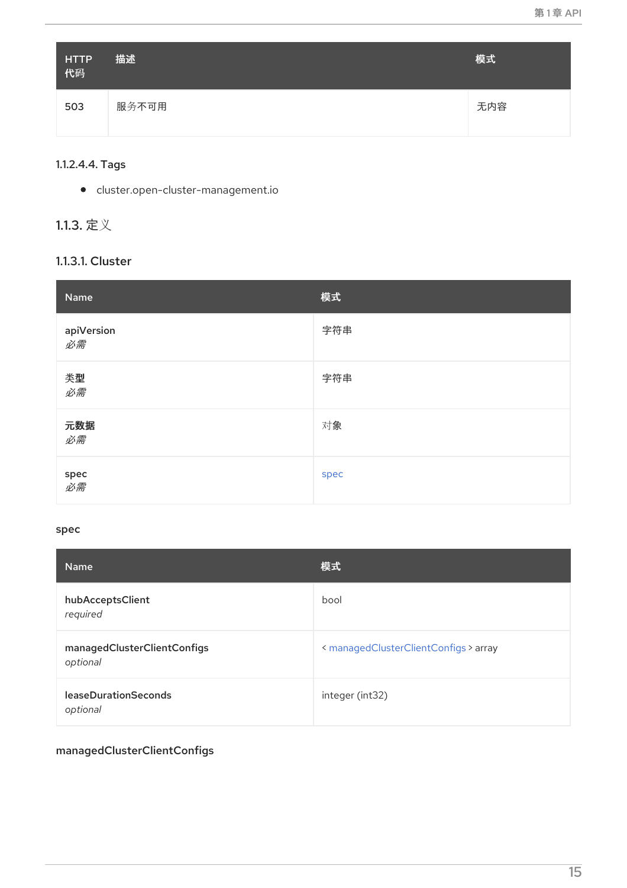| HTTP 代码 | 描述 | 模式 |
| --- | --- | --- |
| 503 | 服务不可用 | 无内容 |

##### 1.1.2.4.4. Tags

- cluster.open-cluster-management.io

### 1.1.3. 定义

#### 1.1.3.1. Cluster

| Name | 模式 |
| --- | --- |
| **apiVersion**<br>*必需* | 字符串 |
| **类型**<br>*必需* | 字符串 |
| **元数据**<br>*必需* | 对象 |
| **spec**<br>*必需* | spec |

**spec**

| Name | 模式 |
| --- | --- |
| **hubAcceptsClient**<br>*required* | bool |
| **managedClusterClientConfigs**<br>*optional* | < managedClusterClientConfigs > array |
| **leaseDurationSeconds**<br>*optional* | integer (int32) |

**managedClusterClientConfigs**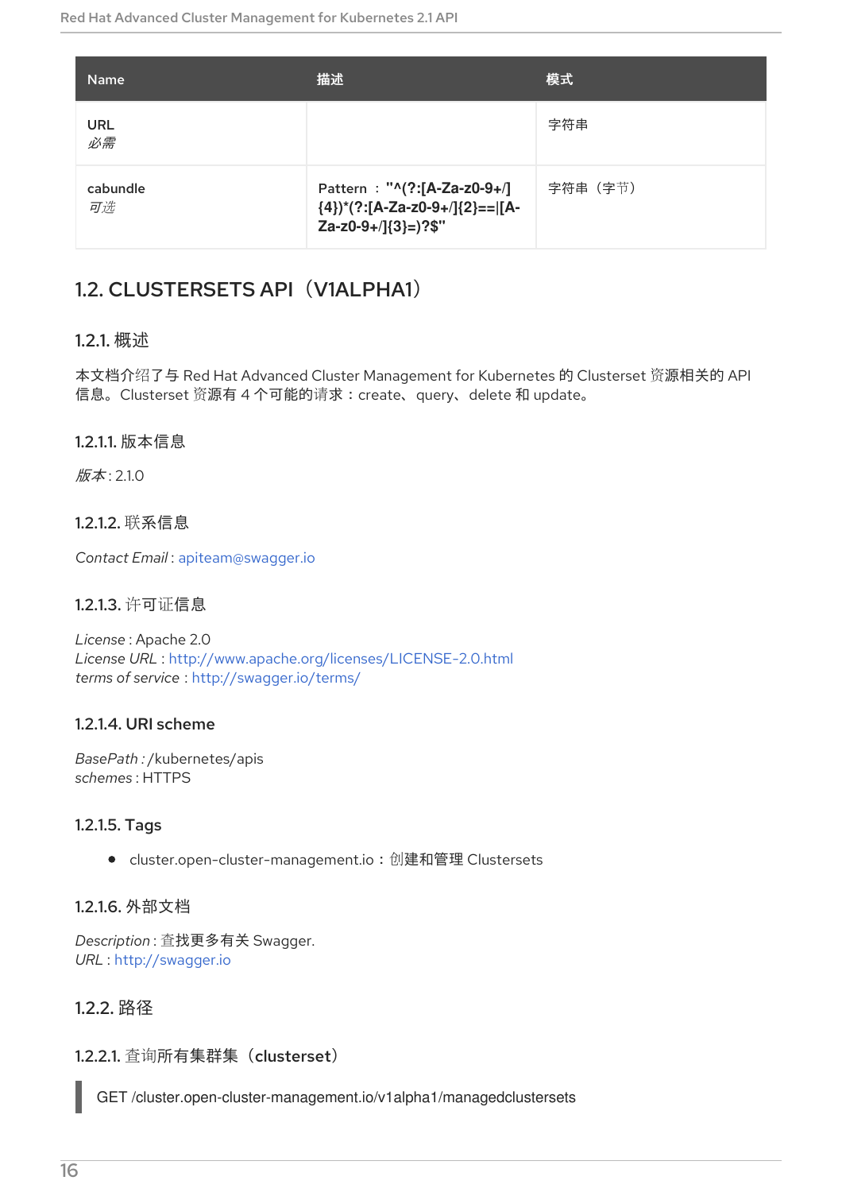| Name | 描述 | 模式 |
| --- | --- | --- |
| URL<br>*必需* | | 字符串 |
| cabundle<br>*可选* | Pattern ： **"^(?:[A-Za-z0-9+/]{4})*(?:[A-Za-z0-9+/]{2}==\|[A-Za-z0-9+/]{3}=)?$"** | 字符串（字节） |

## 1.2. CLUSTERSETS API（V1ALPHA1）

### 1.2.1. 概述

本文档介绍了与 Red Hat Advanced Cluster Management for Kubernetes 的 Clusterset 资源相关的 API 信息。Clusterset 资源有 4 个可能的请求：create、 query、 delete 和 update。

#### 1.2.1.1. 版本信息

*版本* : 2.1.0

#### 1.2.1.2. 联系信息

*Contact Email* : apiteam@swagger.io

#### 1.2.1.3. 许可证信息

*License* : Apache 2.0
*License URL* : http://www.apache.org/licenses/LICENSE-2.0.html
*terms of service* : http://swagger.io/terms/

#### 1.2.1.4. URI scheme

*BasePath :* /kubernetes/apis
*schemes* : HTTPS

#### 1.2.1.5. Tags

- cluster.open-cluster-management.io：创建和管理 Clustersets

#### 1.2.1.6. 外部文档

*Description* : 查找更多有关 Swagger.
*URL* : http://swagger.io

### 1.2.2. 路径

#### 1.2.2.1. 查询所有集群集（clusterset）

```
GET /cluster.open-cluster-management.io/v1alpha1/managedclustersets
```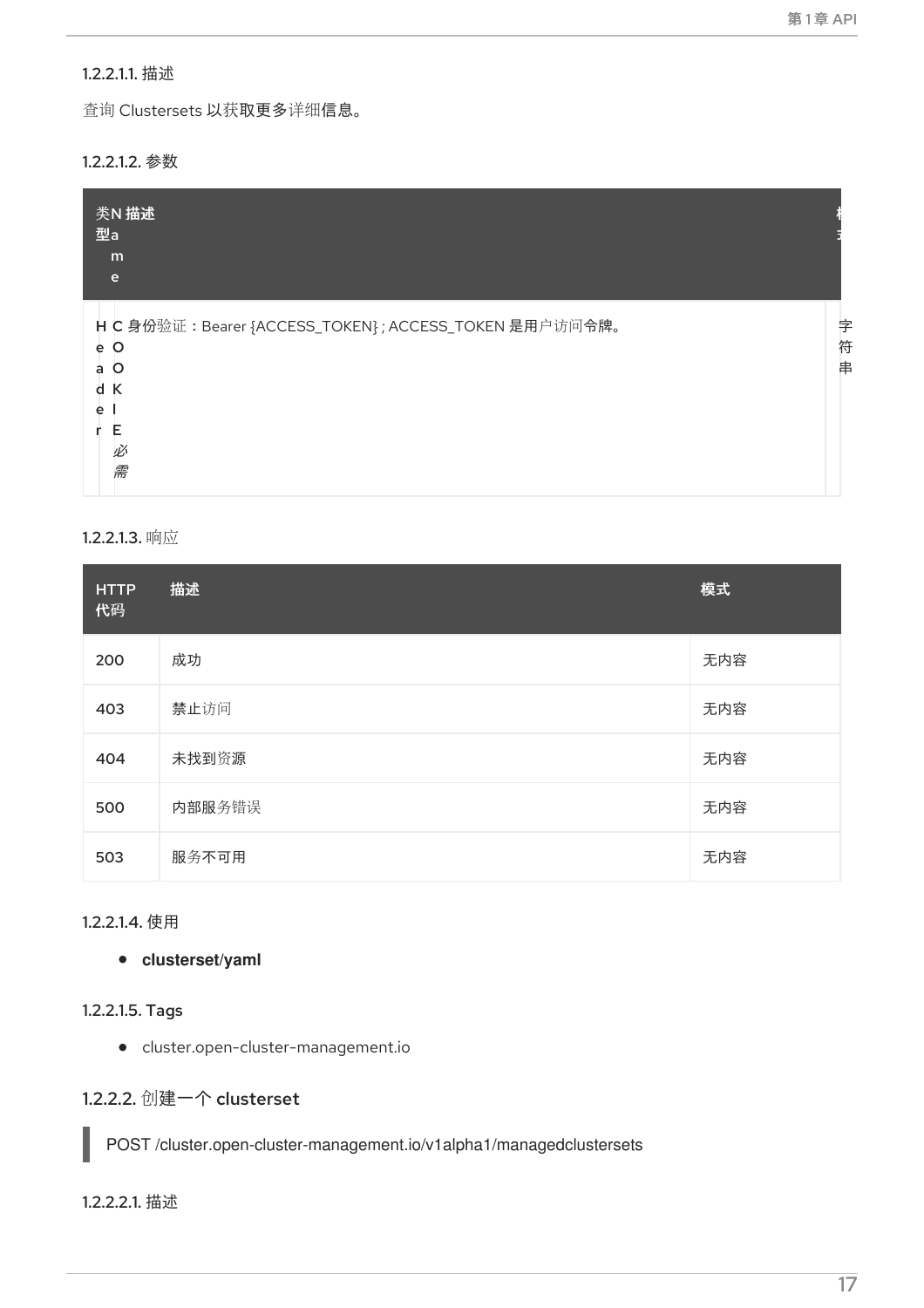#### 1.2.2.1.1. 描述

查询 Clustersets 以获取更多详细信息。

#### 1.2.2.1.2. 参数

| 类型 | Name | 描述 | 模式 |
| --- | --- | --- | --- |
| Header | COOKIE *必需* | 身份验证：Bearer {ACCESS_TOKEN} ; ACCESS_TOKEN 是用户访问令牌。 | 字符串 |

#### 1.2.2.1.3. 响应

| HTTP 代码 | 描述 | 模式 |
| --- | --- | --- |
| 200 | 成功 | 无内容 |
| 403 | 禁止访问 | 无内容 |
| 404 | 未找到资源 | 无内容 |
| 500 | 内部服务错误 | 无内容 |
| 503 | 服务不可用 | 无内容 |

#### 1.2.2.1.4. 使用

- **clusterset/yaml**

#### 1.2.2.1.5. Tags

- cluster.open-cluster-management.io

### 1.2.2.2. 创建一个 clusterset

```
POST /cluster.open-cluster-management.io/v1alpha1/managedclustersets
```

#### 1.2.2.2.1. 描述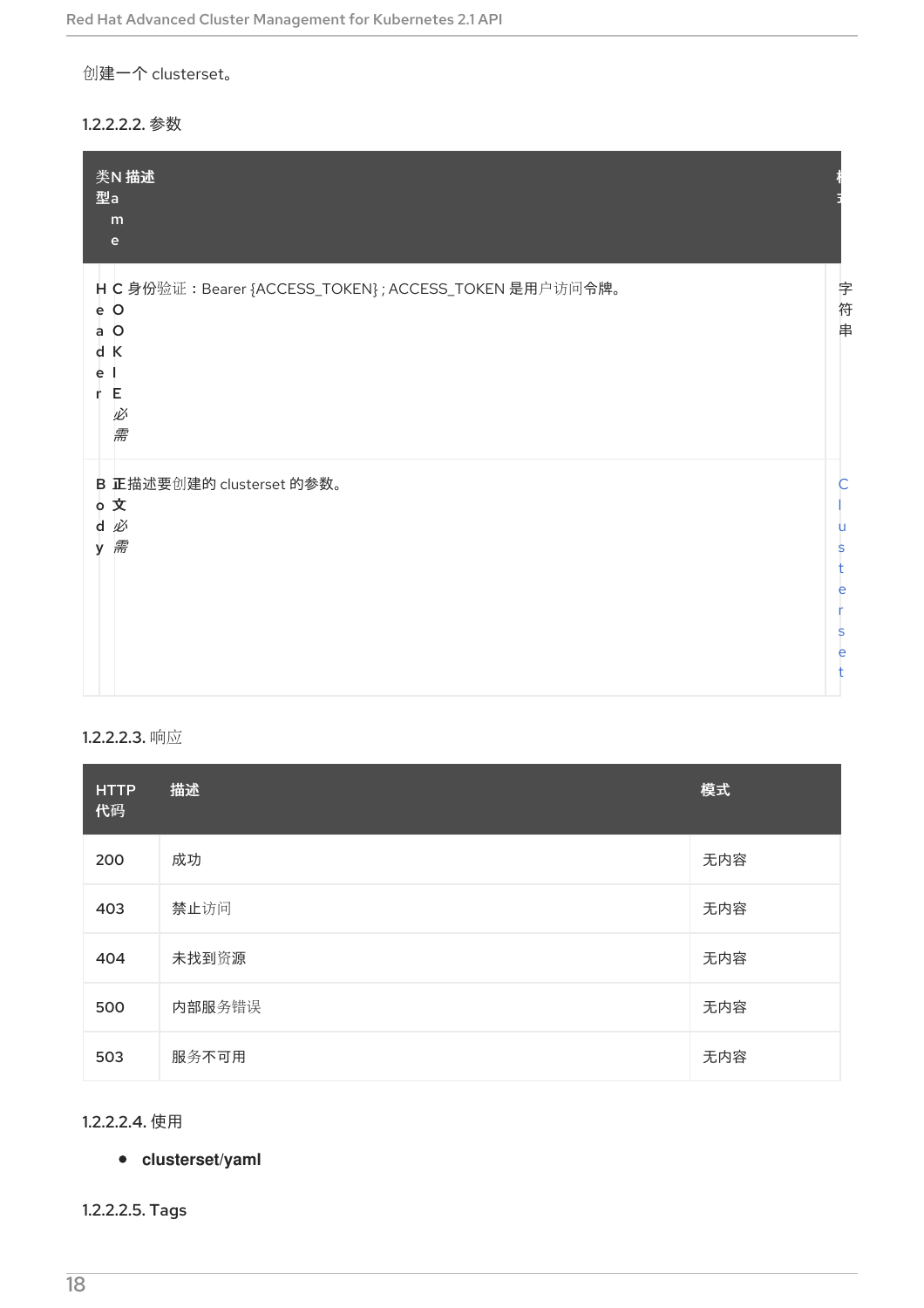创建一个 clusterset。

#### 1.2.2.2.2. 参数

| 类型 | Name | 描述 | 模式 |
| --- | --- | --- | --- |
| Header | COOKIE *必需* | 身份验证：Bearer {ACCESS_TOKEN}；ACCESS_TOKEN 是用户访问令牌。 | 字符串 |
| Body | 正文 *必需* | 描述要创建的 clusterset 的参数。 | Clusterset |

#### 1.2.2.2.3. 响应

| HTTP 代码 | 描述 | 模式 |
| --- | --- | --- |
| 200 | 成功 | 无内容 |
| 403 | 禁止访问 | 无内容 |
| 404 | 未找到资源 | 无内容 |
| 500 | 内部服务错误 | 无内容 |
| 503 | 服务不可用 | 无内容 |

#### 1.2.2.2.4. 使用

- **clusterset/yaml**

#### 1.2.2.2.5. Tags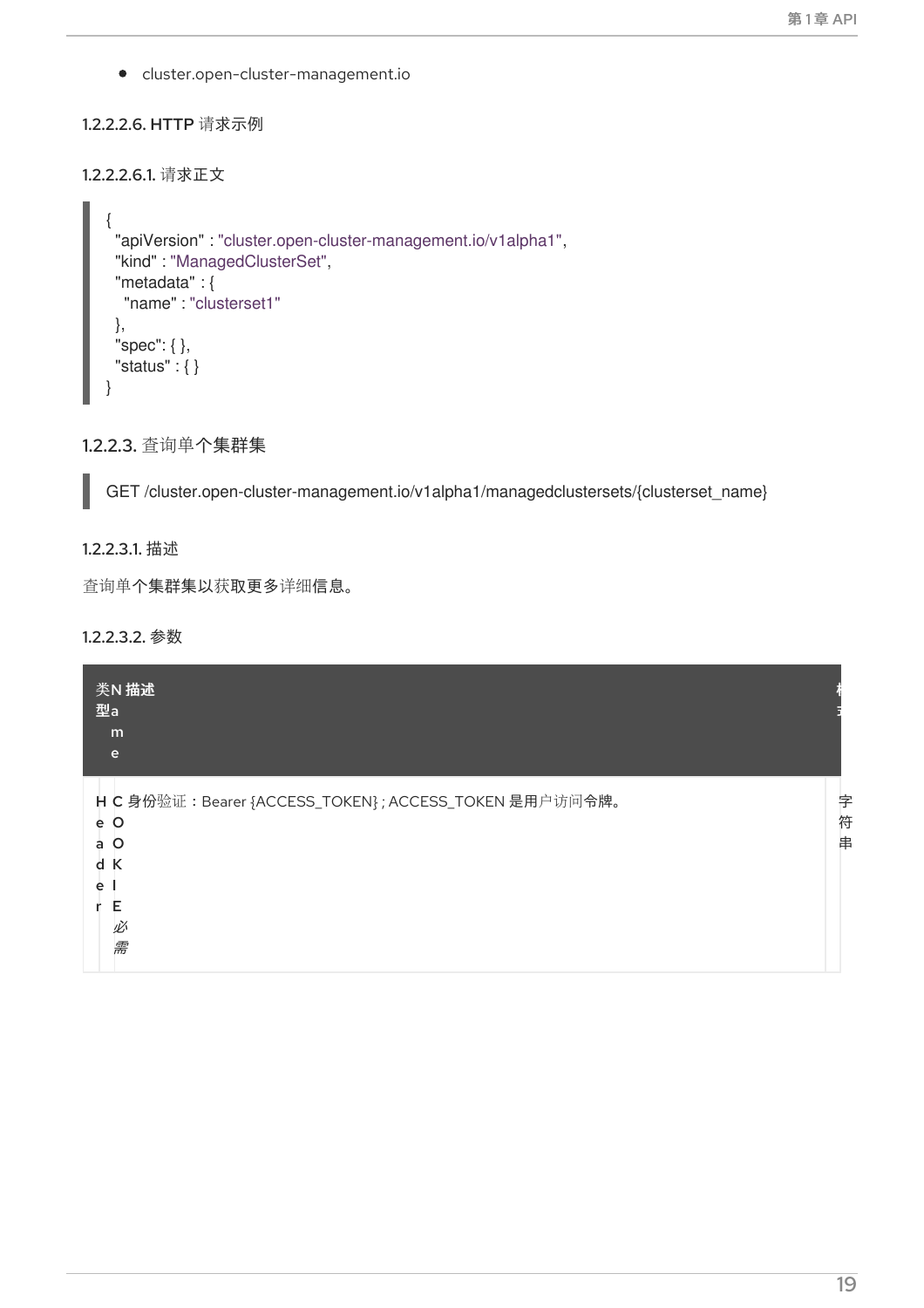- cluster.open-cluster-management.io

#### 1.2.2.2.6. HTTP 请求示例

##### 1.2.2.2.6.1. 请求正文

```
{
  "apiVersion" : "cluster.open-cluster-management.io/v1alpha1",
  "kind" : "ManagedClusterSet",
  "metadata" : {
    "name" : "clusterset1"
  },
  "spec": { },
  "status" : { }
}
```

### 1.2.2.3. 查询单个集群集

```
GET /cluster.open-cluster-management.io/v1alpha1/managedclustersets/{clusterset_name}
```

#### 1.2.2.3.1. 描述

查询单个集群集以获取更多详细信息。

#### 1.2.2.3.2. 参数

| 类型 | Name | 描述 | 模式 |
| --- | --- | --- | --- |
| Header | COOKIE *必需* | 身份验证：Bearer {ACCESS_TOKEN} ; ACCESS_TOKEN 是用户访问令牌。 | 字符串 |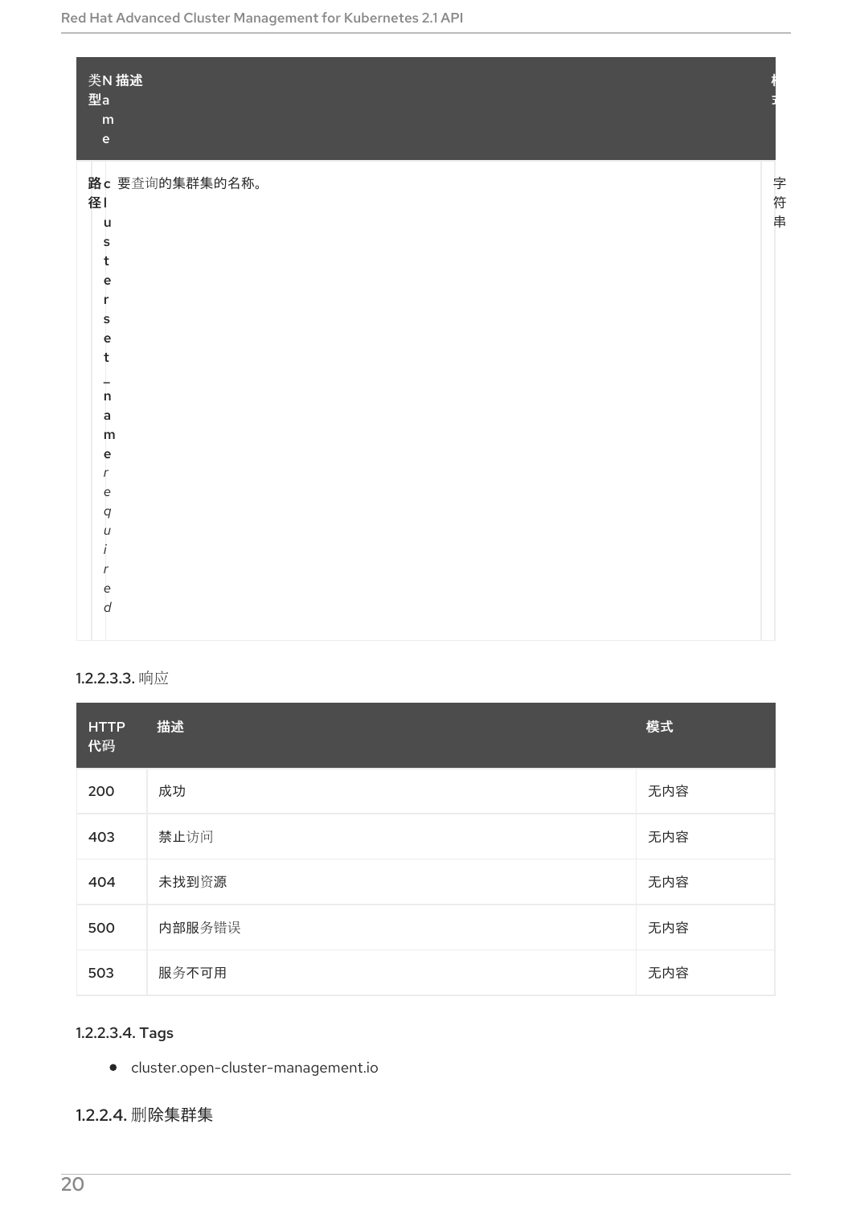| 类型 | Name | 描述 | 模式 |
| --- | --- | --- | --- |
| 路径 | **clusterset_name** *required* | 要查询的集群集的名称。 | 字符串 |

#### 1.2.2.3.3. 响应

| HTTP 代码 | 描述 | 模式 |
| --- | --- | --- |
| 200 | 成功 | 无内容 |
| 403 | 禁止访问 | 无内容 |
| 404 | 未找到资源 | 无内容 |
| 500 | 内部服务错误 | 无内容 |
| 503 | 服务不可用 | 无内容 |

#### 1.2.2.3.4. Tags

- cluster.open-cluster-management.io

### 1.2.2.4. 删除集群集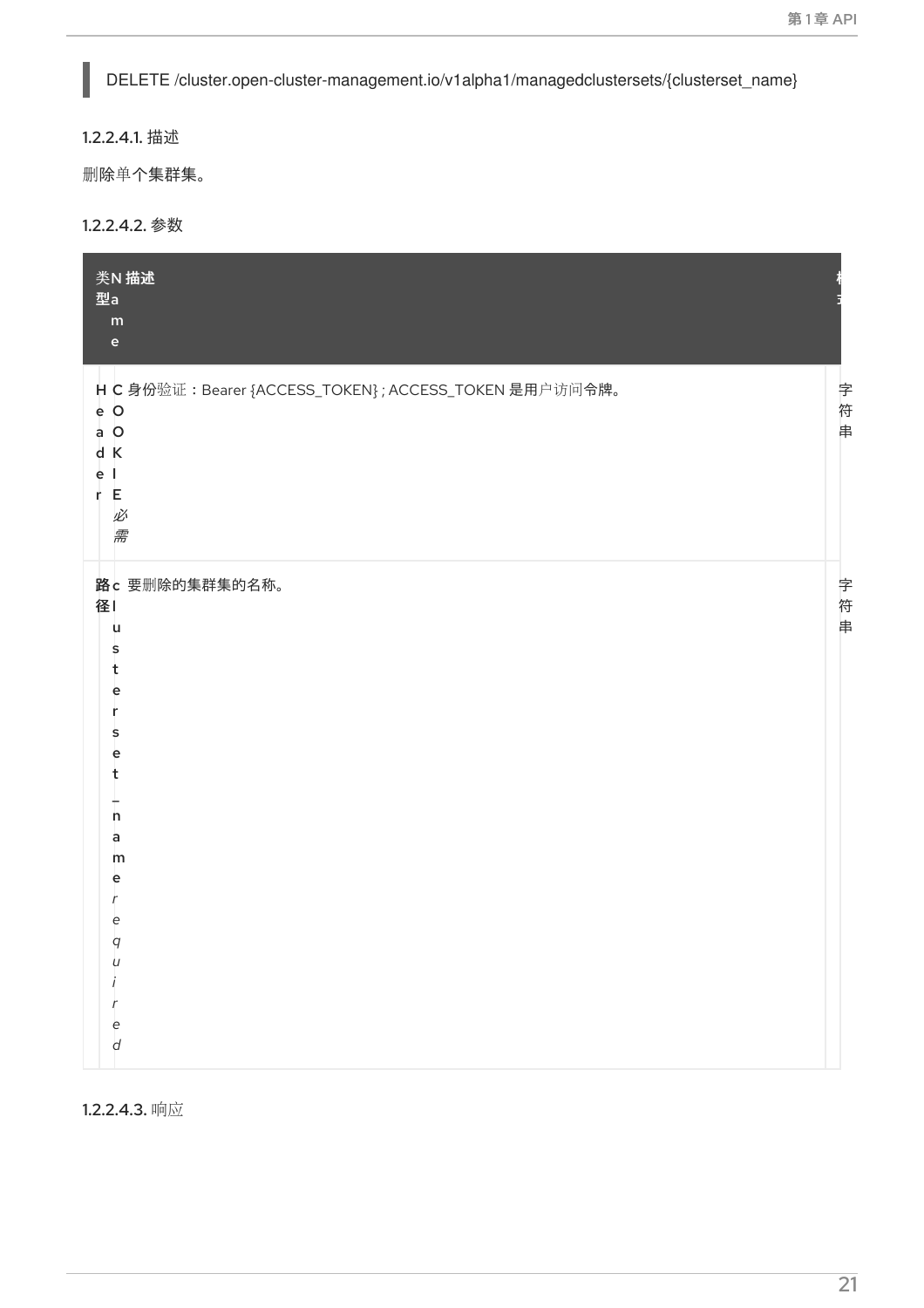```
DELETE /cluster.open-cluster-management.io/v1alpha1/managedclustersets/{clusterset_name}
```

#### 1.2.2.4.1. 描述

删除单个集群集。

#### 1.2.2.4.2. 参数

| 类型 | Name | 描述 | 模式 |
|---|---|---|---|
| Header | COOKIE *必需* | 身份验证：Bearer {ACCESS_TOKEN} ; ACCESS_TOKEN 是用户访问令牌。 | 字符串 |
| 路径 | clusterset_name *required* | 要删除的集群集的名称。 | 字符串 |

#### 1.2.2.4.3. 响应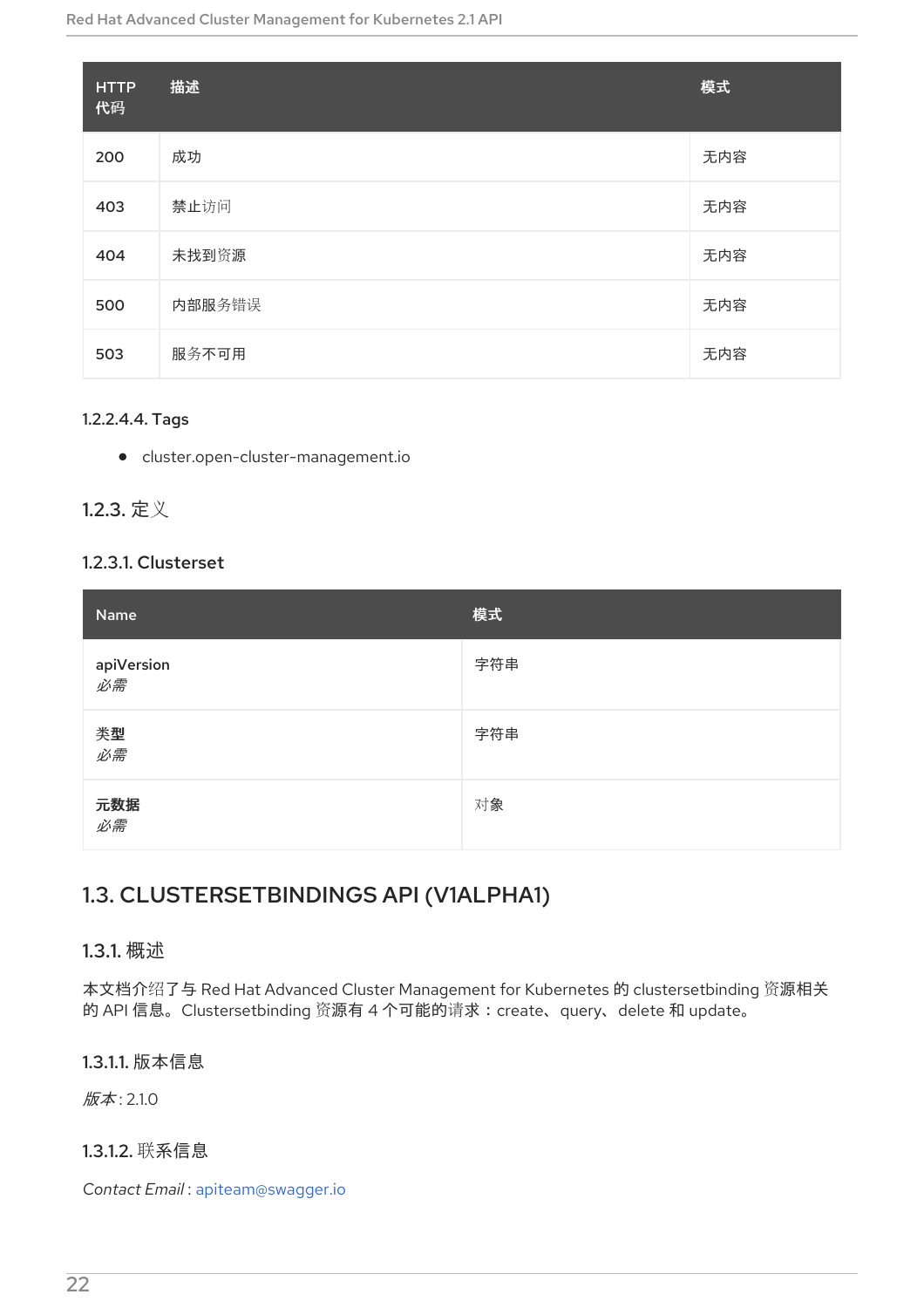| HTTP 代码 | 描述 | 模式 |
| --- | --- | --- |
| 200 | 成功 | 无内容 |
| 403 | 禁止访问 | 无内容 |
| 404 | 未找到资源 | 无内容 |
| 500 | 内部服务错误 | 无内容 |
| 503 | 服务不可用 | 无内容 |

##### 1.2.2.4.4. Tags

- cluster.open-cluster-management.io

### 1.2.3. 定义

#### 1.2.3.1. Clusterset

| Name | 模式 |
| --- | --- |
| **apiVersion** *必需* | 字符串 |
| **类型** *必需* | 字符串 |
| **元数据** *必需* | 对象 |

## 1.3. CLUSTERSETBINDINGS API (V1ALPHA1)

### 1.3.1. 概述

本文档介绍了与 Red Hat Advanced Cluster Management for Kubernetes 的 clustersetbinding 资源相关的 API 信息。Clustersetbinding 资源有 4 个可能的请求：create、query、delete 和 update。

#### 1.3.1.1. 版本信息

*版本* : 2.1.0

#### 1.3.1.2. 联系信息

*Contact Email* : apiteam@swagger.io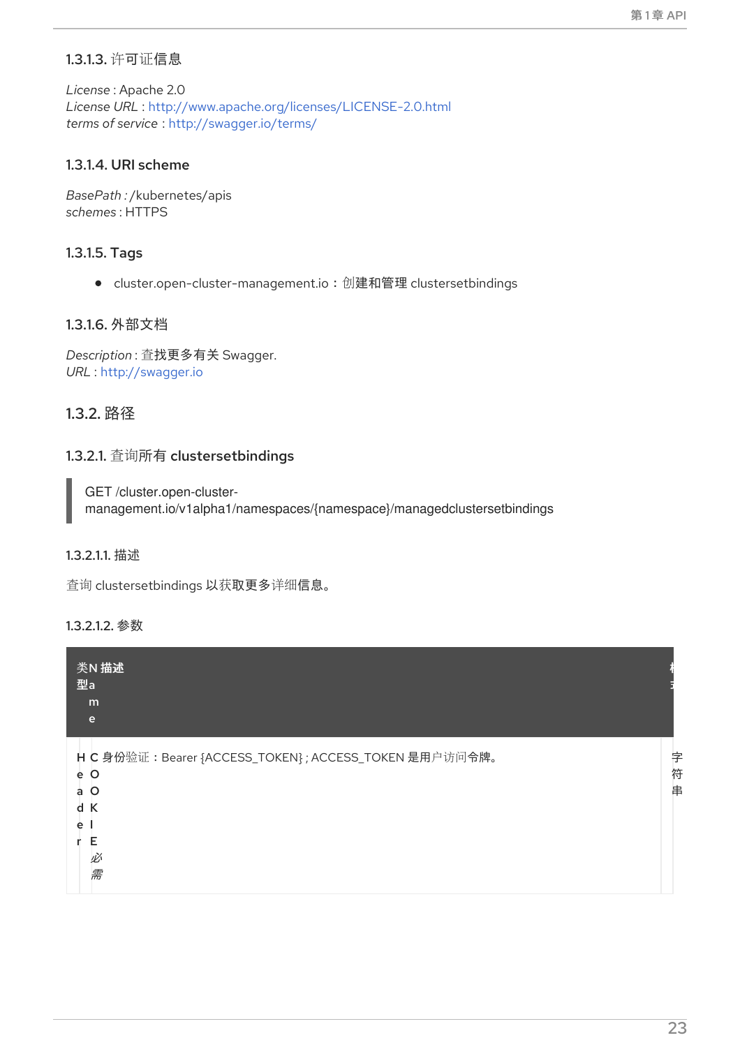#### 1.3.1.3. 许可证信息

*License* : Apache 2.0
*License URL* : http://www.apache.org/licenses/LICENSE-2.0.html
*terms of service* : http://swagger.io/terms/

#### 1.3.1.4. URI scheme

*BasePath :* /kubernetes/apis
*schemes* : HTTPS

#### 1.3.1.5. Tags

- cluster.open-cluster-management.io：创建和管理 clustersetbindings

#### 1.3.1.6. 外部文档

*Description* : 查找更多有关 Swagger.
*URL* : http://swagger.io

### 1.3.2. 路径

#### 1.3.2.1. 查询所有 clustersetbindings

```
GET /cluster.open-cluster-management.io/v1alpha1/namespaces/{namespace}/managedclustersetbindings
```

##### 1.3.2.1.1. 描述

查询 clustersetbindings 以获取更多详细信息。

##### 1.3.2.1.2. 参数

| 类型 | Name | 描述 | 模式 |
| --- | --- | --- | --- |
| Header | COOKIE *必需* | 身份验证：Bearer {ACCESS_TOKEN} ; ACCESS_TOKEN 是用户访问令牌。 | 字符串 |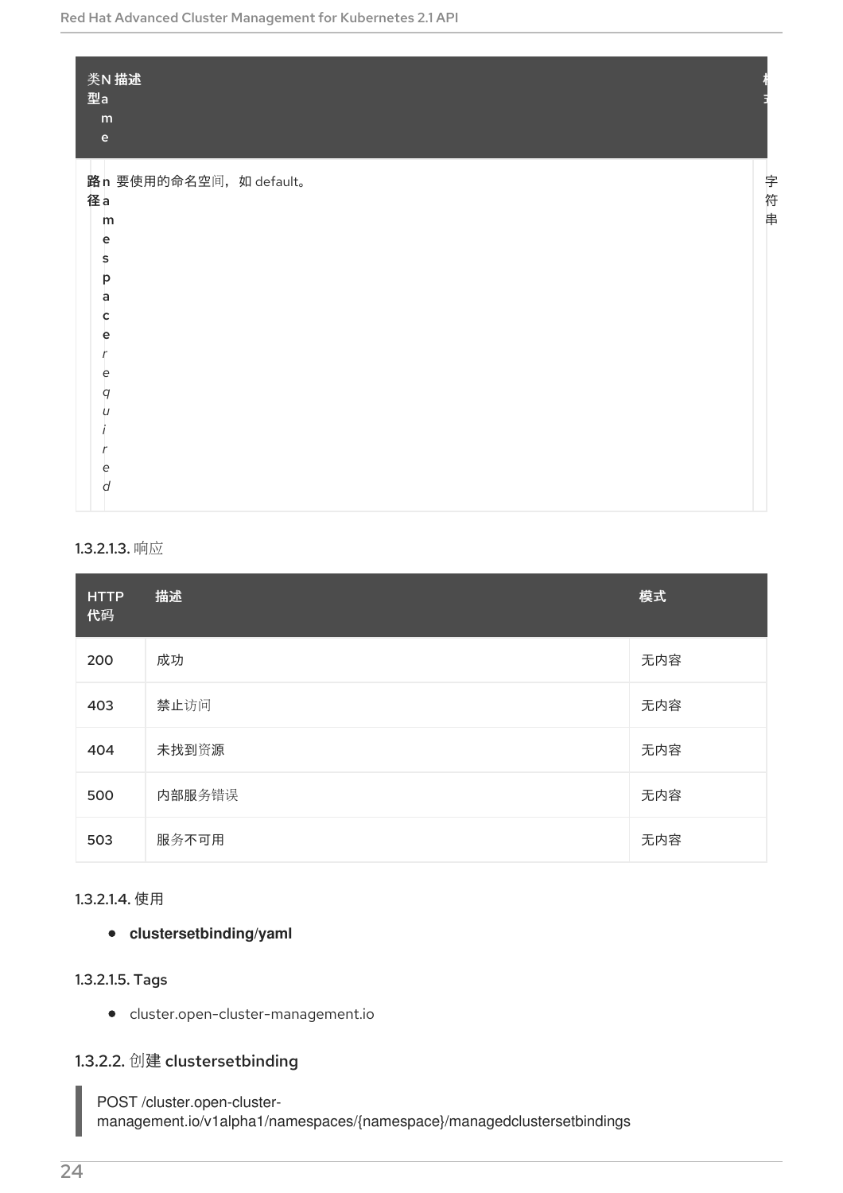| 类型 | Name | 描述 | 模式 |
| --- | --- | --- | --- |
| 路径 | **namespace** *required* | 要使用的命名空间，如 default。 | 字符串 |

#### 1.3.2.1.3. 响应

| HTTP 代码 | 描述 | 模式 |
| --- | --- | --- |
| 200 | 成功 | 无内容 |
| 403 | 禁止访问 | 无内容 |
| 404 | 未找到资源 | 无内容 |
| 500 | 内部服务错误 | 无内容 |
| 503 | 服务不可用 | 无内容 |

#### 1.3.2.1.4. 使用

- **clustersetbinding/yaml**

#### 1.3.2.1.5. Tags

- cluster.open-cluster-management.io

### 1.3.2.2. 创建 clustersetbinding

```
POST /cluster.open-cluster-management.io/v1alpha1/namespaces/{namespace}/managedclustersetbindings
```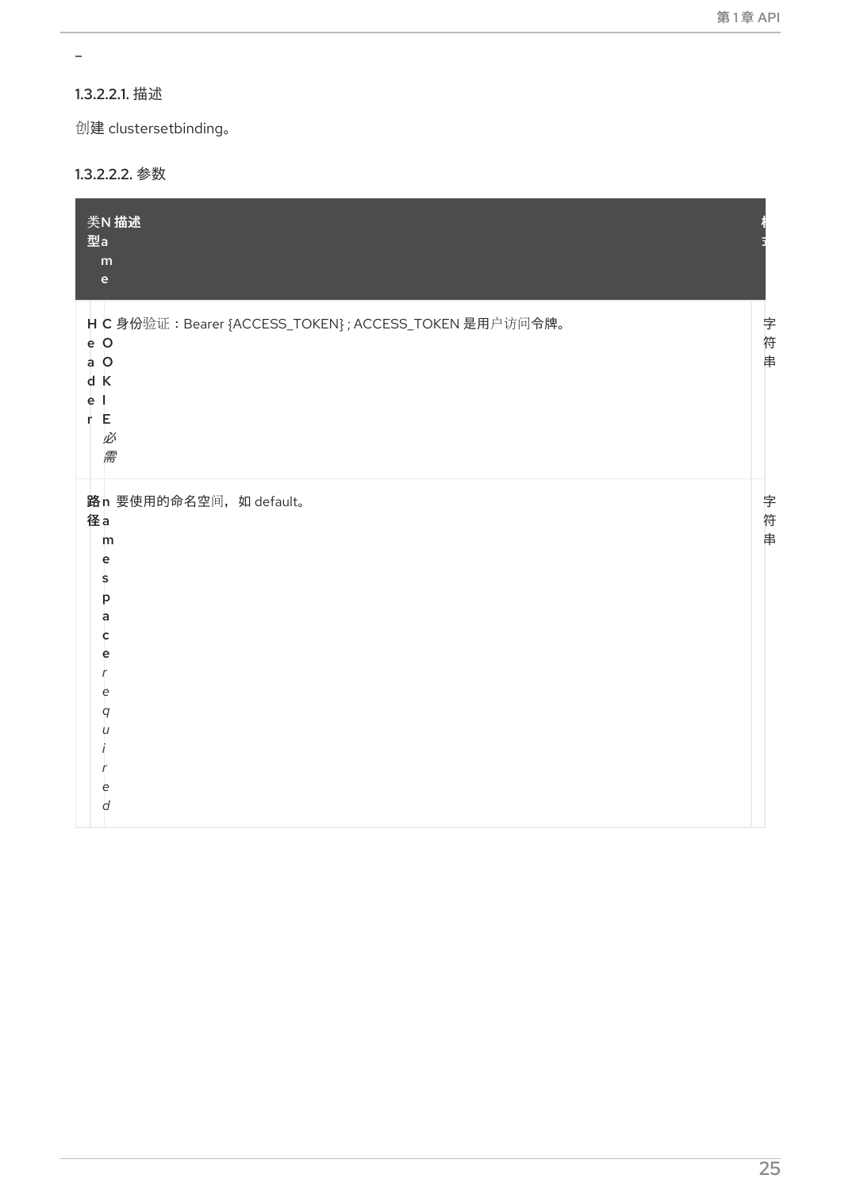–

#### 1.3.2.2.1. 描述

创建 clustersetbinding。

#### 1.3.2.2.2. 参数

| 类型 | Name | 描述 | 格式 |
| --- | --- | --- | --- |
| Header | **COOKIE** *必需* | 身份验证：Bearer {ACCESS_TOKEN}；ACCESS_TOKEN 是用户访问令牌。 | 字符串 |
| 路径 | **namespace** *required* | 要使用的命名空间，如 default。 | 字符串 |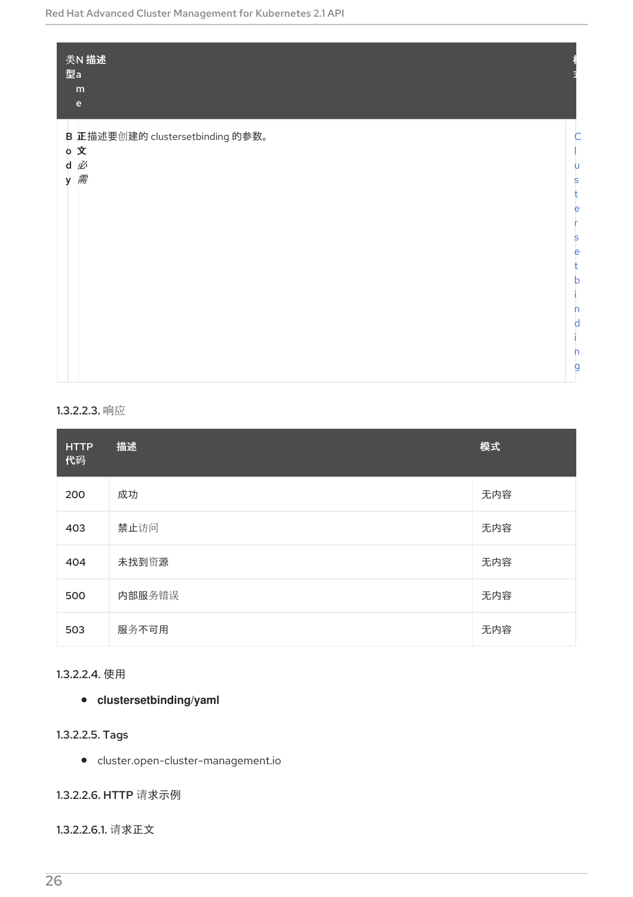| 类型 | Name | 描述 | 模式 |
| --- | --- | --- | --- |
| Body | 正文 *必需* | 描述要创建的 clustersetbinding 的参数。 | Clustersetbinding |

#### 1.3.2.2.3. 响应

| HTTP 代码 | 描述 | 模式 |
| --- | --- | --- |
| 200 | 成功 | 无内容 |
| 403 | 禁止访问 | 无内容 |
| 404 | 未找到资源 | 无内容 |
| 500 | 内部服务错误 | 无内容 |
| 503 | 服务不可用 | 无内容 |

#### 1.3.2.2.4. 使用

- **clustersetbinding/yaml**

#### 1.3.2.2.5. Tags

- cluster.open-cluster-management.io

#### 1.3.2.2.6. HTTP 请求示例

##### 1.3.2.2.6.1. 请求正文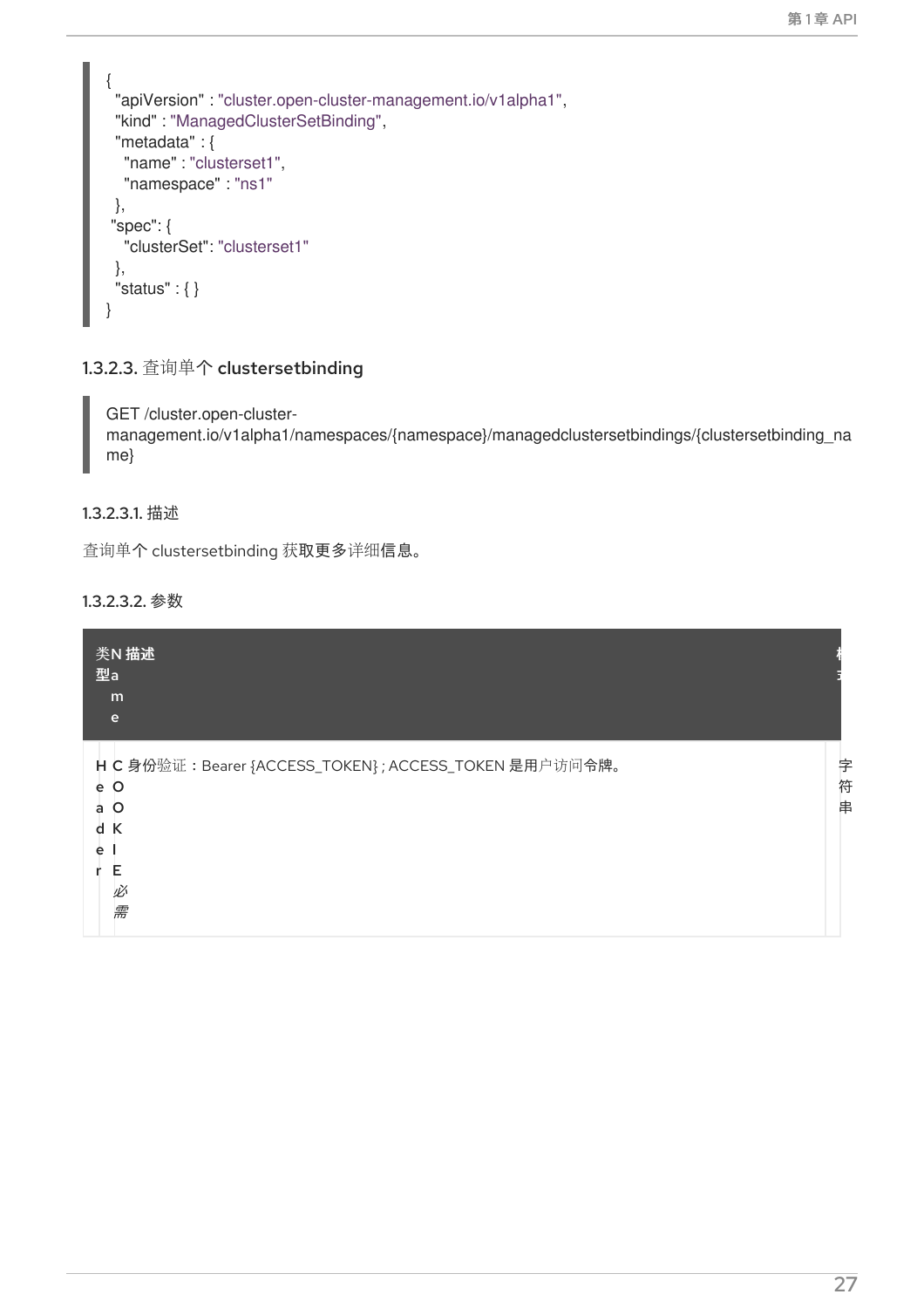```
{
  "apiVersion" : "cluster.open-cluster-management.io/v1alpha1",
  "kind" : "ManagedClusterSetBinding",
  "metadata" : {
    "name" : "clusterset1",
    "namespace" : "ns1"
  },
 "spec": {
    "clusterSet": "clusterset1"
  },
  "status" : { }
}
```

### 1.3.2.3. 查询单个 clustersetbinding

```
GET /cluster.open-cluster-management.io/v1alpha1/namespaces/{namespace}/managedclustersetbindings/{clustersetbinding_name}
```

#### 1.3.2.3.1. 描述

查询单个 clustersetbinding 获取更多详细信息。

#### 1.3.2.3.2. 参数

| 类型 | Name | 描述 | 模式 |
| --- | --- | --- | --- |
| Header | COOKIE *必需* | 身份验证：Bearer {ACCESS_TOKEN}；ACCESS_TOKEN 是用户访问令牌。 | 字符串 |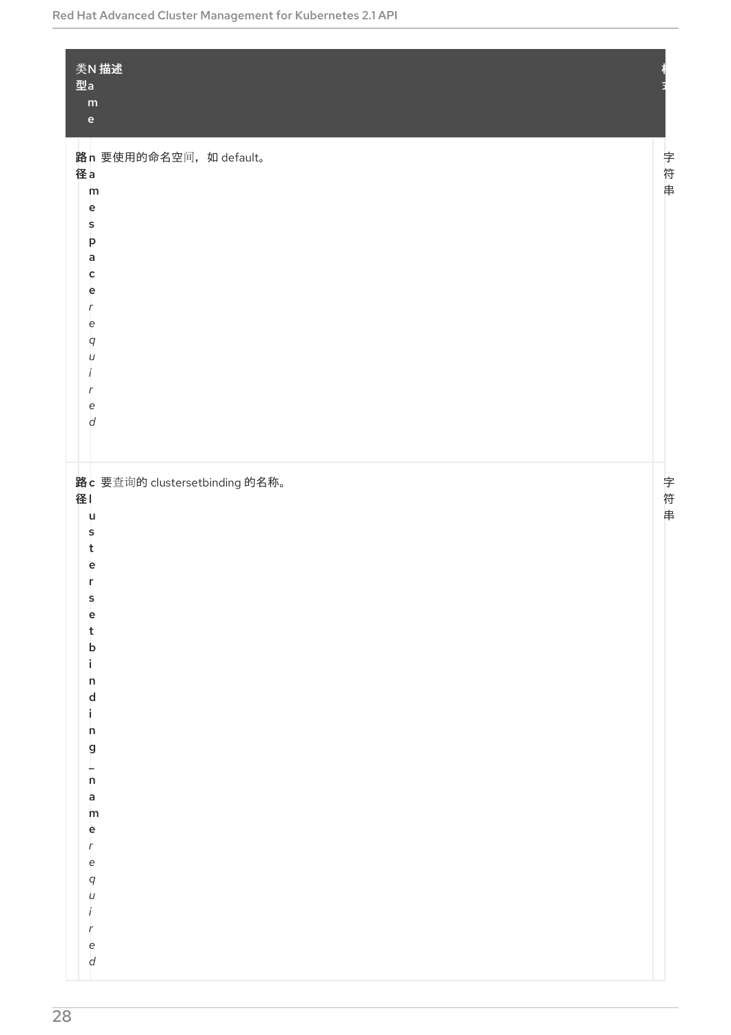| 类型 | Name | 描述 | 模式 |
| --- | --- | --- | --- |
| 路径 | **namespace** *required* | 要使用的命名空间，如 default。 | 字符串 |
| 路径 | **clustersetbinding_name** *required* | 要查询的 clustersetbinding 的名称。 | 字符串 |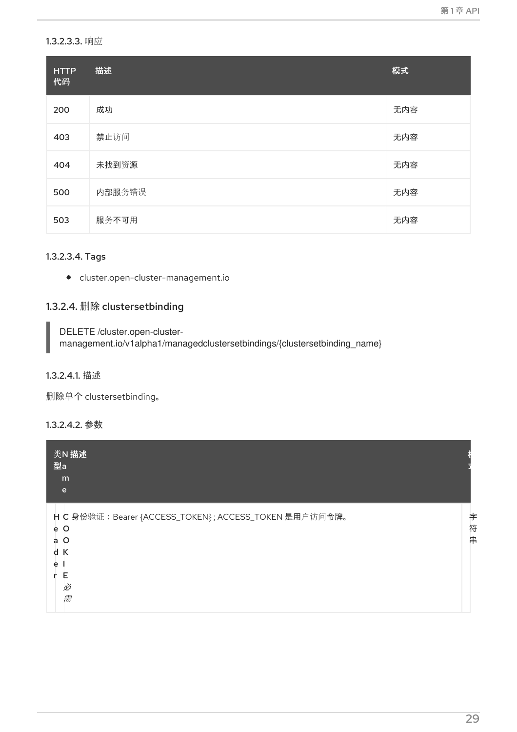#### 1.3.2.3.3. 响应

| HTTP 代码 | 描述 | 模式 |
| --- | --- | --- |
| 200 | 成功 | 无内容 |
| 403 | 禁止访问 | 无内容 |
| 404 | 未找到资源 | 无内容 |
| 500 | 内部服务错误 | 无内容 |
| 503 | 服务不可用 | 无内容 |

#### 1.3.2.3.4. Tags

- cluster.open-cluster-management.io

### 1.3.2.4. 删除 clustersetbinding

```
DELETE /cluster.open-cluster-management.io/v1alpha1/managedclustersetbindings/{clustersetbinding_name}
```

#### 1.3.2.4.1. 描述

删除单个 clustersetbinding。

#### 1.3.2.4.2. 参数

| 类型 | Name | 描述 | 模式 |
| --- | --- | --- | --- |
| Header | COOKIE *必需* | 身份验证：Bearer {ACCESS_TOKEN} ; ACCESS_TOKEN 是用户访问令牌。 | 字符串 |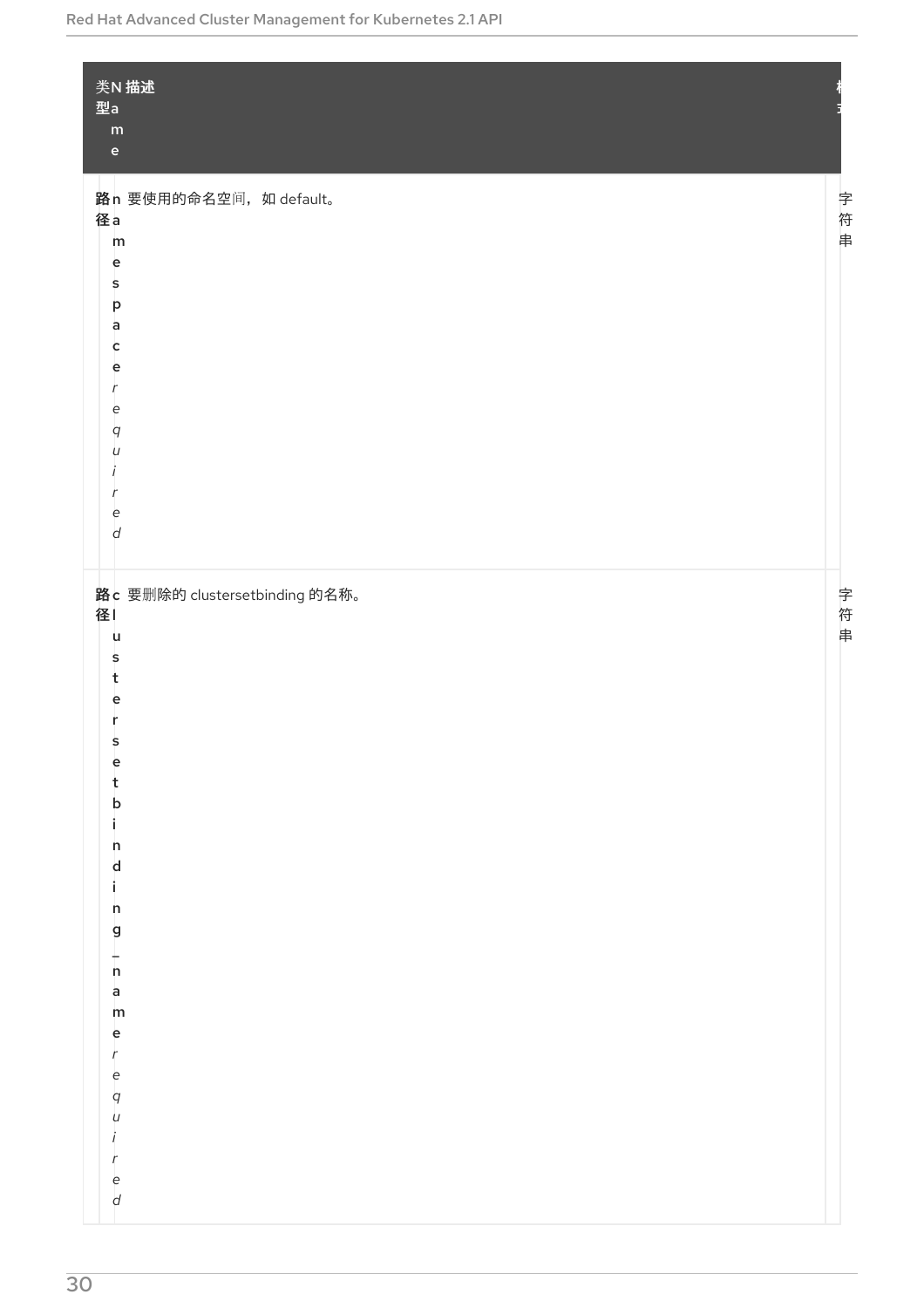| 类型 | Name | 描述 | 格式 |
| --- | --- | --- | --- |
| 路径 | namespace *required* | 要使用的命名空间，如 default。 | 字符串 |
| 路径 | clustersetbinding_name *required* | 要删除的 clustersetbinding 的名称。 | 字符串 |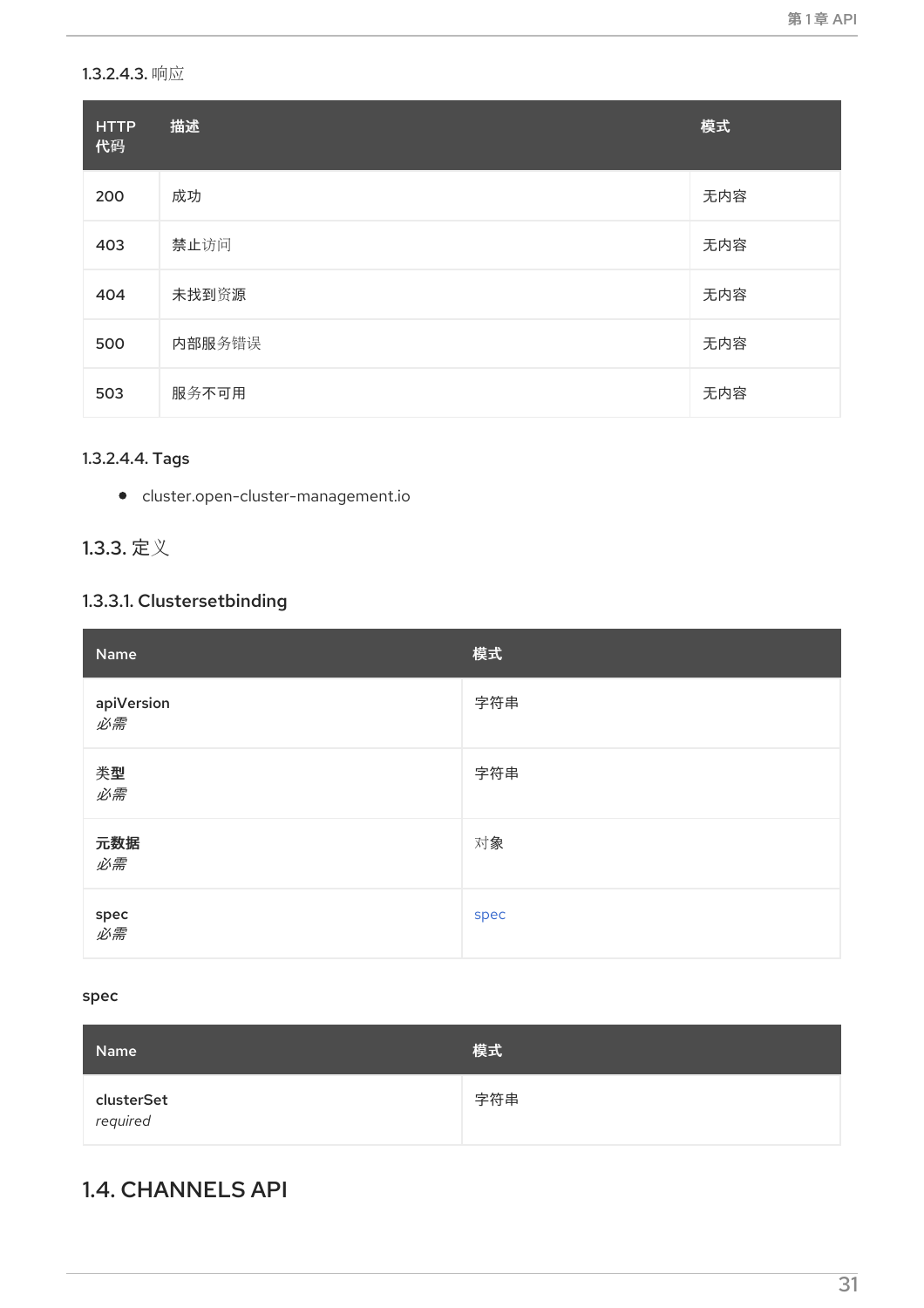#### 1.3.2.4.3. 响应

| HTTP 代码 | 描述 | 模式 |
| --- | --- | --- |
| 200 | 成功 | 无内容 |
| 403 | 禁止访问 | 无内容 |
| 404 | 未找到资源 | 无内容 |
| 500 | 内部服务错误 | 无内容 |
| 503 | 服务不可用 | 无内容 |

#### 1.3.2.4.4. Tags

- cluster.open-cluster-management.io

### 1.3.3. 定义

#### 1.3.3.1. Clustersetbinding

| Name | 模式 |
| --- | --- |
| **apiVersion** *必需* | 字符串 |
| **类型** *必需* | 字符串 |
| **元数据** *必需* | 对象 |
| **spec** *必需* | spec |

**spec**

| Name | 模式 |
| --- | --- |
| **clusterSet** *required* | 字符串 |

## 1.4. CHANNELS API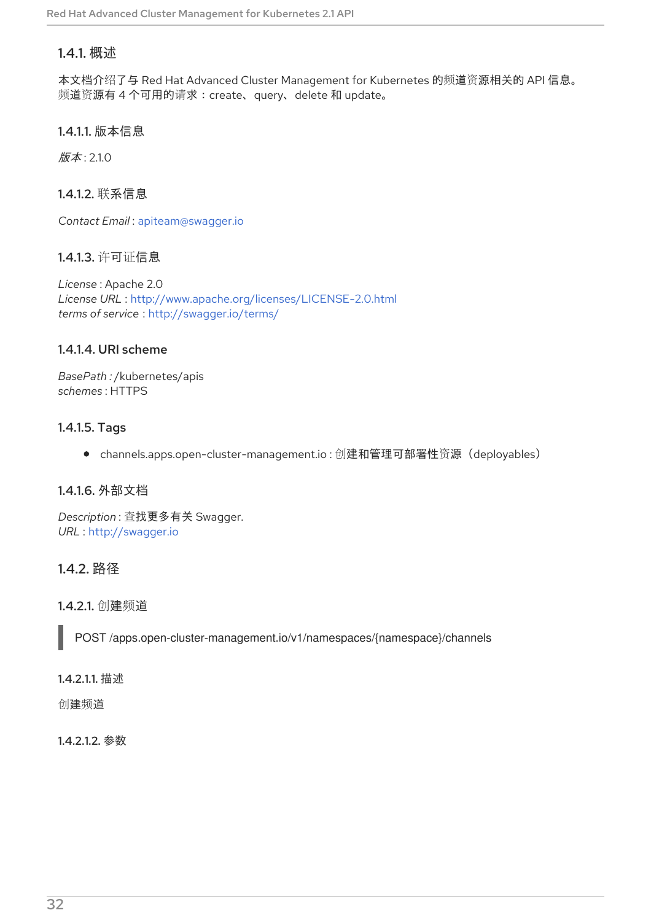### 1.4.1. 概述

本文档介绍了与 Red Hat Advanced Cluster Management for Kubernetes 的频道资源相关的 API 信息。频道资源有 4 个可用的请求：create、query、delete 和 update。

#### 1.4.1.1. 版本信息

*版本* : 2.1.0

#### 1.4.1.2. 联系信息

*Contact Email* : apiteam@swagger.io

#### 1.4.1.3. 许可证信息

*License* : Apache 2.0
*License URL* : http://www.apache.org/licenses/LICENSE-2.0.html
*terms of service* : http://swagger.io/terms/

#### 1.4.1.4. URI scheme

*BasePath :* /kubernetes/apis
*schemes* : HTTPS

#### 1.4.1.5. Tags

- channels.apps.open-cluster-management.io : 创建和管理可部署性资源（deployables）

#### 1.4.1.6. 外部文档

*Description* : 查找更多有关 Swagger.
*URL* : http://swagger.io

### 1.4.2. 路径

#### 1.4.2.1. 创建频道

```
POST /apps.open-cluster-management.io/v1/namespaces/{namespace}/channels
```

##### 1.4.2.1.1. 描述

创建频道

##### 1.4.2.1.2. 参数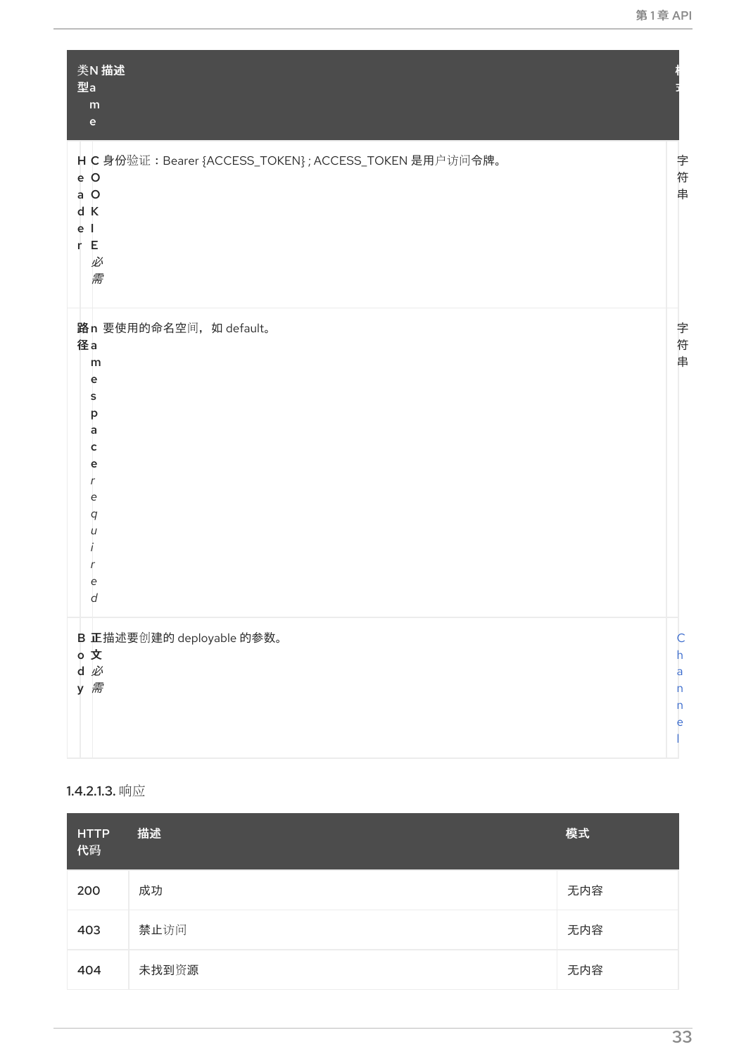| 类型 | Name | 描述 | 模式 |
| --- | --- | --- | --- |
| Header | COOKIE *必需* | 身份验证：Bearer {ACCESS_TOKEN}；ACCESS_TOKEN 是用户访问令牌。 | 字符串 |
| 路径 | namespace *required* | 要使用的命名空间，如 default。 | 字符串 |
| Body | 正文 *必需* | 描述要创建的 deployable 的参数。 | Channel |

#### 1.4.2.1.3. 响应

| HTTP 代码 | 描述 | 模式 |
| --- | --- | --- |
| 200 | 成功 | 无内容 |
| 403 | 禁止访问 | 无内容 |
| 404 | 未找到资源 | 无内容 |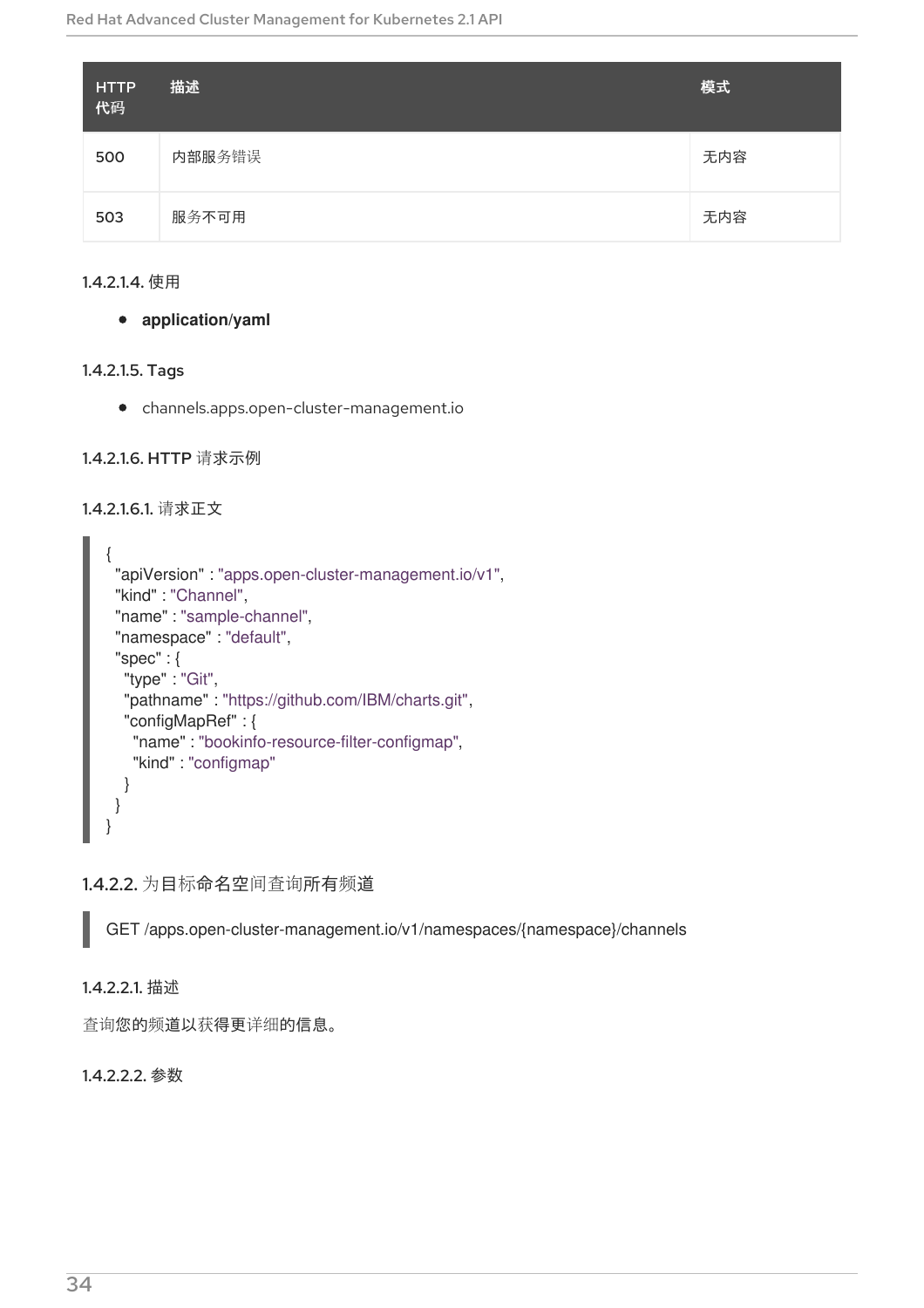| HTTP 代码 | 描述 | 模式 |
| --- | --- | --- |
| 500 | 内部服务错误 | 无内容 |
| 503 | 服务不可用 | 无内容 |

#### 1.4.2.1.4. 使用

- **application/yaml**

#### 1.4.2.1.5. Tags

- channels.apps.open-cluster-management.io

#### 1.4.2.1.6. HTTP 请求示例

##### 1.4.2.1.6.1. 请求正文

```
{
  "apiVersion" : "apps.open-cluster-management.io/v1",
  "kind" : "Channel",
  "name" : "sample-channel",
  "namespace" : "default",
  "spec" : {
    "type" : "Git",
    "pathname" : "https://github.com/IBM/charts.git",
    "configMapRef" : {
      "name" : "bookinfo-resource-filter-configmap",
      "kind" : "configmap"
    }
  }
}
```

### 1.4.2.2. 为目标命名空间查询所有频道

```
GET /apps.open-cluster-management.io/v1/namespaces/{namespace}/channels
```

#### 1.4.2.2.1. 描述

查询您的频道以获得更详细的信息。

#### 1.4.2.2.2. 参数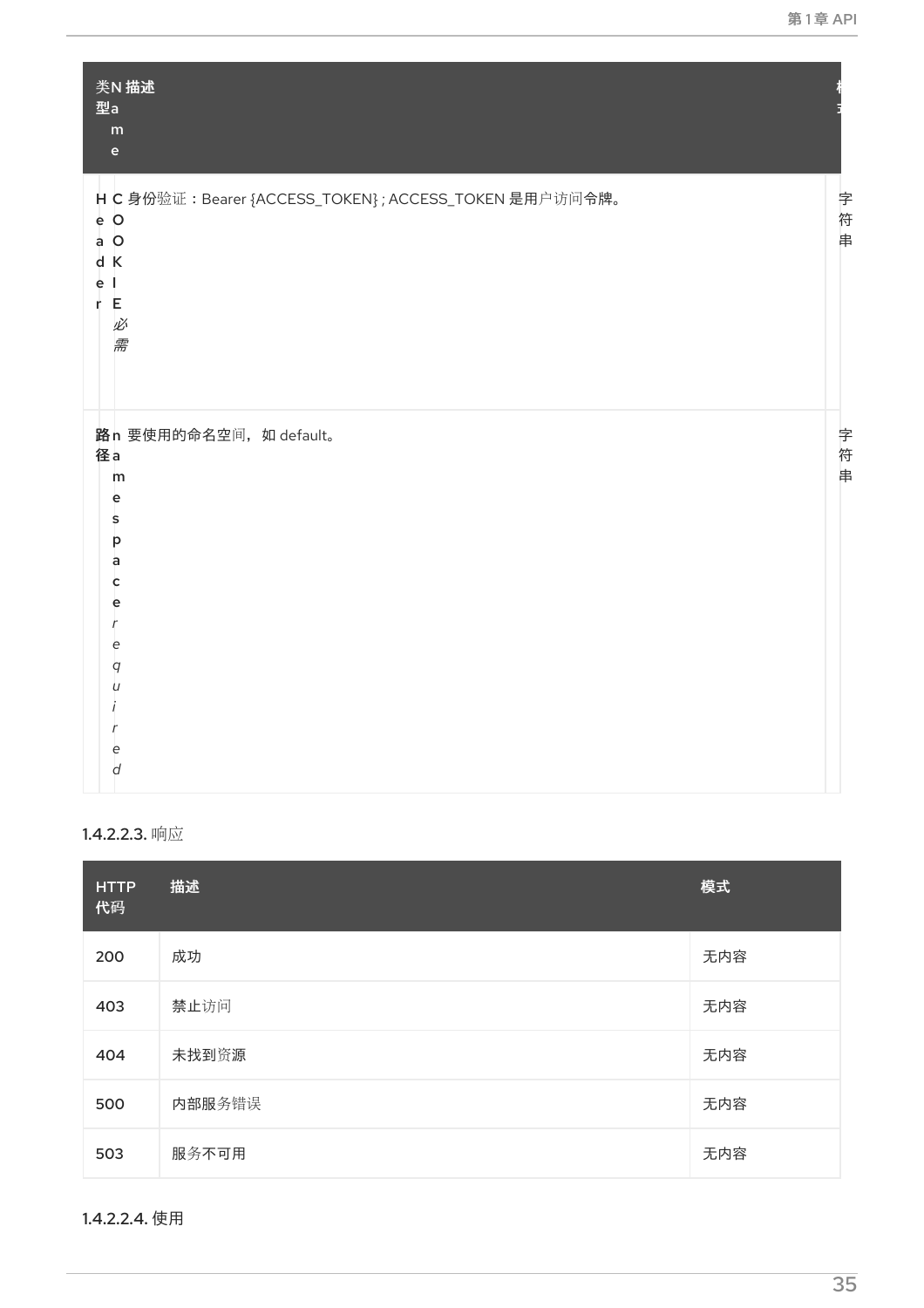| 类型 | Name | 描述 | 模式 |
| --- | --- | --- | --- |
| Header | COOKIE *必需* | 身份验证：Bearer {ACCESS_TOKEN} ; ACCESS_TOKEN 是用户访问令牌。 | 字符串 |
| 路径 | namespace *required* | 要使用的命名空间，如 default。 | 字符串 |

#### 1.4.2.2.3. 响应

| HTTP 代码 | 描述 | 模式 |
| --- | --- | --- |
| 200 | 成功 | 无内容 |
| 403 | 禁止访问 | 无内容 |
| 404 | 未找到资源 | 无内容 |
| 500 | 内部服务错误 | 无内容 |
| 503 | 服务不可用 | 无内容 |

#### 1.4.2.2.4. 使用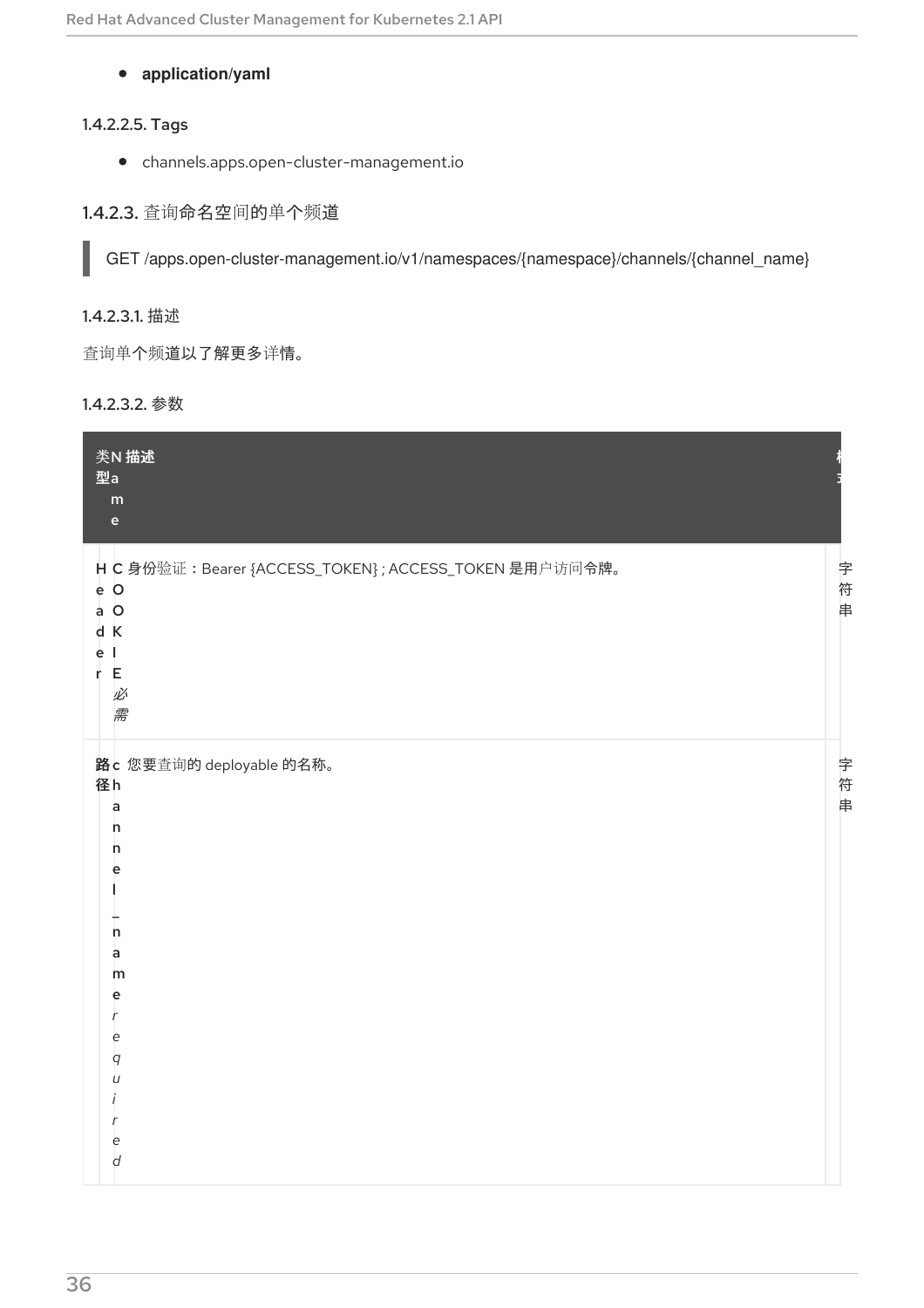- **application/yaml**

#### 1.4.2.2.5. Tags

- channels.apps.open-cluster-management.io

### 1.4.2.3. 查询命名空间的单个频道

```
GET /apps.open-cluster-management.io/v1/namespaces/{namespace}/channels/{channel_name}
```

#### 1.4.2.3.1. 描述

查询单个频道以了解更多详情。

#### 1.4.2.3.2. 参数

| 类型 | Name | 描述 | 模式 |
|---|---|---|---|
| Header | COOKIE *必需* | 身份验证：Bearer {ACCESS_TOKEN}；ACCESS_TOKEN 是用户访问令牌。 | 字符串 |
| 路径 | channel_name *required* | 您要查询的 deployable 的名称。 | 字符串 |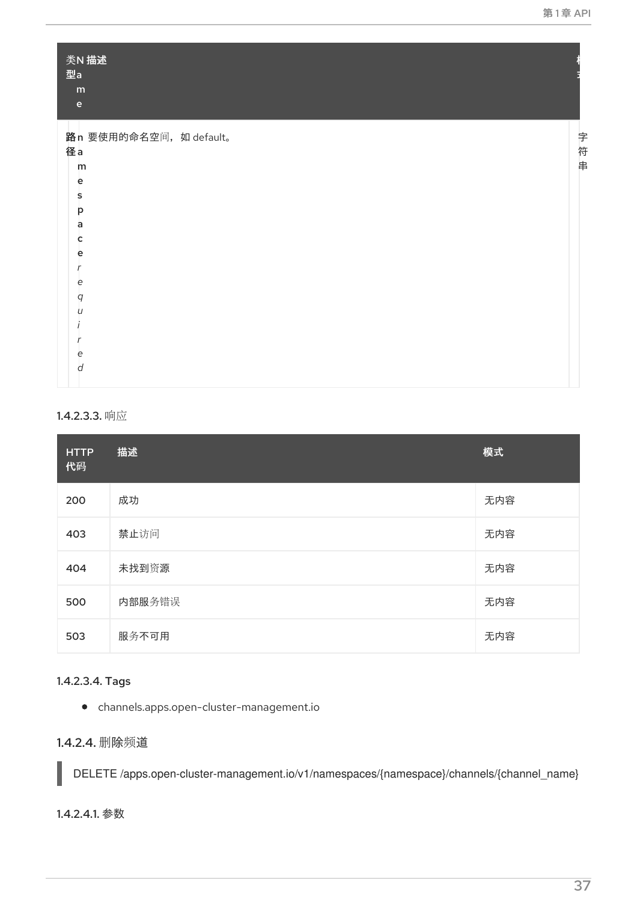| 类型 | Name | 描述 | 模式 |
| --- | --- | --- | --- |
| 路径 | **namespace** *required* | 要使用的命名空间，如 default。 | 字符串 |

#### 1.4.2.3.3. 响应

| HTTP 代码 | 描述 | 模式 |
| --- | --- | --- |
| 200 | 成功 | 无内容 |
| 403 | 禁止访问 | 无内容 |
| 404 | 未找到资源 | 无内容 |
| 500 | 内部服务错误 | 无内容 |
| 503 | 服务不可用 | 无内容 |

#### 1.4.2.3.4. Tags

- channels.apps.open-cluster-management.io

### 1.4.2.4. 删除频道

```
DELETE /apps.open-cluster-management.io/v1/namespaces/{namespace}/channels/{channel_name}
```

#### 1.4.2.4.1. 参数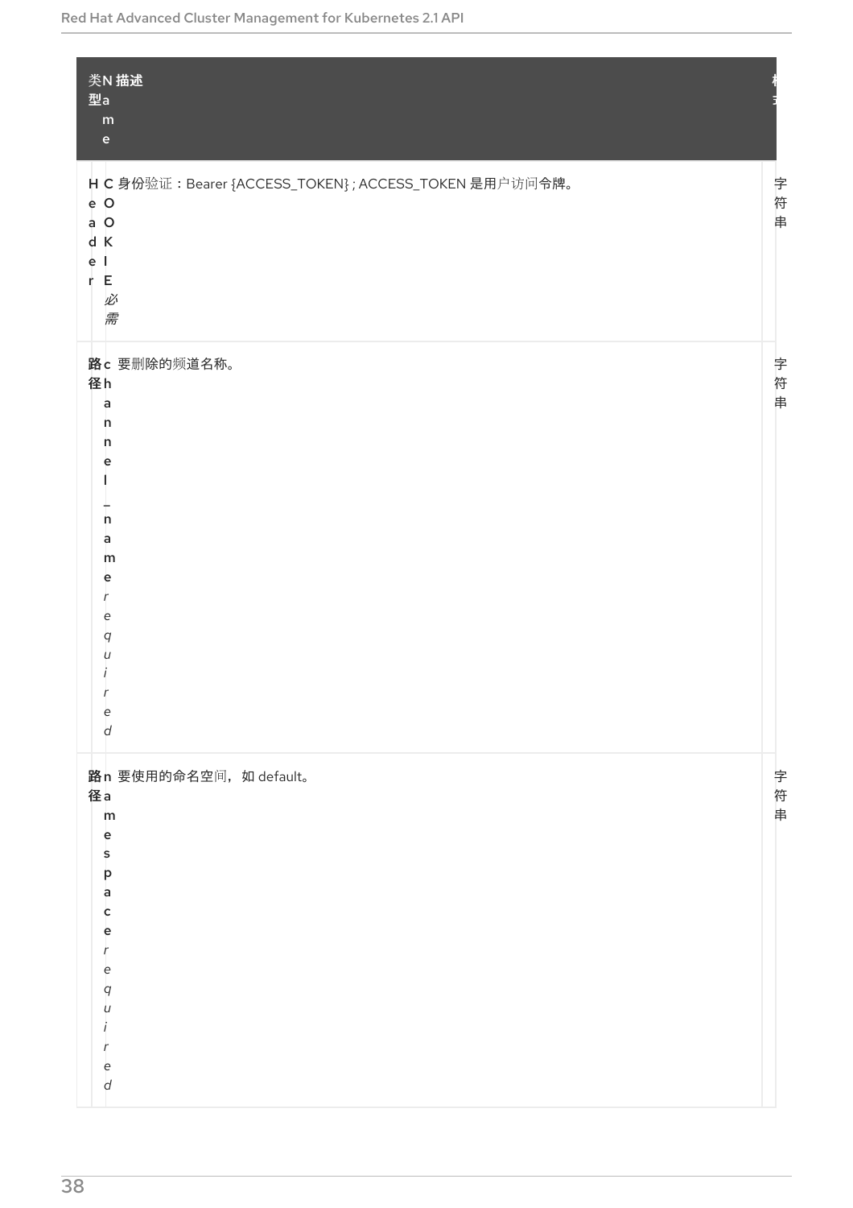| 类型 | Name | 描述 | 模式 |
| --- | --- | --- | --- |
| Header | COOKIE *必需* | 身份验证：Bearer {ACCESS_TOKEN}；ACCESS_TOKEN 是用户访问令牌。 | 字符串 |
| 路径 | channel_name *required* | 要删除的频道名称。 | 字符串 |
| 路径 | namespace *required* | 要使用的命名空间，如 default。 | 字符串 |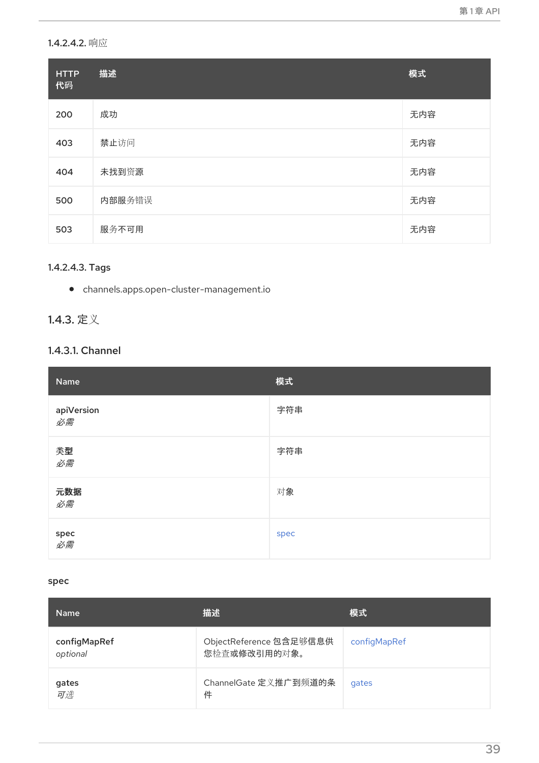#### 1.4.2.4.2. 响应

| HTTP 代码 | 描述 | 模式 |
| --- | --- | --- |
| 200 | 成功 | 无内容 |
| 403 | 禁止访问 | 无内容 |
| 404 | 未找到资源 | 无内容 |
| 500 | 内部服务错误 | 无内容 |
| 503 | 服务不可用 | 无内容 |

#### 1.4.2.4.3. Tags

- channels.apps.open-cluster-management.io

### 1.4.3. 定义

#### 1.4.3.1. Channel

| Name | 模式 |
| --- | --- |
| **apiVersion**<br>*必需* | 字符串 |
| **类型**<br>*必需* | 字符串 |
| **元数据**<br>*必需* | 对象 |
| **spec**<br>*必需* | spec |

**spec**

| Name | 描述 | 模式 |
| --- | --- | --- |
| **configMapRef**<br>*optional* | ObjectReference 包含足够信息供您检查或修改引用的对象。 | configMapRef |
| **gates**<br>*可选* | ChannelGate 定义推广到频道的条件 | gates |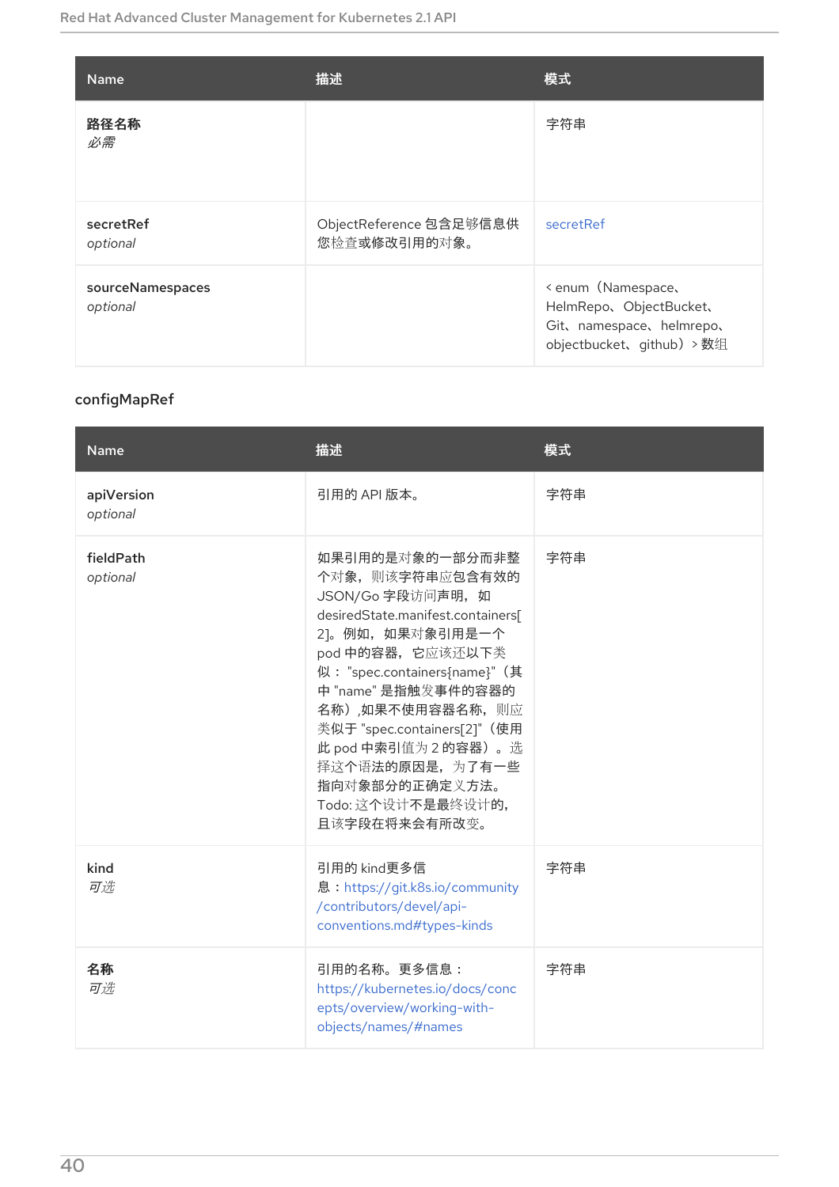| Name | 描述 | 模式 |
| --- | --- | --- |
| **路径名称**<br>*必需* | | 字符串 |
| **secretRef**<br>*optional* | ObjectReference 包含足够信息供您检查或修改引用的对象。 | secretRef |
| **sourceNamespaces**<br>*optional* | | < enum（Namespace、HelmRepo、ObjectBucket、Git、namespace、helmrepo、objectbucket、github）> 数组 |

### configMapRef

| Name | 描述 | 模式 |
| --- | --- | --- |
| **apiVersion**<br>*optional* | 引用的 API 版本。 | 字符串 |
| **fieldPath**<br>*optional* | 如果引用的是对象的一部分而非整个对象，则该字符串应包含有效的 JSON/Go 字段访问声明，如 desiredState.manifest.containers[2]。例如，如果对象引用是一个 pod 中的容器，它应该还以下类似： "spec.containers{name}"（其中 "name" 是指触发事件的容器的名称）,如果不使用容器名称，则应类似于 "spec.containers[2]"（使用此 pod 中索引值为 2 的容器）。选择这个语法的原因是，为了有一些指向对象部分的正确定义方法。Todo: 这个设计不是最终设计的，且该字段在将来会有所改变。 | 字符串 |
| **kind**<br>*可选* | 引用的 kind更多信息：https://git.k8s.io/community/contributors/devel/api-conventions.md#types-kinds | 字符串 |
| **名称**<br>*可选* | 引用的名称。更多信息：https://kubernetes.io/docs/concepts/overview/working-with-objects/names/#names | 字符串 |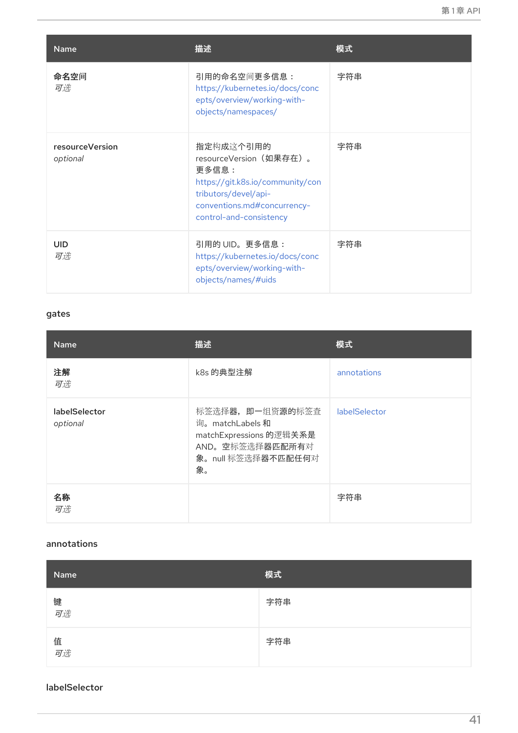| Name | 描述 | 模式 |
| --- | --- | --- |
| **命名空间**<br>*可选* | 引用的命名空间更多信息：https://kubernetes.io/docs/concepts/overview/working-with-objects/namespaces/ | 字符串 |
| **resourceVersion**<br>*optional* | 指定构成这个引用的 resourceVersion（如果存在）。更多信息：https://git.k8s.io/community/contributors/devel/api-conventions.md#concurrency-control-and-consistency | 字符串 |
| **UID**<br>*可选* | 引用的 UID。更多信息：https://kubernetes.io/docs/concepts/overview/working-with-objects/names/#uids | 字符串 |

gates

| Name | 描述 | 模式 |
| --- | --- | --- |
| **注解**<br>*可选* | k8s 的典型注解 | annotations |
| **labelSelector**<br>*optional* | 标签选择器，即一组资源的标签查询。matchLabels 和 matchExpressions 的逻辑关系是 AND。空标签选择器匹配所有对象。null 标签选择器不匹配任何对象。 | labelSelector |
| **名称**<br>*可选* | | 字符串 |

annotations

| Name | 模式 |
| --- | --- |
| **键**<br>*可选* | 字符串 |
| **值**<br>*可选* | 字符串 |

labelSelector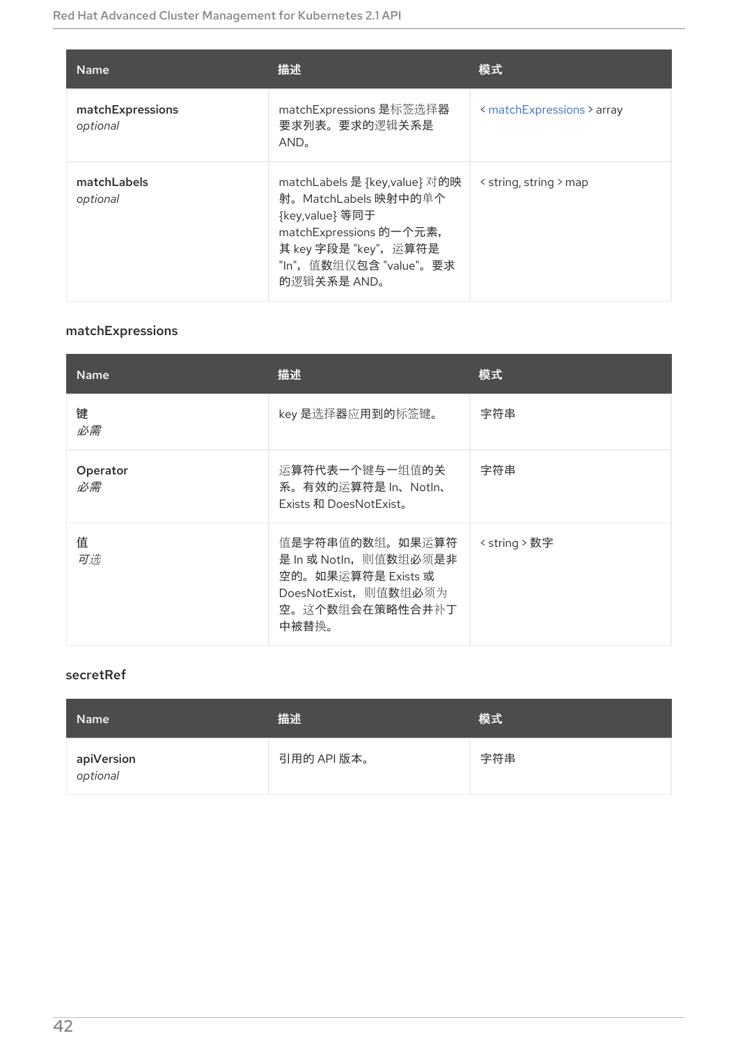| Name | 描述 | 模式 |
| --- | --- | --- |
| **matchExpressions**<br>*optional* | matchExpressions 是标签选择器要求列表。要求的逻辑关系是 AND。 | < matchExpressions > array |
| **matchLabels**<br>*optional* | matchLabels 是 {key,value} 对的映射。MatchLabels 映射中的单个 {key,value} 等同于 matchExpressions 的一个元素，其 key 字段是 "key"，运算符是 "In"，值数组仅包含 "value"。要求的逻辑关系是 AND。 | < string, string > map |

### matchExpressions

| Name | 描述 | 模式 |
| --- | --- | --- |
| **键**<br>*必需* | key 是选择器应用到的标签键。 | 字符串 |
| **Operator**<br>*必需* | 运算符代表一个键与一组值的关系。有效的运算符是 In、NotIn、Exists 和 DoesNotExist。 | 字符串 |
| **值**<br>*可选* | 值是字符串值的数组。如果运算符是 In 或 NotIn，则值数组必须是非空的。如果运算符是 Exists 或 DoesNotExist，则值数组必须为空。这个数组会在策略性合并补丁中被替换。 | < string > 数字 |

### secretRef

| Name | 描述 | 模式 |
| --- | --- | --- |
| **apiVersion**<br>*optional* | 引用的 API 版本。 | 字符串 |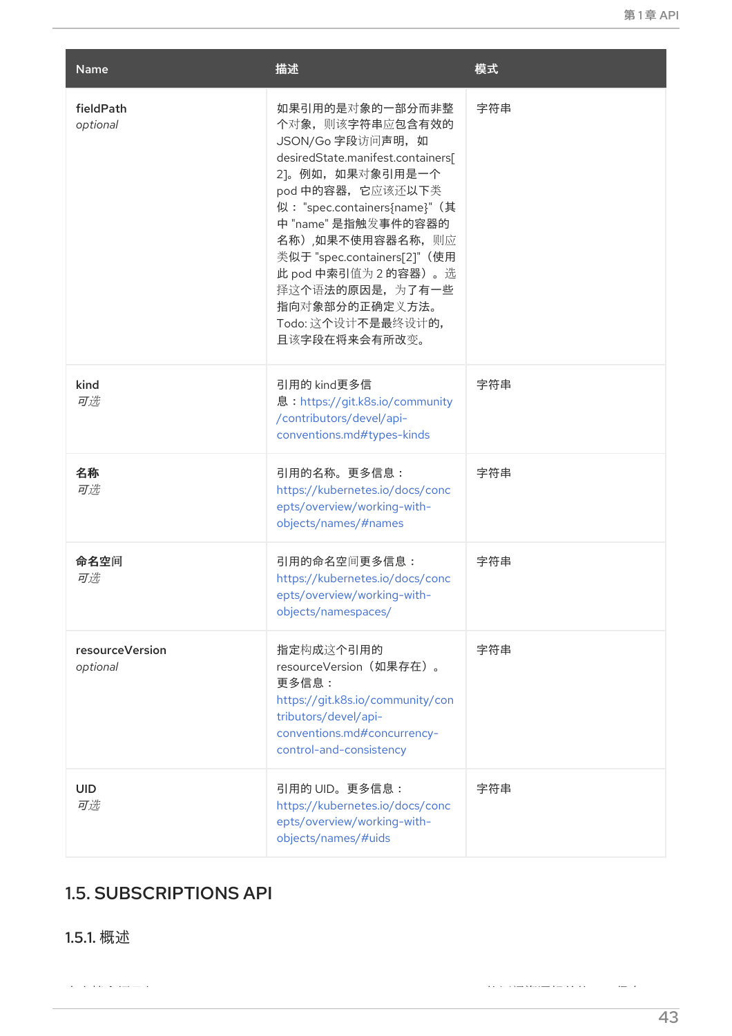| Name | 描述 | 模式 |
| --- | --- | --- |
| fieldPath *optional* | 如果引用的是对象的一部分而非整个对象，则该字符串应包含有效的 JSON/Go 字段访问声明，如 desiredState.manifest.containers[2]。例如，如果对象引用是一个 pod 中的容器，它应该还以下类似： "spec.containers{name}"（其中 "name" 是指触发事件的容器的名称）,如果不使用容器名称，则应类似于 "spec.containers[2]"（使用此 pod 中索引值为 2 的容器）。选择这个语法的原因是，为了有一些指向对象部分的正确定义方法。Todo: 这个设计不是最终设计的，且该字段在将来会有所改变。 | 字符串 |
| kind *可选* | 引用的 kind更多信息：https://git.k8s.io/community/contributors/devel/api-conventions.md#types-kinds | 字符串 |
| 名称 *可选* | 引用的名称。更多信息：https://kubernetes.io/docs/concepts/overview/working-with-objects/names/#names | 字符串 |
| 命名空间 *可选* | 引用的命名空间更多信息：https://kubernetes.io/docs/concepts/overview/working-with-objects/namespaces/ | 字符串 |
| resourceVersion *optional* | 指定构成这个引用的 resourceVersion（如果存在）。更多信息：https://git.k8s.io/community/contributors/devel/api-conventions.md#concurrency-control-and-consistency | 字符串 |
| UID *可选* | 引用的 UID。更多信息：https://kubernetes.io/docs/concepts/overview/working-with-objects/names/#uids | 字符串 |

## 1.5. SUBSCRIPTIONS API

### 1.5.1. 概述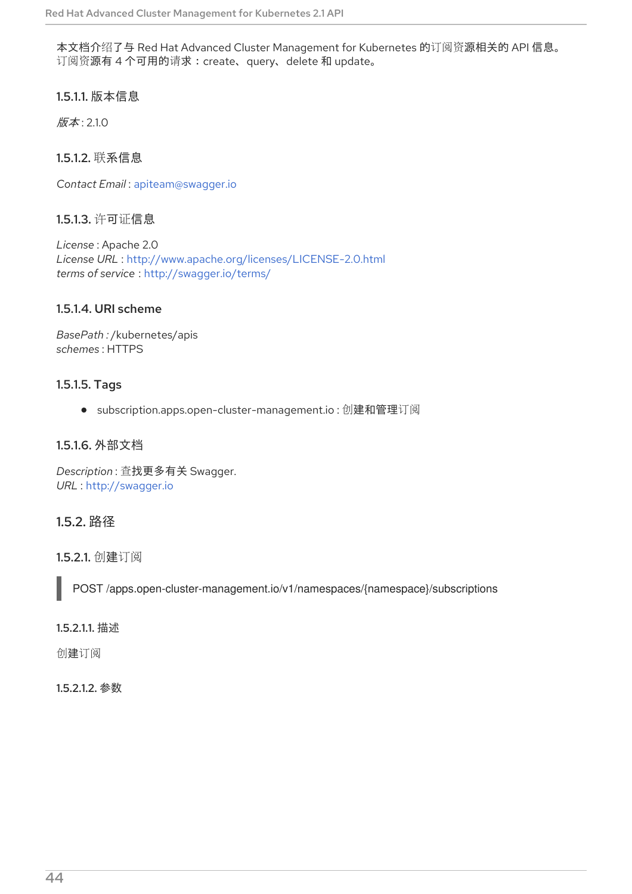本文档介绍了与 Red Hat Advanced Cluster Management for Kubernetes 的订阅资源相关的 API 信息。订阅资源有 4 个可用的请求：create、 query、 delete 和 update。

#### 1.5.1.1. 版本信息

*版本* : 2.1.0

#### 1.5.1.2. 联系信息

*Contact Email* : apiteam@swagger.io

#### 1.5.1.3. 许可证信息

*License* : Apache 2.0
*License URL* : http://www.apache.org/licenses/LICENSE-2.0.html
*terms of service* : http://swagger.io/terms/

#### 1.5.1.4. URI scheme

*BasePath :* /kubernetes/apis
*schemes* : HTTPS

#### 1.5.1.5. Tags

- subscription.apps.open-cluster-management.io : 创建和管理订阅

#### 1.5.1.6. 外部文档

*Description* : 查找更多有关 Swagger.
*URL* : http://swagger.io

### 1.5.2. 路径

#### 1.5.2.1. 创建订阅

```
POST /apps.open-cluster-management.io/v1/namespaces/{namespace}/subscriptions
```

##### 1.5.2.1.1. 描述

创建订阅

##### 1.5.2.1.2. 参数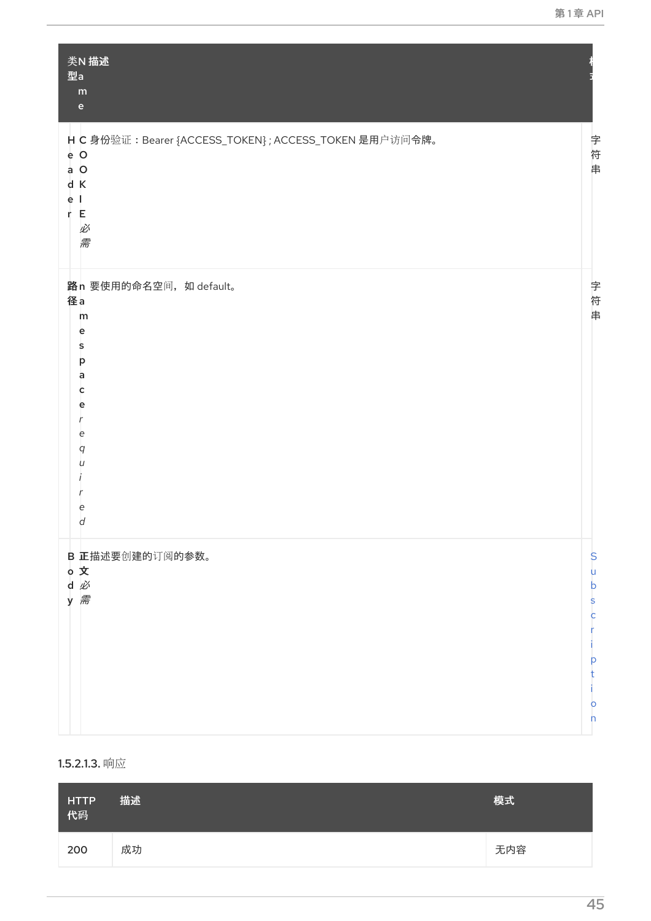| 类型 | Name | 描述 | 模式 |
|---|---|---|---|
| Header | COOKIE *必需* | 身份验证：Bearer {ACCESS_TOKEN}；ACCESS_TOKEN 是用户访问令牌。 | 字符串 |
| 路径 | namespace *required* | 要使用的命名空间，如 default。 | 字符串 |
| Body | 正文 *必需* | 描述要创建的订阅的参数。 | Subscription |

1.5.2.1.3. 响应

| HTTP 代码 | 描述 | 模式 |
|---|---|---|
| 200 | 成功 | 无内容 |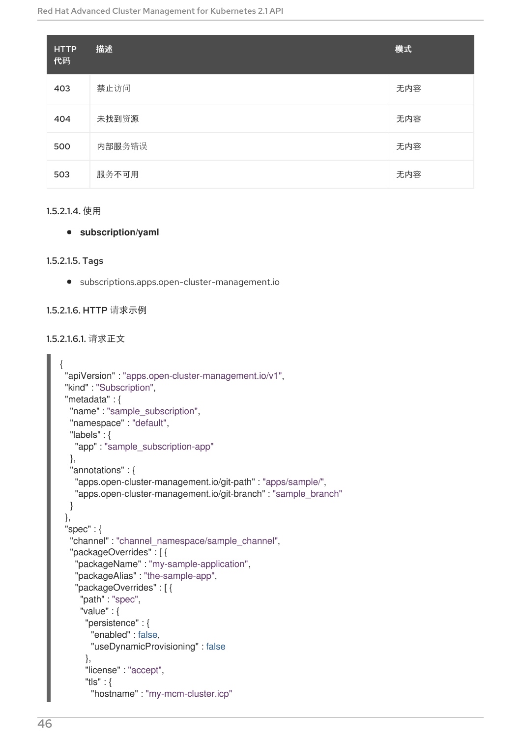| HTTP 代码 | 描述 | 模式 |
| --- | --- | --- |
| 403 | 禁止访问 | 无内容 |
| 404 | 未找到资源 | 无内容 |
| 500 | 内部服务错误 | 无内容 |
| 503 | 服务不可用 | 无内容 |

#### 1.5.2.1.4. 使用

- **subscription/yaml**

#### 1.5.2.1.5. Tags

- subscriptions.apps.open-cluster-management.io

#### 1.5.2.1.6. HTTP 请求示例

##### 1.5.2.1.6.1. 请求正文

```
{
  "apiVersion" : "apps.open-cluster-management.io/v1",
  "kind" : "Subscription",
  "metadata" : {
    "name" : "sample_subscription",
    "namespace" : "default",
    "labels" : {
      "app" : "sample_subscription-app"
    },
    "annotations" : {
      "apps.open-cluster-management.io/git-path" : "apps/sample/",
      "apps.open-cluster-management.io/git-branch" : "sample_branch"
    }
  },
  "spec" : {
    "channel" : "channel_namespace/sample_channel",
    "packageOverrides" : [ {
      "packageName" : "my-sample-application",
      "packageAlias" : "the-sample-app",
      "packageOverrides" : [ {
        "path" : "spec",
        "value" : {
          "persistence" : {
            "enabled" : false,
            "useDynamicProvisioning" : false
          },
          "license" : "accept",
          "tls" : {
            "hostname" : "my-mcm-cluster.icp"
```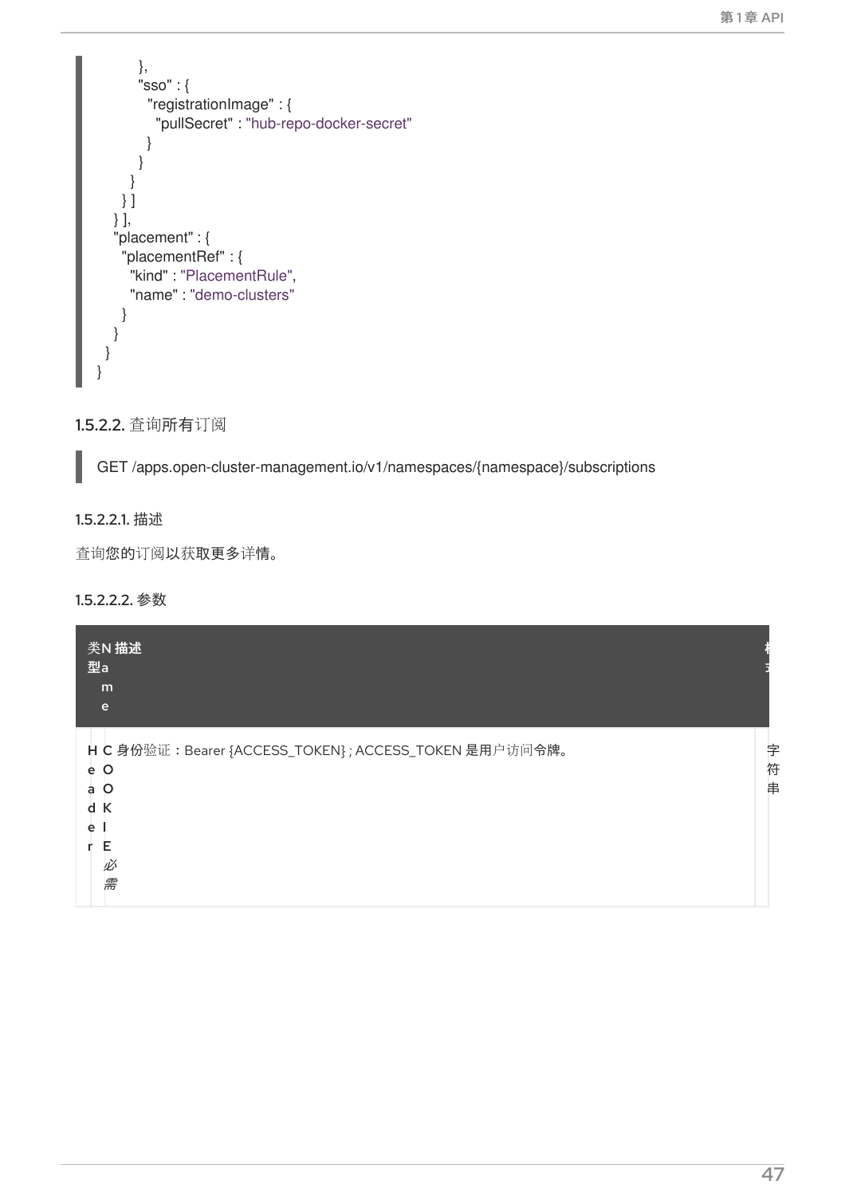```
        },
        "sso" : {
          "registrationImage" : {
            "pullSecret" : "hub-repo-docker-secret"
          }
        }
      }
    } ]
  } ],
  "placement" : {
    "placementRef" : {
      "kind" : "PlacementRule",
      "name" : "demo-clusters"
    }
  }
}
}
```

#### 1.5.2.2. 查询所有订阅

```
GET /apps.open-cluster-management.io/v1/namespaces/{namespace}/subscriptions
```

##### 1.5.2.2.1. 描述

查询您的订阅以获取更多详情。

##### 1.5.2.2.2. 参数

| 类型 | Name | 描述 | 格式 |
| --- | --- | --- | --- |
| Header | COOKIE *必需* | 身份验证：Bearer {ACCESS_TOKEN} ; ACCESS_TOKEN 是用户访问令牌。 | 字符串 |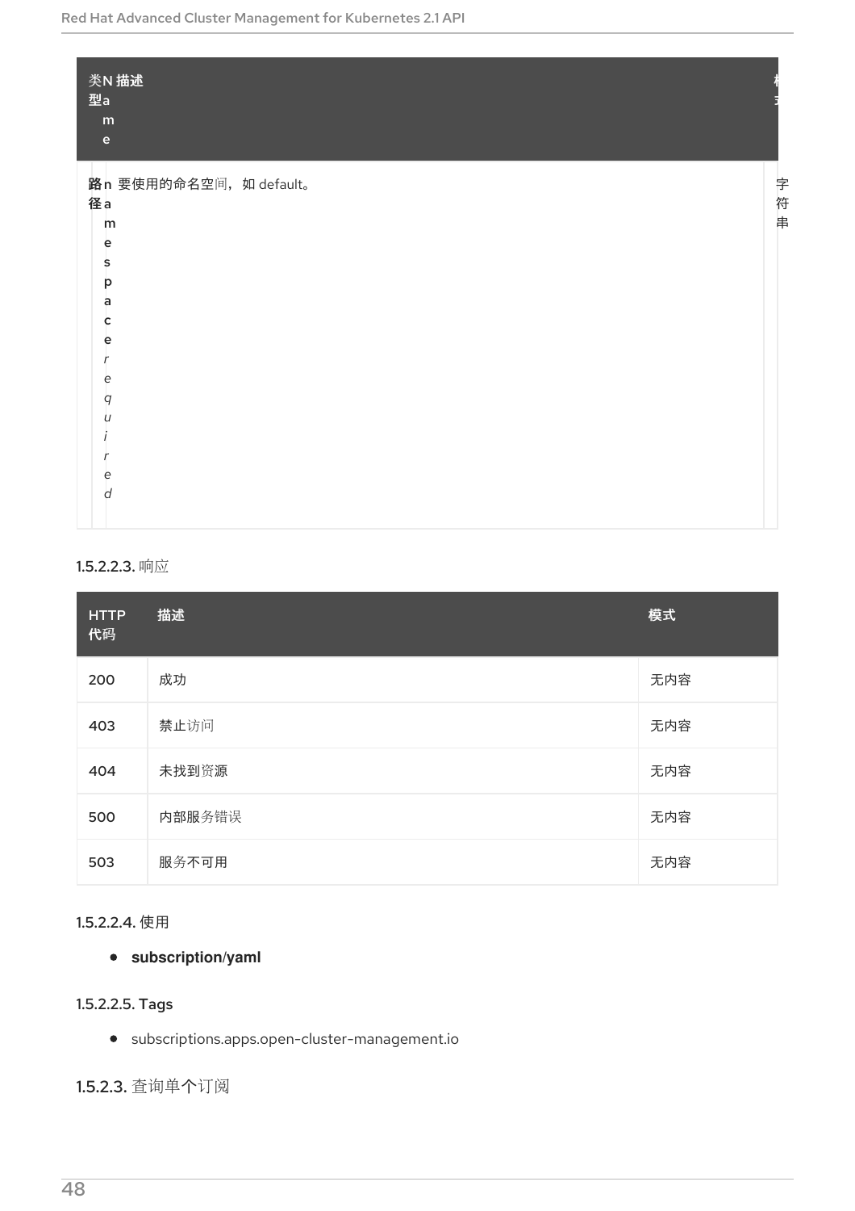| 类型 | Name | 描述 | 模式 |
| --- | --- | --- | --- |
| 路径 | namespace *required* | 要使用的命名空间，如 default。 | 字符串 |

#### 1.5.2.2.3. 响应

| HTTP 代码 | 描述 | 模式 |
| --- | --- | --- |
| 200 | 成功 | 无内容 |
| 403 | 禁止访问 | 无内容 |
| 404 | 未找到资源 | 无内容 |
| 500 | 内部服务错误 | 无内容 |
| 503 | 服务不可用 | 无内容 |

#### 1.5.2.2.4. 使用

- **subscription/yaml**

#### 1.5.2.2.5. Tags

- subscriptions.apps.open-cluster-management.io

### 1.5.2.3. 查询单个订阅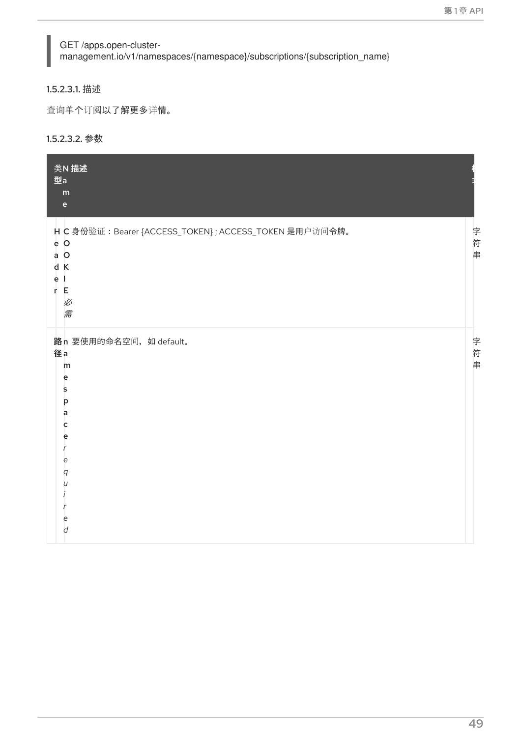```
GET /apps.open-cluster-management.io/v1/namespaces/{namespace}/subscriptions/{subscription_name}
```

#### 1.5.2.3.1. 描述

查询单个订阅以了解更多详情。

#### 1.5.2.3.2. 参数

| 类型 | Name | 描述 | 模式 |
| --- | --- | --- | --- |
| Header | COOKIE *必需* | 身份验证：Bearer {ACCESS_TOKEN}；ACCESS_TOKEN 是用户访问令牌。 | 字符串 |
| 路径 | namespace *required* | 要使用的命名空间，如 default。 | 字符串 |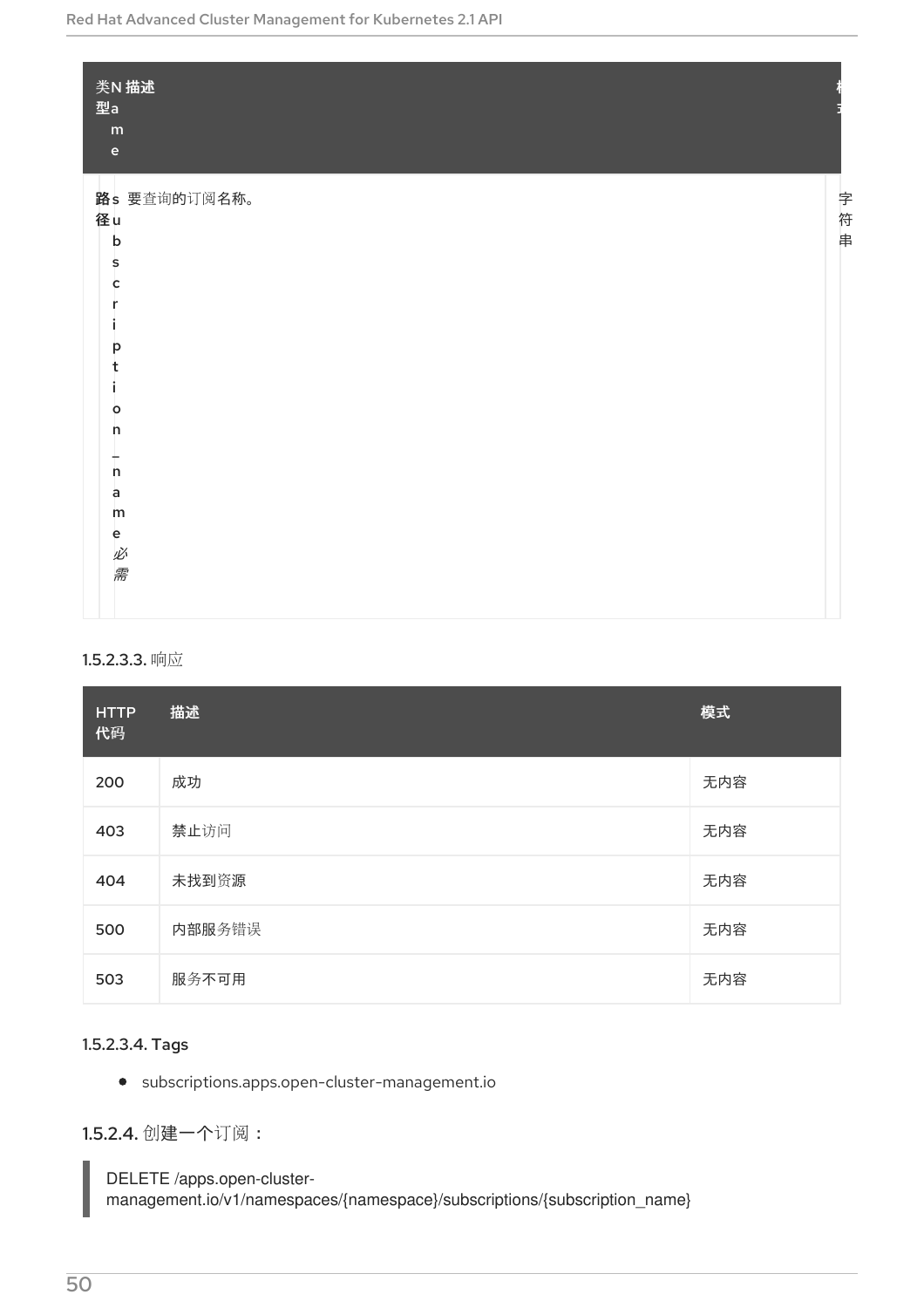| 类型 | Name | 描述 | 模式 |
| --- | --- | --- | --- |
| 路径 | subscription_name *必需* | 要查询的订阅名称。 | 字符串 |

#### 1.5.2.3.3. 响应

| HTTP 代码 | 描述 | 模式 |
| --- | --- | --- |
| 200 | 成功 | 无内容 |
| 403 | 禁止访问 | 无内容 |
| 404 | 未找到资源 | 无内容 |
| 500 | 内部服务错误 | 无内容 |
| 503 | 服务不可用 | 无内容 |

#### 1.5.2.3.4. Tags

- subscriptions.apps.open-cluster-management.io

### 1.5.2.4. 创建一个订阅：

```
DELETE /apps.open-cluster-management.io/v1/namespaces/{namespace}/subscriptions/{subscription_name}
```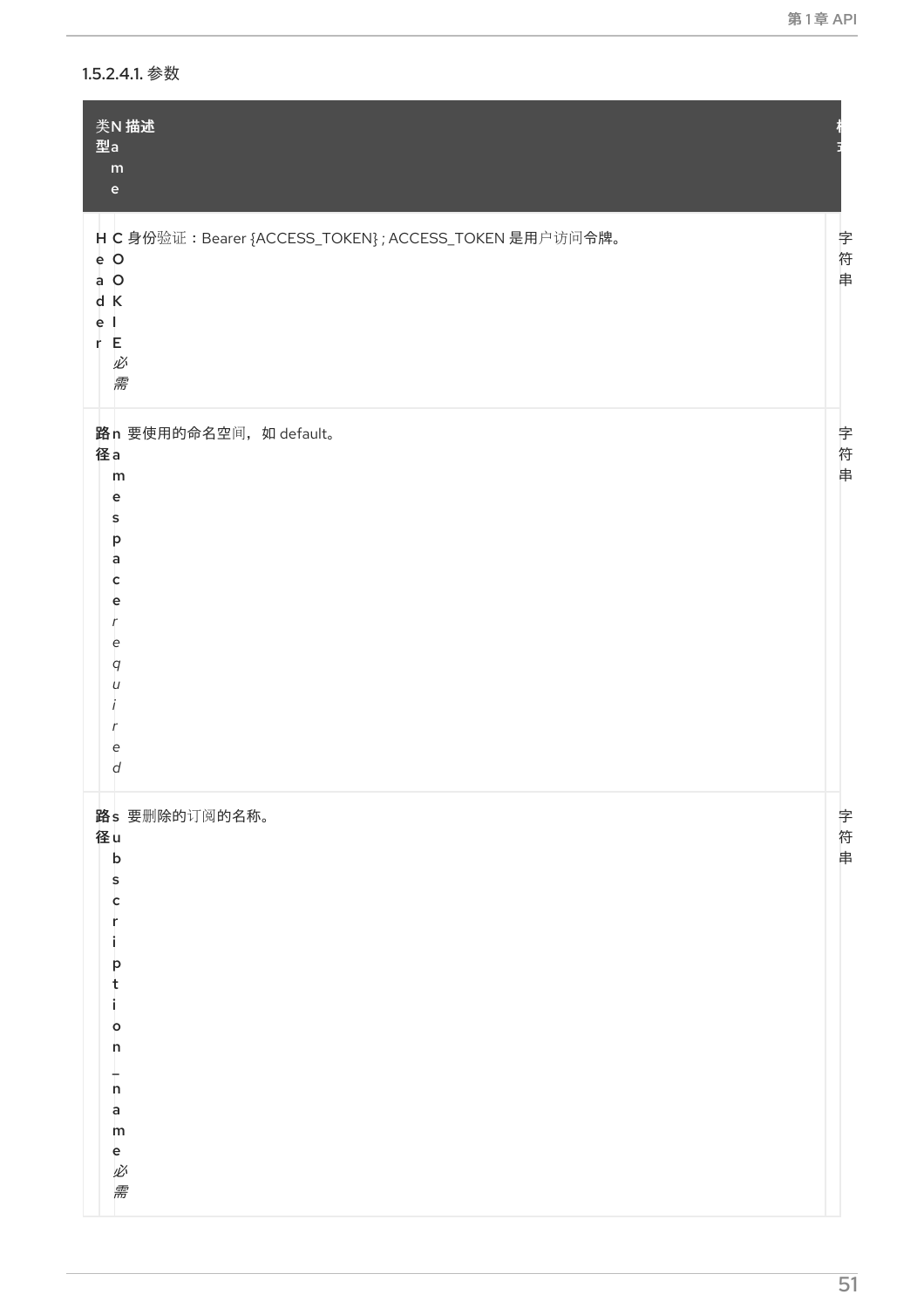#### 1.5.2.4.1. 参数

| 类型 | Name | 描述 | 模式 |
| --- | --- | --- | --- |
| Header | COOKIE *必需* | 身份验证：Bearer {ACCESS_TOKEN}；ACCESS_TOKEN 是用户访问令牌。 | 字符串 |
| 路径 | namespace *required* | 要使用的命名空间，如 default。 | 字符串 |
| 路径 | subscription_name *必需* | 要删除的订阅的名称。 | 字符串 |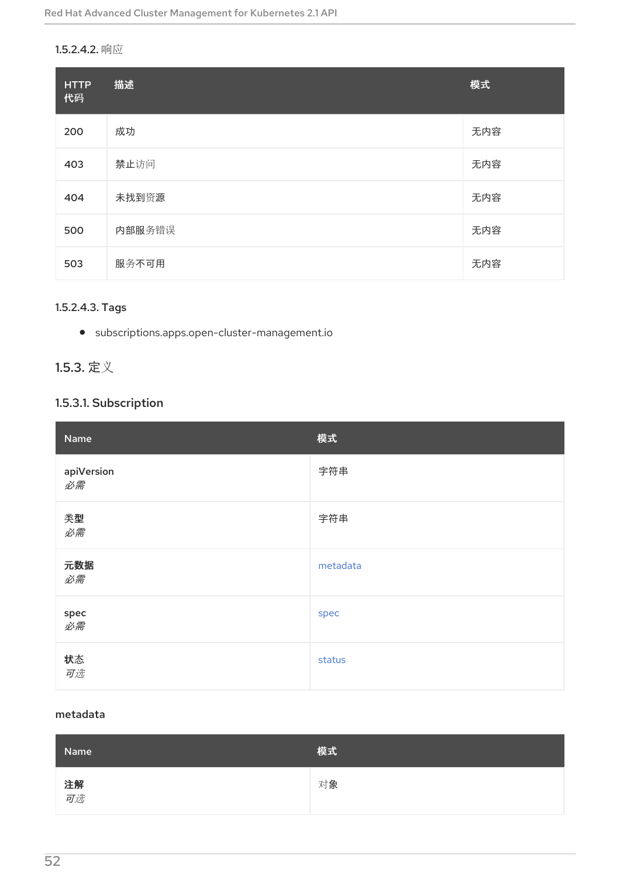#### 1.5.2.4.2. 响应

| HTTP 代码 | 描述 | 模式 |
| --- | --- | --- |
| 200 | 成功 | 无内容 |
| 403 | 禁止访问 | 无内容 |
| 404 | 未找到资源 | 无内容 |
| 500 | 内部服务错误 | 无内容 |
| 503 | 服务不可用 | 无内容 |

#### 1.5.2.4.3. Tags

- subscriptions.apps.open-cluster-management.io

## 1.5.3. 定义

### 1.5.3.1. Subscription

| Name | 模式 |
| --- | --- |
| **apiVersion**<br>*必需* | 字符串 |
| **类型**<br>*必需* | 字符串 |
| **元数据**<br>*必需* | metadata |
| **spec**<br>*必需* | spec |
| **状态**<br>*可选* | status |

#### metadata

| Name | 模式 |
| --- | --- |
| **注解**<br>*可选* | 对象 |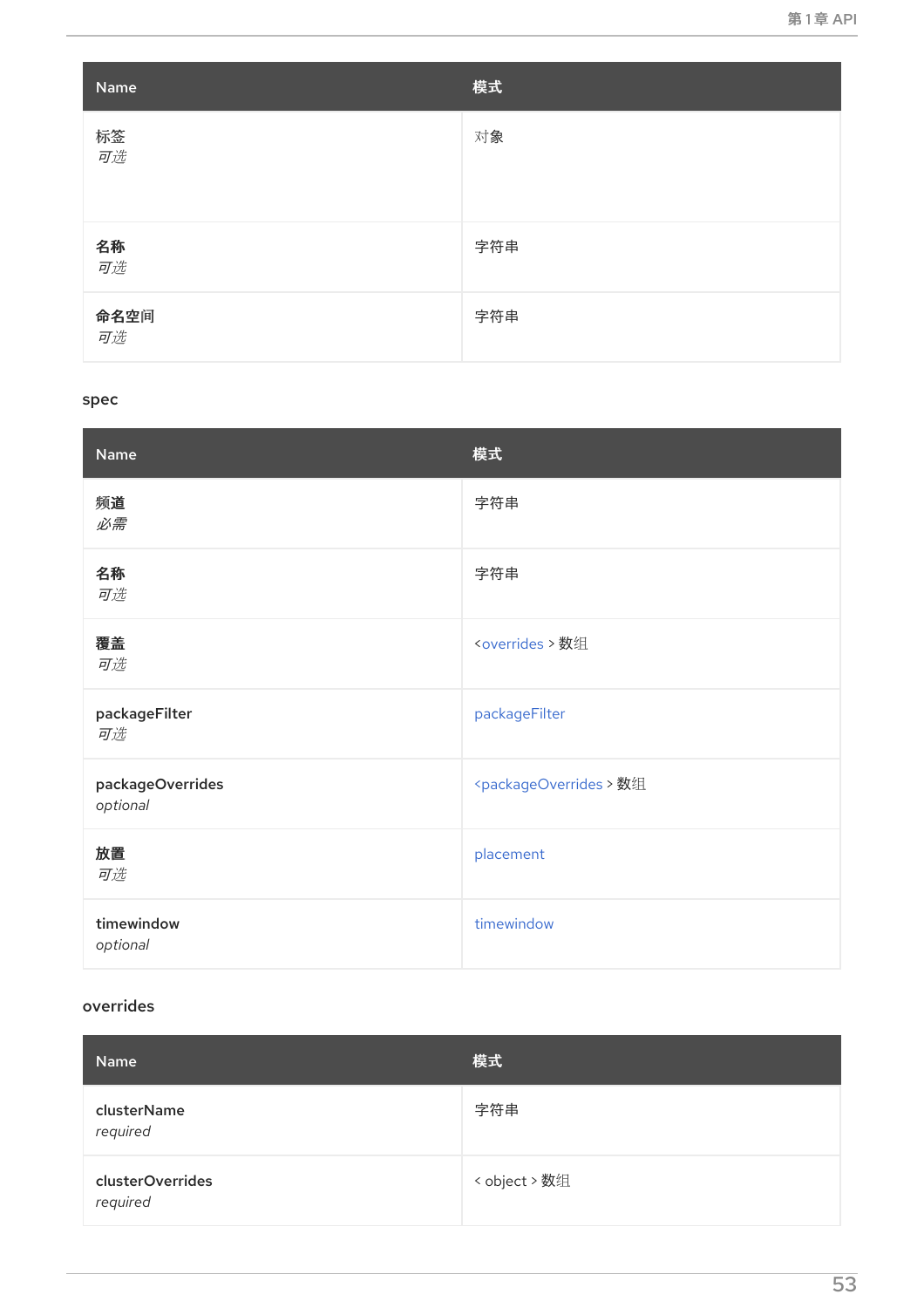| Name | 模式 |
| --- | --- |
| **标签**<br>*可选* | 对象 |
| **名称**<br>*可选* | 字符串 |
| **命名空间**<br>*可选* | 字符串 |

### spec

| Name | 模式 |
| --- | --- |
| **频道**<br>*必需* | 字符串 |
| **名称**<br>*可选* | 字符串 |
| **覆盖**<br>*可选* | <overrides > 数组 |
| **packageFilter**<br>*可选* | packageFilter |
| **packageOverrides**<br>*optional* | <packageOverrides > 数组 |
| **放置**<br>*可选* | placement |
| **timewindow**<br>*optional* | timewindow |

### overrides

| Name | 模式 |
| --- | --- |
| **clusterName**<br>*required* | 字符串 |
| **clusterOverrides**<br>*required* | < object > 数组 |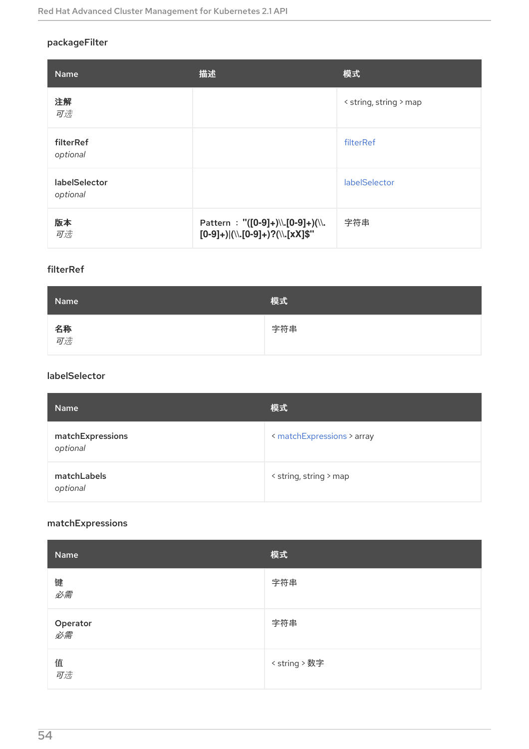### packageFilter

| Name | 描述 | 模式 |
| --- | --- | --- |
| **注解**<br>*可选* | | < string, string > map |
| **filterRef**<br>*optional* | | filterRef |
| **labelSelector**<br>*optional* | | labelSelector |
| **版本**<br>*可选* | Pattern : **"([0-9]+)\\.[0-9]+)(\\.[0-9]+)\|(\\.[0-9]+)?(\\.[xX]$"** | 字符串 |

### filterRef

| Name | 模式 |
| --- | --- |
| **名称**<br>*可选* | 字符串 |

### labelSelector

| Name | 模式 |
| --- | --- |
| **matchExpressions**<br>*optional* | < matchExpressions > array |
| **matchLabels**<br>*optional* | < string, string > map |

### matchExpressions

| Name | 模式 |
| --- | --- |
| **键**<br>*必需* | 字符串 |
| **Operator**<br>*必需* | 字符串 |
| **值**<br>*可选* | < string > 数字 |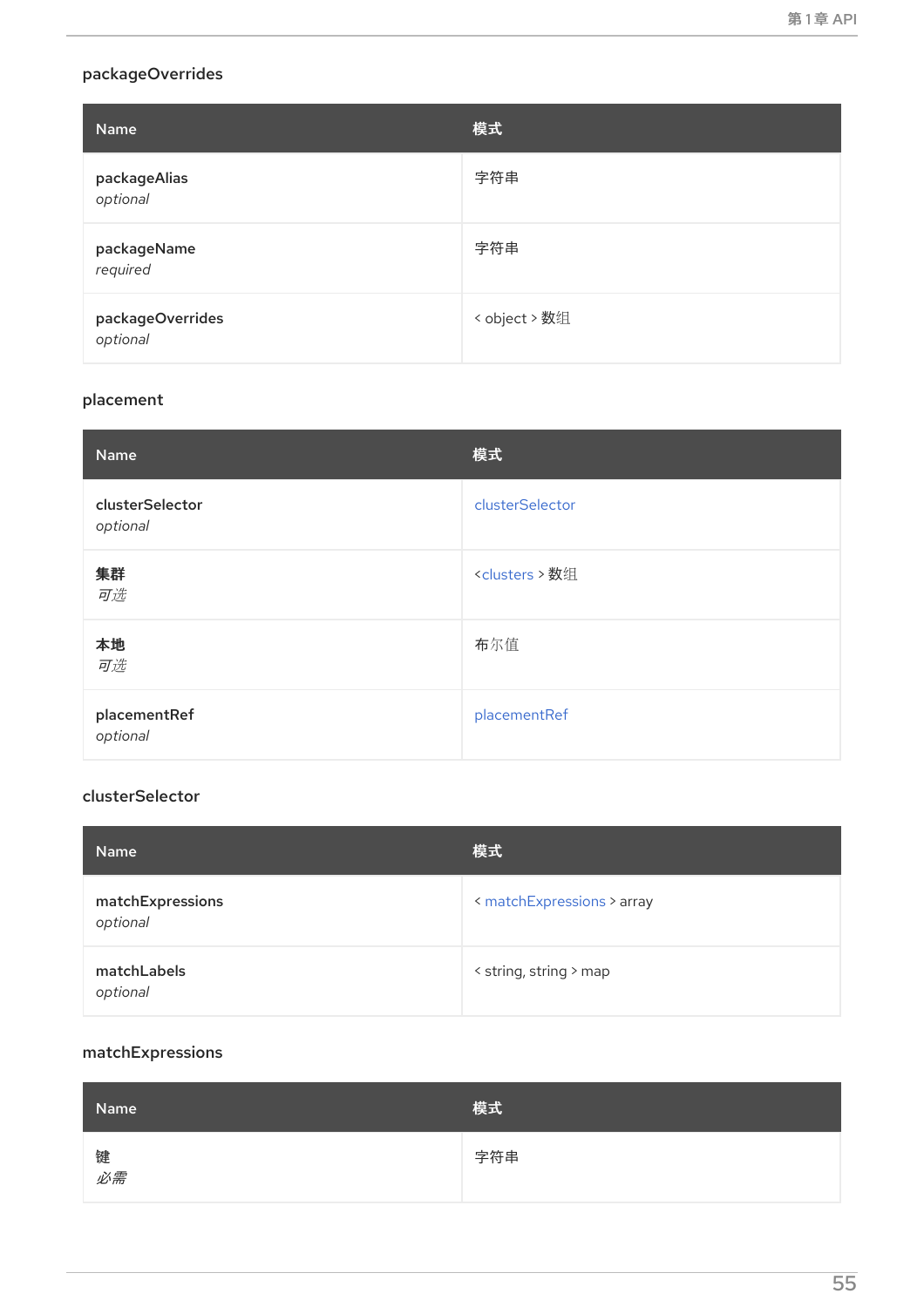#### packageOverrides

| Name | 模式 |
| --- | --- |
| packageAlias<br>*optional* | 字符串 |
| packageName<br>*required* | 字符串 |
| packageOverrides<br>*optional* | < object > 数组 |

#### placement

| Name | 模式 |
| --- | --- |
| clusterSelector<br>*optional* | clusterSelector |
| **集群**<br>*可选* | <clusters > 数组 |
| **本地**<br>*可选* | 布尔值 |
| placementRef<br>*optional* | placementRef |

#### clusterSelector

| Name | 模式 |
| --- | --- |
| matchExpressions<br>*optional* | < matchExpressions > array |
| matchLabels<br>*optional* | < string, string > map |

#### matchExpressions

| Name | 模式 |
| --- | --- |
| **键**<br>*必需* | 字符串 |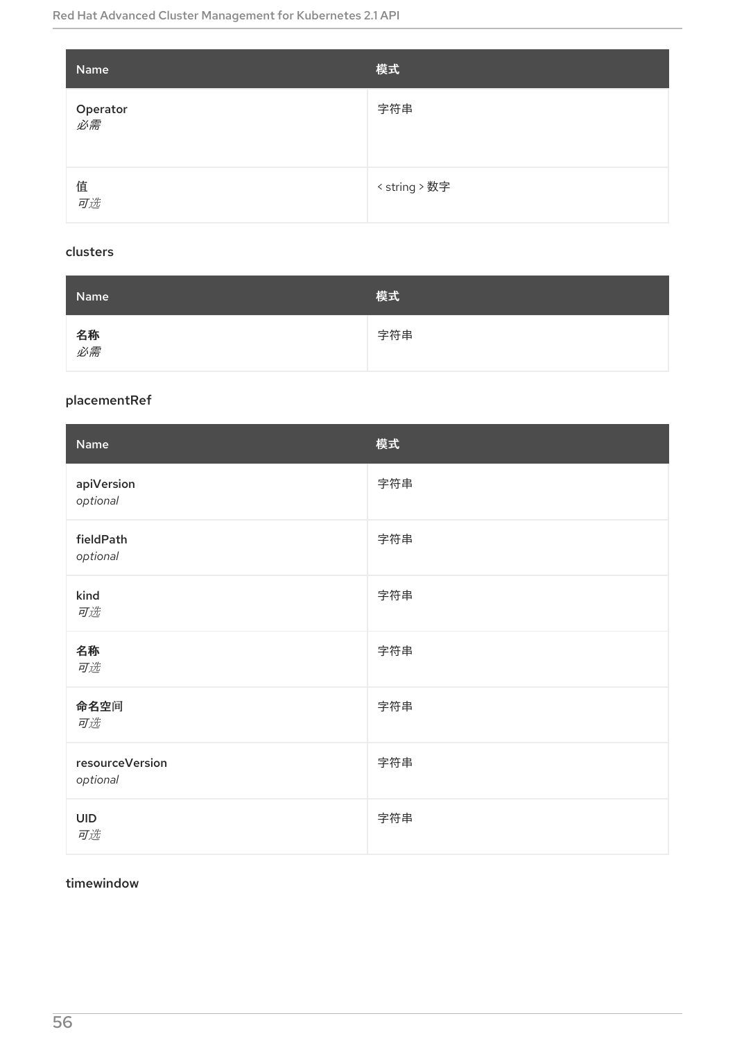| Name | 模式 |
| --- | --- |
| Operator<br>*必需* | 字符串 |
| 值<br>*可选* | < string > 数字 |

### clusters

| Name | 模式 |
| --- | --- |
| **名称**<br>*必需* | 字符串 |

### placementRef

| Name | 模式 |
| --- | --- |
| apiVersion<br>*optional* | 字符串 |
| fieldPath<br>*optional* | 字符串 |
| kind<br>*可选* | 字符串 |
| **名称**<br>*可选* | 字符串 |
| **命名空间**<br>*可选* | 字符串 |
| resourceVersion<br>*optional* | 字符串 |
| UID<br>*可选* | 字符串 |

### timewindow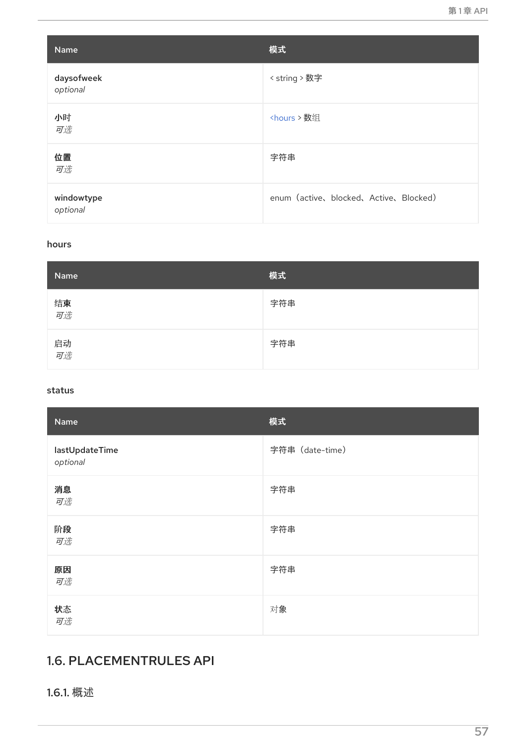| Name | 模式 |
| --- | --- |
| **daysofweek**<br>*optional* | < string > 数字 |
| **小时**<br>*可选* | <hours > 数组 |
| **位置**<br>*可选* | 字符串 |
| **windowtype**<br>*optional* | enum（active、blocked、Active、Blocked） |

hours

| Name | 模式 |
| --- | --- |
| **结束**<br>*可选* | 字符串 |
| **启动**<br>*可选* | 字符串 |

status

| Name | 模式 |
| --- | --- |
| **lastUpdateTime**<br>*optional* | 字符串（date-time） |
| **消息**<br>*可选* | 字符串 |
| **阶段**<br>*可选* | 字符串 |
| **原因**<br>*可选* | 字符串 |
| **状态**<br>*可选* | 对象 |

## 1.6. PLACEMENTRULES API

### 1.6.1. 概述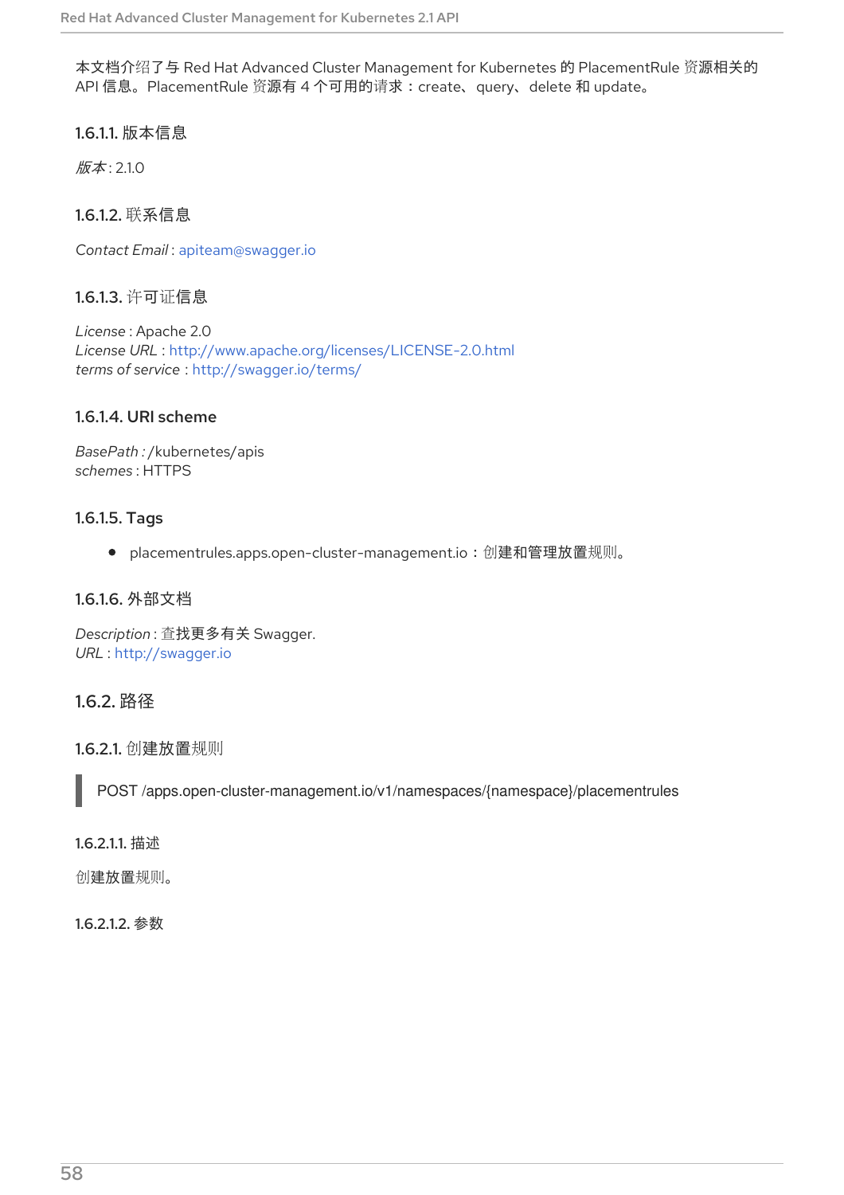本文档介绍了与 Red Hat Advanced Cluster Management for Kubernetes 的 PlacementRule 资源相关的 API 信息。PlacementRule 资源有 4 个可用的请求：create、query、delete 和 update。

#### 1.6.1.1. 版本信息

*版本* : 2.1.0

#### 1.6.1.2. 联系信息

*Contact Email* : apiteam@swagger.io

#### 1.6.1.3. 许可证信息

*License* : Apache 2.0
*License URL* : http://www.apache.org/licenses/LICENSE-2.0.html
*terms of service* : http://swagger.io/terms/

#### 1.6.1.4. URI scheme

*BasePath :* /kubernetes/apis
*schemes* : HTTPS

#### 1.6.1.5. Tags

- placementrules.apps.open-cluster-management.io：创建和管理放置规则。

#### 1.6.1.6. 外部文档

*Description* : 查找更多有关 Swagger.
*URL* : http://swagger.io

### 1.6.2. 路径

#### 1.6.2.1. 创建放置规则

```
POST /apps.open-cluster-management.io/v1/namespaces/{namespace}/placementrules
```

##### 1.6.2.1.1. 描述

创建放置规则。

##### 1.6.2.1.2. 参数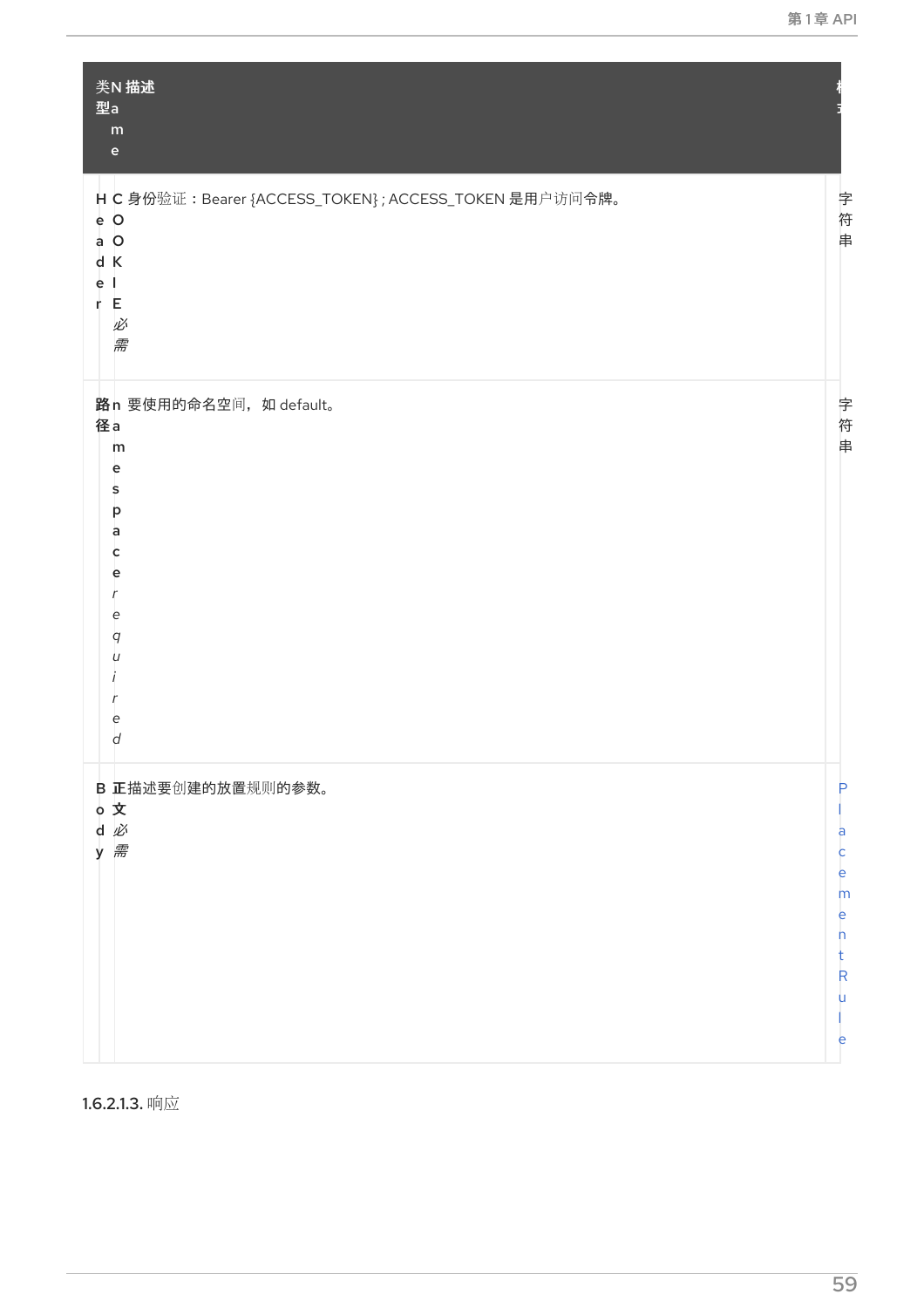| 类型 | Name | 描述 | 模式 |
| --- | --- | --- | --- |
| Header | COOKIE *必需* | 身份验证：Bearer {ACCESS_TOKEN}；ACCESS_TOKEN 是用户访问令牌。 | 字符串 |
| 路径 | namespace *required* | 要使用的命名空间，如 default。 | 字符串 |
| Body | 正文 *必需* | 描述要创建的放置规则的参数。 | PlacementRule |

#### 1.6.2.1.3. 响应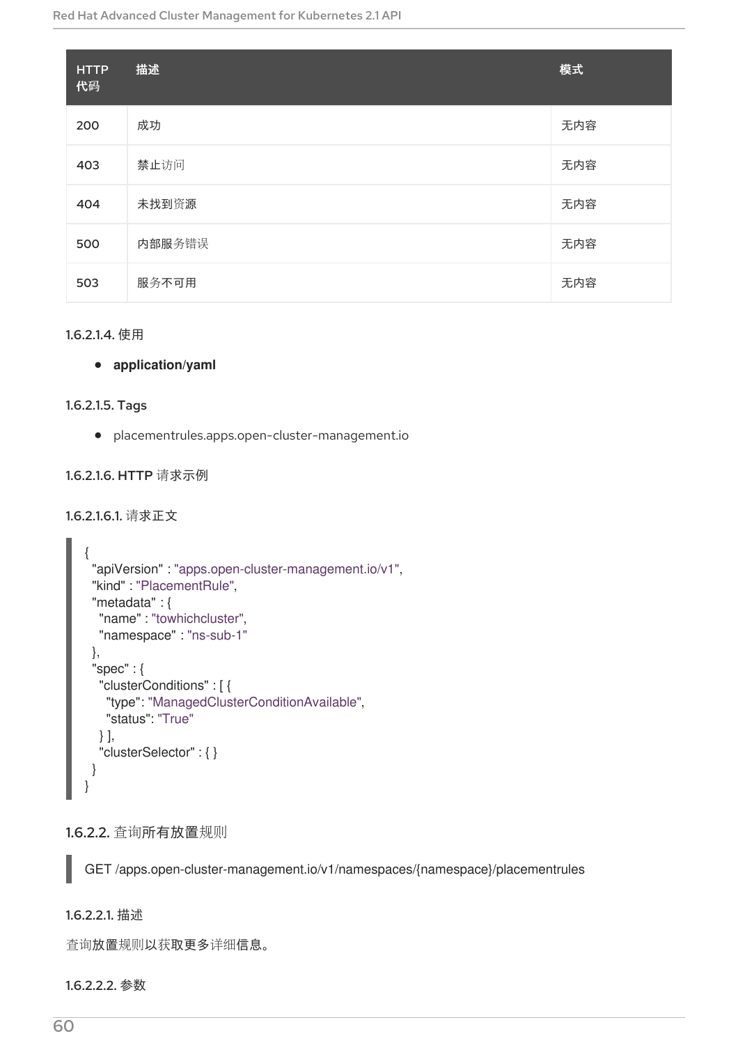| HTTP 代码 | 描述 | 模式 |
| --- | --- | --- |
| 200 | 成功 | 无内容 |
| 403 | 禁止访问 | 无内容 |
| 404 | 未找到资源 | 无内容 |
| 500 | 内部服务错误 | 无内容 |
| 503 | 服务不可用 | 无内容 |

#### 1.6.2.1.4. 使用

- **application/yaml**

#### 1.6.2.1.5. Tags

- placementrules.apps.open-cluster-management.io

#### 1.6.2.1.6. HTTP 请求示例

##### 1.6.2.1.6.1. 请求正文

```
{
  "apiVersion" : "apps.open-cluster-management.io/v1",
  "kind" : "PlacementRule",
  "metadata" : {
    "name" : "towhichcluster",
    "namespace" : "ns-sub-1"
  },
  "spec" : {
    "clusterConditions" : [ {
      "type": "ManagedClusterConditionAvailable",
      "status": "True"
    } ],
    "clusterSelector" : { }
  }
}
```

### 1.6.2.2. 查询所有放置规则

```
GET /apps.open-cluster-management.io/v1/namespaces/{namespace}/placementrules
```

#### 1.6.2.2.1. 描述

查询放置规则以获取更多详细信息。

#### 1.6.2.2.2. 参数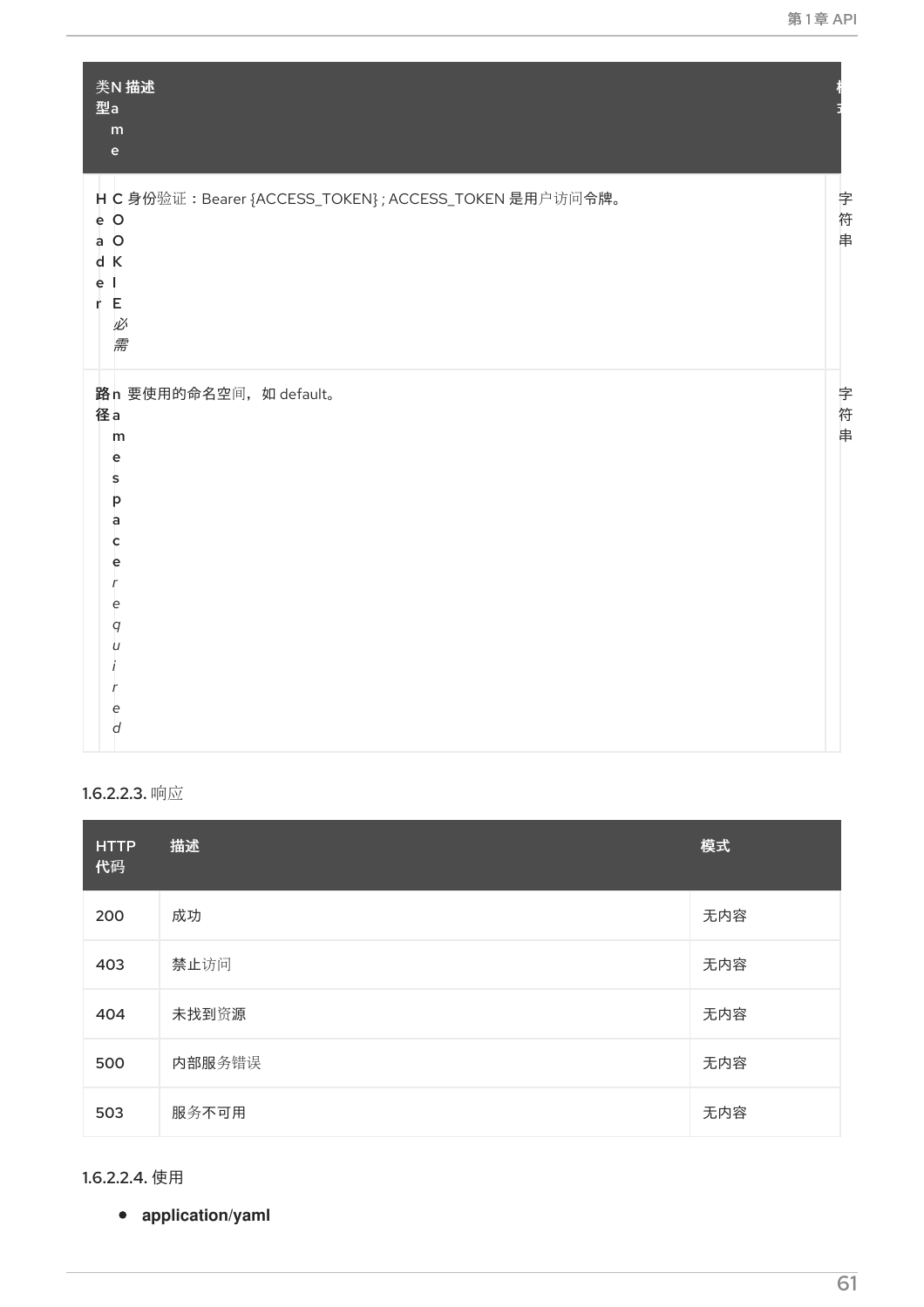| 类型 | Name | 描述 | 模式 |
| --- | --- | --- | --- |
| Header | COOKIE *必需* | 身份验证：Bearer {ACCESS_TOKEN} ; ACCESS_TOKEN 是用户访问令牌。 | 字符串 |
| 路径 | namespace *required* | 要使用的命名空间，如 default。 | 字符串 |

#### 1.6.2.2.3. 响应

| HTTP 代码 | 描述 | 模式 |
| --- | --- | --- |
| 200 | 成功 | 无内容 |
| 403 | 禁止访问 | 无内容 |
| 404 | 未找到资源 | 无内容 |
| 500 | 内部服务错误 | 无内容 |
| 503 | 服务不可用 | 无内容 |

#### 1.6.2.2.4. 使用

- **application/yaml**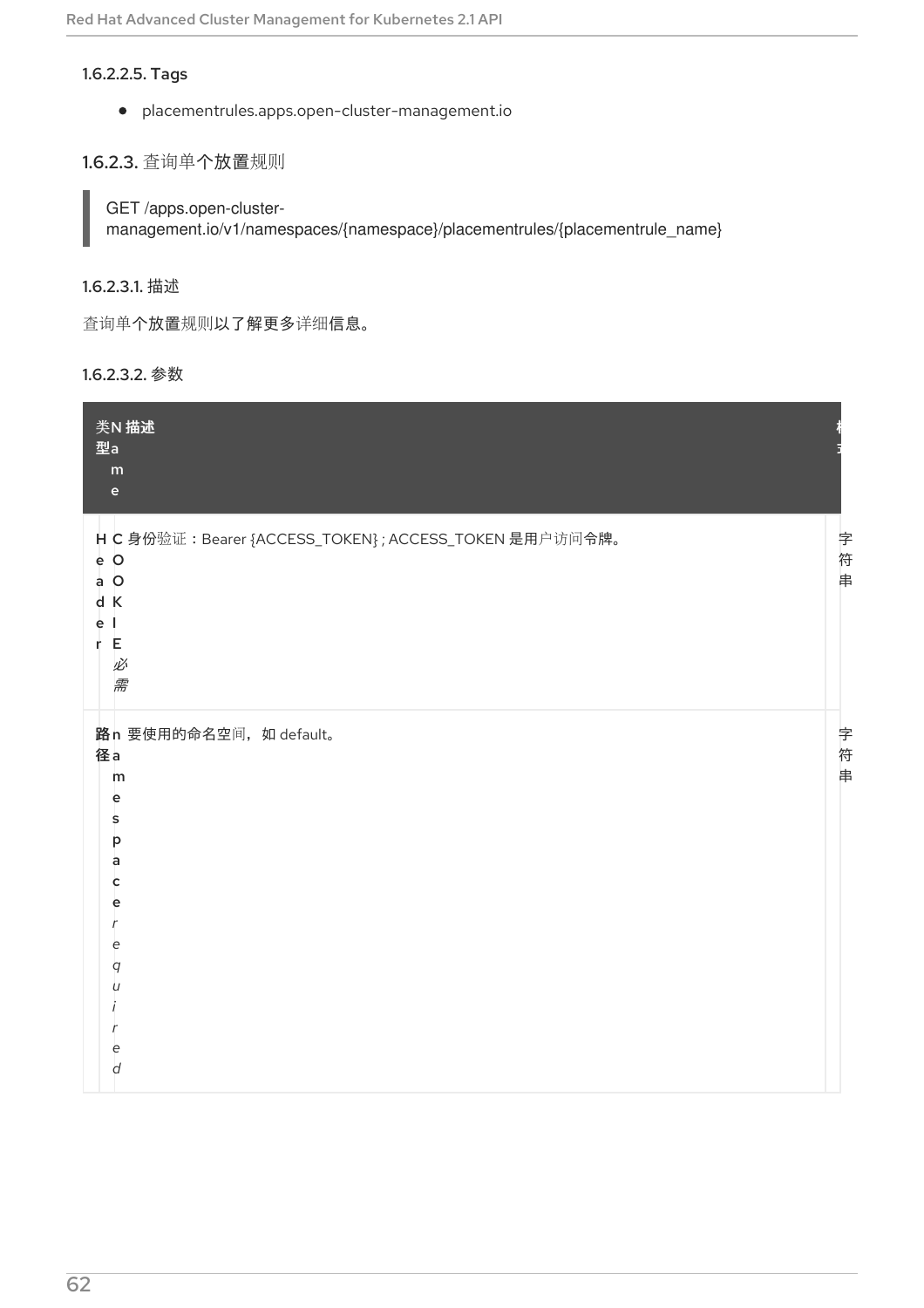#### 1.6.2.2.5. Tags

- placementrules.apps.open-cluster-management.io

### 1.6.2.3. 查询单个放置规则

```
GET /apps.open-cluster-management.io/v1/namespaces/{namespace}/placementrules/{placementrule_name}
```

#### 1.6.2.3.1. 描述

查询单个放置规则以了解更多详细信息。

#### 1.6.2.3.2. 参数

| 类型 | Name | 描述 | 模式 |
| --- | --- | --- | --- |
| Header | COOKIE *必需* | 身份验证：Bearer {ACCESS_TOKEN}；ACCESS_TOKEN 是用户访问令牌。 | 字符串 |
| 路径 | namespace *required* | 要使用的命名空间，如 default。 | 字符串 |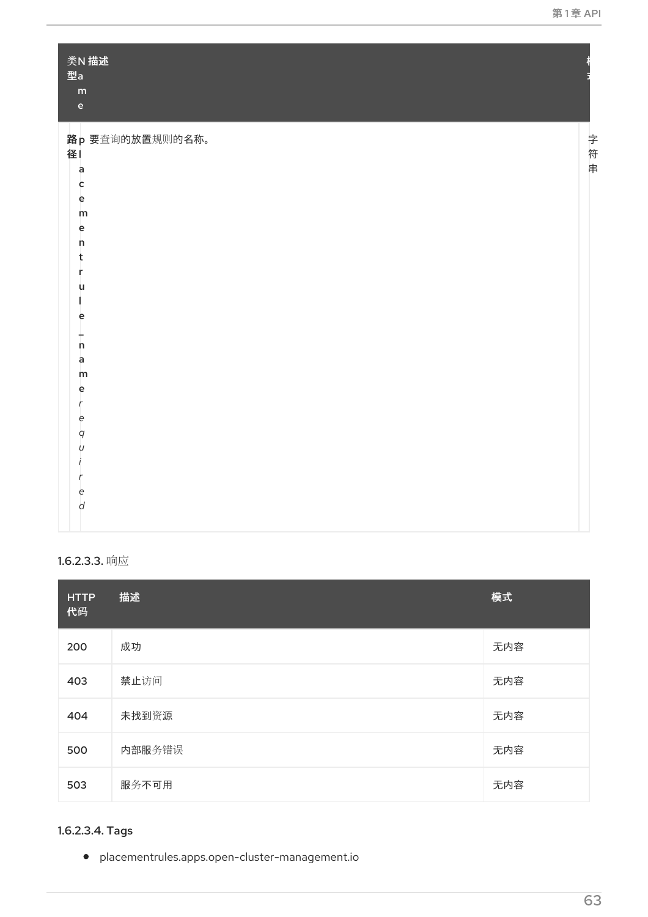| 类型 | Name | 描述 | 模式 |
| --- | --- | --- | --- |
| 路径 | placementrule_name *required* | 要查询的放置规则的名称。 | 字符串 |

1.6.2.3.3. 响应

| HTTP 代码 | 描述 | 模式 |
| --- | --- | --- |
| 200 | 成功 | 无内容 |
| 403 | 禁止访问 | 无内容 |
| 404 | 未找到资源 | 无内容 |
| 500 | 内部服务错误 | 无内容 |
| 503 | 服务不可用 | 无内容 |

1.6.2.3.4. Tags

- placementrules.apps.open-cluster-management.io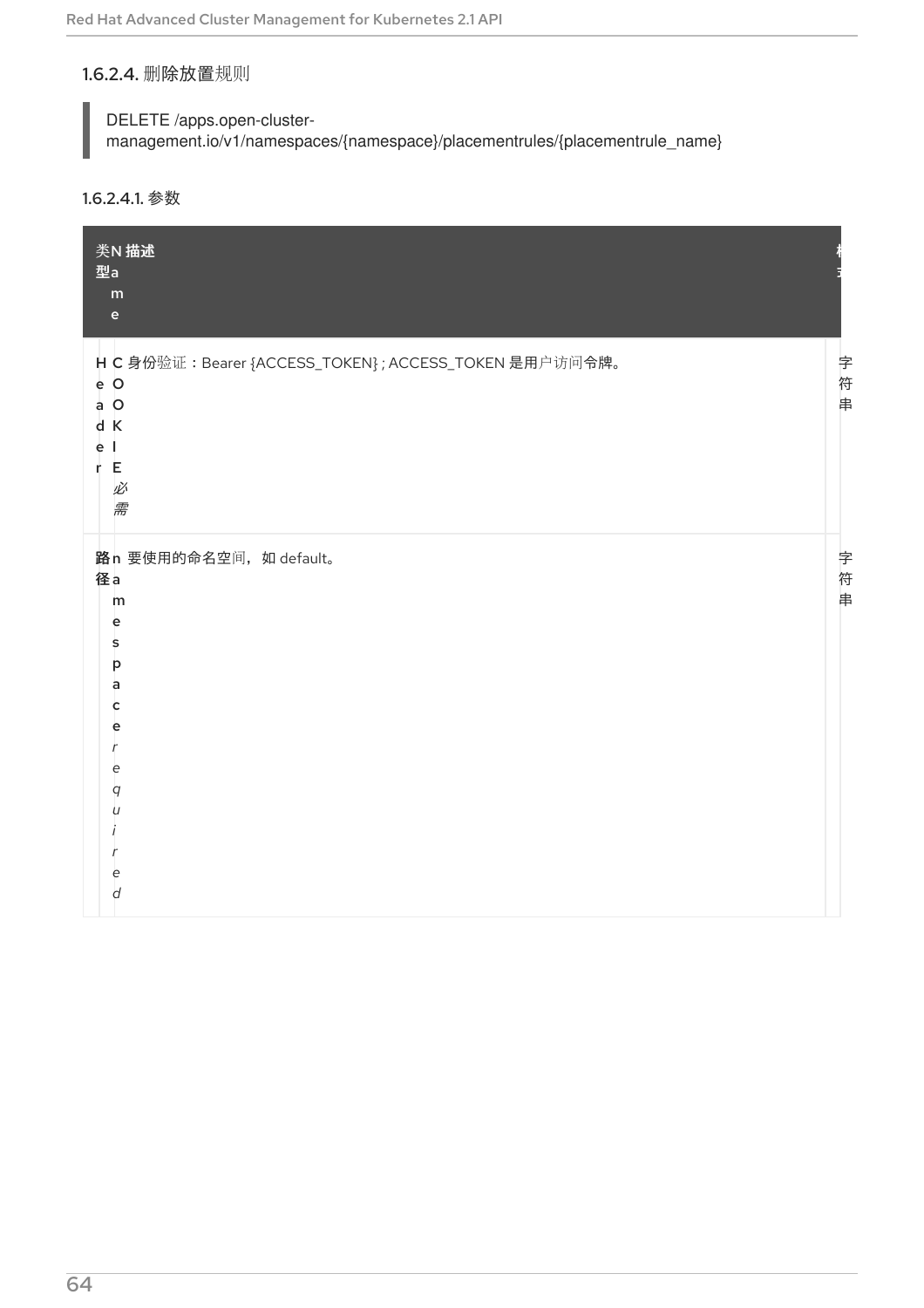#### 1.6.2.4. 删除放置规则

```
DELETE /apps.open-cluster-management.io/v1/namespaces/{namespace}/placementrules/{placementrule_name}
```

##### 1.6.2.4.1. 参数

| 类型 | Name | 描述 | 模式 |
|---|---|---|---|
| Header | COOKIE *必需* | 身份验证：Bearer {ACCESS_TOKEN}；ACCESS_TOKEN 是用户访问令牌。 | 字符串 |
| 路径 | namespace *required* | 要使用的命名空间，如 default。 | 字符串 |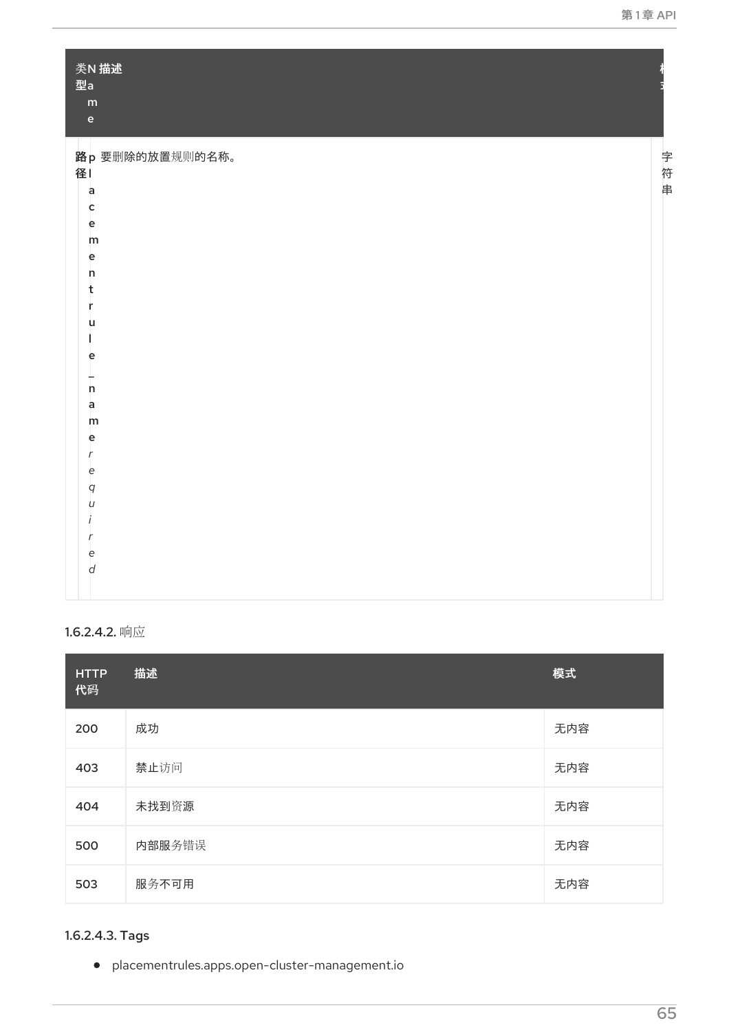| 类型 | Name | 描述 | 模式 |
| --- | --- | --- | --- |
| 路径 | placementrule_name *required* | 要删除的放置规则的名称。 | 字符串 |

#### 1.6.2.4.2. 响应

| HTTP 代码 | 描述 | 模式 |
| --- | --- | --- |
| 200 | 成功 | 无内容 |
| 403 | 禁止访问 | 无内容 |
| 404 | 未找到资源 | 无内容 |
| 500 | 内部服务错误 | 无内容 |
| 503 | 服务不可用 | 无内容 |

#### 1.6.2.4.3. Tags

- placementrules.apps.open-cluster-management.io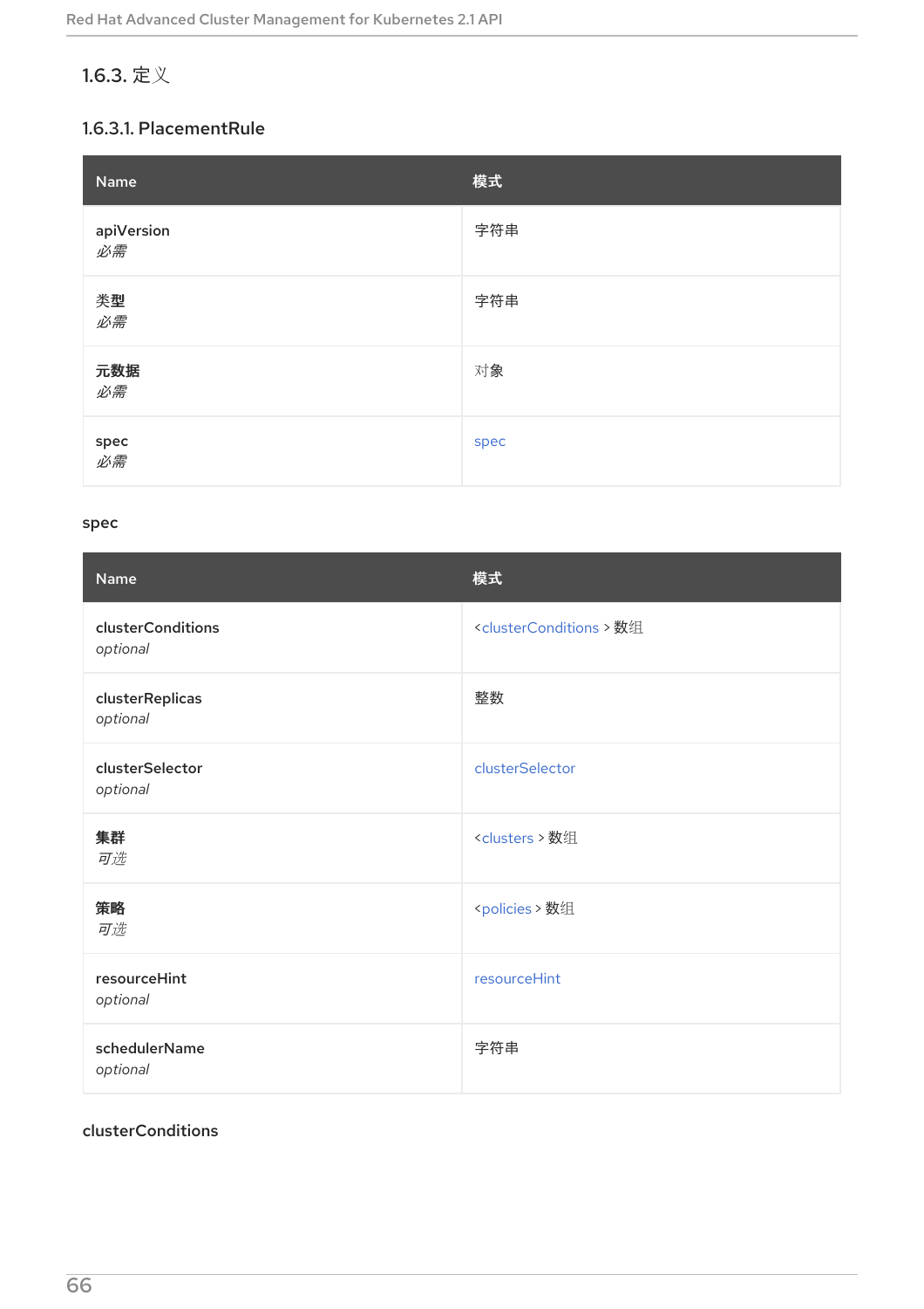### 1.6.3. 定义

#### 1.6.3.1. PlacementRule

| Name | 模式 |
| --- | --- |
| **apiVersion**<br>*必需* | 字符串 |
| **类型**<br>*必需* | 字符串 |
| **元数据**<br>*必需* | 对象 |
| **spec**<br>*必需* | spec |

**spec**

| Name | 模式 |
| --- | --- |
| **clusterConditions**<br>*optional* | < clusterConditions > 数组 |
| **clusterReplicas**<br>*optional* | 整数 |
| **clusterSelector**<br>*optional* | clusterSelector |
| **集群**<br>*可选* | < clusters > 数组 |
| **策略**<br>*可选* | < policies > 数组 |
| **resourceHint**<br>*optional* | resourceHint |
| **schedulerName**<br>*optional* | 字符串 |

**clusterConditions**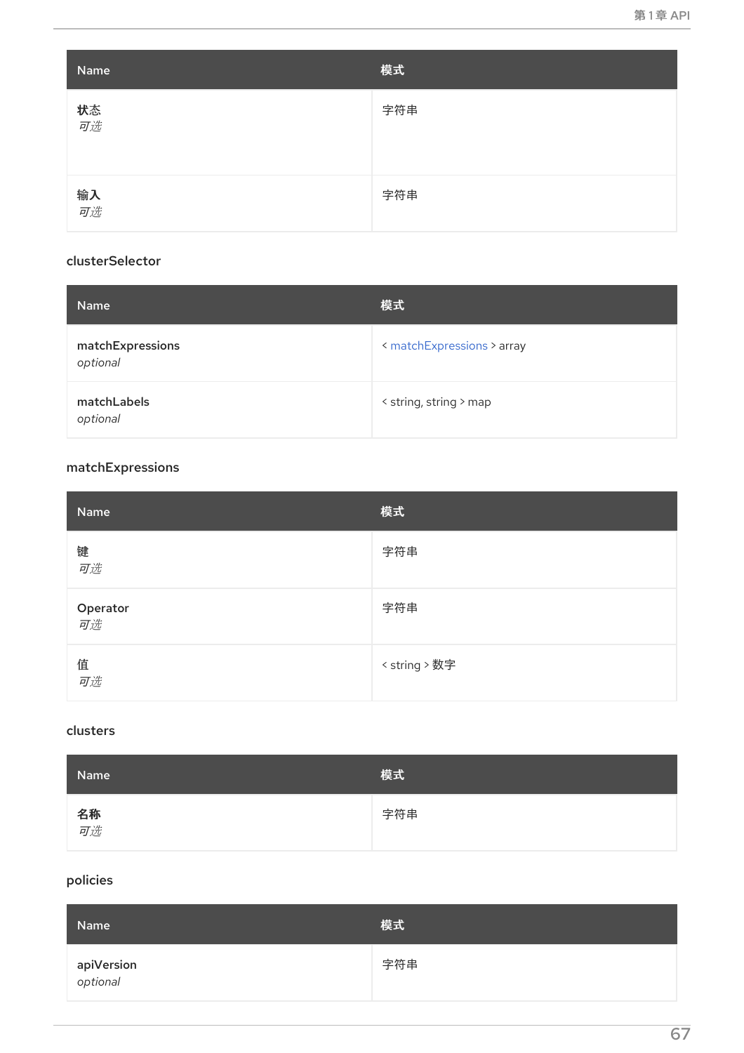| Name | 模式 |
| --- | --- |
| **状态**<br>*可选* | 字符串 |
| **输入**<br>*可选* | 字符串 |

### clusterSelector

| Name | 模式 |
| --- | --- |
| **matchExpressions**<br>*optional* | < matchExpressions > array |
| **matchLabels**<br>*optional* | < string, string > map |

### matchExpressions

| Name | 模式 |
| --- | --- |
| **键**<br>*可选* | 字符串 |
| **Operator**<br>*可选* | 字符串 |
| **值**<br>*可选* | < string > 数字 |

### clusters

| Name | 模式 |
| --- | --- |
| **名称**<br>*可选* | 字符串 |

### policies

| Name | 模式 |
| --- | --- |
| **apiVersion**<br>*optional* | 字符串 |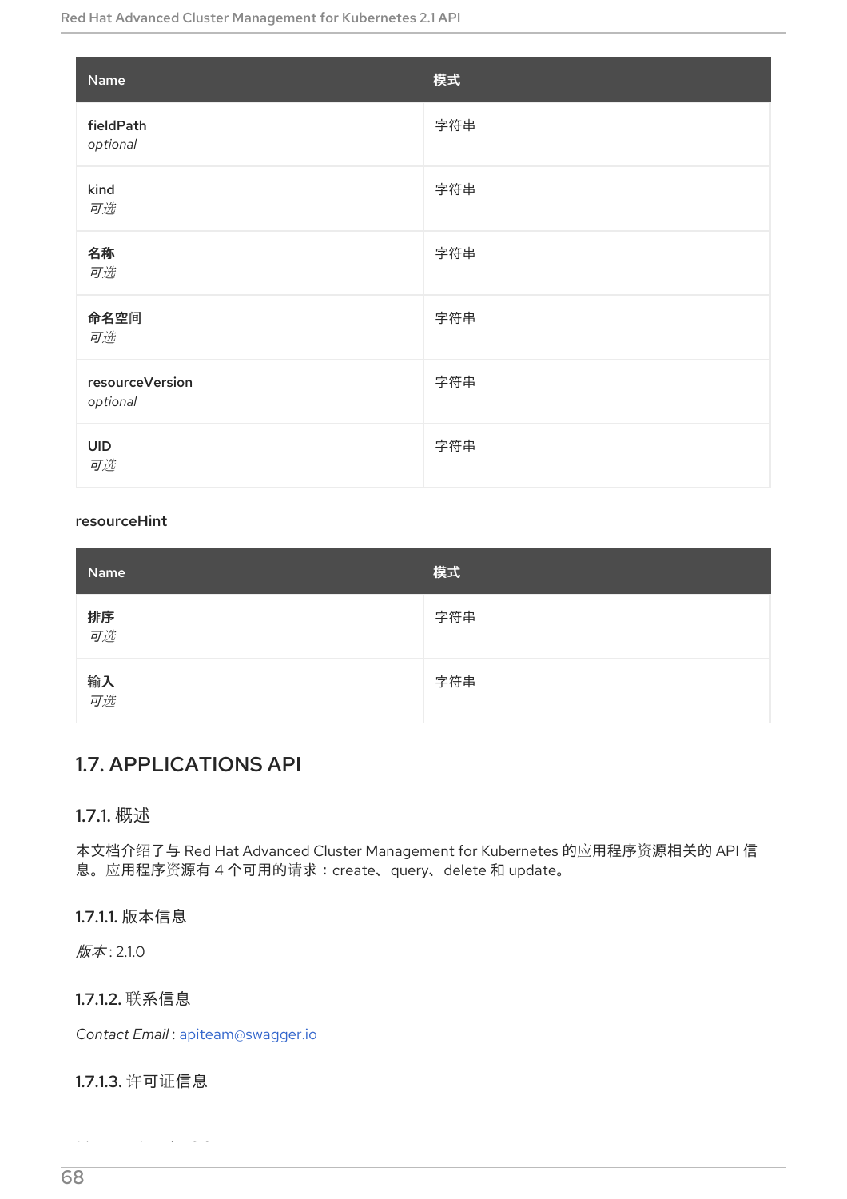| Name | 模式 |
| --- | --- |
| **fieldPath**<br>*optional* | 字符串 |
| **kind**<br>*可选* | 字符串 |
| **名称**<br>*可选* | 字符串 |
| **命名空间**<br>*可选* | 字符串 |
| **resourceVersion**<br>*optional* | 字符串 |
| **UID**<br>*可选* | 字符串 |

resourceHint

| Name | 模式 |
| --- | --- |
| **排序**<br>*可选* | 字符串 |
| **输入**<br>*可选* | 字符串 |

## 1.7. APPLICATIONS API

### 1.7.1. 概述

本文档介绍了与 Red Hat Advanced Cluster Management for Kubernetes 的应用程序资源相关的 API 信息。应用程序资源有 4 个可用的请求：create、 query、 delete 和 update。

#### 1.7.1.1. 版本信息

*版本* : 2.1.0

#### 1.7.1.2. 联系信息

*Contact Email* : apiteam@swagger.io

#### 1.7.1.3. 许可证信息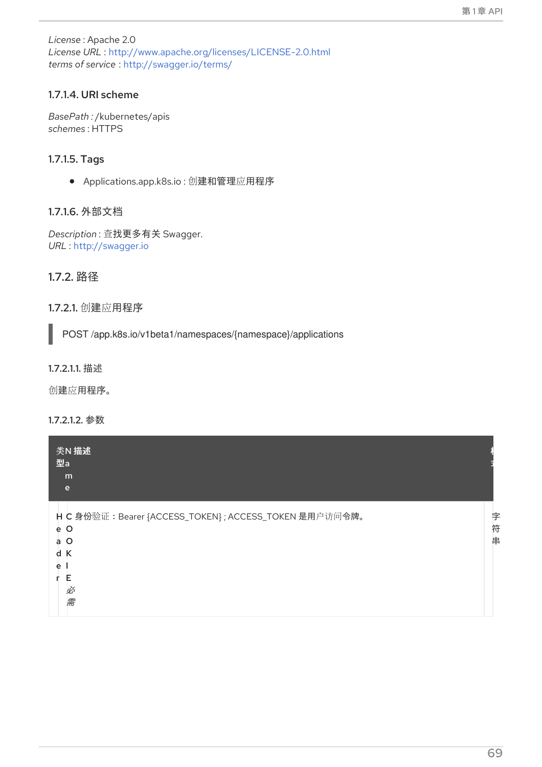*License* : Apache 2.0
*License URL* : http://www.apache.org/licenses/LICENSE-2.0.html
*terms of service* : http://swagger.io/terms/

#### 1.7.1.4. URI scheme

*BasePath* : /kubernetes/apis
*schemes* : HTTPS

#### 1.7.1.5. Tags

- Applications.app.k8s.io : 创建和管理应用程序

#### 1.7.1.6. 外部文档

*Description* : 查找更多有关 Swagger.
*URL* : http://swagger.io

### 1.7.2. 路径

#### 1.7.2.1. 创建应用程序

```
POST /app.k8s.io/v1beta1/namespaces/{namespace}/applications
```

##### 1.7.2.1.1. 描述

创建应用程序。

##### 1.7.2.1.2. 参数

| 类型 | Name | 描述 | 模式 |
| --- | --- | --- | --- |
| Header | COOKIE *必需* | 身份验证：Bearer {ACCESS_TOKEN} ; ACCESS_TOKEN 是用户访问令牌。 | 字符串 |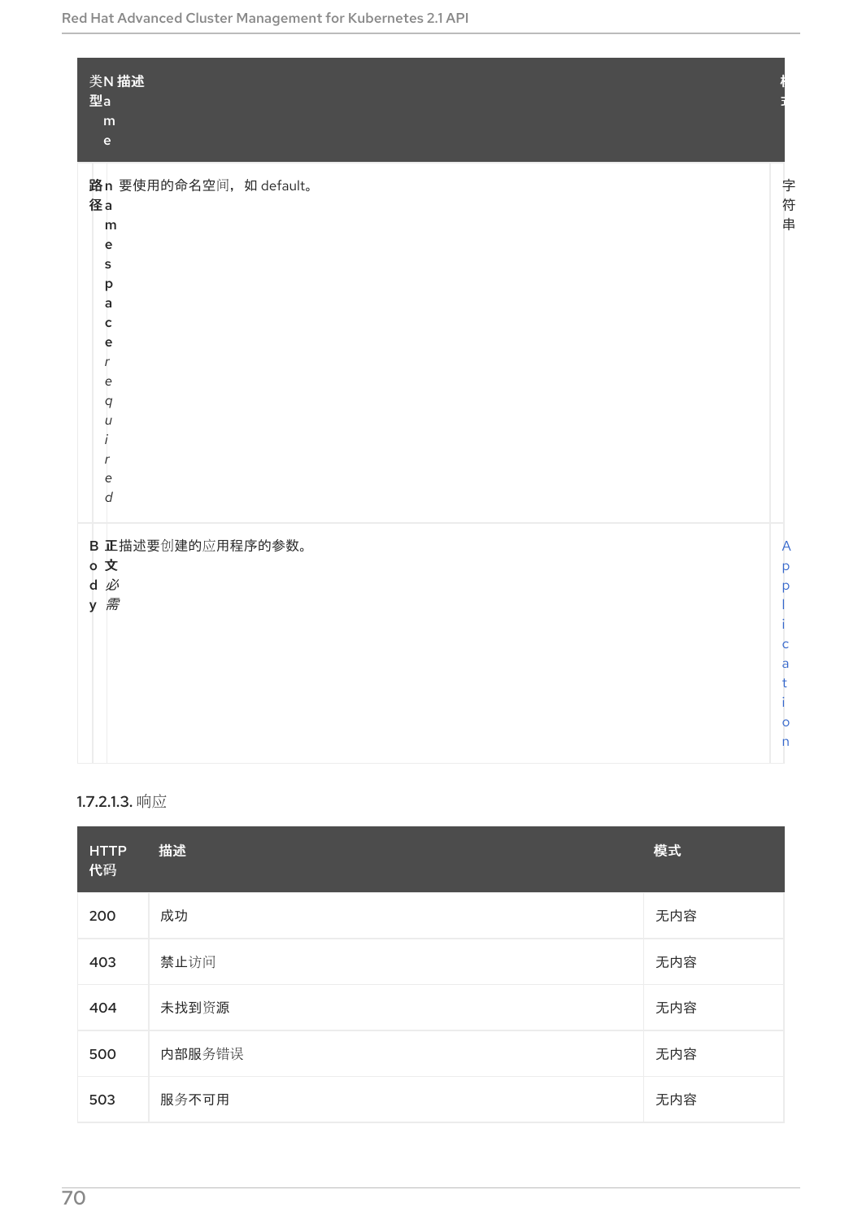| 类型 | Name | 描述 | 模式 |
| --- | --- | --- | --- |
| 路径 | namespace *required* | 要使用的命名空间，如 default。 | 字符串 |
| Body | 正文 *必需* | 描述要创建的应用程序的参数。 | Application |

#### 1.7.2.1.3. 响应

| HTTP 代码 | 描述 | 模式 |
| --- | --- | --- |
| 200 | 成功 | 无内容 |
| 403 | 禁止访问 | 无内容 |
| 404 | 未找到资源 | 无内容 |
| 500 | 内部服务错误 | 无内容 |
| 503 | 服务不可用 | 无内容 |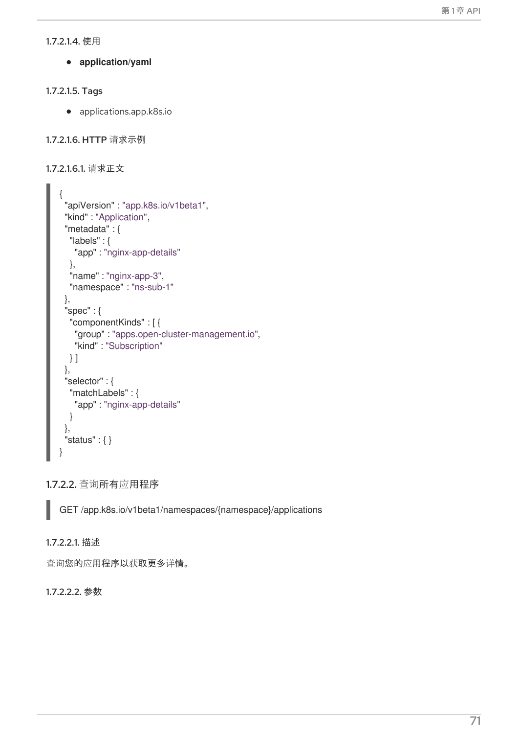#### 1.7.2.1.4. 使用

- **application/yaml**

#### 1.7.2.1.5. Tags

- applications.app.k8s.io

#### 1.7.2.1.6. HTTP 请求示例

##### 1.7.2.1.6.1. 请求正文

```
{
  "apiVersion" : "app.k8s.io/v1beta1",
  "kind" : "Application",
  "metadata" : {
    "labels" : {
      "app" : "nginx-app-details"
    },
    "name" : "nginx-app-3",
    "namespace" : "ns-sub-1"
  },
  "spec" : {
    "componentKinds" : [ {
      "group" : "apps.open-cluster-management.io",
      "kind" : "Subscription"
    } ]
  },
  "selector" : {
    "matchLabels" : {
      "app" : "nginx-app-details"
    }
  },
  "status" : { }
}
```

### 1.7.2.2. 查询所有应用程序

```
GET /app.k8s.io/v1beta1/namespaces/{namespace}/applications
```

#### 1.7.2.2.1. 描述

查询您的应用程序以获取更多详情。

#### 1.7.2.2.2. 参数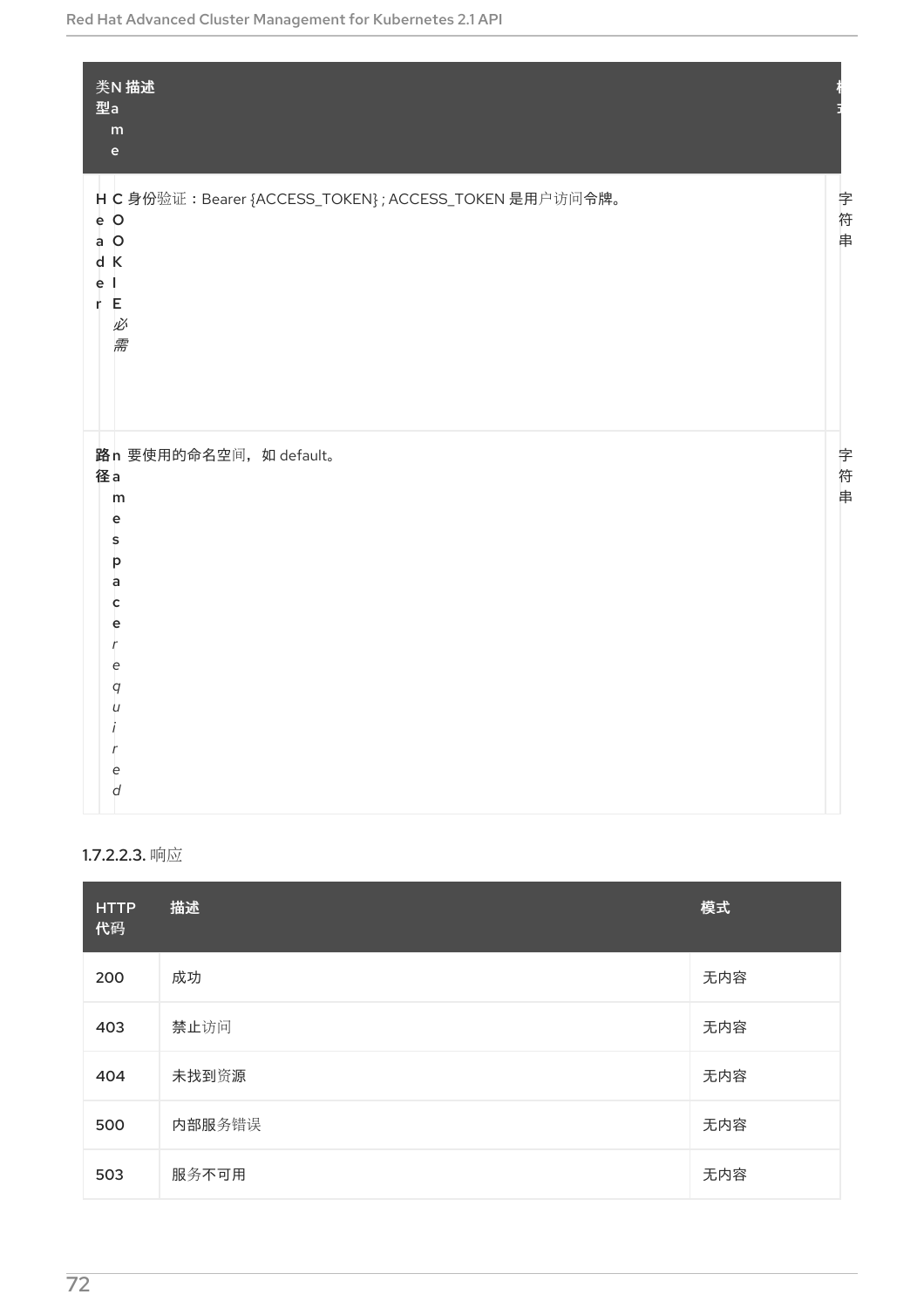| 类型 | Name | 描述 | 模式 |
| --- | --- | --- | --- |
| Header | COOKIE *必需* | 身份验证：Bearer {ACCESS_TOKEN}；ACCESS_TOKEN 是用户访问令牌。 | 字符串 |
| 路径 | namespace *required* | 要使用的命名空间，如 default。 | 字符串 |

#### 1.7.2.2.3. 响应

| HTTP 代码 | 描述 | 模式 |
| --- | --- | --- |
| 200 | 成功 | 无内容 |
| 403 | 禁止访问 | 无内容 |
| 404 | 未找到资源 | 无内容 |
| 500 | 内部服务错误 | 无内容 |
| 503 | 服务不可用 | 无内容 |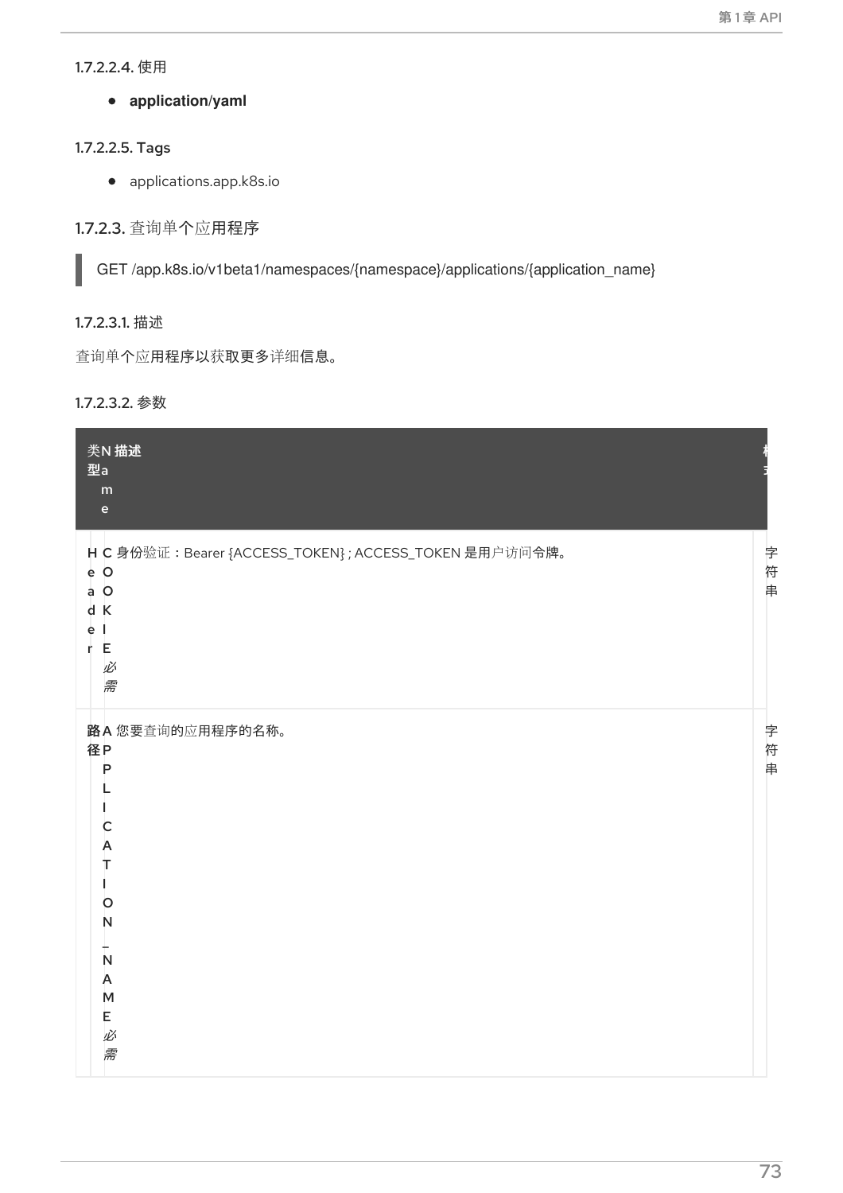#### 1.7.2.2.4. 使用

- **application/yaml**

#### 1.7.2.2.5. Tags

- applications.app.k8s.io

### 1.7.2.3. 查询单个应用程序

```
GET /app.k8s.io/v1beta1/namespaces/{namespace}/applications/{application_name}
```

#### 1.7.2.3.1. 描述

查询单个应用程序以获取更多详细信息。

#### 1.7.2.3.2. 参数

| 类型 | Name | 描述 | 模式 |
| --- | --- | --- | --- |
| Header | COOKIE *必需* | 身份验证：Bearer {ACCESS_TOKEN}；ACCESS_TOKEN 是用户访问令牌。 | 字符串 |
| 路径 | APPLICATION_NAME *必需* | 您要查询的应用程序的名称。 | 字符串 |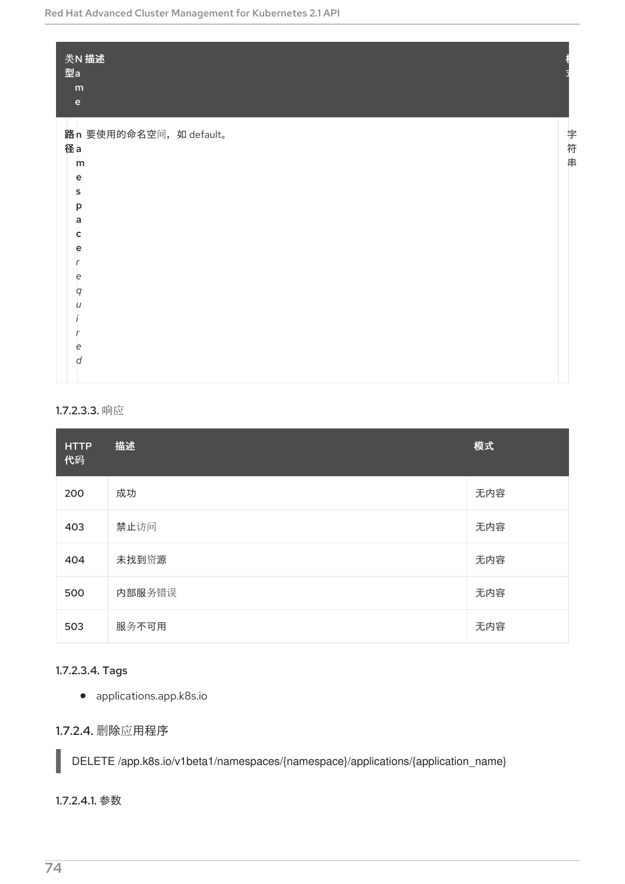| 类型 | Name | 描述 | 模式 |
| --- | --- | --- | --- |
| 路径 | namespace *required* | 要使用的命名空间，如 default。 | 字符串 |

#### 1.7.2.3.3. 响应

| HTTP 代码 | 描述 | 模式 |
| --- | --- | --- |
| 200 | 成功 | 无内容 |
| 403 | 禁止访问 | 无内容 |
| 404 | 未找到资源 | 无内容 |
| 500 | 内部服务错误 | 无内容 |
| 503 | 服务不可用 | 无内容 |

#### 1.7.2.3.4. Tags

- applications.app.k8s.io

### 1.7.2.4. 删除应用程序

```
DELETE /app.k8s.io/v1beta1/namespaces/{namespace}/applications/{application_name}
```

#### 1.7.2.4.1. 参数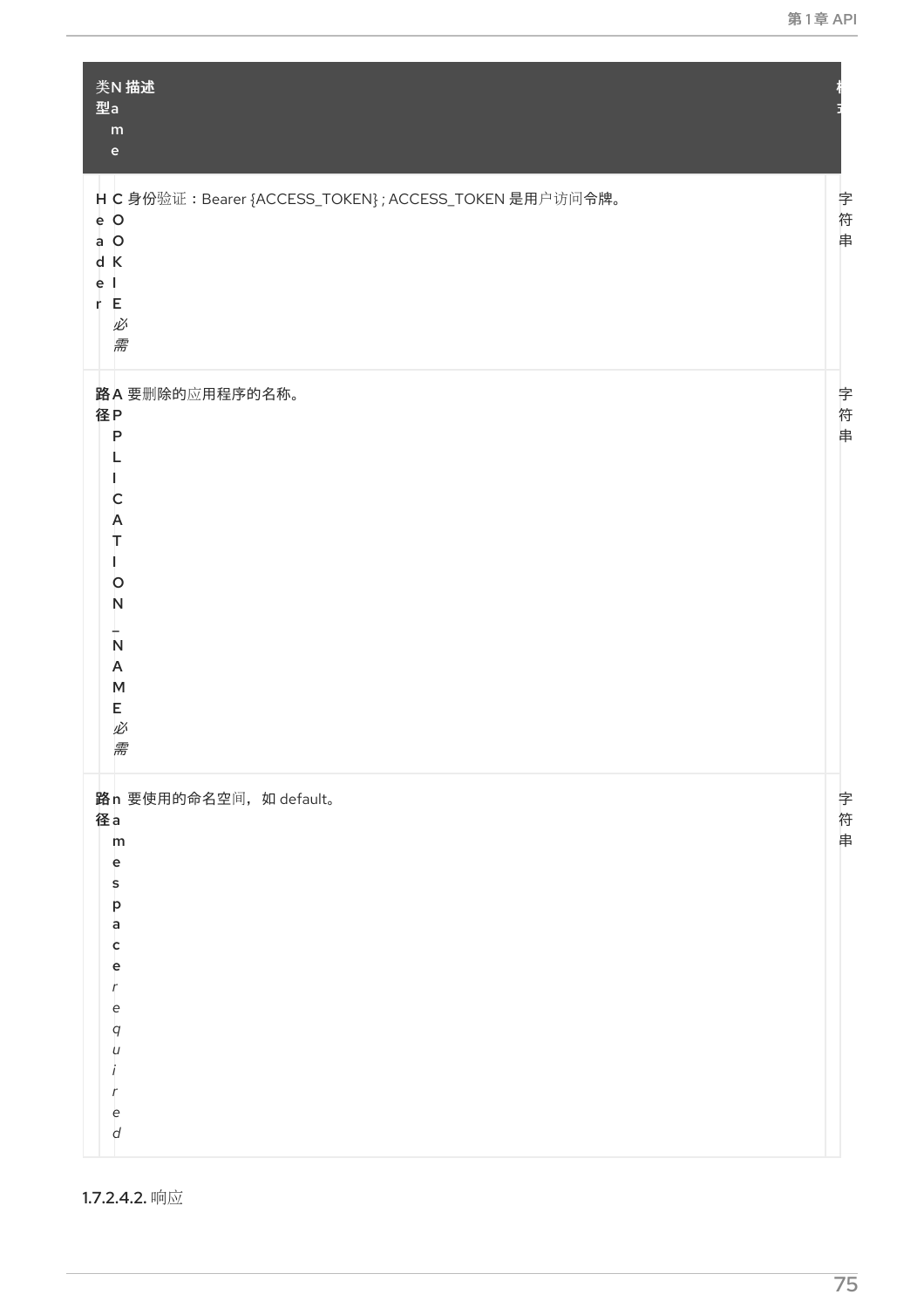| 类型 | Name | 描述 | 格式 |
| --- | --- | --- | --- |
| Header | COOKIE *必需* | 身份验证：Bearer {ACCESS_TOKEN}；ACCESS_TOKEN 是用户访问令牌。 | 字符串 |
| 路径 | APPLICATION_NAME *必需* | 要删除的应用程序的名称。 | 字符串 |
| 路径 | namespace *required* | 要使用的命名空间，如 default。 | 字符串 |

##### 1.7.2.4.2. 响应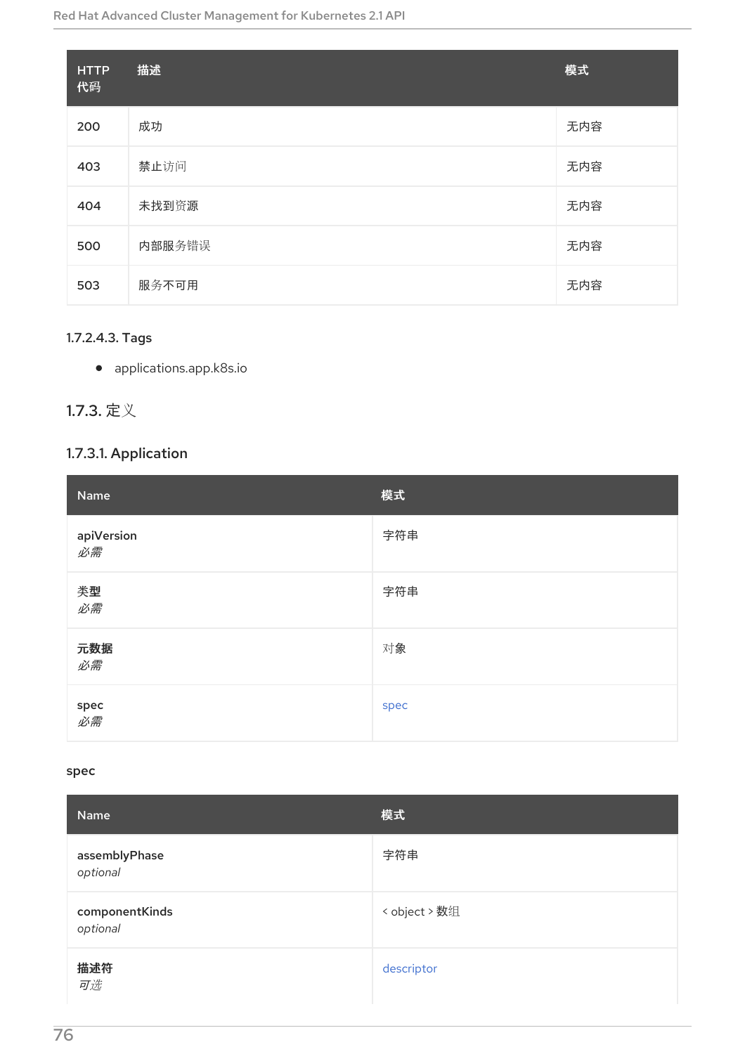| HTTP 代码 | 描述 | 模式 |
| --- | --- | --- |
| 200 | 成功 | 无内容 |
| 403 | 禁止访问 | 无内容 |
| 404 | 未找到资源 | 无内容 |
| 500 | 内部服务错误 | 无内容 |
| 503 | 服务不可用 | 无内容 |

#### 1.7.2.4.3. Tags

- applications.app.k8s.io

## 1.7.3. 定义

### 1.7.3.1. Application

| Name | 模式 |
| --- | --- |
| **apiVersion** *必需* | 字符串 |
| **类型** *必需* | 字符串 |
| **元数据** *必需* | 对象 |
| **spec** *必需* | spec |

spec

| Name | 模式 |
| --- | --- |
| **assemblyPhase** *optional* | 字符串 |
| **componentKinds** *optional* | < object > 数组 |
| **描述符** *可选* | descriptor |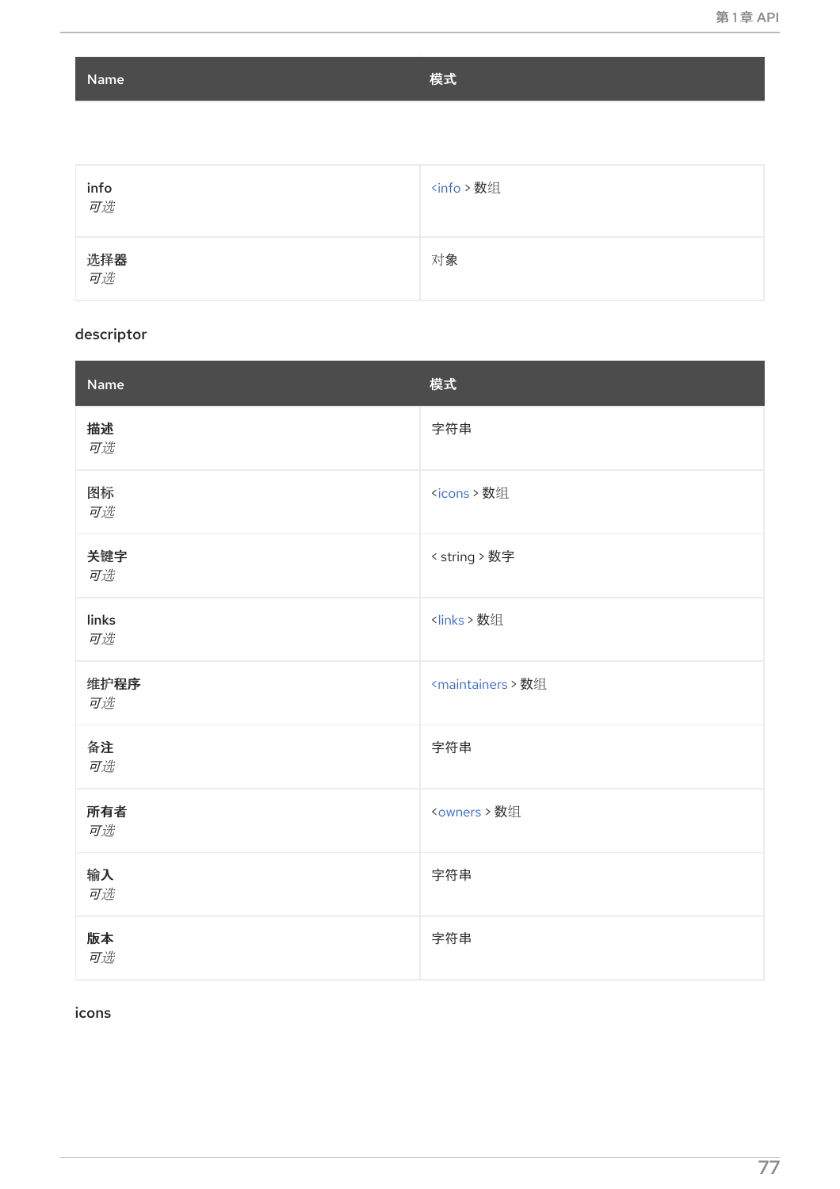| Name | 模式 |
| --- | --- |
| info<br>*可选* | <info > 数组 |
| 选择器<br>*可选* | 对象 |

descriptor

| Name | 模式 |
| --- | --- |
| **描述**<br>*可选* | 字符串 |
| 图标<br>*可选* | <icons > 数组 |
| **关键字**<br>*可选* | < string > 数字 |
| links<br>*可选* | <links > 数组 |
| **维护程序**<br>*可选* | <maintainers > 数组 |
| **备注**<br>*可选* | 字符串 |
| **所有者**<br>*可选* | <owners > 数组 |
| **输入**<br>*可选* | 字符串 |
| **版本**<br>*可选* | 字符串 |

icons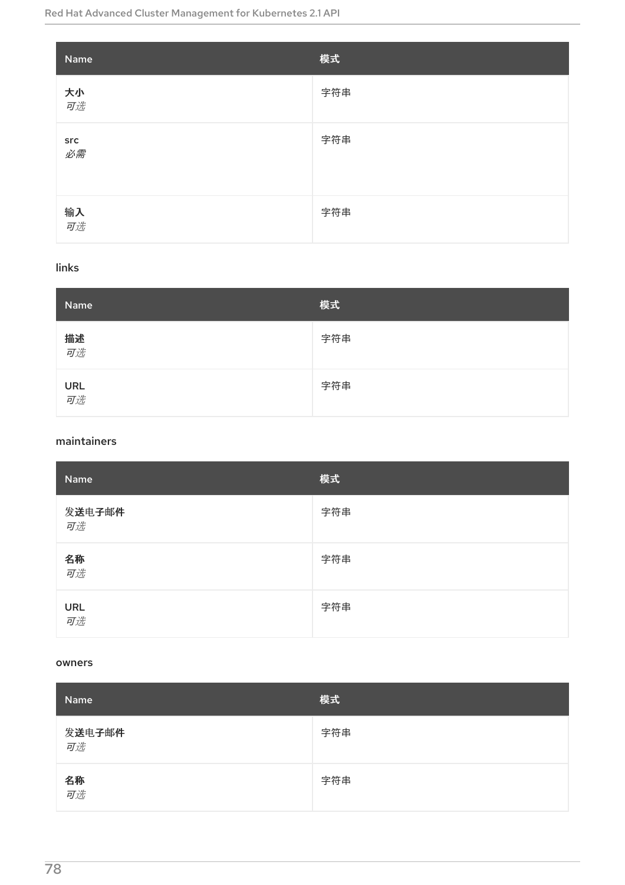| Name | 模式 |
| --- | --- |
| **大小**<br>*可选* | 字符串 |
| **src**<br>*必需* | 字符串 |
| **输入**<br>*可选* | 字符串 |

links

| Name | 模式 |
| --- | --- |
| **描述**<br>*可选* | 字符串 |
| **URL**<br>*可选* | 字符串 |

maintainers

| Name | 模式 |
| --- | --- |
| 发**送**电**子邮件**<br>*可选* | 字符串 |
| **名称**<br>*可选* | 字符串 |
| **URL**<br>*可选* | 字符串 |

owners

| Name | 模式 |
| --- | --- |
| 发**送**电**子邮件**<br>*可选* | 字符串 |
| **名称**<br>*可选* | 字符串 |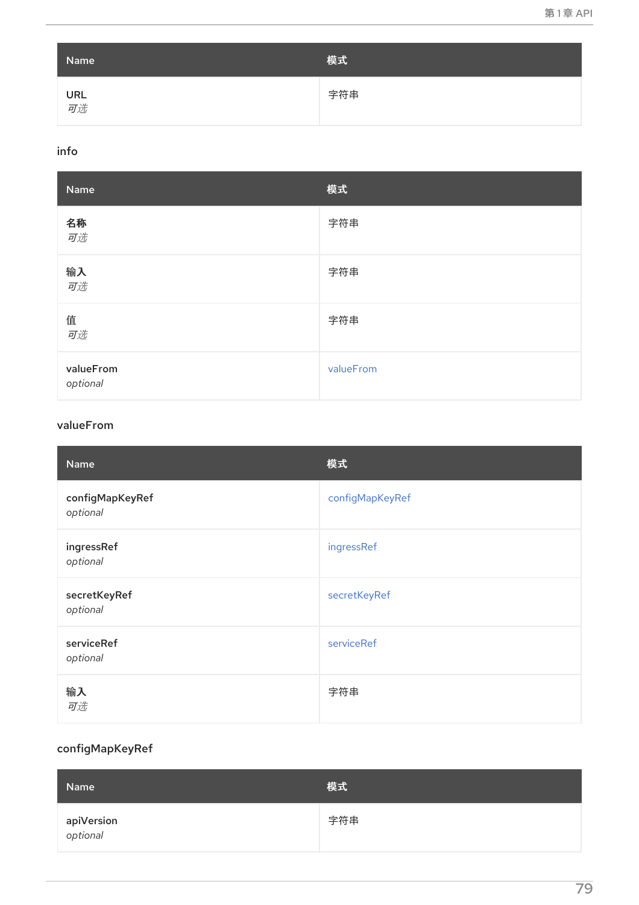| Name | 模式 |
| --- | --- |
| **URL**<br>*可选* | 字符串 |

### info

| Name | 模式 |
| --- | --- |
| **名称**<br>*可选* | 字符串 |
| **输入**<br>*可选* | 字符串 |
| **值**<br>*可选* | 字符串 |
| **valueFrom**<br>*optional* | valueFrom |

### valueFrom

| Name | 模式 |
| --- | --- |
| **configMapKeyRef**<br>*optional* | configMapKeyRef |
| **ingressRef**<br>*optional* | ingressRef |
| **secretKeyRef**<br>*optional* | secretKeyRef |
| **serviceRef**<br>*optional* | serviceRef |
| **输入**<br>*可选* | 字符串 |

### configMapKeyRef

| Name | 模式 |
| --- | --- |
| **apiVersion**<br>*optional* | 字符串 |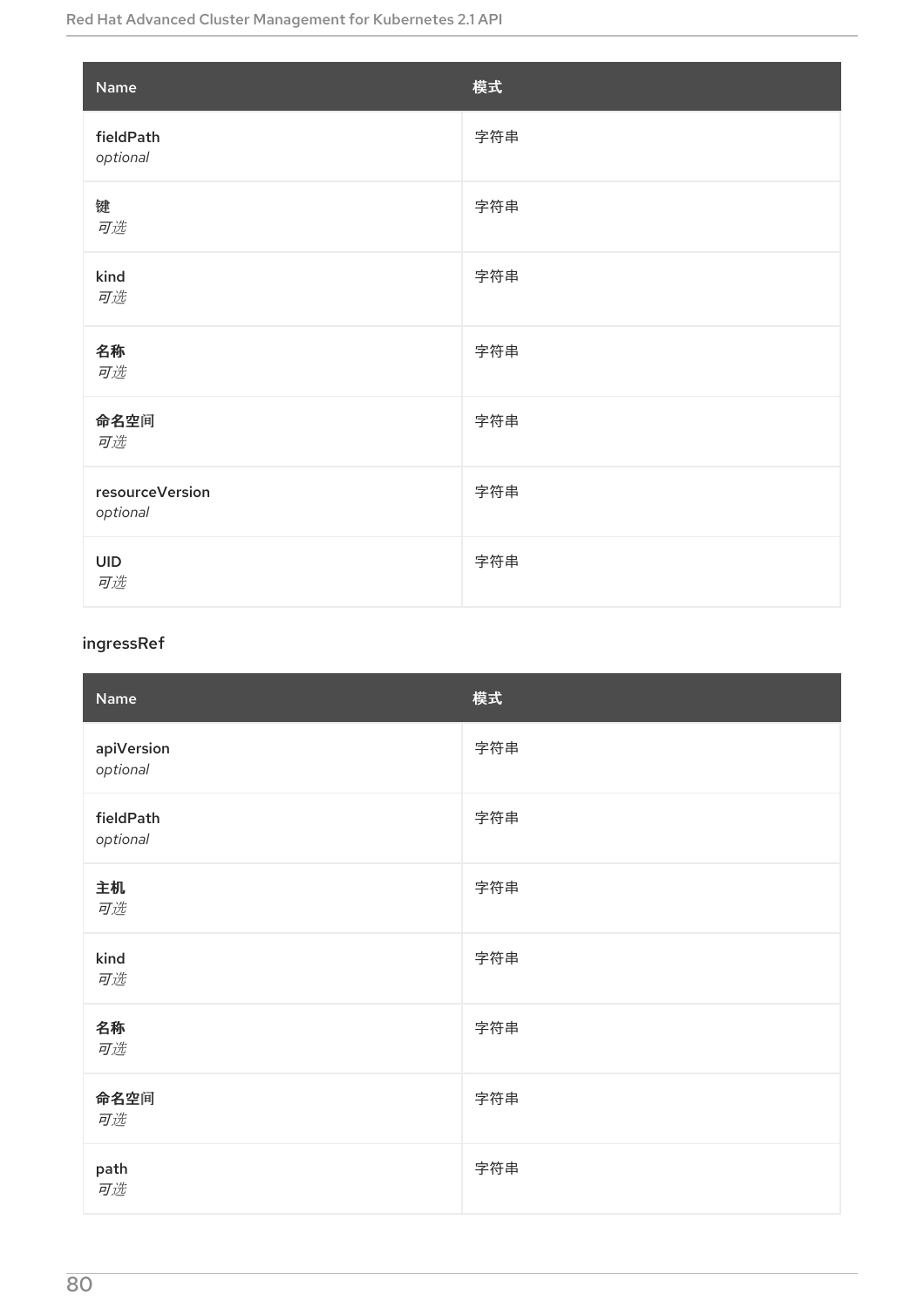| Name | 模式 |
| --- | --- |
| fieldPath<br>*optional* | 字符串 |
| 键<br>*可选* | 字符串 |
| kind<br>*可选* | 字符串 |
| **名称**<br>*可选* | 字符串 |
| **命名空间**<br>*可选* | 字符串 |
| resourceVersion<br>*optional* | 字符串 |
| UID<br>*可选* | 字符串 |

### ingressRef

| Name | 模式 |
| --- | --- |
| apiVersion<br>*optional* | 字符串 |
| fieldPath<br>*optional* | 字符串 |
| **主机**<br>*可选* | 字符串 |
| kind<br>*可选* | 字符串 |
| **名称**<br>*可选* | 字符串 |
| **命名空间**<br>*可选* | 字符串 |
| path<br>*可选* | 字符串 |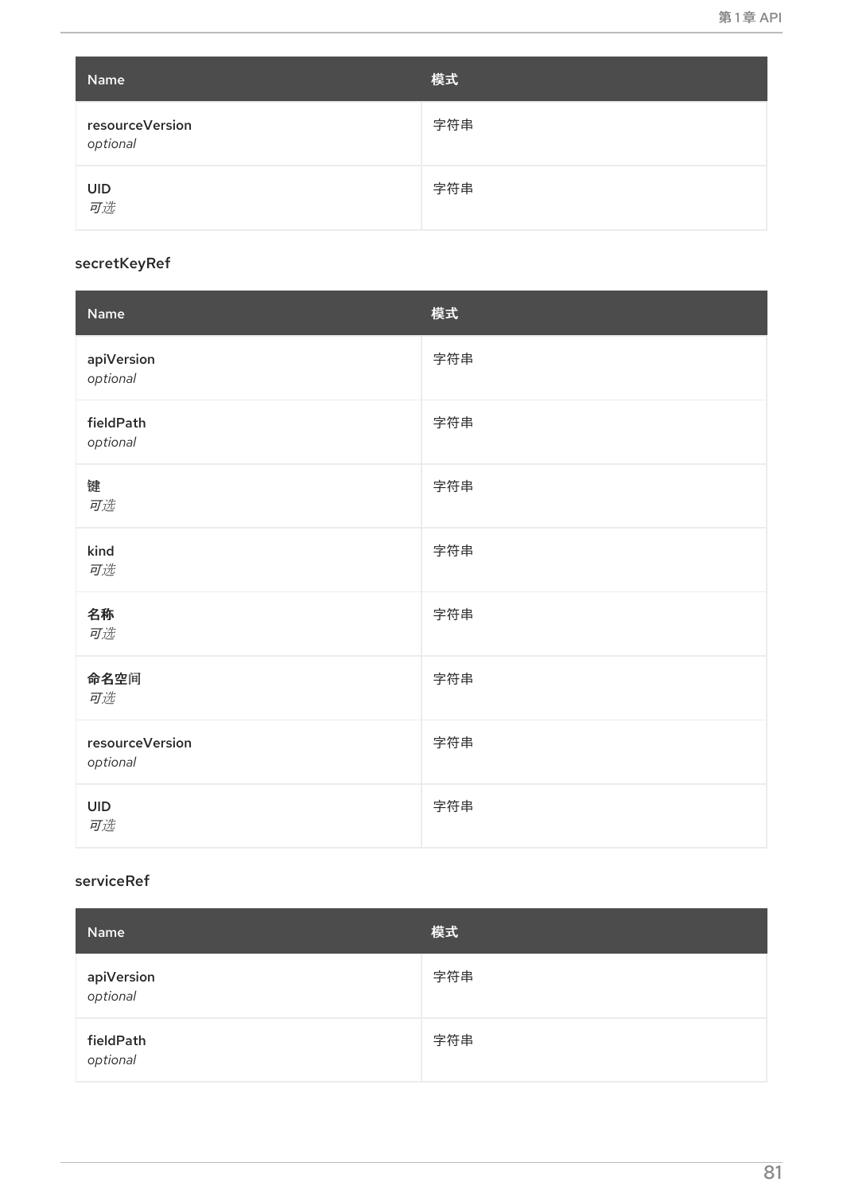| Name | 模式 |
| --- | --- |
| resourceVersion<br>*optional* | 字符串 |
| UID<br>*可选* | 字符串 |

### secretKeyRef

| Name | 模式 |
| --- | --- |
| apiVersion<br>*optional* | 字符串 |
| fieldPath<br>*optional* | 字符串 |
| 键<br>*可选* | 字符串 |
| kind<br>*可选* | 字符串 |
| 名称<br>*可选* | 字符串 |
| 命名空间<br>*可选* | 字符串 |
| resourceVersion<br>*optional* | 字符串 |
| UID<br>*可选* | 字符串 |

### serviceRef

| Name | 模式 |
| --- | --- |
| apiVersion<br>*optional* | 字符串 |
| fieldPath<br>*optional* | 字符串 |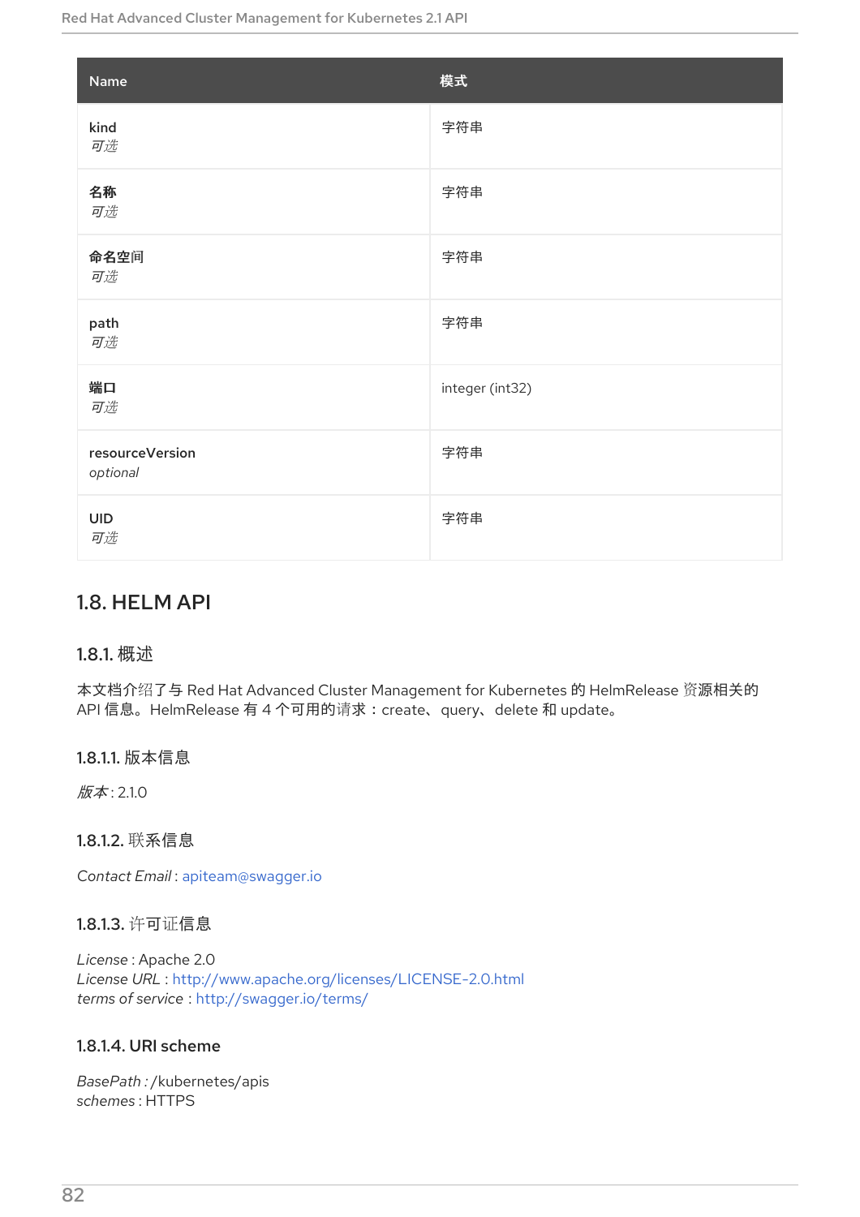| Name | 模式 |
| --- | --- |
| **kind**<br>*可选* | 字符串 |
| **名称**<br>*可选* | 字符串 |
| **命名空间**<br>*可选* | 字符串 |
| **path**<br>*可选* | 字符串 |
| **端口**<br>*可选* | integer (int32) |
| **resourceVersion**<br>*optional* | 字符串 |
| **UID**<br>*可选* | 字符串 |

## 1.8. HELM API

### 1.8.1. 概述

本文档介绍了与 Red Hat Advanced Cluster Management for Kubernetes 的 HelmRelease 资源相关的 API 信息。HelmRelease 有 4 个可用的请求：create、query、delete 和 update。

#### 1.8.1.1. 版本信息

*版本* : 2.1.0

#### 1.8.1.2. 联系信息

*Contact Email* : apiteam@swagger.io

#### 1.8.1.3. 许可证信息

*License* : Apache 2.0
*License URL* : http://www.apache.org/licenses/LICENSE-2.0.html
*terms of service* : http://swagger.io/terms/

#### 1.8.1.4. URI scheme

*BasePath* : /kubernetes/apis
*schemes* : HTTPS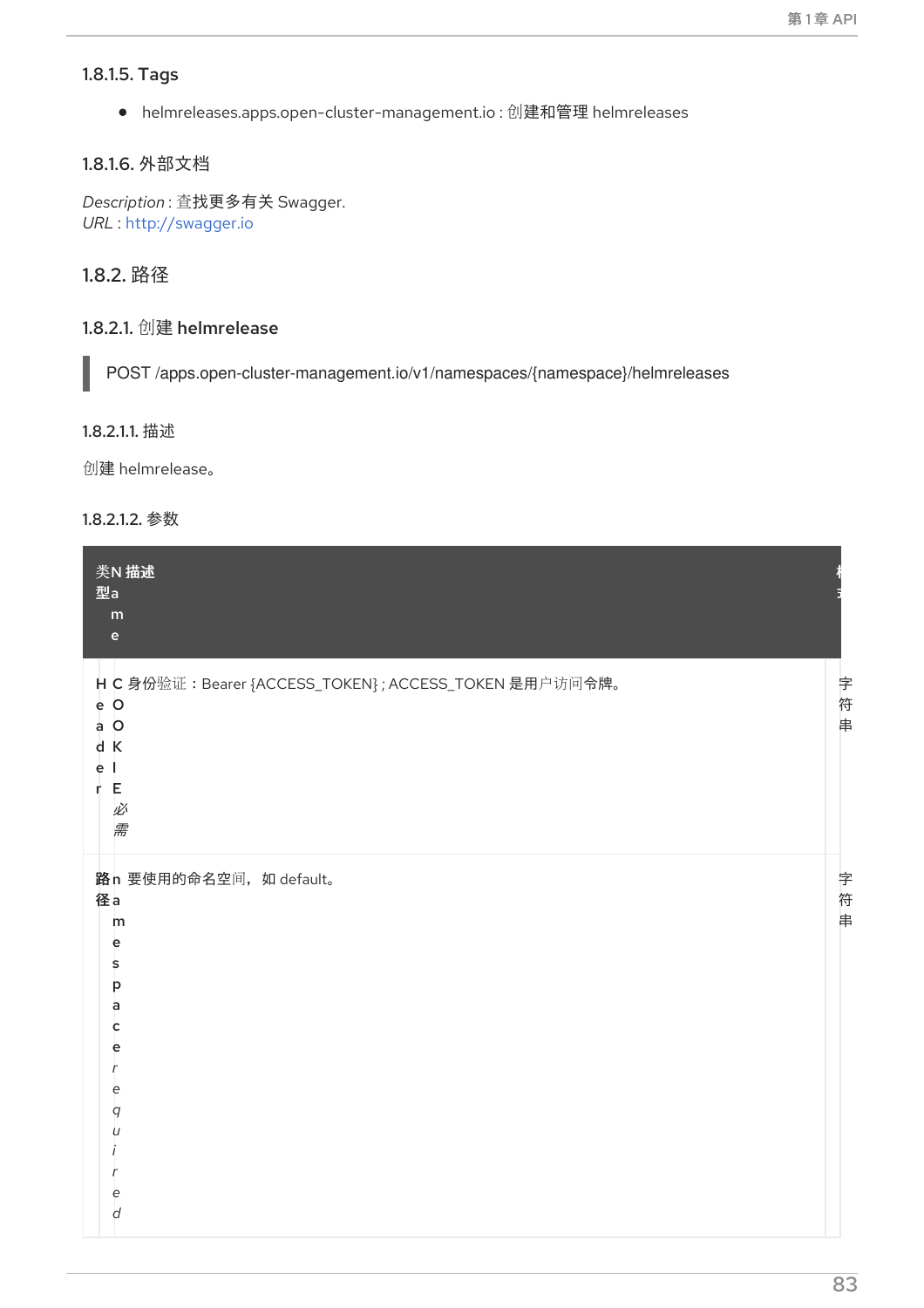#### 1.8.1.5. Tags

- helmreleases.apps.open-cluster-management.io : 创建和管理 helmreleases

#### 1.8.1.6. 外部文档

*Description* : 查找更多有关 Swagger.
*URL* : http://swagger.io

### 1.8.2. 路径

#### 1.8.2.1. 创建 helmrelease

```
POST /apps.open-cluster-management.io/v1/namespaces/{namespace}/helmreleases
```

##### 1.8.2.1.1. 描述

创建 helmrelease。

##### 1.8.2.1.2. 参数

| 类型 | Name | 描述 | 模式 |
| --- | --- | --- | --- |
| Header | **COOKIE** *必需* | 身份验证：Bearer {ACCESS_TOKEN} ; ACCESS_TOKEN 是用户访问令牌。 | 字符串 |
| 路径 | **namespace** *required* | 要使用的命名空间，如 default。 | 字符串 |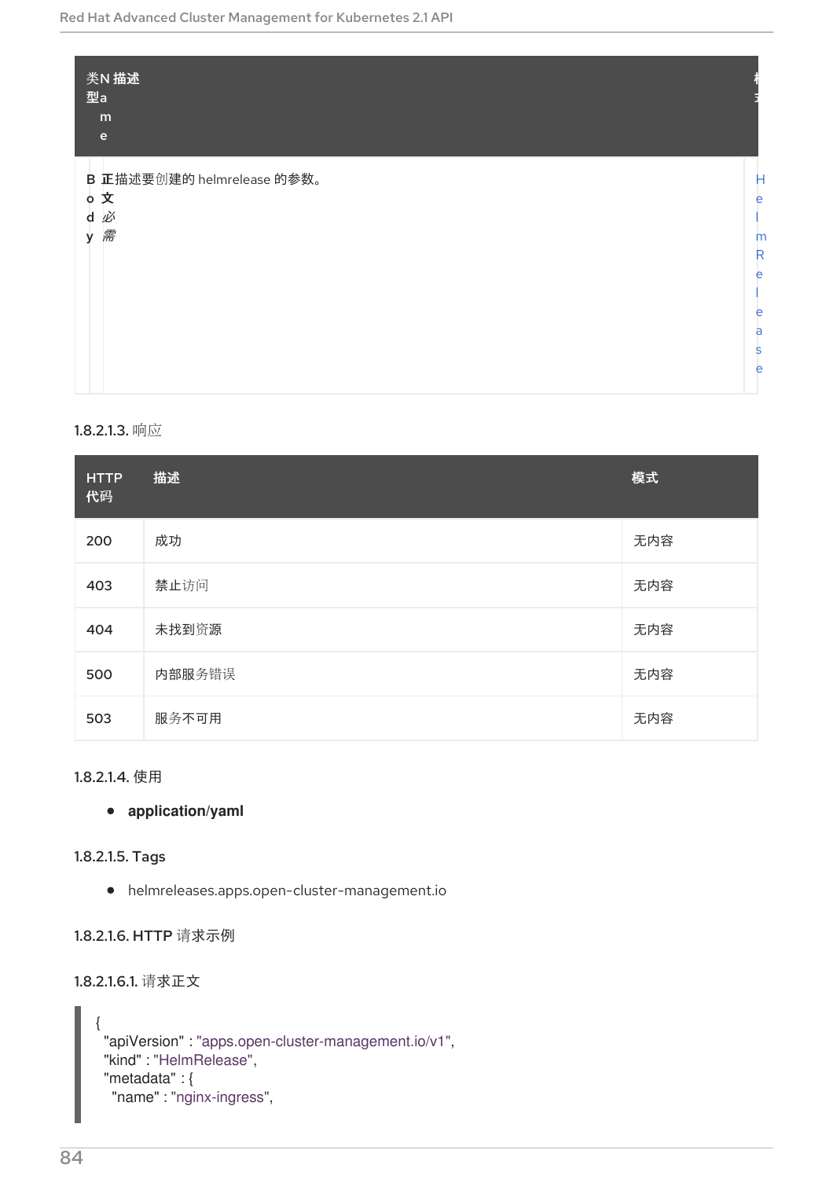| 类型 | Name | 描述 | 模式 |
|---|---|---|---|
| Body | 正文 *必需* | 描述要创建的 helmrelease 的参数。 | HelmRelease |

#### 1.8.2.1.3. 响应

| HTTP 代码 | 描述 | 模式 |
|---|---|---|
| 200 | 成功 | 无内容 |
| 403 | 禁止访问 | 无内容 |
| 404 | 未找到资源 | 无内容 |
| 500 | 内部服务错误 | 无内容 |
| 503 | 服务不可用 | 无内容 |

#### 1.8.2.1.4. 使用

- **application/yaml**

#### 1.8.2.1.5. Tags

- helmreleases.apps.open-cluster-management.io

#### 1.8.2.1.6. HTTP 请求示例

##### 1.8.2.1.6.1. 请求正文

```
{
  "apiVersion" : "apps.open-cluster-management.io/v1",
  "kind" : "HelmRelease",
  "metadata" : {
    "name" : "nginx-ingress",
```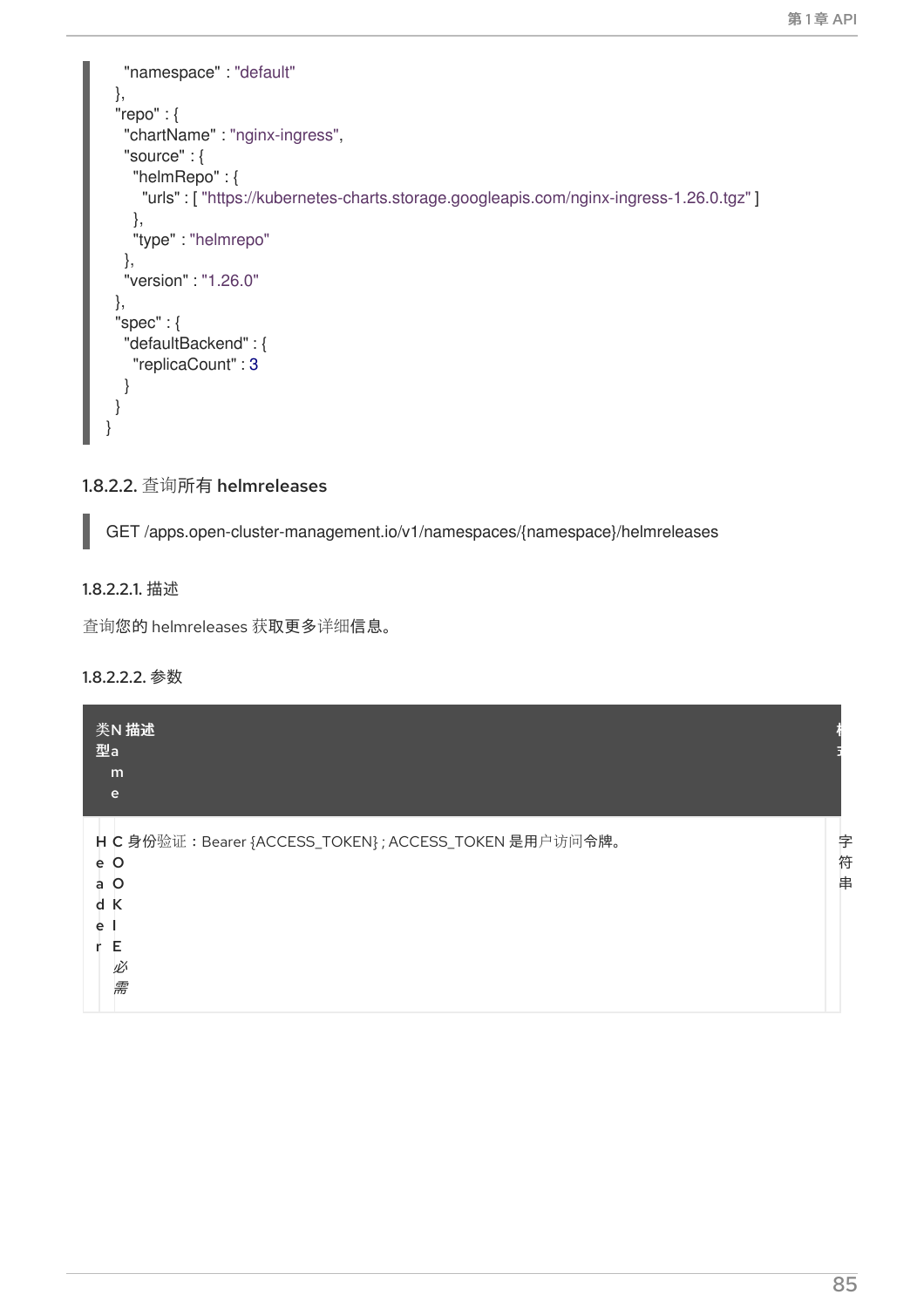```
    "namespace" : "default"
  },
  "repo" : {
    "chartName" : "nginx-ingress",
    "source" : {
      "helmRepo" : {
        "urls" : [ "https://kubernetes-charts.storage.googleapis.com/nginx-ingress-1.26.0.tgz" ]
      },
      "type" : "helmrepo"
    },
    "version" : "1.26.0"
  },
  "spec" : {
    "defaultBackend" : {
      "replicaCount" : 3
    }
  }
}
```

#### 1.8.2.2. 查询所有 helmreleases

```
GET /apps.open-cluster-management.io/v1/namespaces/{namespace}/helmreleases
```

##### 1.8.2.2.1. 描述

查询您的 helmreleases 获取更多详细信息。

##### 1.8.2.2.2. 参数

| 类型 | Name | 描述 | 模式 |
|---|---|---|---|
| Header | COOKIE *必需* | 身份验证：Bearer {ACCESS_TOKEN} ; ACCESS_TOKEN 是用户访问令牌。 | 字符串 |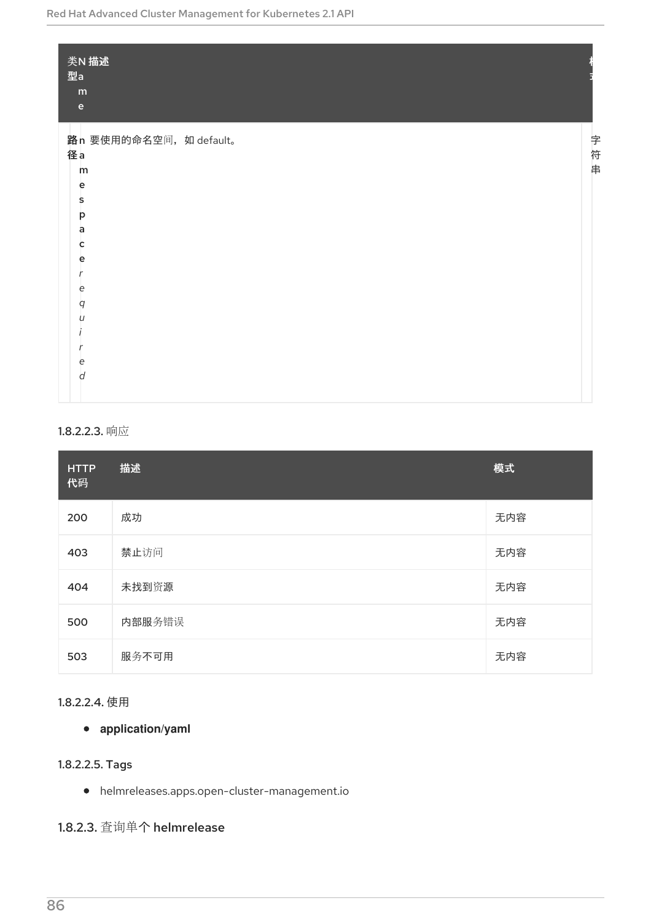| 类型 | Name | 描述 | 模式 |
| --- | --- | --- | --- |
| 路径 | namespace *required* | 要使用的命名空间，如 default。 | 字符串 |

#### 1.8.2.2.3. 响应

| HTTP 代码 | 描述 | 模式 |
| --- | --- | --- |
| 200 | 成功 | 无内容 |
| 403 | 禁止访问 | 无内容 |
| 404 | 未找到资源 | 无内容 |
| 500 | 内部服务错误 | 无内容 |
| 503 | 服务不可用 | 无内容 |

#### 1.8.2.2.4. 使用

- **application/yaml**

#### 1.8.2.2.5. Tags

- helmreleases.apps.open-cluster-management.io

### 1.8.2.3. 查询单个 helmrelease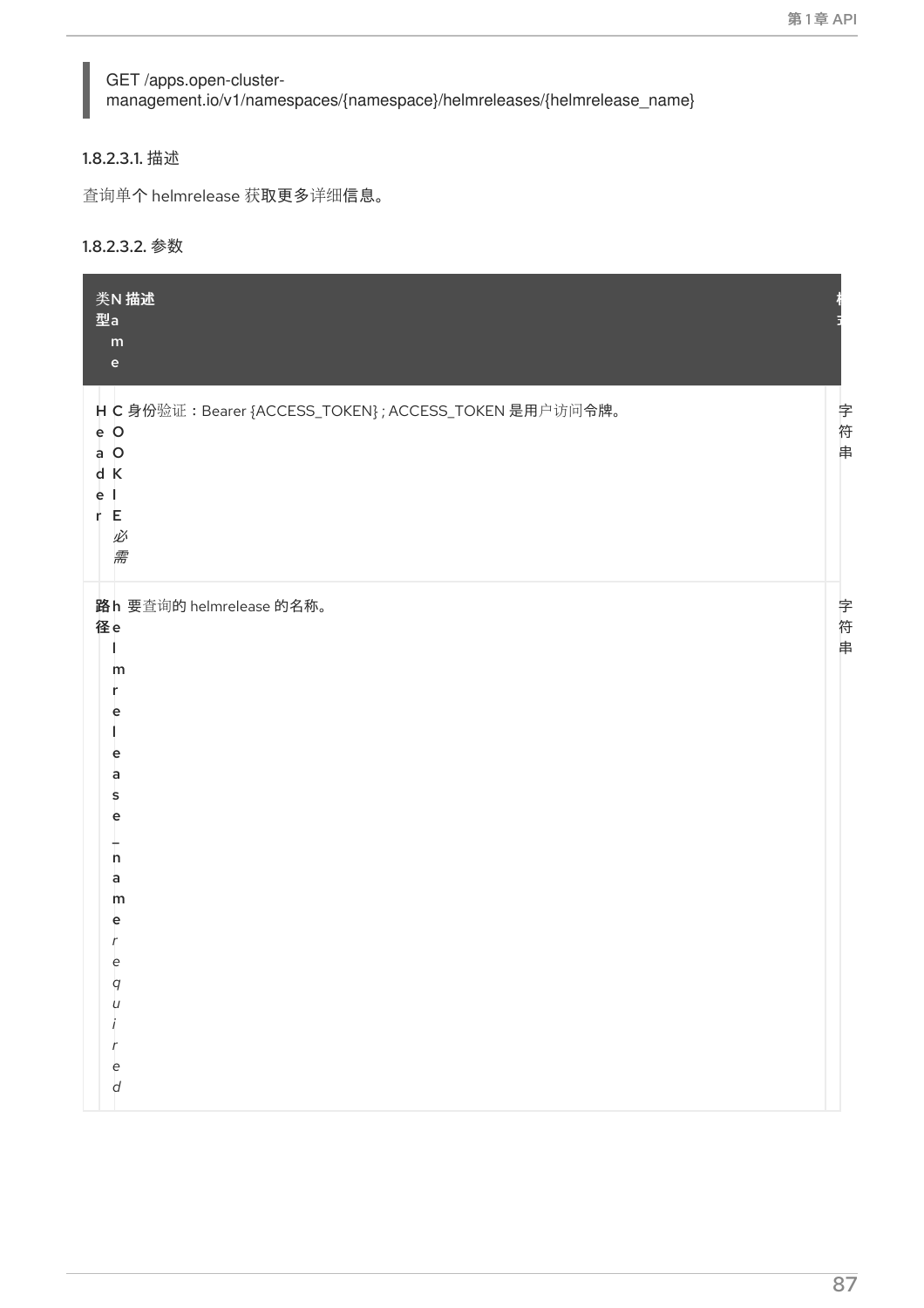```
GET /apps.open-cluster-management.io/v1/namespaces/{namespace}/helmreleases/{helmrelease_name}
```

#### 1.8.2.3.1. 描述

查询单个 helmrelease 获取更多详细信息。

#### 1.8.2.3.2. 参数

| 类型 | Name | 描述 | 模式 |
| --- | --- | --- | --- |
| Header | **COOKIE** *必需* | 身份验证：Bearer {ACCESS_TOKEN}；ACCESS_TOKEN 是用户访问令牌。 | 字符串 |
| 路径 | **helmrelease_name** *required* | 要查询的 helmrelease 的名称。 | 字符串 |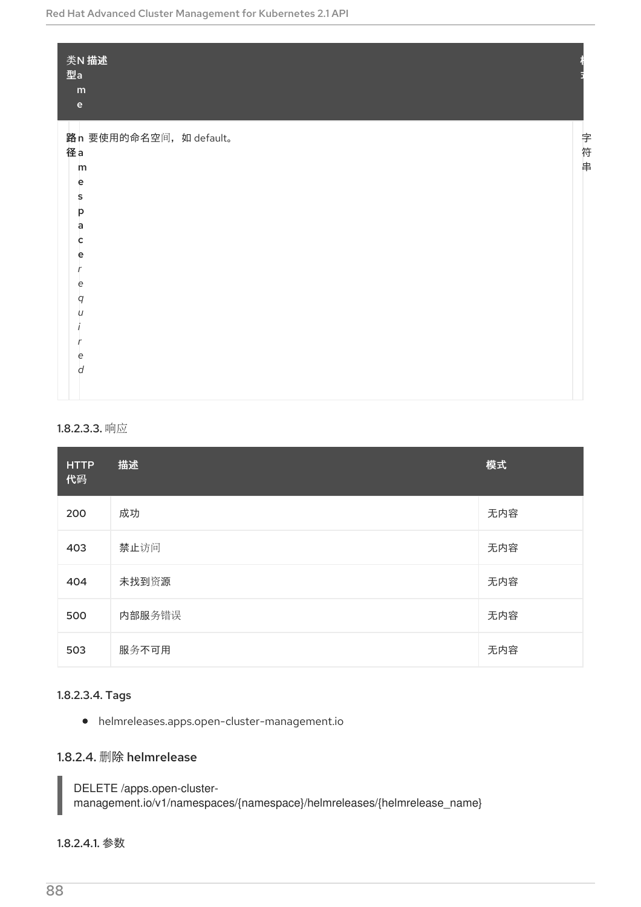| 类型 | Name | 描述 | 模式 |
| --- | --- | --- | --- |
| 路径 | namespace *required* | 要使用的命名空间，如 default。 | 字符串 |

#### 1.8.2.3.3. 响应

| HTTP 代码 | 描述 | 模式 |
| --- | --- | --- |
| 200 | 成功 | 无内容 |
| 403 | 禁止访问 | 无内容 |
| 404 | 未找到资源 | 无内容 |
| 500 | 内部服务错误 | 无内容 |
| 503 | 服务不可用 | 无内容 |

#### 1.8.2.3.4. Tags

- helmreleases.apps.open-cluster-management.io

### 1.8.2.4. 删除 helmrelease

```
DELETE /apps.open-cluster-management.io/v1/namespaces/{namespace}/helmreleases/{helmrelease_name}
```

#### 1.8.2.4.1. 参数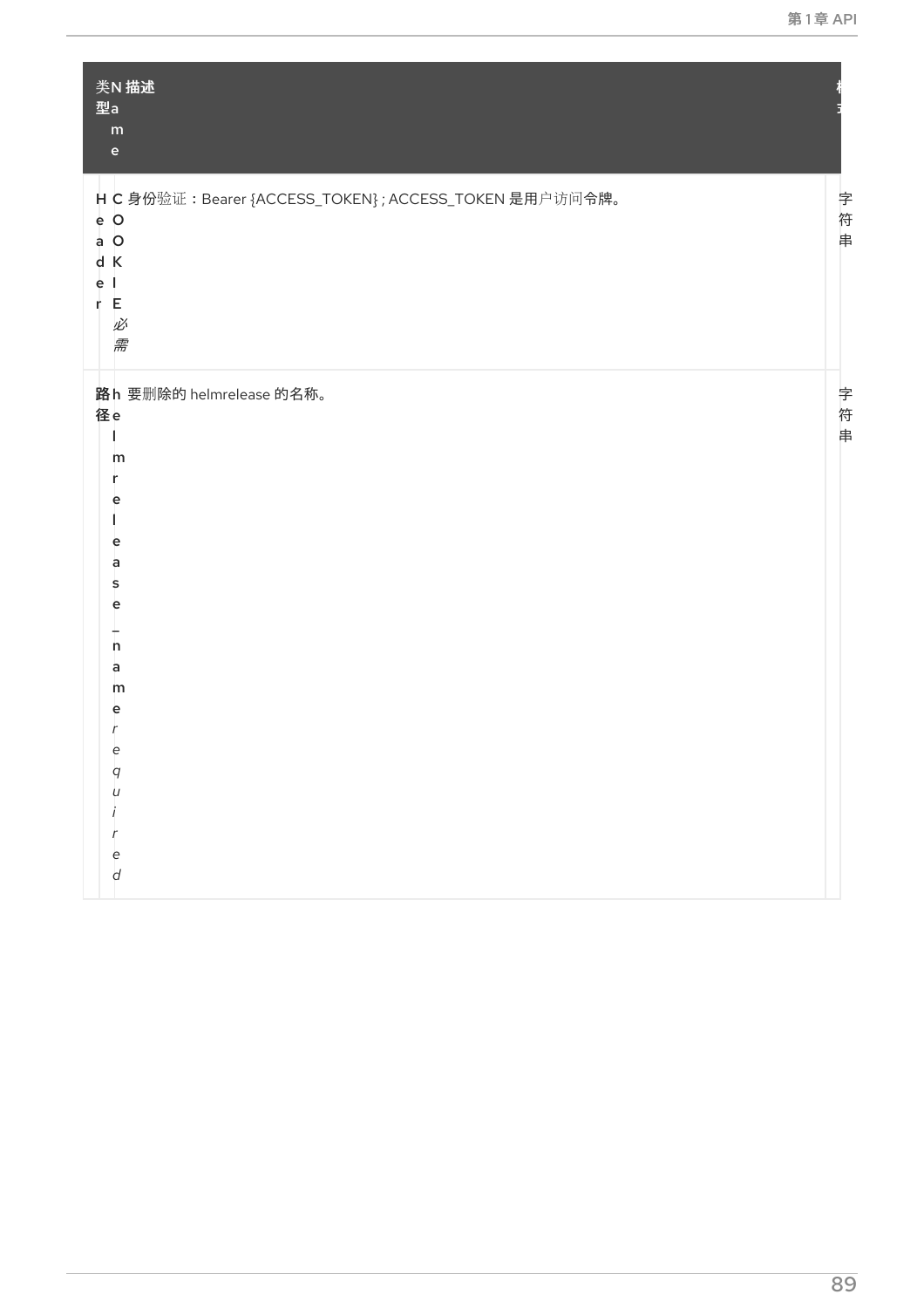| 类型 | Name | 描述 | 格式 |
| --- | --- | --- | --- |
| Header | COOKIE *必需* | 身份验证：Bearer {ACCESS_TOKEN} ; ACCESS_TOKEN 是用户访问令牌。 | 字符串 |
| 路径 | helmrelease_name *required* | 要删除的 helmrelease 的名称。 | 字符串 |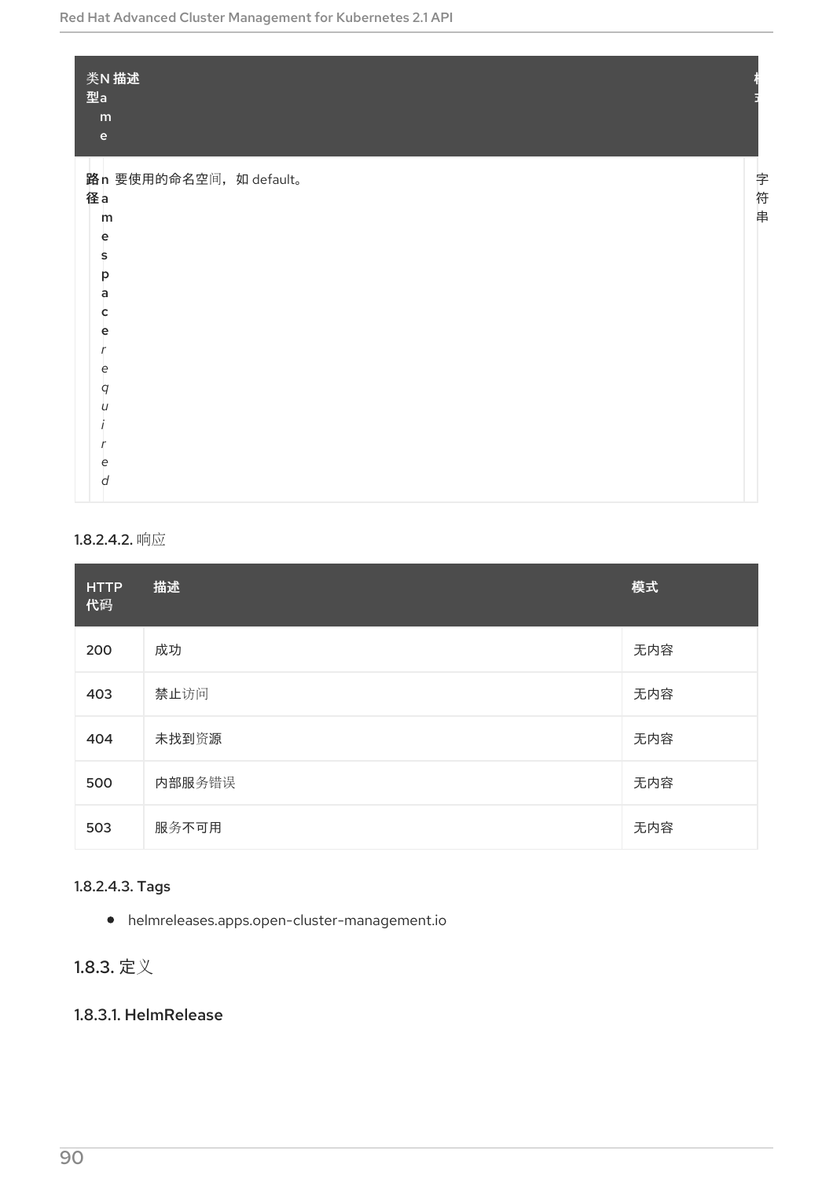| 类型 | Name | 描述 | 模式 |
| --- | --- | --- | --- |
| 路径 | namespace *required* | 要使用的命名空间，如 default。 | 字符串 |

#### 1.8.2.4.2. 响应

| HTTP 代码 | 描述 | 模式 |
| --- | --- | --- |
| 200 | 成功 | 无内容 |
| 403 | 禁止访问 | 无内容 |
| 404 | 未找到资源 | 无内容 |
| 500 | 内部服务错误 | 无内容 |
| 503 | 服务不可用 | 无内容 |

#### 1.8.2.4.3. Tags

- helmreleases.apps.open-cluster-management.io

## 1.8.3. 定义

### 1.8.3.1. HelmRelease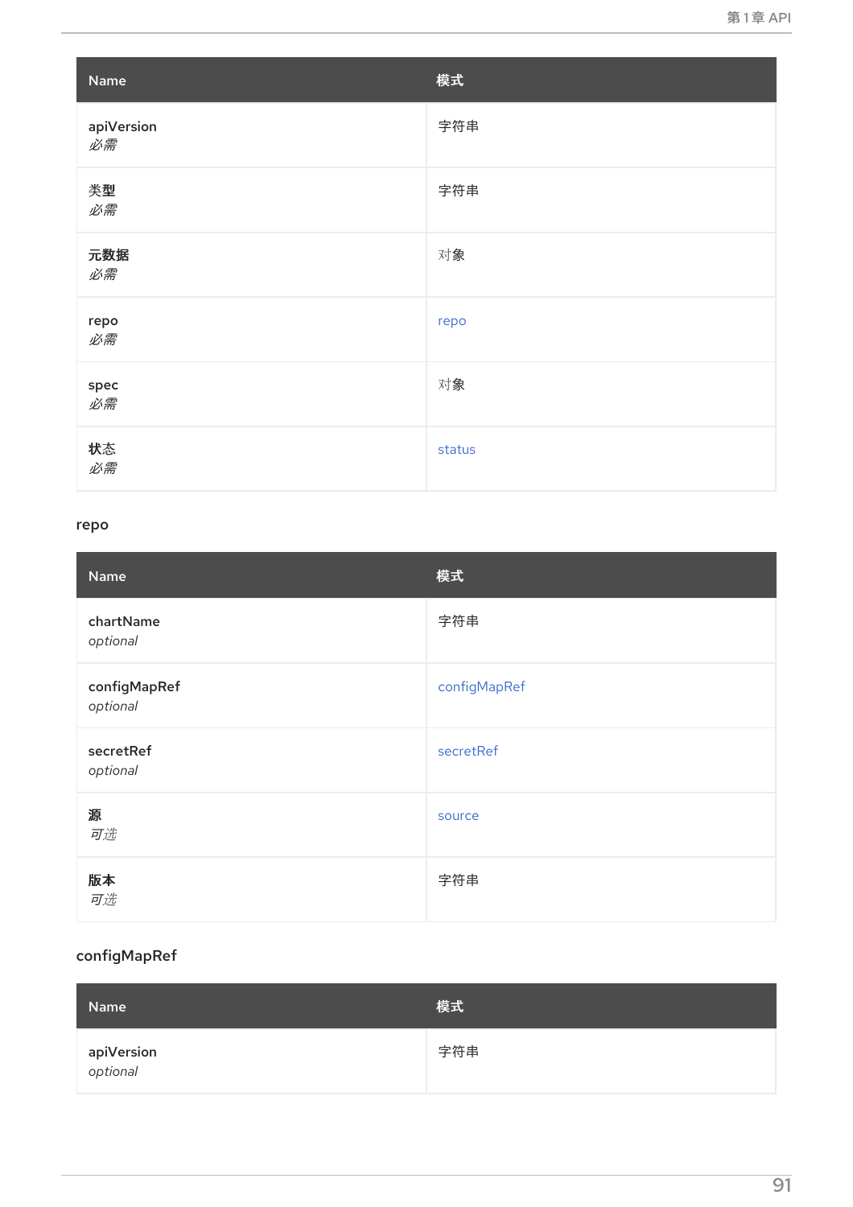| Name | 模式 |
| --- | --- |
| apiVersion<br>*必需* | 字符串 |
| 类型<br>*必需* | 字符串 |
| 元数据<br>*必需* | 对象 |
| repo<br>*必需* | repo |
| spec<br>*必需* | 对象 |
| 状态<br>*必需* | status |

### repo

| Name | 模式 |
| --- | --- |
| chartName<br>*optional* | 字符串 |
| configMapRef<br>*optional* | configMapRef |
| secretRef<br>*optional* | secretRef |
| 源<br>*可选* | source |
| 版本<br>*可选* | 字符串 |

### configMapRef

| Name | 模式 |
| --- | --- |
| apiVersion<br>*optional* | 字符串 |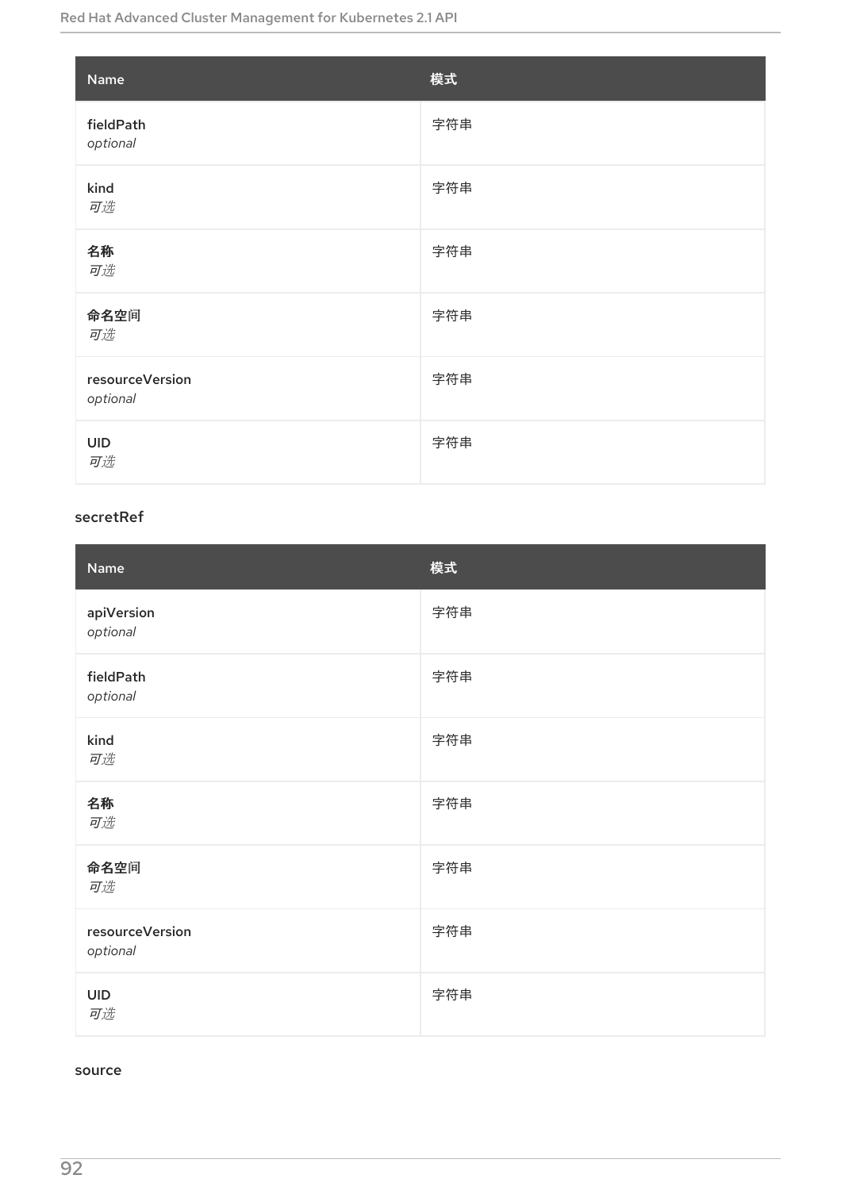| Name | 模式 |
| --- | --- |
| fieldPath<br>*optional* | 字符串 |
| kind<br>*可选* | 字符串 |
| **名称**<br>*可选* | 字符串 |
| **命名空间**<br>*可选* | 字符串 |
| resourceVersion<br>*optional* | 字符串 |
| UID<br>*可选* | 字符串 |

secretRef

| Name | 模式 |
| --- | --- |
| apiVersion<br>*optional* | 字符串 |
| fieldPath<br>*optional* | 字符串 |
| kind<br>*可选* | 字符串 |
| **名称**<br>*可选* | 字符串 |
| **命名空间**<br>*可选* | 字符串 |
| resourceVersion<br>*optional* | 字符串 |
| UID<br>*可选* | 字符串 |

source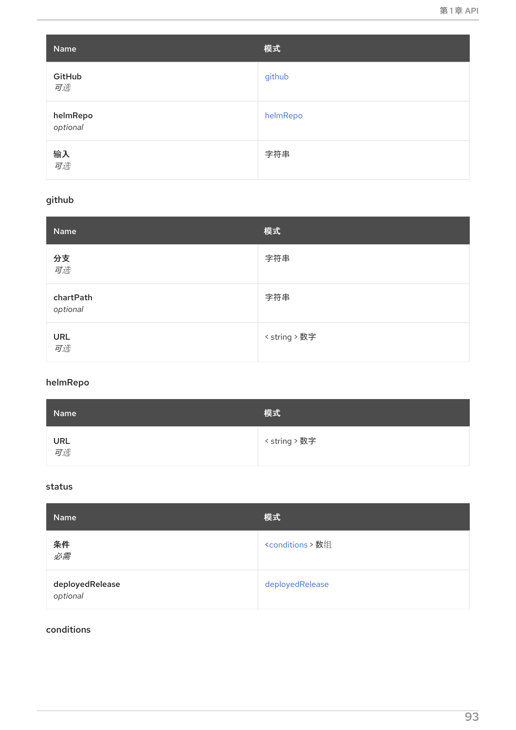| Name | 模式 |
| --- | --- |
| GitHub<br>*可选* | github |
| helmRepo<br>*optional* | helmRepo |
| 输入<br>*可选* | 字符串 |

github

| Name | 模式 |
| --- | --- |
| 分支<br>*可选* | 字符串 |
| chartPath<br>*optional* | 字符串 |
| URL<br>*可选* | < string > 数字 |

helmRepo

| Name | 模式 |
| --- | --- |
| URL<br>*可选* | < string > 数字 |

status

| Name | 模式 |
| --- | --- |
| 条件<br>*必需* | <conditions > 数组 |
| deployedRelease<br>*optional* | deployedRelease |

conditions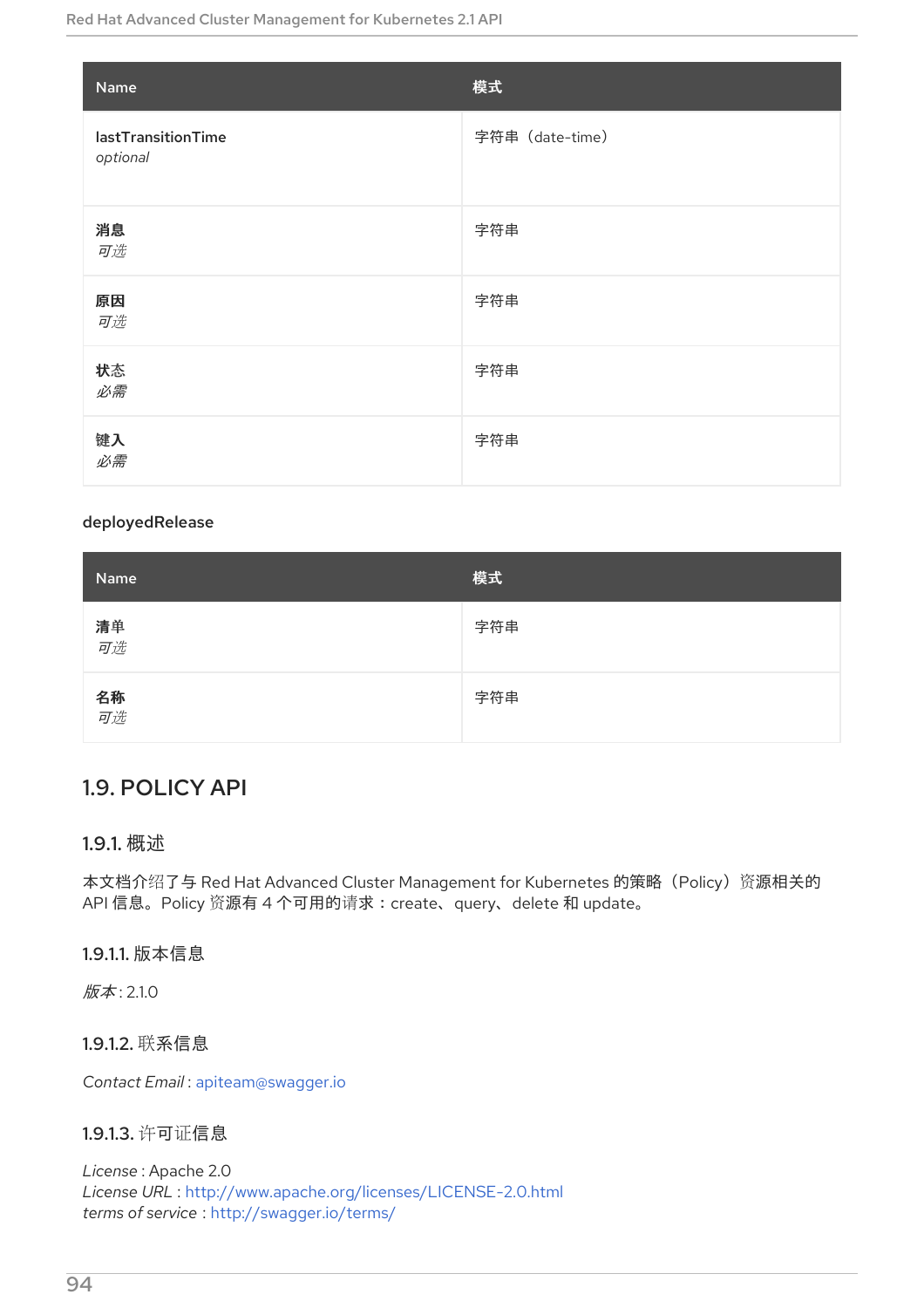| Name | 模式 |
|---|---|
| **lastTransitionTime**<br>*optional* | 字符串（date-time） |
| **消息**<br>*可选* | 字符串 |
| **原因**<br>*可选* | 字符串 |
| **状态**<br>*必需* | 字符串 |
| **键入**<br>*必需* | 字符串 |

**deployedRelease**

| Name | 模式 |
|---|---|
| **清单**<br>*可选* | 字符串 |
| **名称**<br>*可选* | 字符串 |

## 1.9. POLICY API

### 1.9.1. 概述

本文档介绍了与 Red Hat Advanced Cluster Management for Kubernetes 的策略（Policy）资源相关的 API 信息。Policy 资源有 4 个可用的请求：create、query、delete 和 update。

#### 1.9.1.1. 版本信息

*版本* : 2.1.0

#### 1.9.1.2. 联系信息

*Contact Email* : apiteam@swagger.io

#### 1.9.1.3. 许可证信息

*License* : Apache 2.0
*License URL* : http://www.apache.org/licenses/LICENSE-2.0.html
*terms of service* : http://swagger.io/terms/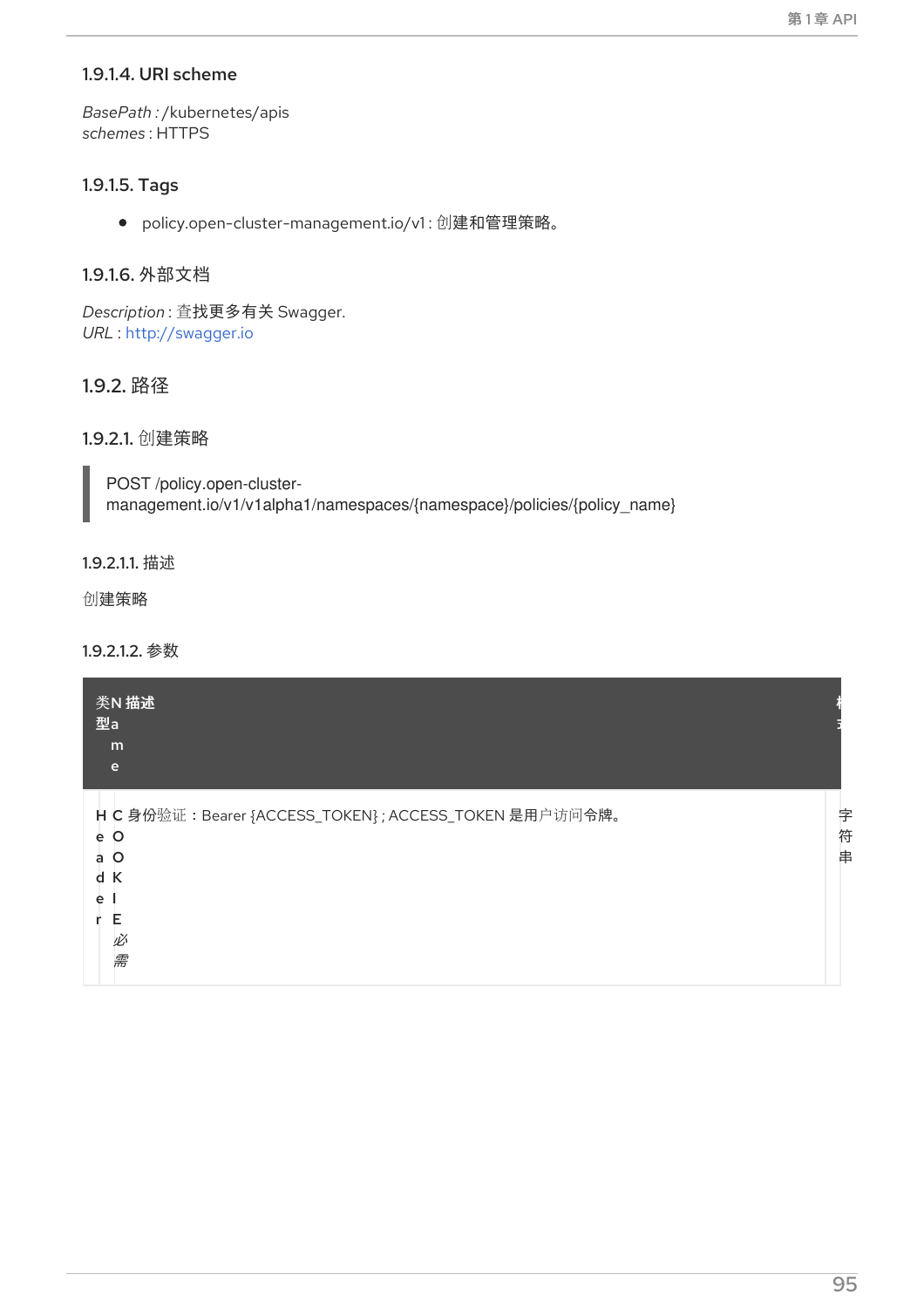#### 1.9.1.4. URI scheme

*BasePath* : /kubernetes/apis
*schemes* : HTTPS

#### 1.9.1.5. Tags

- policy.open-cluster-management.io/v1 : 创建和管理策略。

#### 1.9.1.6. 外部文档

*Description* : 查找更多有关 Swagger.
*URL* : http://swagger.io

### 1.9.2. 路径

#### 1.9.2.1. 创建策略

```
POST /policy.open-cluster-management.io/v1/v1alpha1/namespaces/{namespace}/policies/{policy_name}
```

##### 1.9.2.1.1. 描述

创建策略

##### 1.9.2.1.2. 参数

| 类型 | Name | 描述 | 模式 |
| --- | --- | --- | --- |
| Header | COOKIE *必需* | 身份验证：Bearer {ACCESS_TOKEN} ; ACCESS_TOKEN 是用户访问令牌。 | 字符串 |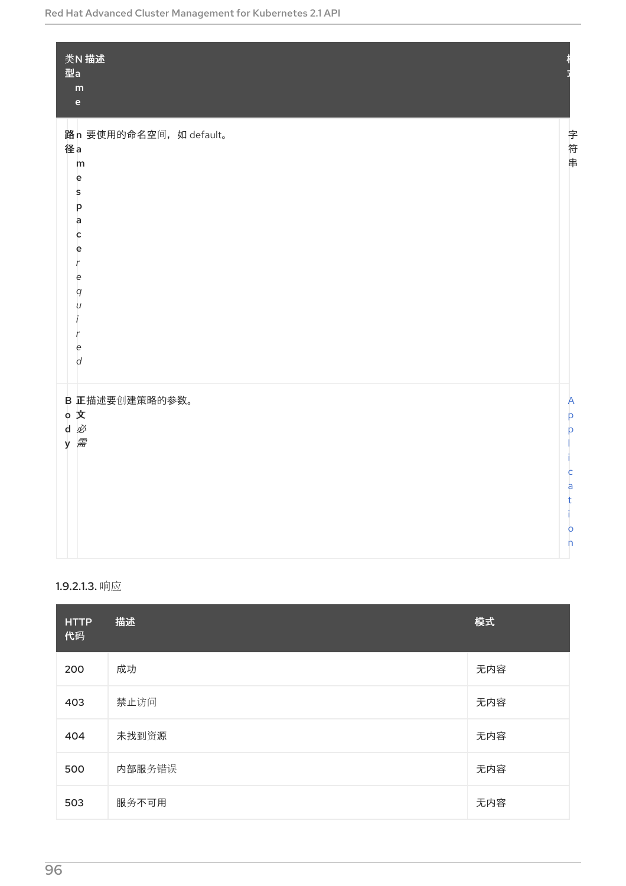| 类型 | Name | 描述 | 模式 |
| --- | --- | --- | --- |
| 路径 | namespace *required* | 要使用的命名空间，如 default。 | 字符串 |
| Body | 正文 *必需* | 描述要创建策略的参数。 | Application |

1.9.2.1.3. 响应

| HTTP 代码 | 描述 | 模式 |
| --- | --- | --- |
| 200 | 成功 | 无内容 |
| 403 | 禁止访问 | 无内容 |
| 404 | 未找到资源 | 无内容 |
| 500 | 内部服务错误 | 无内容 |
| 503 | 服务不可用 | 无内容 |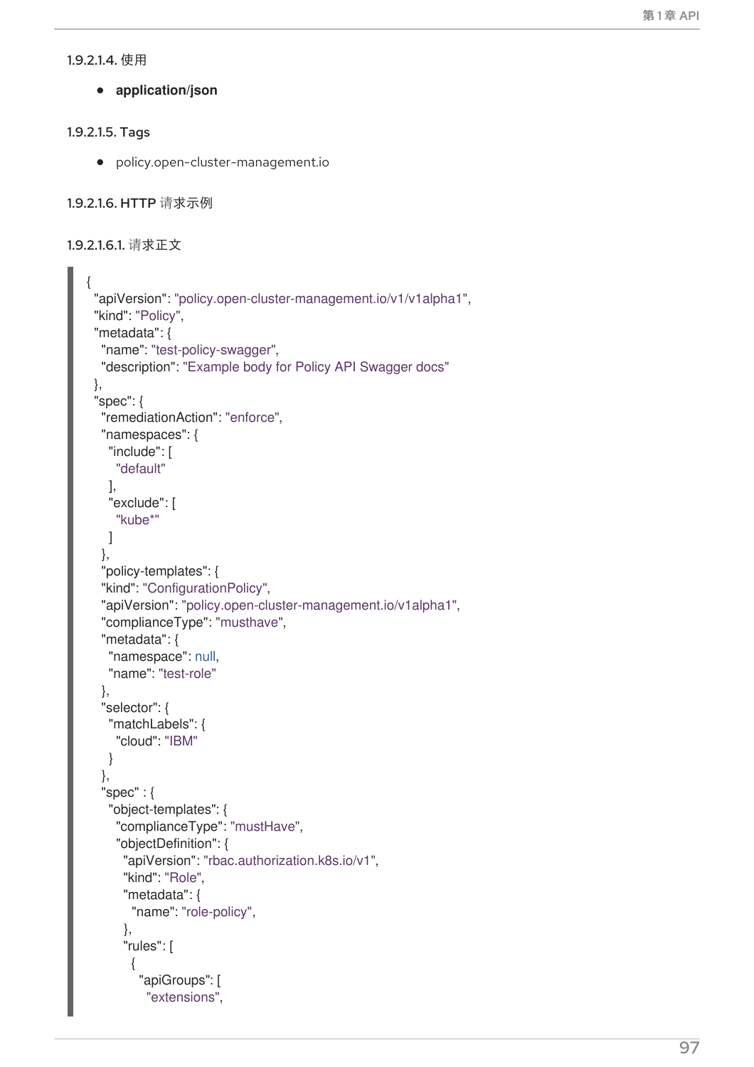#### 1.9.2.1.4. 使用

- **application/json**

#### 1.9.2.1.5. Tags

- policy.open-cluster-management.io

#### 1.9.2.1.6. HTTP 请求示例

##### 1.9.2.1.6.1. 请求正文

```
{
  "apiVersion": "policy.open-cluster-management.io/v1/v1alpha1",
  "kind": "Policy",
  "metadata": {
    "name": "test-policy-swagger",
    "description": "Example body for Policy API Swagger docs"
  },
  "spec": {
    "remediationAction": "enforce",
    "namespaces": {
      "include": [
        "default"
      ],
      "exclude": [
        "kube*"
      ]
    },
    "policy-templates": {
    "kind": "ConfigurationPolicy",
    "apiVersion": "policy.open-cluster-management.io/v1alpha1",
    "complianceType": "musthave",
    "metadata": {
      "namespace": null,
      "name": "test-role"
    },
    "selector": {
      "matchLabels": {
        "cloud": "IBM"
      }
    },
    "spec" : {
      "object-templates": {
        "complianceType": "mustHave",
        "objectDefinition": {
          "apiVersion": "rbac.authorization.k8s.io/v1",
          "kind": "Role",
          "metadata": {
            "name": "role-policy",
          },
          "rules": [
            {
              "apiGroups": [
                "extensions",
```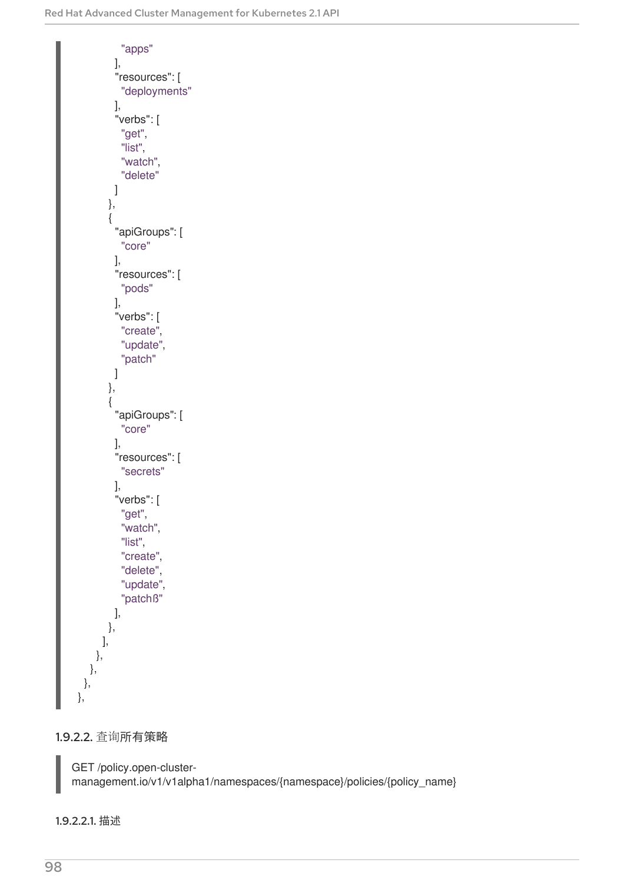```
                "apps"
              ],
              "resources": [
                "deployments"
              ],
              "verbs": [
                "get",
                "list",
                "watch",
                "delete"
              ]
            },
            {
              "apiGroups": [
                "core"
              ],
              "resources": [
                "pods"
              ],
              "verbs": [
                "create",
                "update",
                "patch"
              ]
            },
            {
              "apiGroups": [
                "core"
              ],
              "resources": [
                "secrets"
              ],
              "verbs": [
                "get",
                "watch",
                "list",
                "create",
                "delete",
                "update",
                "patchß"
              ],
            },
          ],
        },
      },
    },
  },
```

### 1.9.2.2. 查询所有策略

```
GET /policy.open-cluster-
management.io/v1/v1alpha1/namespaces/{namespace}/policies/{policy_name}
```

#### 1.9.2.2.1. 描述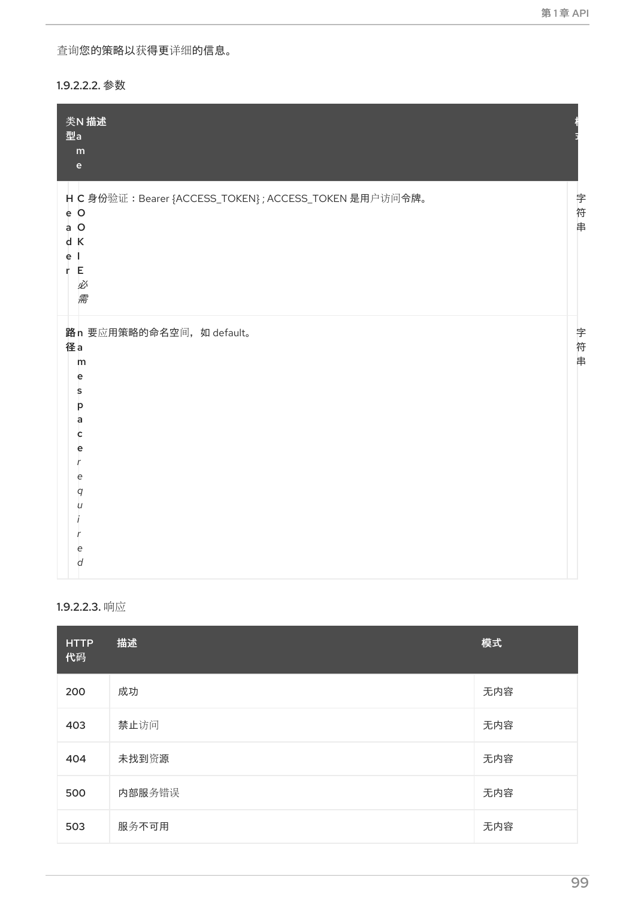查询您的策略以获得更详细的信息。

#### 1.9.2.2.2. 参数

| 类型 | Name | 描述 | 模式 |
| --- | --- | --- | --- |
| Header | COOKIE *必需* | 身份验证：Bearer {ACCESS_TOKEN}；ACCESS_TOKEN 是用户访问令牌。 | 字符串 |
| 路径 | namespace *required* | 要应用策略的命名空间，如 default。 | 字符串 |

#### 1.9.2.2.3. 响应

| HTTP 代码 | 描述 | 模式 |
| --- | --- | --- |
| 200 | 成功 | 无内容 |
| 403 | 禁止访问 | 无内容 |
| 404 | 未找到资源 | 无内容 |
| 500 | 内部服务错误 | 无内容 |
| 503 | 服务不可用 | 无内容 |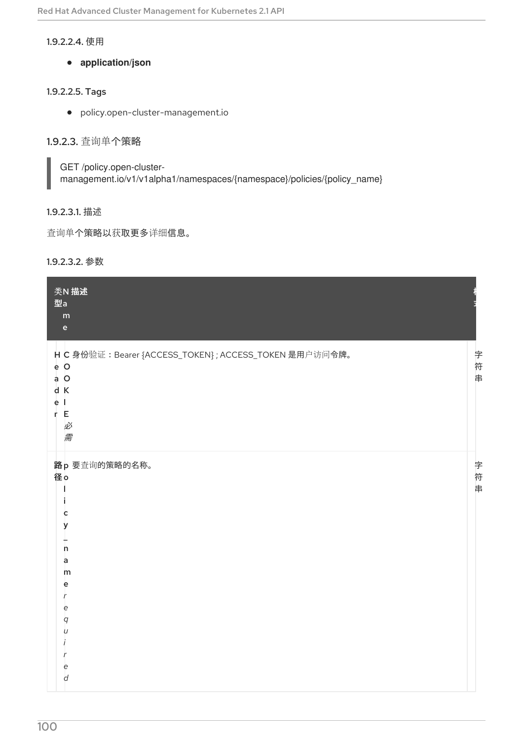#### 1.9.2.2.4. 使用

- **application/json**

#### 1.9.2.2.5. Tags

- policy.open-cluster-management.io

### 1.9.2.3. 查询单个策略

```
GET /policy.open-cluster-management.io/v1/v1alpha1/namespaces/{namespace}/policies/{policy_name}
```

#### 1.9.2.3.1. 描述

查询单个策略以获取更多详细信息。

#### 1.9.2.3.2. 参数

| 类型 | Name | 描述 | 模式 |
| --- | --- | --- | --- |
| Header | **COOKIE** *必需* | 身份验证：Bearer {ACCESS_TOKEN}；ACCESS_TOKEN 是用户访问令牌。 | 字符串 |
| 路径 | **policy_name** *required* | 要查询的策略的名称。 | 字符串 |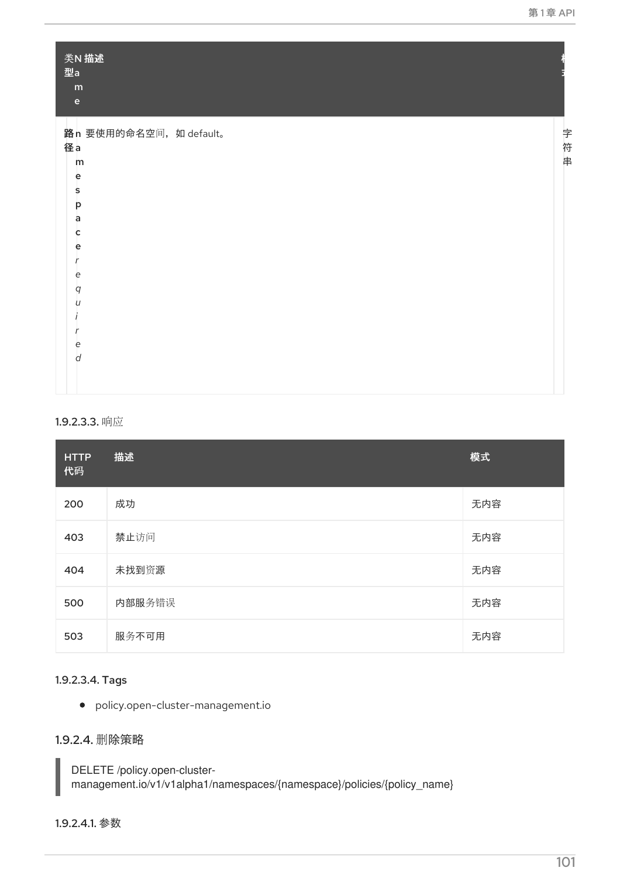| 类型 | Name | 描述 | 模式 |
| --- | --- | --- | --- |
| 路径 | **namespace** *required* | 要使用的命名空间，如 default。 | 字符串 |

#### 1.9.2.3.3. 响应

| HTTP 代码 | 描述 | 模式 |
| --- | --- | --- |
| 200 | 成功 | 无内容 |
| 403 | 禁止访问 | 无内容 |
| 404 | 未找到资源 | 无内容 |
| 500 | 内部服务错误 | 无内容 |
| 503 | 服务不可用 | 无内容 |

#### 1.9.2.3.4. Tags

- policy.open-cluster-management.io

### 1.9.2.4. 删除策略

```
DELETE /policy.open-cluster-management.io/v1/v1alpha1/namespaces/{namespace}/policies/{policy_name}
```

#### 1.9.2.4.1. 参数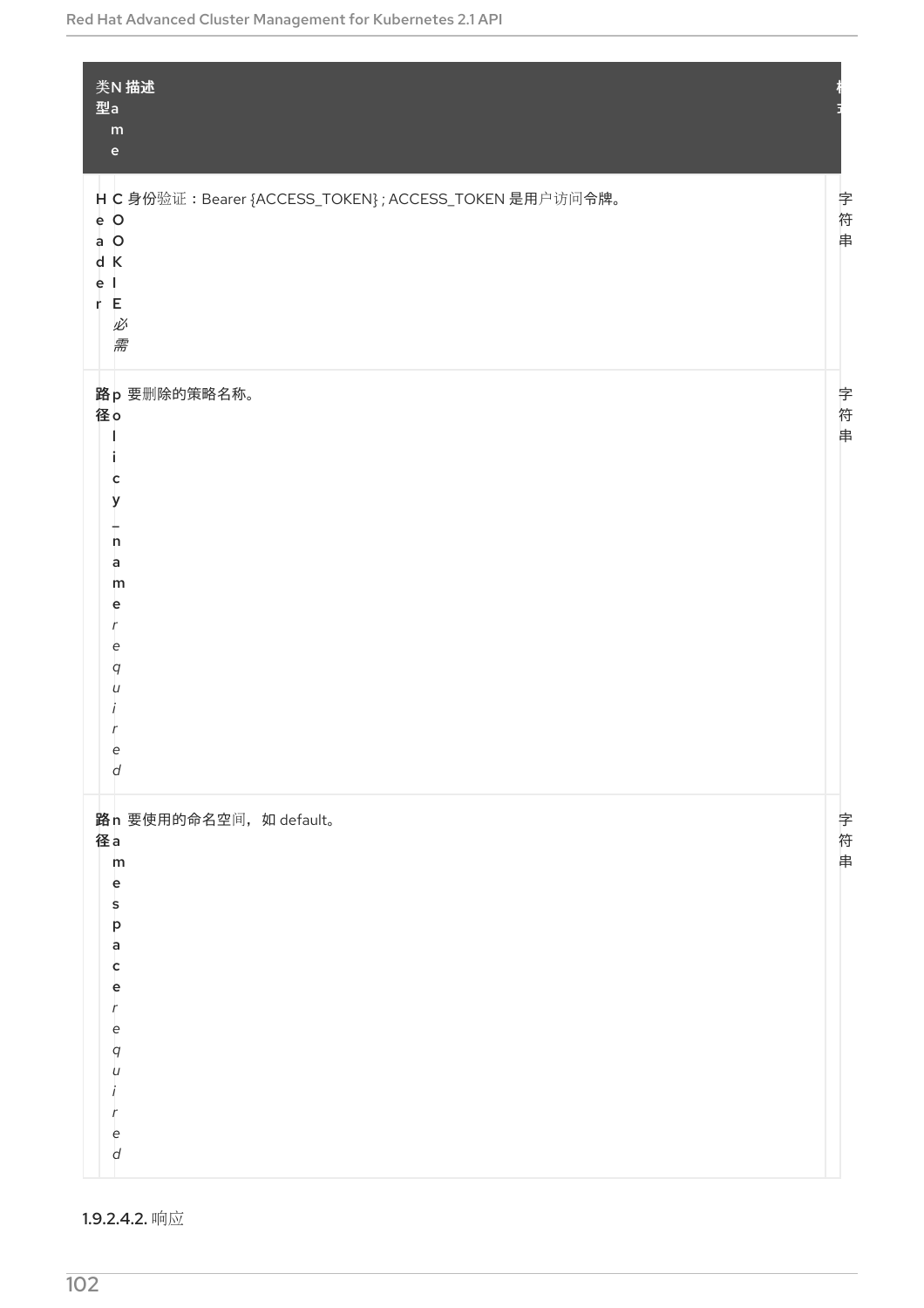| 类型 | Name | 描述 | 模式 |
| --- | --- | --- | --- |
| Header | COOKIE *必需* | 身份验证：Bearer {ACCESS_TOKEN} ; ACCESS_TOKEN 是用户访问令牌。 | 字符串 |
| 路径 | policy_name *required* | 要删除的策略名称。 | 字符串 |
| 路径 | namespace *required* | 要使用的命名空间，如 default。 | 字符串 |

#### 1.9.2.4.2. 响应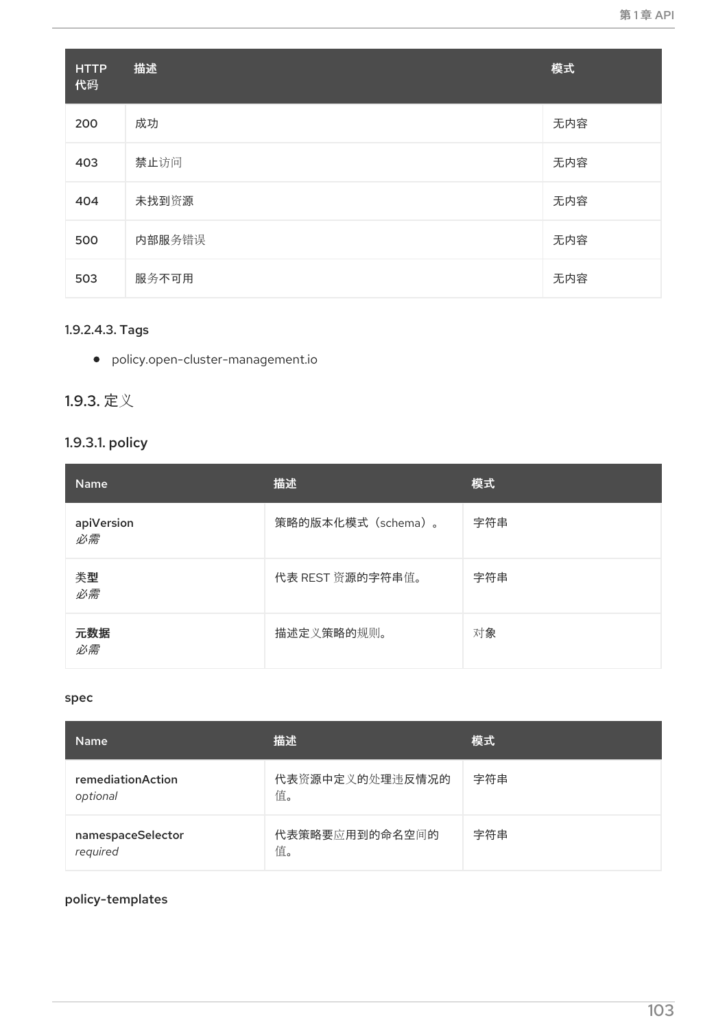| HTTP 代码 | 描述 | 模式 |
| --- | --- | --- |
| 200 | 成功 | 无内容 |
| 403 | 禁止访问 | 无内容 |
| 404 | 未找到资源 | 无内容 |
| 500 | 内部服务错误 | 无内容 |
| 503 | 服务不可用 | 无内容 |

#### 1.9.2.4.3. Tags

- policy.open-cluster-management.io

### 1.9.3. 定义

#### 1.9.3.1. policy

| Name | 描述 | 模式 |
| --- | --- | --- |
| **apiVersion** *必需* | 策略的版本化模式（schema）。 | 字符串 |
| **类型** *必需* | 代表 REST 资源的字符串值。 | 字符串 |
| **元数据** *必需* | 描述定义策略的规则。 | 对象 |

**spec**

| Name | 描述 | 模式 |
| --- | --- | --- |
| **remediationAction** *optional* | 代表资源中定义的处理违反情况的值。 | 字符串 |
| **namespaceSelector** *required* | 代表策略要应用到的命名空间的值。 | 字符串 |

**policy-templates**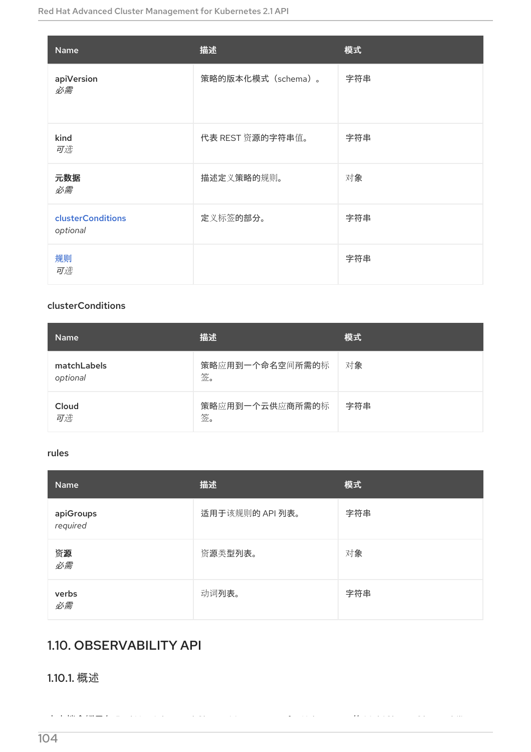| Name | 描述 | 模式 |
| --- | --- | --- |
| apiVersion<br>*必需* | 策略的版本化模式（schema）。 | 字符串 |
| kind<br>*可选* | 代表 REST 资源的字符串值。 | 字符串 |
| **元数据**<br>*必需* | 描述定义策略的规则。 | 对象 |
| clusterConditions<br>*optional* | 定义标签的部分。 | 字符串 |
| 规则<br>*可选* | | 字符串 |

clusterConditions

| Name | 描述 | 模式 |
| --- | --- | --- |
| matchLabels<br>*optional* | 策略应用到一个命名空间所需的标签。 | 对象 |
| Cloud<br>*可选* | 策略应用到一个云供应商所需的标签。 | 字符串 |

rules

| Name | 描述 | 模式 |
| --- | --- | --- |
| apiGroups<br>*required* | 适用于该规则的 API 列表。 | 字符串 |
| **资源**<br>*必需* | 资源类型列表。 | 对象 |
| verbs<br>*必需* | 动词列表。 | 字符串 |

## 1.10. OBSERVABILITY API

### 1.10.1. 概述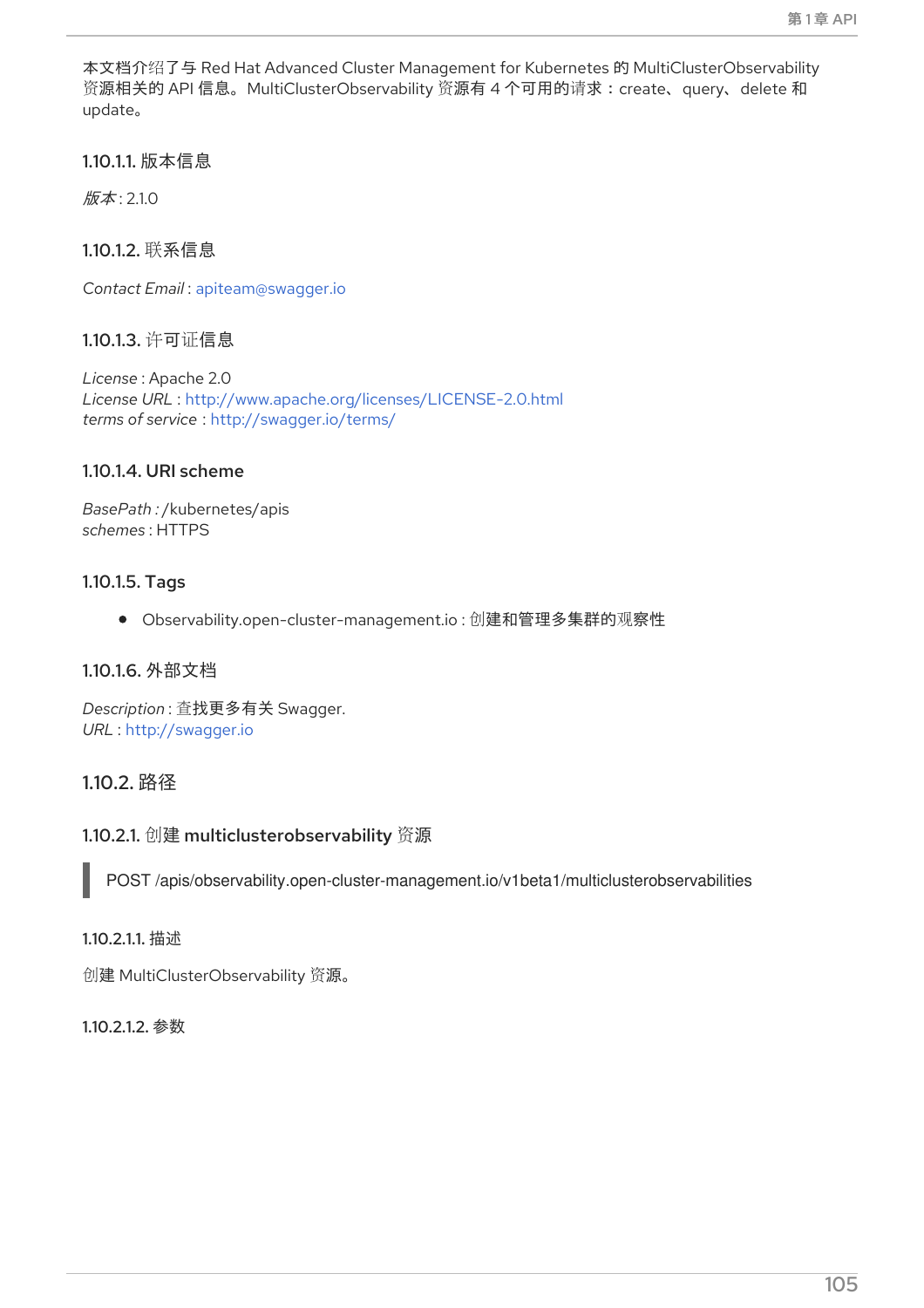本文档介绍了与 Red Hat Advanced Cluster Management for Kubernetes 的 MultiClusterObservability 资源相关的 API 信息。MultiClusterObservability 资源有 4 个可用的请求：create、query、delete 和 update。

#### 1.10.1.1. 版本信息

*版本* : 2.1.0

#### 1.10.1.2. 联系信息

*Contact Email* : apiteam@swagger.io

#### 1.10.1.3. 许可证信息

*License* : Apache 2.0
*License URL* : http://www.apache.org/licenses/LICENSE-2.0.html
*terms of service* : http://swagger.io/terms/

#### 1.10.1.4. URI scheme

*BasePath :* /kubernetes/apis
*schemes* : HTTPS

#### 1.10.1.5. Tags

- Observability.open-cluster-management.io : 创建和管理多集群的观察性

#### 1.10.1.6. 外部文档

*Description* : 查找更多有关 Swagger.
*URL* : http://swagger.io

### 1.10.2. 路径

#### 1.10.2.1. 创建 multiclusterobservability 资源

> POST /apis/observability.open-cluster-management.io/v1beta1/multiclusterobservabilities

##### 1.10.2.1.1. 描述

创建 MultiClusterObservability 资源。

##### 1.10.2.1.2. 参数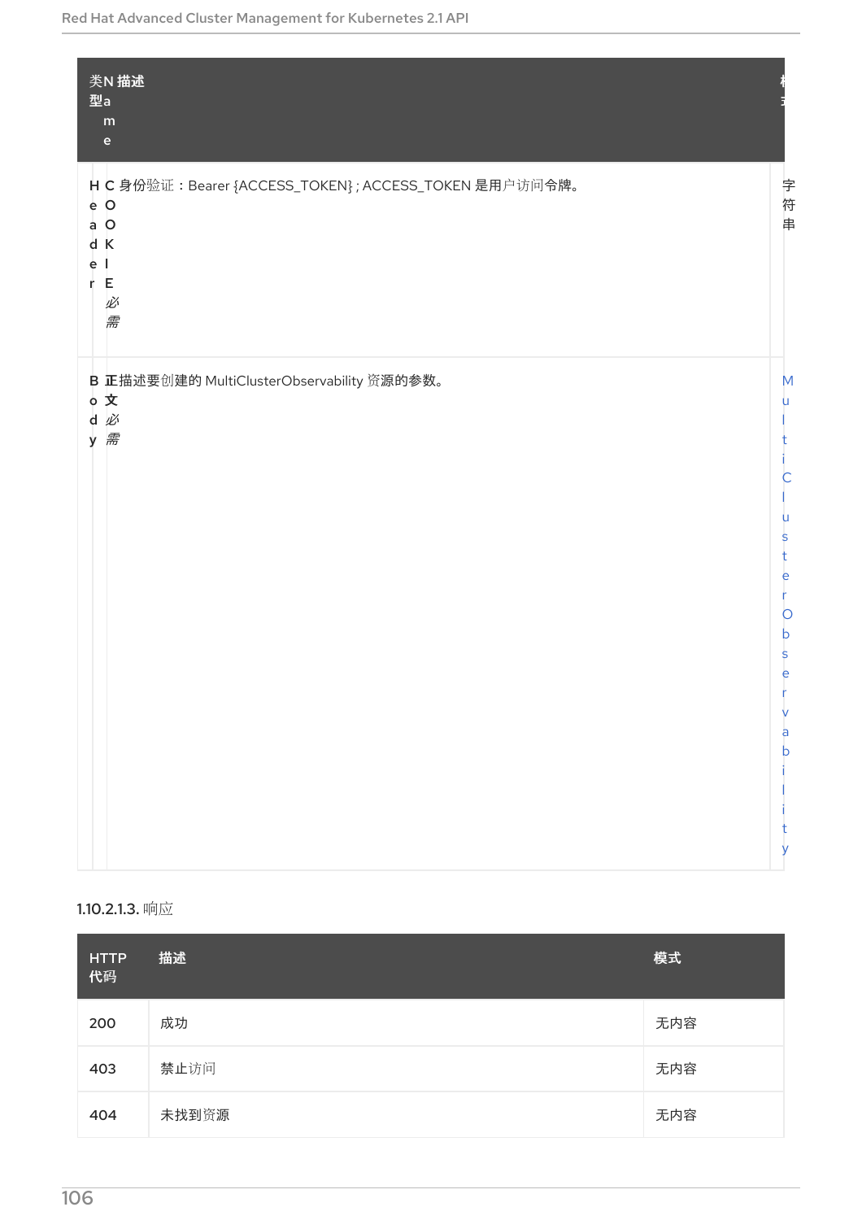| 类型 | Name | 描述 | 模式 |
| --- | --- | --- | --- |
| Header | COOKIE *必需* | 身份验证：Bearer {ACCESS_TOKEN}；ACCESS_TOKEN 是用户访问令牌。 | 字符串 |
| Body | 正文 *必需* | 描述要创建的 MultiClusterObservability 资源的参数。 | MultiClusterObservability |

#### 1.10.2.1.3. 响应

| HTTP 代码 | 描述 | 模式 |
| --- | --- | --- |
| 200 | 成功 | 无内容 |
| 403 | 禁止访问 | 无内容 |
| 404 | 未找到资源 | 无内容 |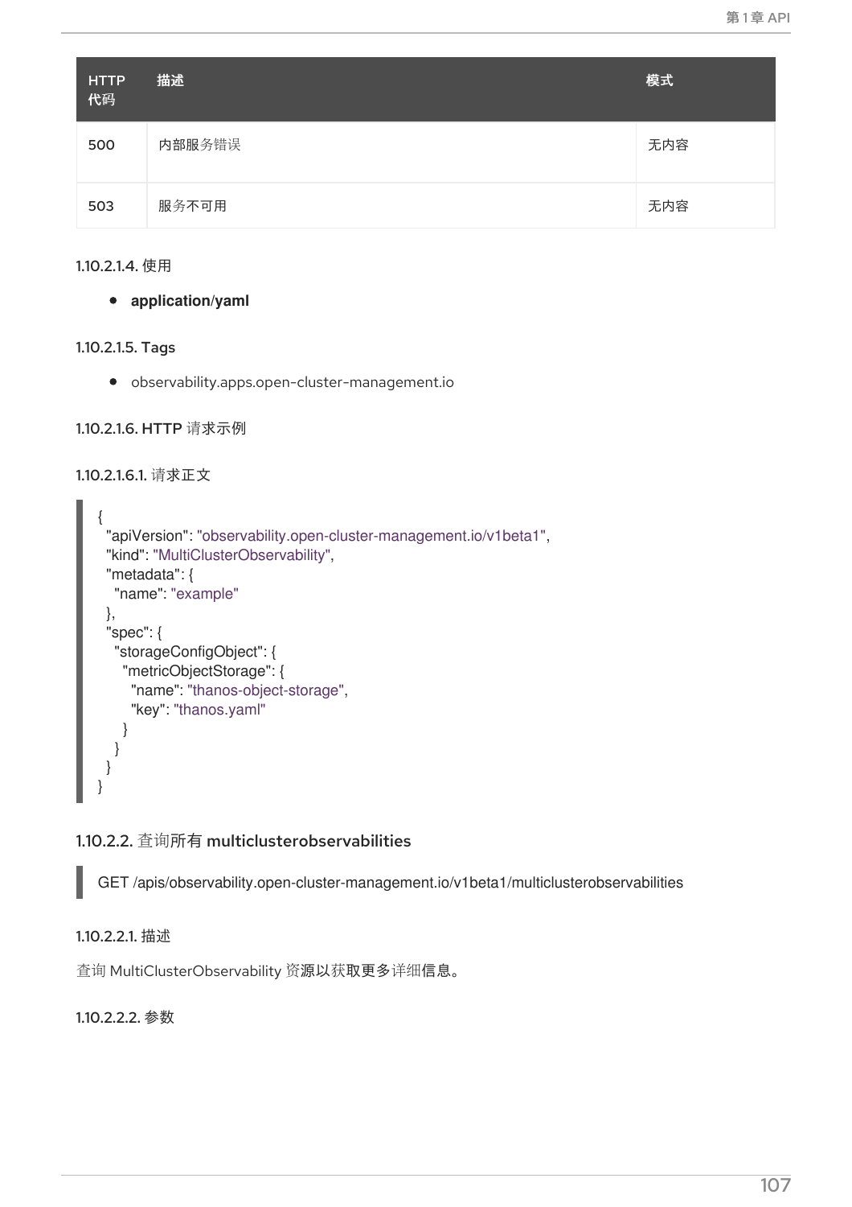| HTTP 代码 | 描述 | 模式 |
| --- | --- | --- |
| 500 | 内部服务错误 | 无内容 |
| 503 | 服务不可用 | 无内容 |

#### 1.10.2.1.4. 使用

- **application/yaml**

#### 1.10.2.1.5. Tags

- observability.apps.open-cluster-management.io

#### 1.10.2.1.6. HTTP 请求示例

##### 1.10.2.1.6.1. 请求正文

```
{
  "apiVersion": "observability.open-cluster-management.io/v1beta1",
  "kind": "MultiClusterObservability",
  "metadata": {
    "name": "example"
  },
  "spec": {
    "storageConfigObject": {
      "metricObjectStorage": {
        "name": "thanos-object-storage",
        "key": "thanos.yaml"
      }
    }
  }
}
```

### 1.10.2.2. 查询所有 multiclusterobservabilities

```
GET /apis/observability.open-cluster-management.io/v1beta1/multiclusterobservabilities
```

#### 1.10.2.2.1. 描述

查询 MultiClusterObservability 资源以获取更多详细信息。

#### 1.10.2.2.2. 参数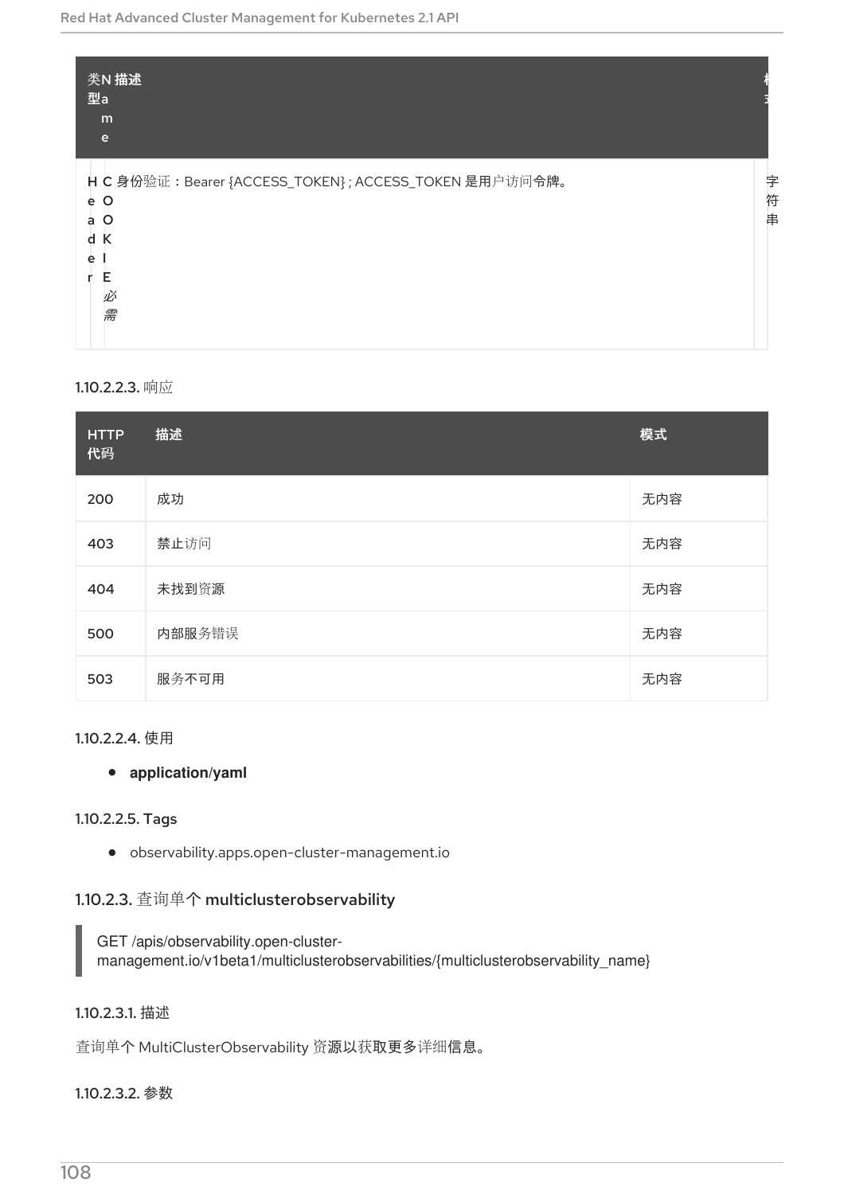| 类型 | Name | 描述 | 模式 |
|---|---|---|---|
| Header | COOKIE *必需* | 身份验证：Bearer {ACCESS_TOKEN}；ACCESS_TOKEN 是用户访问令牌。 | 字符串 |

#### 1.10.2.2.3. 响应

| HTTP 代码 | 描述 | 模式 |
|---|---|---|
| 200 | 成功 | 无内容 |
| 403 | 禁止访问 | 无内容 |
| 404 | 未找到资源 | 无内容 |
| 500 | 内部服务错误 | 无内容 |
| 503 | 服务不可用 | 无内容 |

#### 1.10.2.2.4. 使用

- **application/yaml**

#### 1.10.2.2.5. Tags

- observability.apps.open-cluster-management.io

### 1.10.2.3. 查询单个 multiclusterobservability

```
GET /apis/observability.open-cluster-management.io/v1beta1/multiclusterobservabilities/{multiclusterobservability_name}
```

#### 1.10.2.3.1. 描述

查询单个 MultiClusterObservability 资源以获取更多详细信息。

#### 1.10.2.3.2. 参数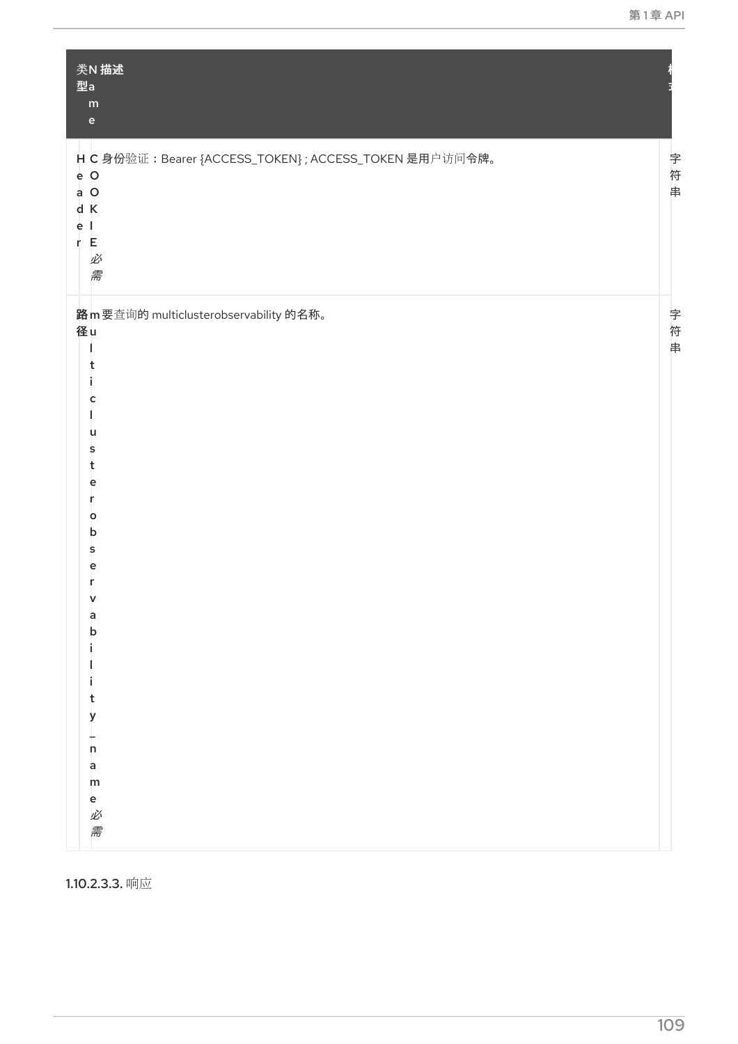| 类型 | Name | 描述 | 格式 |
| --- | --- | --- | --- |
| Header | COOKIE *必需* | 身份验证：Bearer {ACCESS_TOKEN} ; ACCESS_TOKEN 是用户访问令牌。 | 字符串 |
| 路径 | multiclusterobservability_name *必需* | 要查询的 multiclusterobservability 的名称。 | 字符串 |

#### 1.10.2.3.3. 响应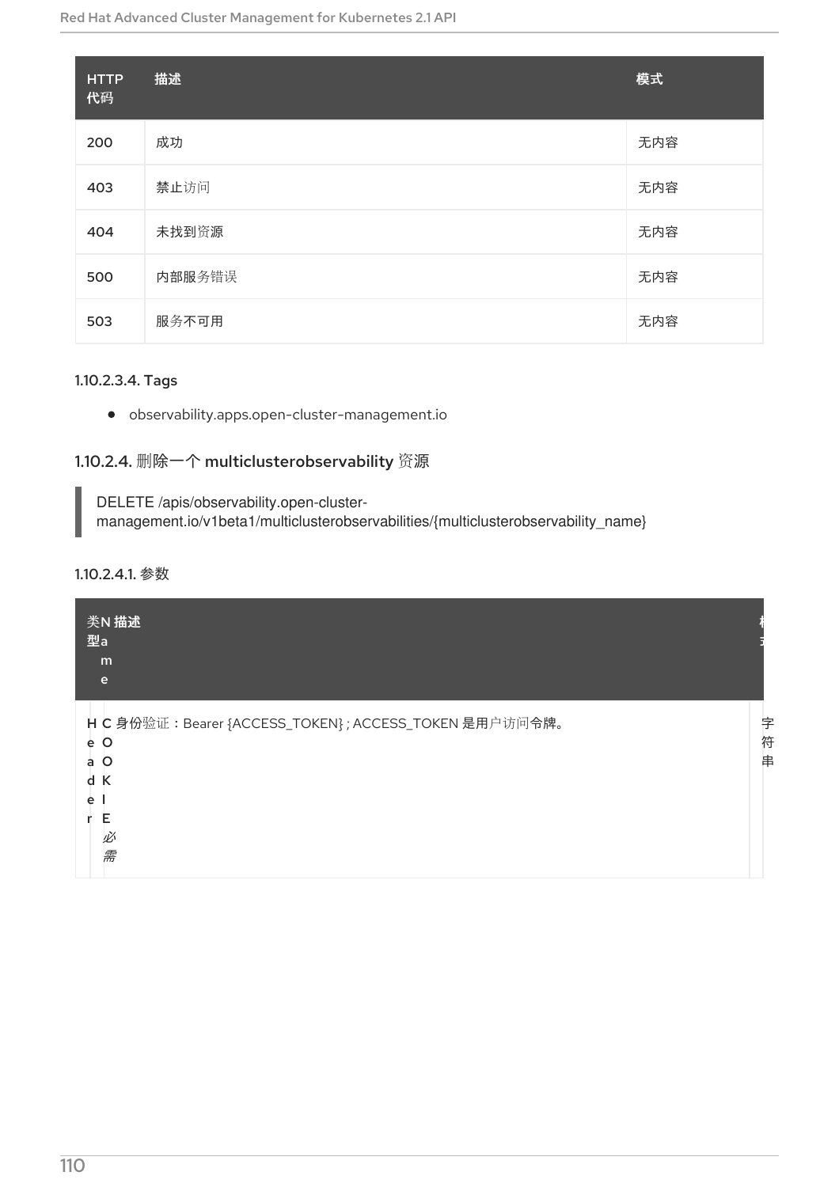| HTTP 代码 | 描述 | 模式 |
| --- | --- | --- |
| 200 | 成功 | 无内容 |
| 403 | 禁止访问 | 无内容 |
| 404 | 未找到资源 | 无内容 |
| 500 | 内部服务错误 | 无内容 |
| 503 | 服务不可用 | 无内容 |

#### 1.10.2.3.4. Tags

- observability.apps.open-cluster-management.io

### 1.10.2.4. 删除一个 multiclusterobservability 资源

```
DELETE /apis/observability.open-cluster-management.io/v1beta1/multiclusterobservabilities/{multiclusterobservability_name}
```

#### 1.10.2.4.1. 参数

| 类型 | Name | 描述 | 模式 |
| --- | --- | --- | --- |
| Header | COOKIE *必需* | 身份验证：Bearer {ACCESS_TOKEN} ; ACCESS_TOKEN 是用户访问令牌。 | 字符串 |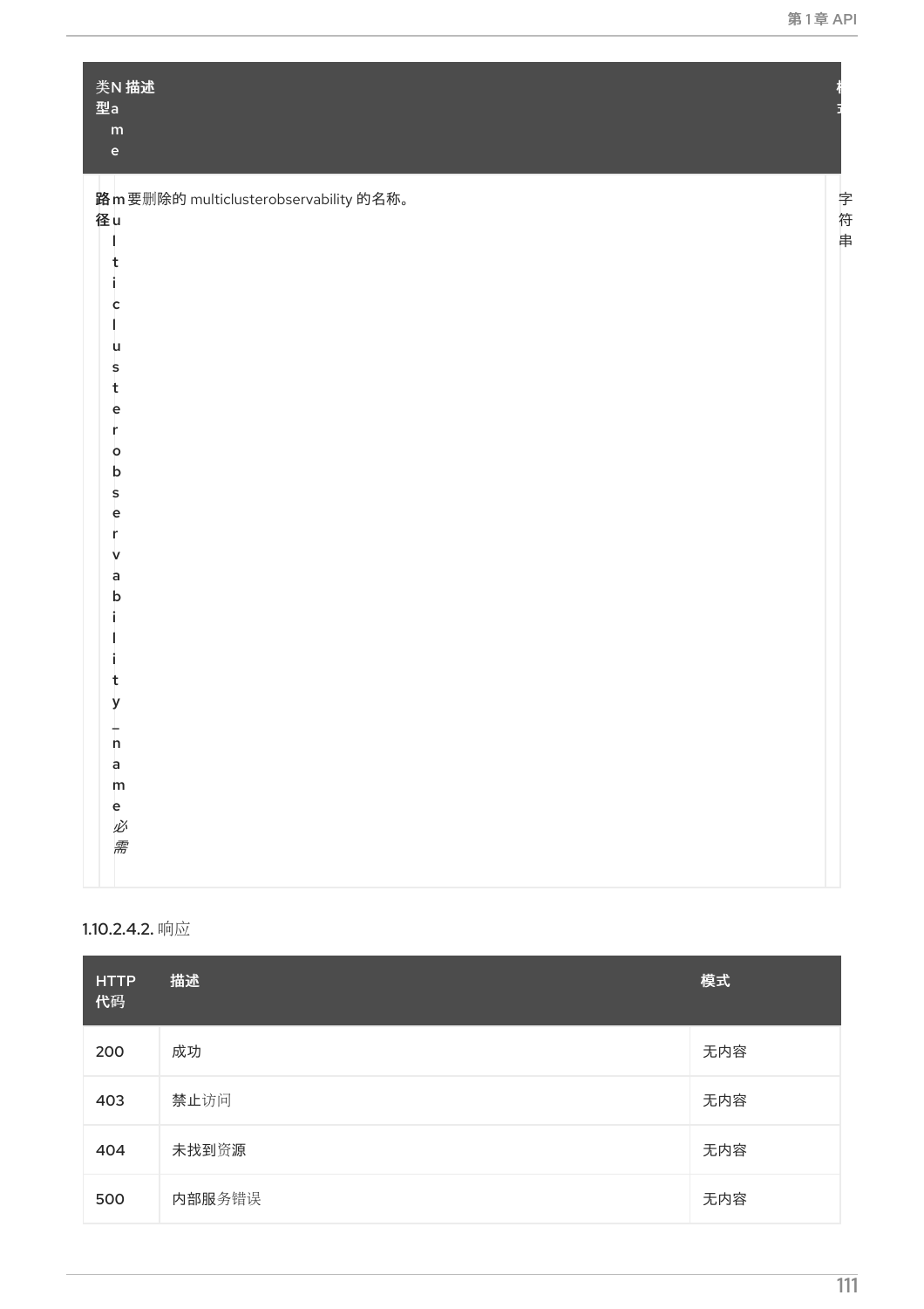| 类型 | Name | 描述 | 模式 |
| --- | --- | --- | --- |
| 路径 | multiclusterobservability_name *必需* | 要删除的 multiclusterobservability 的名称。 | 字符串 |

1.10.2.4.2. 响应

| HTTP 代码 | 描述 | 模式 |
| --- | --- | --- |
| 200 | 成功 | 无内容 |
| 403 | 禁止访问 | 无内容 |
| 404 | 未找到资源 | 无内容 |
| 500 | 内部服务错误 | 无内容 |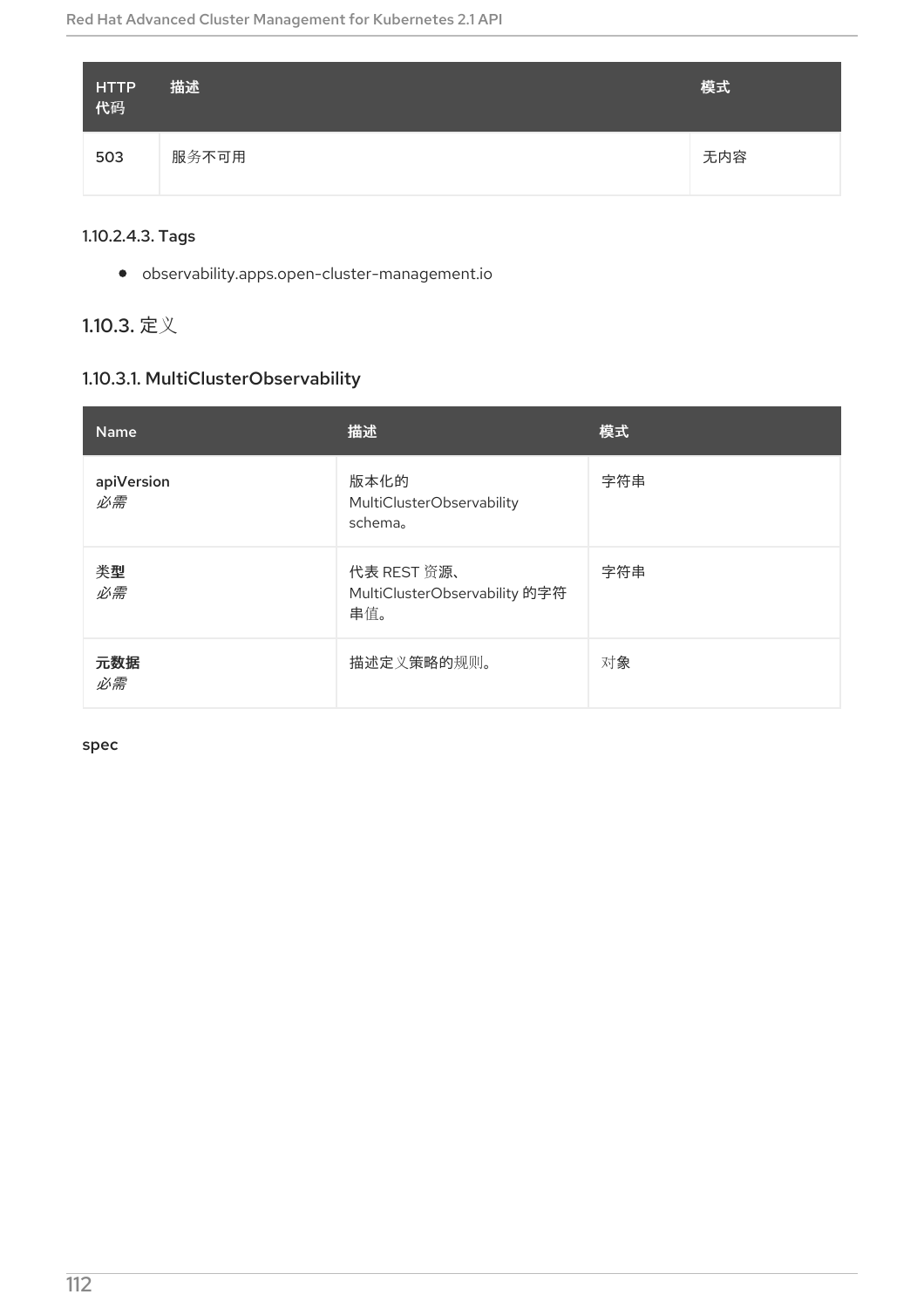| HTTP 代码 | 描述 | 模式 |
| --- | --- | --- |
| 503 | 服务不可用 | 无内容 |

#### 1.10.2.4.3. Tags

- observability.apps.open-cluster-management.io

## 1.10.3. 定义

### 1.10.3.1. MultiClusterObservability

| Name | 描述 | 模式 |
| --- | --- | --- |
| apiVersion<br>*必需* | 版本化的 MultiClusterObservability schema。 | 字符串 |
| **类型**<br>*必需* | 代表 REST 资源、MultiClusterObservability 的字符串值。 | 字符串 |
| **元数据**<br>*必需* | 描述定义策略的规则。 | 对象 |

**spec**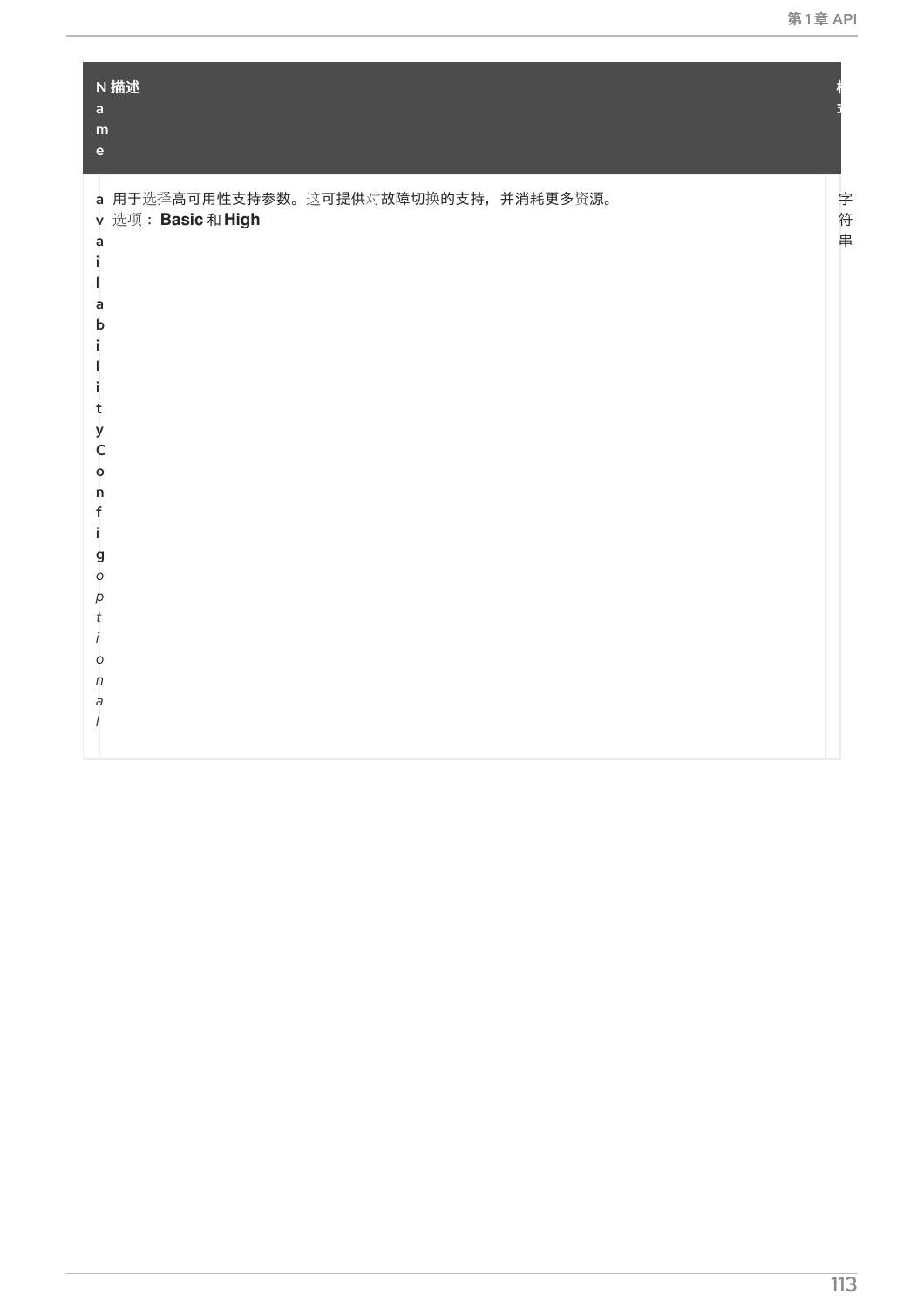| Name | 描述 | 格式 |
| --- | --- | --- |
| availabilityConfig *optional* | 用于选择高可用性支持参数。这可提供对故障切换的支持，并消耗更多资源。<br>选项： **Basic** 和 **High** | 字符串 |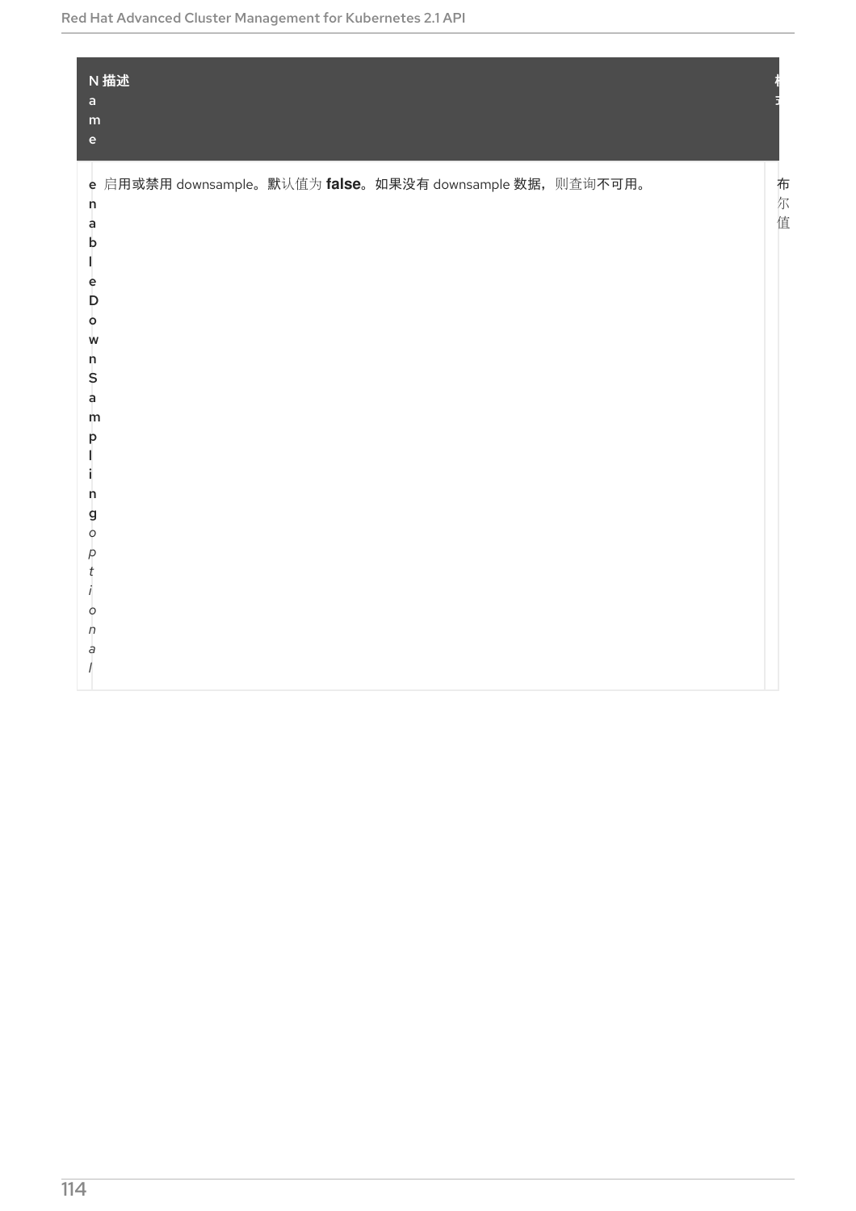| Name | 描述 | 格式 |
| --- | --- | --- |
| **enableDownSampling** *optional* | 启用或禁用 downsample。默认值为 **false**。如果没有 downsample 数据，则查询不可用。 | 布尔值 |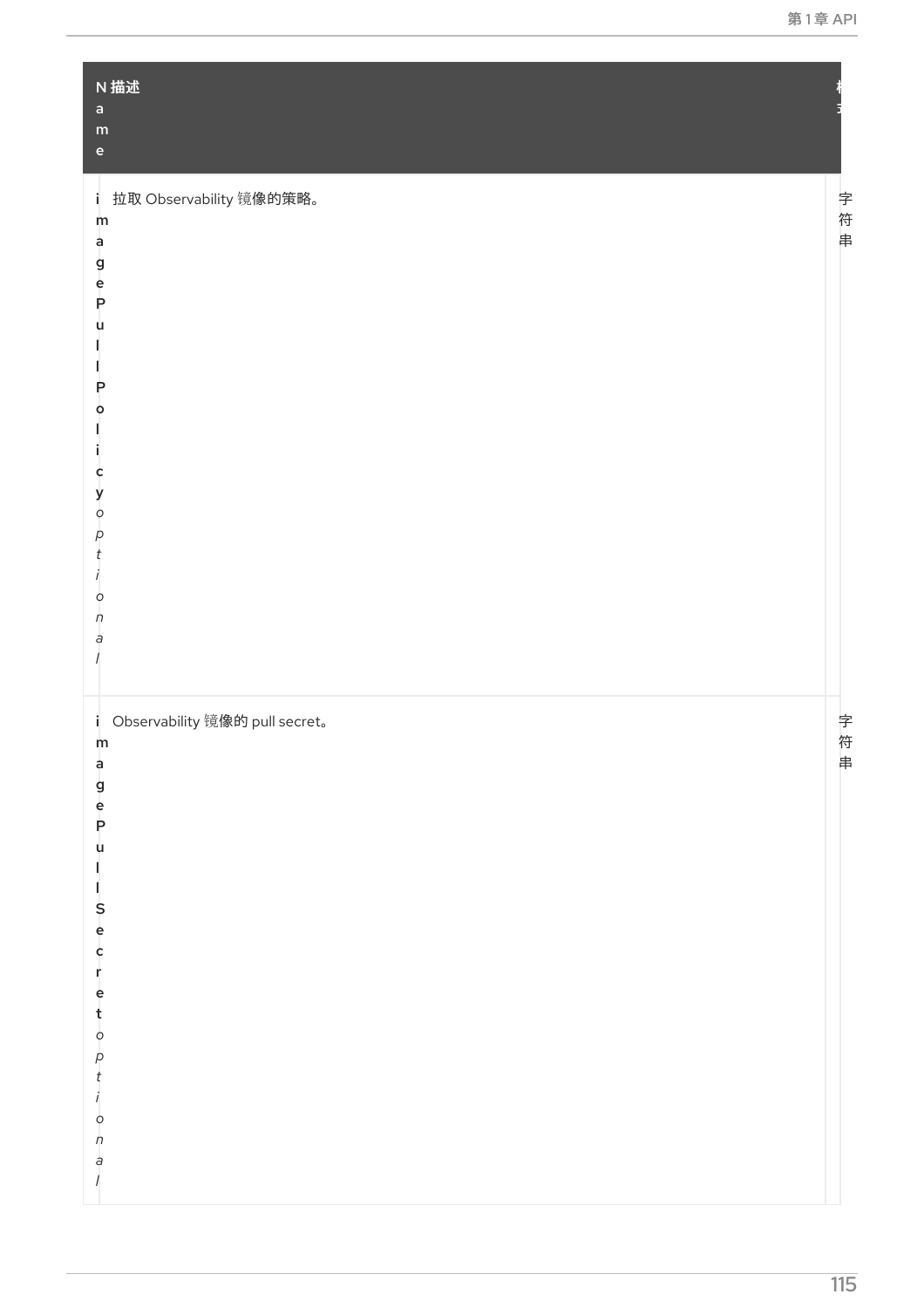| Name | 描述 | 格式 |
| --- | --- | --- |
| **imagePullPolicy** *optional* | 拉取 Observability 镜像的策略。 | 字符串 |
| **imagePullSecret** *optional* | Observability 镜像的 pull secret。 | 字符串 |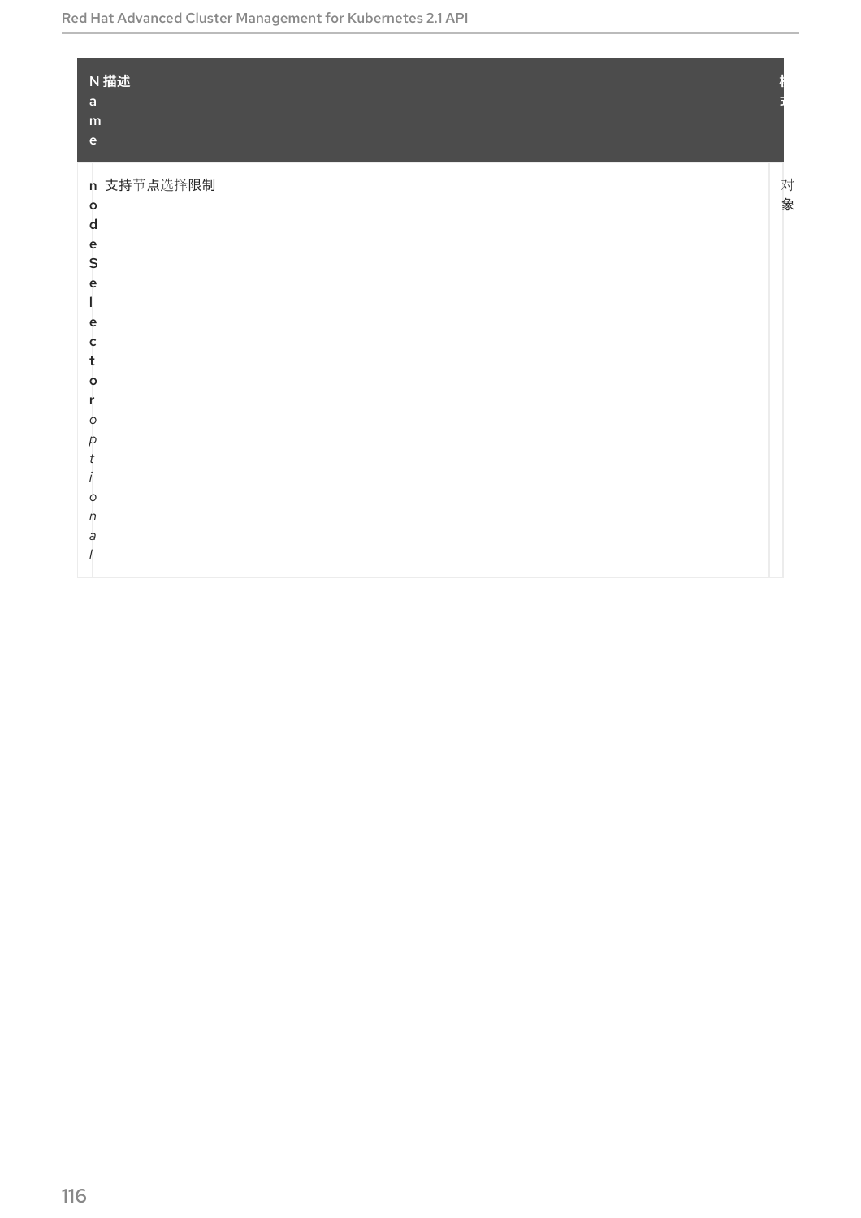| Name | 描述 | 格式 |
| --- | --- | --- |
| nodeSelector *optional* | 支持节点选择限制 | 对象 |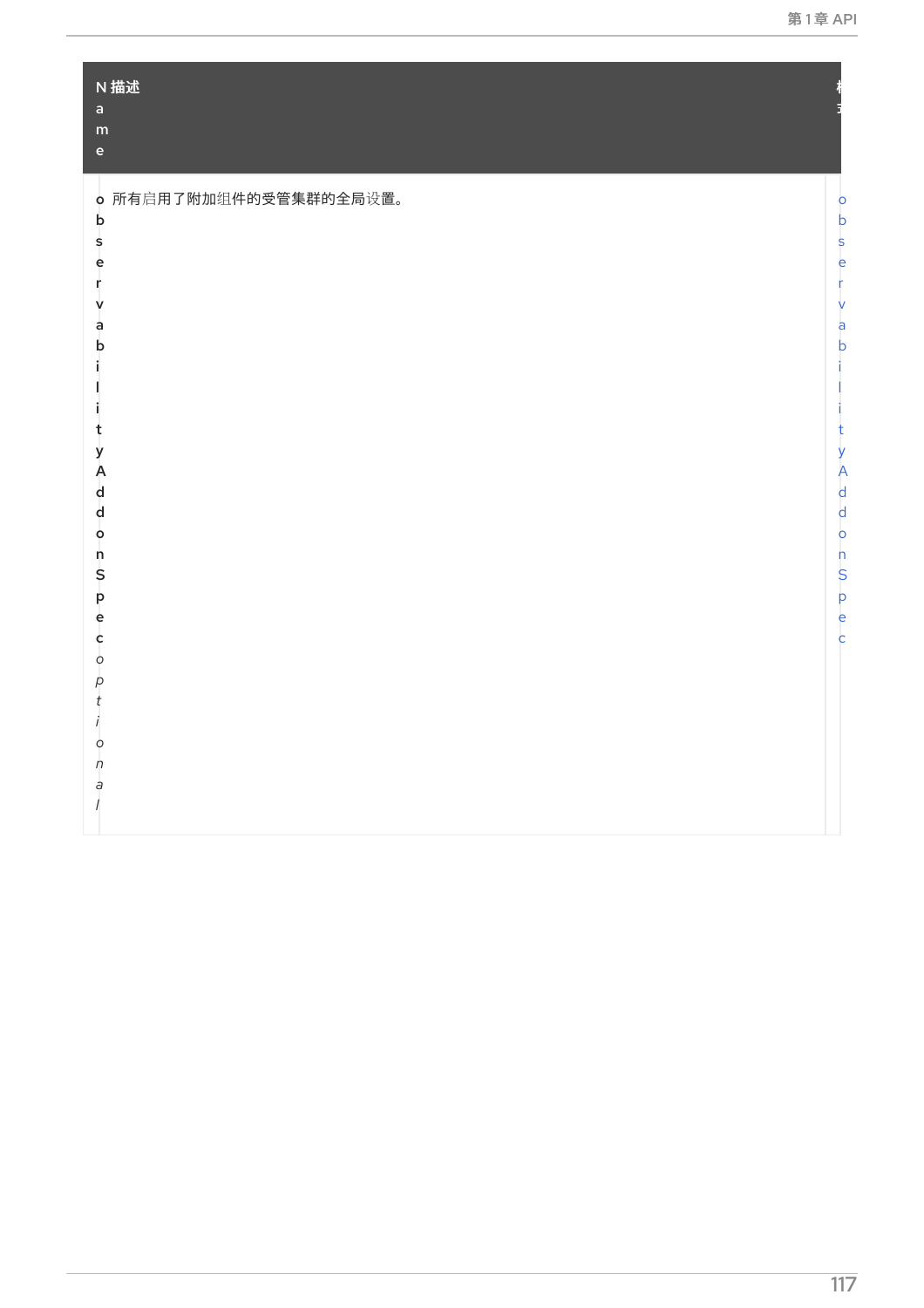| Name | 描述 | 模式 |
|---|---|---|
| **observabilityAddonSpec** *optional* | 所有启用了附加组件的受管集群的全局设置。 | observabilityAddonSpec |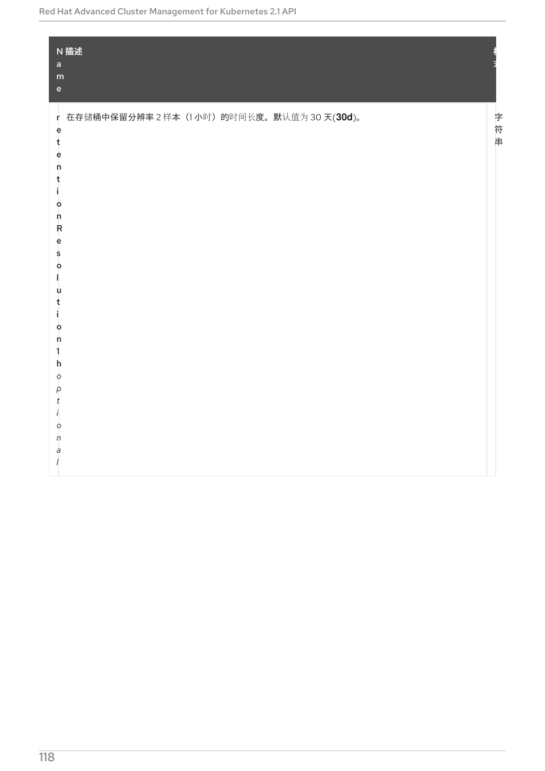| Name | 描述 | 格式 |
| --- | --- | --- |
| **retentionResolution1h** *optional* | 在存储桶中保留分辨率 2 样本（1 小时）的时间长度。默认值为 30 天(**30d**)。 | 字符串 |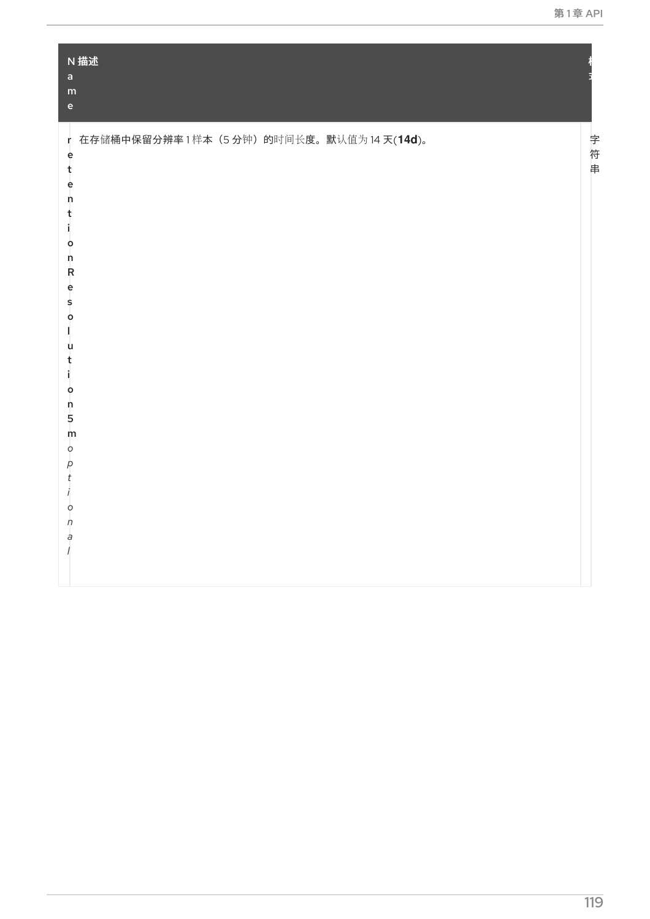| Name | 描述 | 格式 |
| --- | --- | --- |
| **retentionResolution5m** *optional* | 在存储桶中保留分辨率 1 样本（5 分钟）的时间长度。默认值为 14 天(**14d**)。 | 字符串 |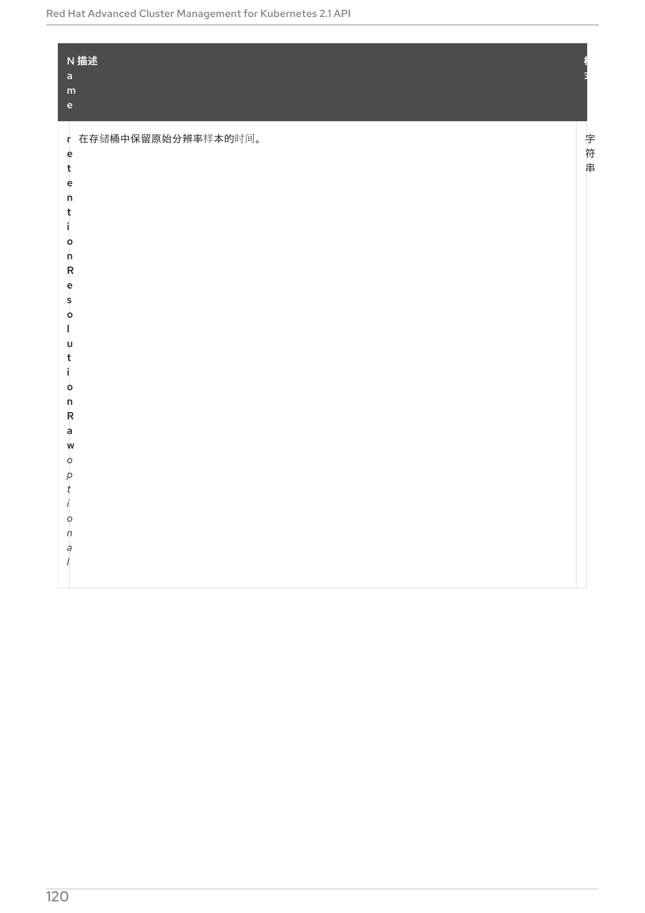| Name | 描述 | 格式 |
| --- | --- | --- |
| retentionResolutionRaw *optional* | 在存储桶中保留原始分辨率样本的时间。 | 字符串 |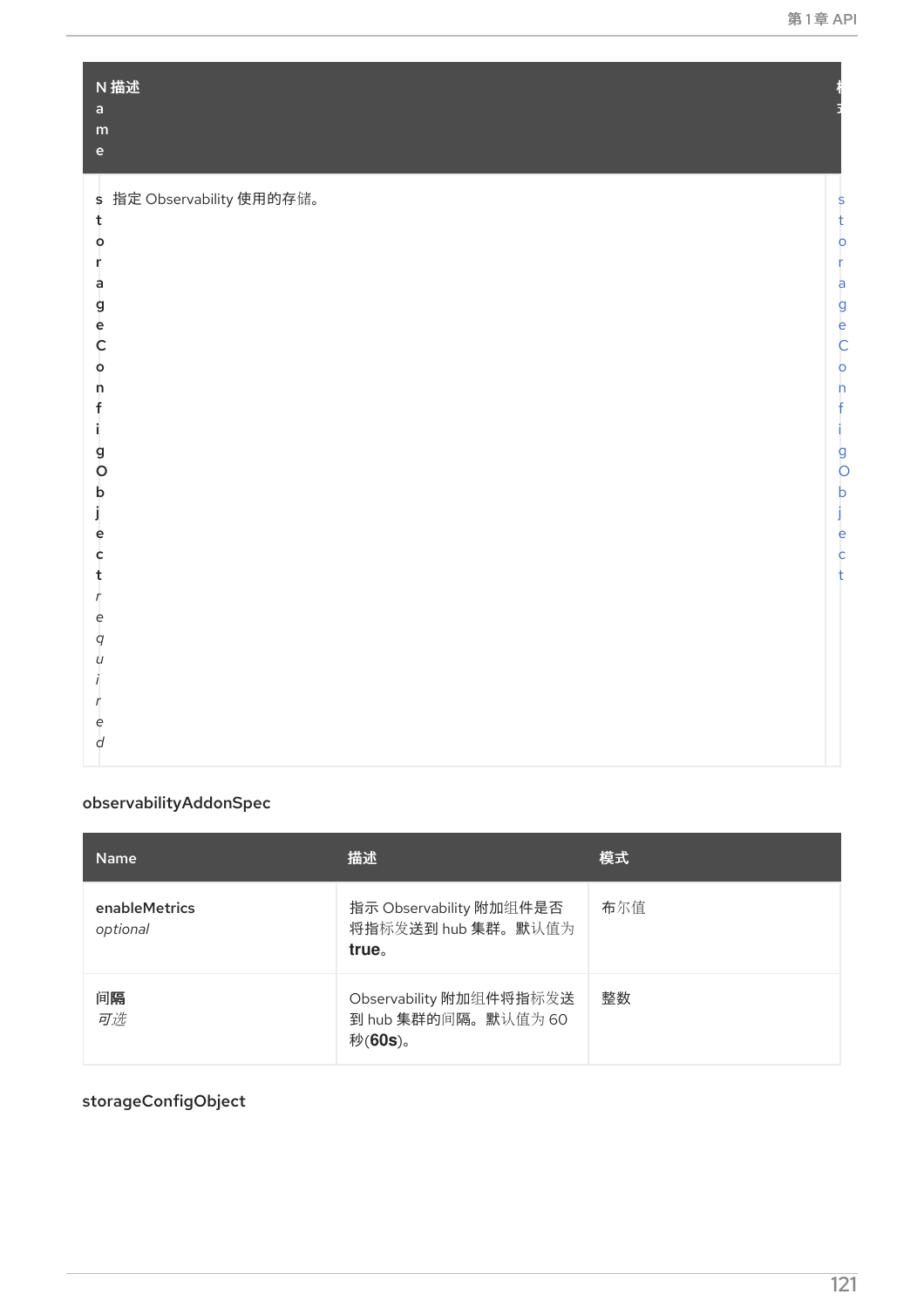| Name | 描述 | 模式 |
| --- | --- | --- |
| storageConfigObject *required* | 指定 Observability 使用的存储。 | storageConfigObject |

### observabilityAddonSpec

| Name | 描述 | 模式 |
| --- | --- | --- |
| enableMetrics *optional* | 指示 Observability 附加组件是否将指标发送到 hub 集群。默认值为 **true**。 | 布尔值 |
| 间隔 *可选* | Observability 附加组件将指标发送到 hub 集群的间隔。默认值为 60 秒(**60s**)。 | 整数 |

### storageConfigObject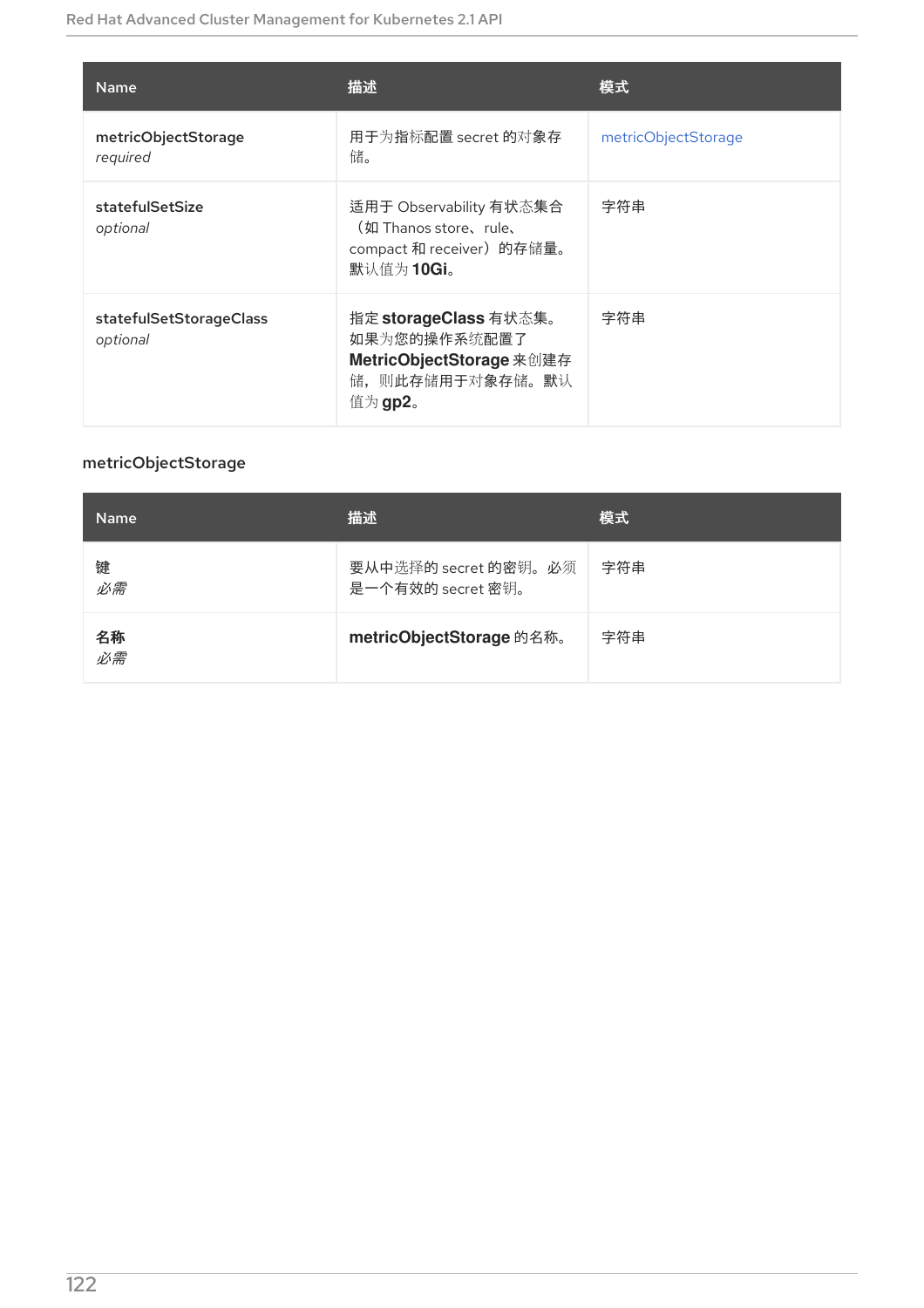| Name | 描述 | 模式 |
| --- | --- | --- |
| **metricObjectStorage**<br>*required* | 用于为指标配置 secret 的对象存储。 | metricObjectStorage |
| **statefulSetSize**<br>*optional* | 适用于 Observability 有状态集合（如 Thanos store、rule、compact 和 receiver）的存储量。默认值为 **10Gi**。 | 字符串 |
| **statefulSetStorageClass**<br>*optional* | 指定 **storageClass** 有状态集。如果为您的操作系统配置了 **MetricObjectStorage** 来创建存储，则此存储用于对象存储。默认值为 **gp2**。 | 字符串 |

### metricObjectStorage

| Name | 描述 | 模式 |
| --- | --- | --- |
| **键**<br>*必需* | 要从中选择的 secret 的密钥。必须是一个有效的 secret 密钥。 | 字符串 |
| **名称**<br>*必需* | **metricObjectStorage** 的名称。 | 字符串 |